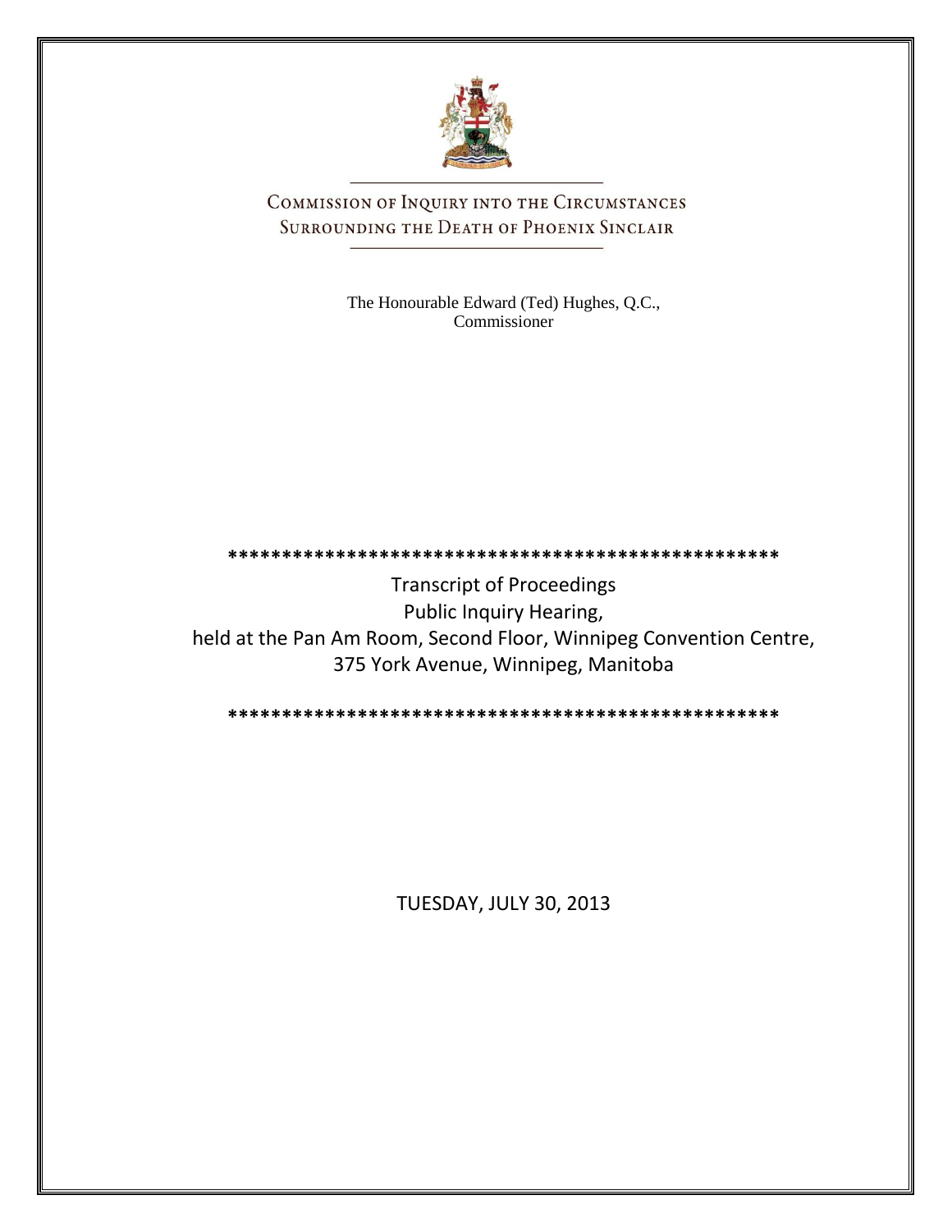# COMMISSION OF INQUIRY INTO THE CIRCUMSTANCES SURROUNDING THE DEATH OF PHOENIX SINCLAIR

The Honourable Edward (Ted) Hughes, Q.C.,
Commissioner

****************************************************

Transcript of Proceedings
Public Inquiry Hearing,
held at the Pan Am Room, Second Floor, Winnipeg Convention Centre,
375 York Avenue, Winnipeg, Manitoba

****************************************************

TUESDAY, JULY 30, 2013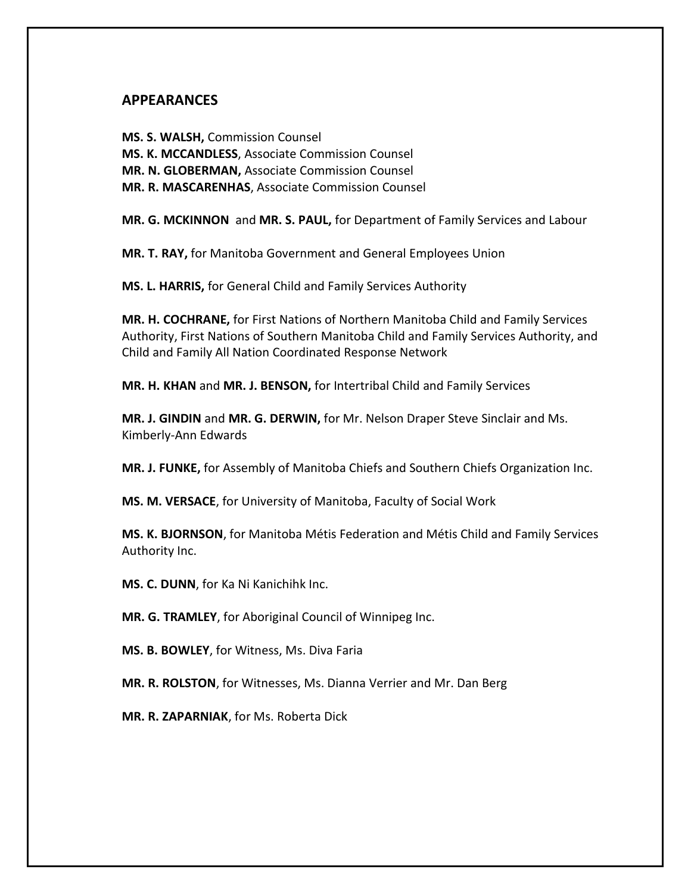## APPEARANCES

**MS. S. WALSH,** Commission Counsel
**MS. K. MCCANDLESS**, Associate Commission Counsel
**MR. N. GLOBERMAN,** Associate Commission Counsel
**MR. R. MASCARENHAS**, Associate Commission Counsel

**MR. G. MCKINNON** and **MR. S. PAUL,** for Department of Family Services and Labour

**MR. T. RAY,** for Manitoba Government and General Employees Union

**MS. L. HARRIS,** for General Child and Family Services Authority

**MR. H. COCHRANE,** for First Nations of Northern Manitoba Child and Family Services Authority, First Nations of Southern Manitoba Child and Family Services Authority, and Child and Family All Nation Coordinated Response Network

**MR. H. KHAN** and **MR. J. BENSON,** for Intertribal Child and Family Services

**MR. J. GINDIN** and **MR. G. DERWIN,** for Mr. Nelson Draper Steve Sinclair and Ms. Kimberly-Ann Edwards

**MR. J. FUNKE,** for Assembly of Manitoba Chiefs and Southern Chiefs Organization Inc.

**MS. M. VERSACE**, for University of Manitoba, Faculty of Social Work

**MS. K. BJORNSON**, for Manitoba Métis Federation and Métis Child and Family Services Authority Inc.

**MS. C. DUNN**, for Ka Ni Kanichihk Inc.

**MR. G. TRAMLEY**, for Aboriginal Council of Winnipeg Inc.

**MS. B. BOWLEY**, for Witness, Ms. Diva Faria

**MR. R. ROLSTON**, for Witnesses, Ms. Dianna Verrier and Mr. Dan Berg

**MR. R. ZAPARNIAK**, for Ms. Roberta Dick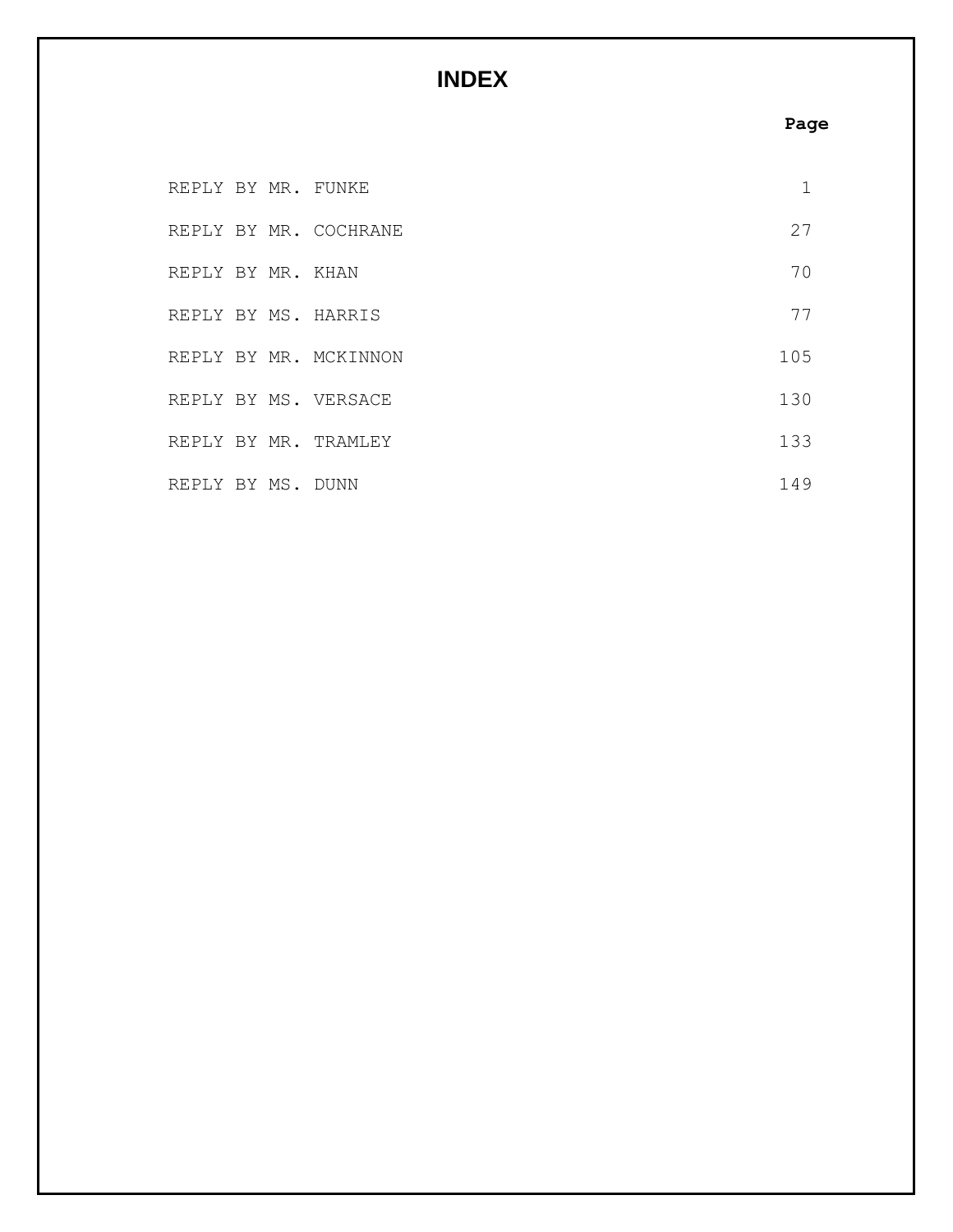# INDEX

| | Page |
|---|---|
| REPLY BY MR. FUNKE | 1 |
| REPLY BY MR. COCHRANE | 27 |
| REPLY BY MR. KHAN | 70 |
| REPLY BY MS. HARRIS | 77 |
| REPLY BY MR. MCKINNON | 105 |
| REPLY BY MS. VERSACE | 130 |
| REPLY BY MR. TRAMLEY | 133 |
| REPLY BY MS. DUNN | 149 |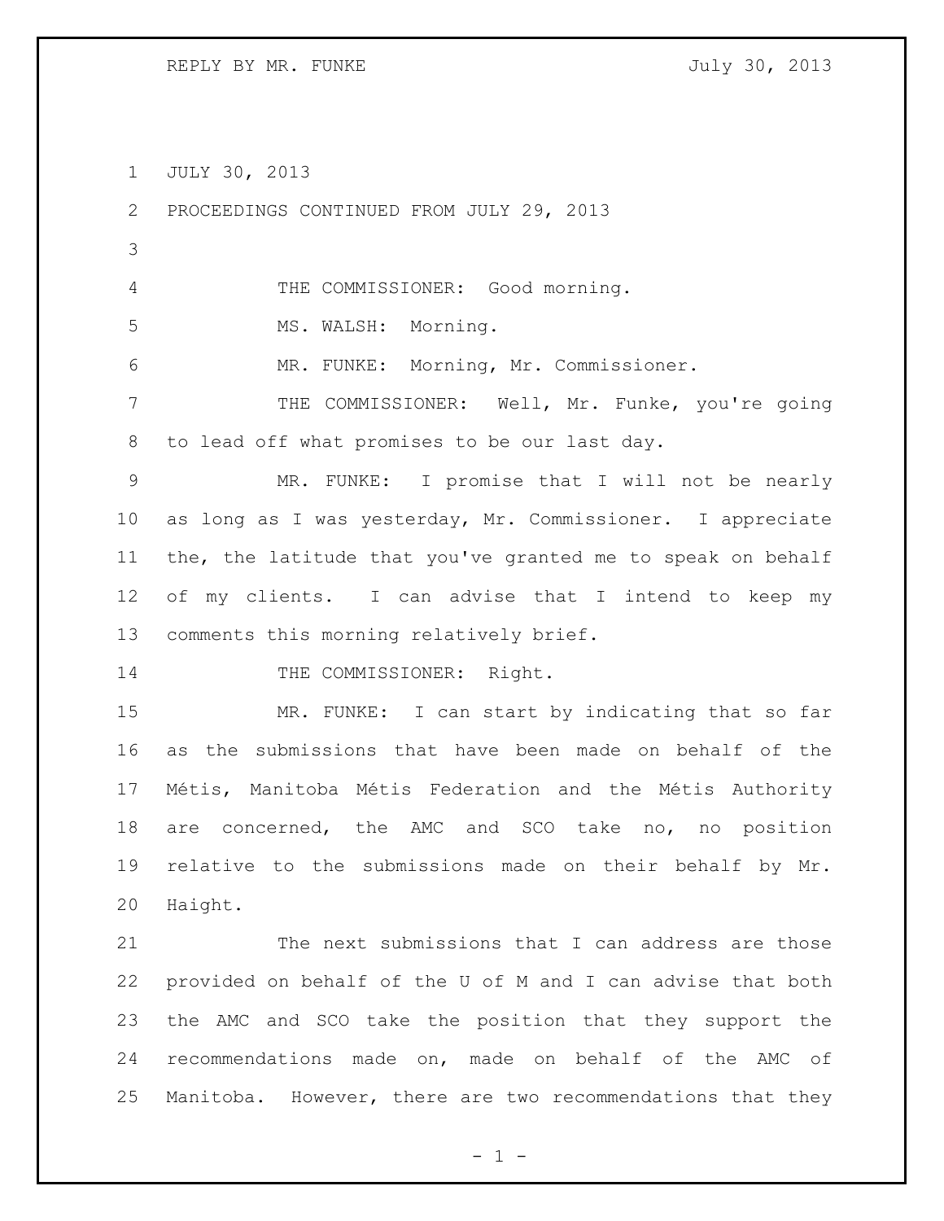JULY 30, 2013

PROCEEDINGS CONTINUED FROM JULY 29, 2013

THE COMMISSIONER: Good morning.

MS. WALSH: Morning.

MR. FUNKE: Morning, Mr. Commissioner.

THE COMMISSIONER: Well, Mr. Funke, you're going to lead off what promises to be our last day.

MR. FUNKE: I promise that I will not be nearly as long as I was yesterday, Mr. Commissioner. I appreciate the, the latitude that you've granted me to speak on behalf of my clients. I can advise that I intend to keep my comments this morning relatively brief.

THE COMMISSIONER: Right.

MR. FUNKE: I can start by indicating that so far as the submissions that have been made on behalf of the Métis, Manitoba Métis Federation and the Métis Authority are concerned, the AMC and SCO take no, no position relative to the submissions made on their behalf by Mr. Haight.

The next submissions that I can address are those provided on behalf of the U of M and I can advise that both the AMC and SCO take the position that they support the recommendations made on, made on behalf of the AMC of Manitoba. However, there are two recommendations that they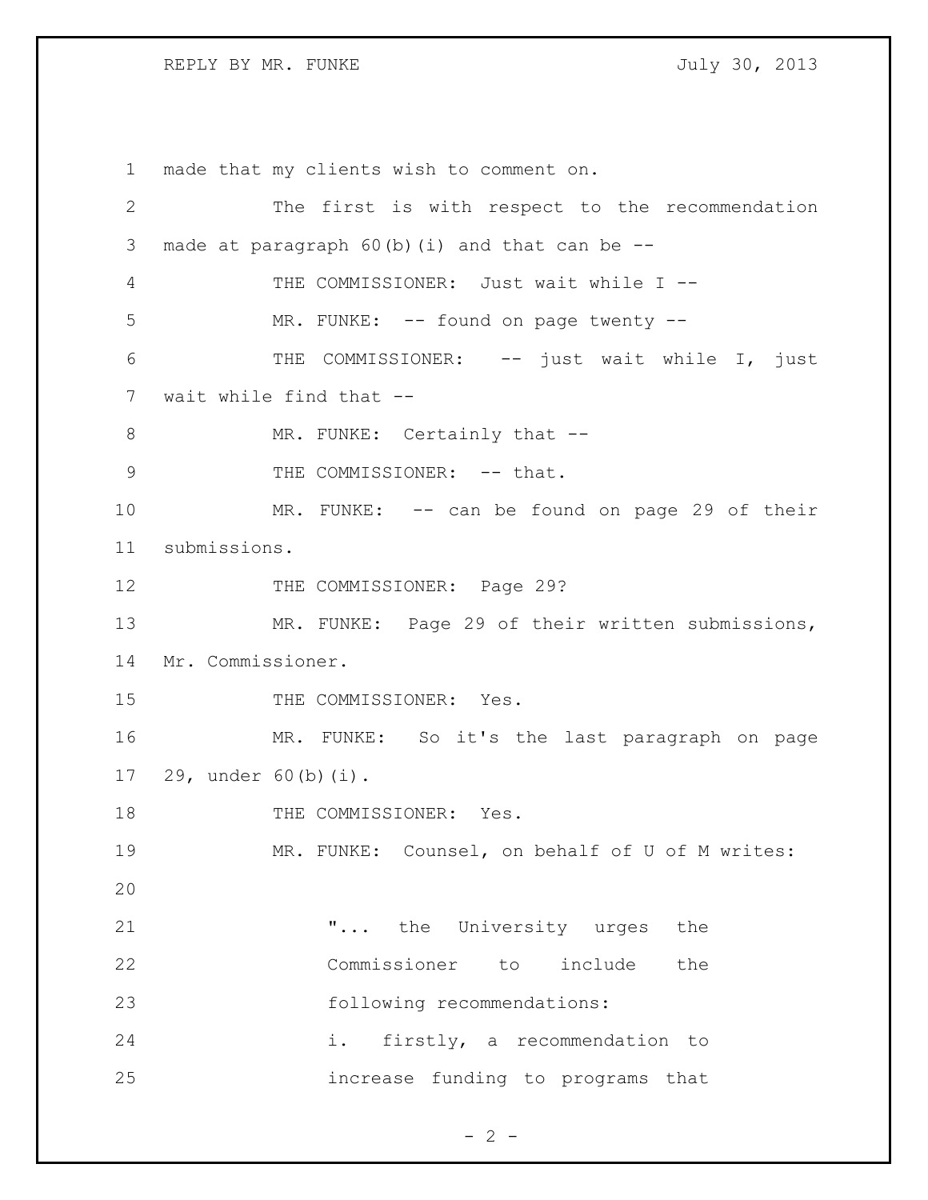made that my clients wish to comment on.

The first is with respect to the recommendation made at paragraph 60(b)(i) and that can be --

THE COMMISSIONER: Just wait while I --

MR. FUNKE: -- found on page twenty --

THE COMMISSIONER: -- just wait while I, just wait while find that --

MR. FUNKE: Certainly that --

THE COMMISSIONER: -- that.

MR. FUNKE: -- can be found on page 29 of their submissions.

THE COMMISSIONER: Page 29?

MR. FUNKE: Page 29 of their written submissions, Mr. Commissioner.

THE COMMISSIONER: Yes.

MR. FUNKE: So it's the last paragraph on page 29, under 60(b)(i).

THE COMMISSIONER: Yes.

MR. FUNKE: Counsel, on behalf of U of M writes:

> "... the University urges the Commissioner to include the following recommendations:
>
> i. firstly, a recommendation to increase funding to programs that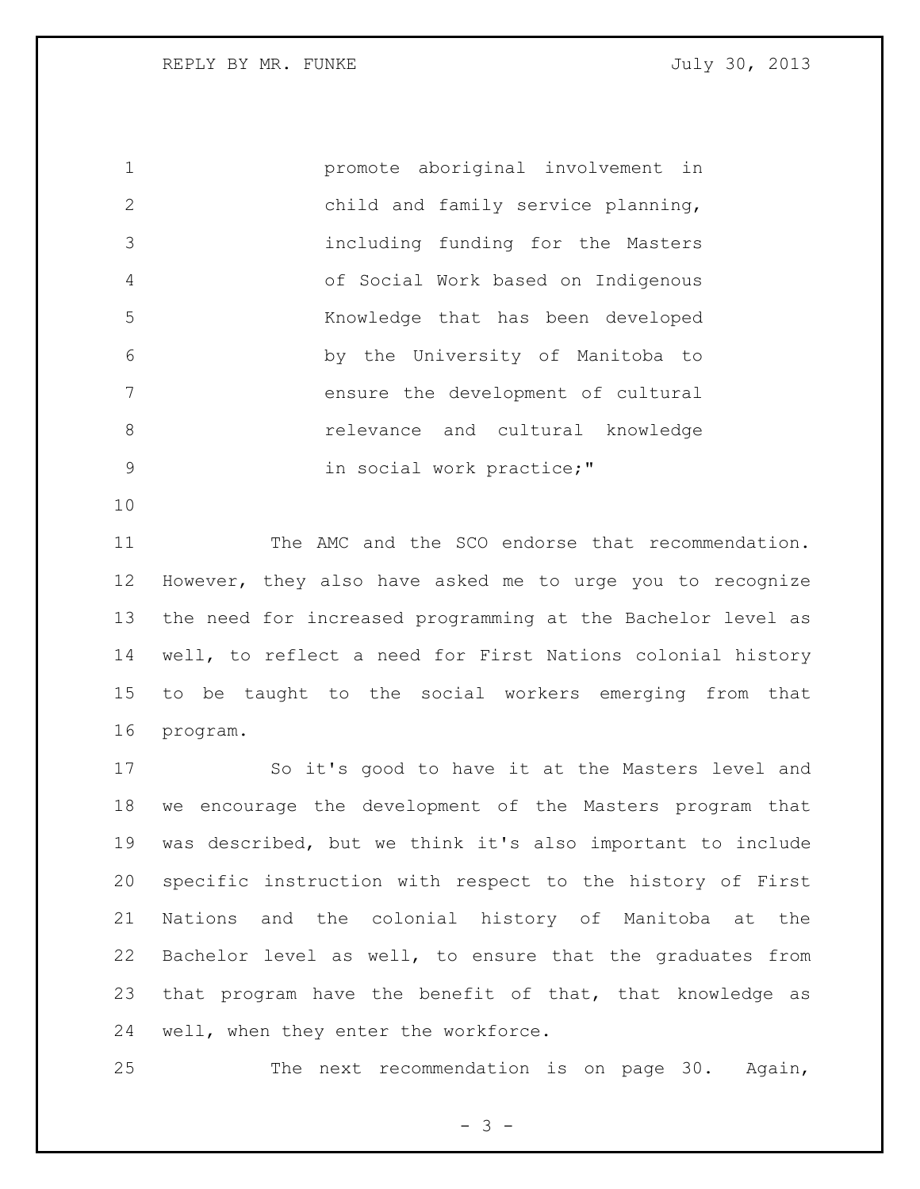promote aboriginal involvement in child and family service planning, including funding for the Masters of Social Work based on Indigenous Knowledge that has been developed by the University of Manitoba to ensure the development of cultural relevance and cultural knowledge in social work practice;"

The AMC and the SCO endorse that recommendation. However, they also have asked me to urge you to recognize the need for increased programming at the Bachelor level as well, to reflect a need for First Nations colonial history to be taught to the social workers emerging from that program.

So it's good to have it at the Masters level and we encourage the development of the Masters program that was described, but we think it's also important to include specific instruction with respect to the history of First Nations and the colonial history of Manitoba at the Bachelor level as well, to ensure that the graduates from that program have the benefit of that, that knowledge as well, when they enter the workforce.

The next recommendation is on page 30. Again,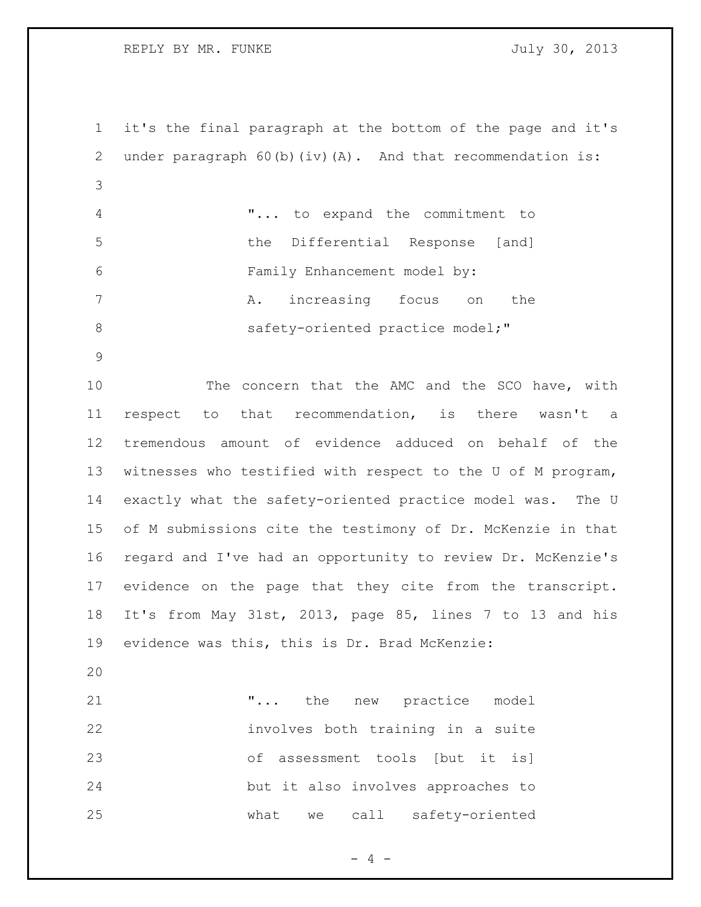it's the final paragraph at the bottom of the page and it's under paragraph 60(b)(iv)(A). And that recommendation is:

> "... to expand the commitment to the Differential Response [and] Family Enhancement model by:
> A. increasing focus on the safety-oriented practice model;"

The concern that the AMC and the SCO have, with respect to that recommendation, is there wasn't a tremendous amount of evidence adduced on behalf of the witnesses who testified with respect to the U of M program, exactly what the safety-oriented practice model was. The U of M submissions cite the testimony of Dr. McKenzie in that regard and I've had an opportunity to review Dr. McKenzie's evidence on the page that they cite from the transcript. It's from May 31st, 2013, page 85, lines 7 to 13 and his evidence was this, this is Dr. Brad McKenzie:

> "... the new practice model involves both training in a suite of assessment tools [but it is] but it also involves approaches to what we call safety-oriented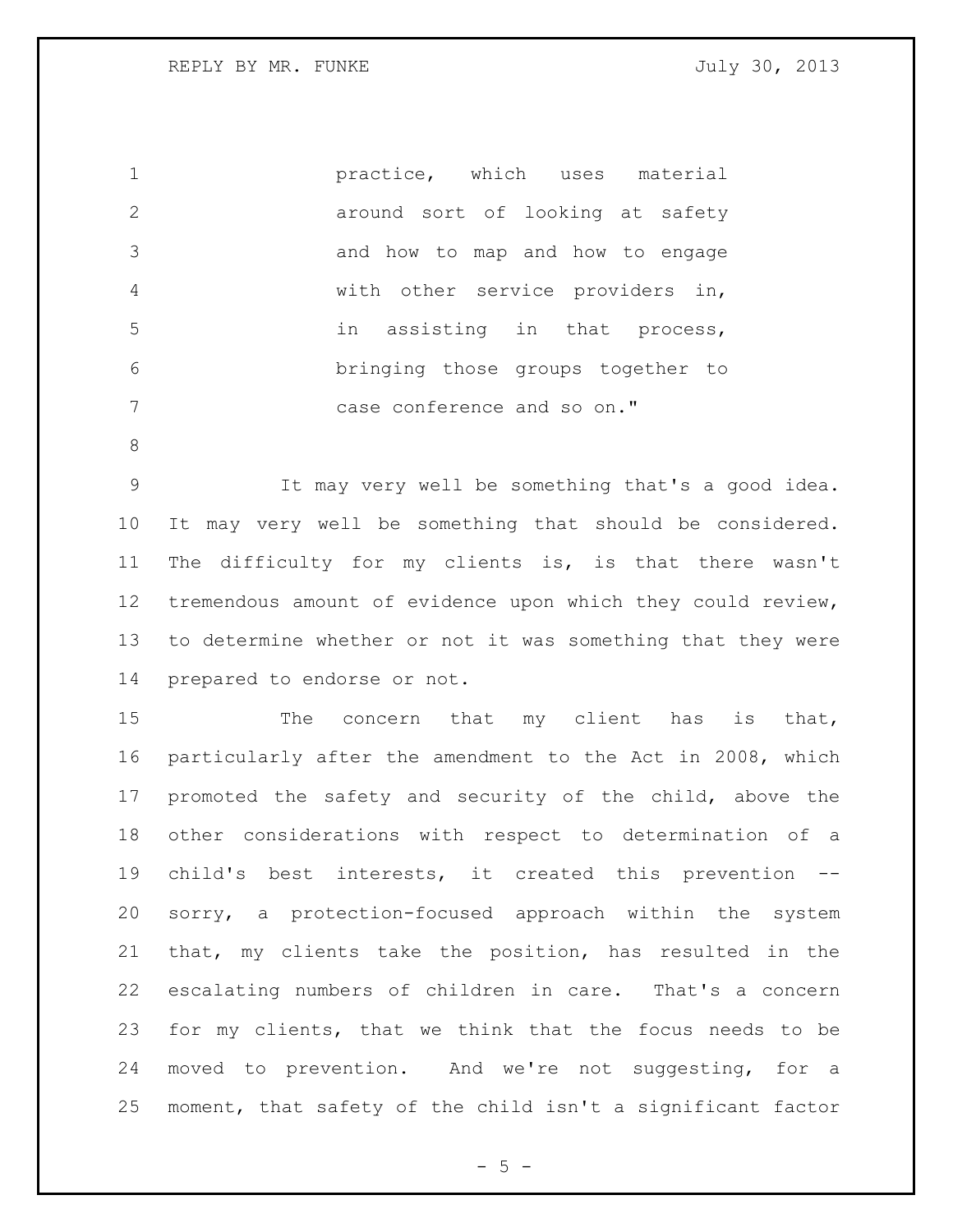practice, which uses material around sort of looking at safety and how to map and how to engage with other service providers in, in assisting in that process, bringing those groups together to case conference and so on."

It may very well be something that's a good idea. It may very well be something that should be considered. The difficulty for my clients is, is that there wasn't tremendous amount of evidence upon which they could review, to determine whether or not it was something that they were prepared to endorse or not.

The concern that my client has is that, particularly after the amendment to the Act in 2008, which promoted the safety and security of the child, above the other considerations with respect to determination of a child's best interests, it created this prevention -- sorry, a protection-focused approach within the system that, my clients take the position, has resulted in the escalating numbers of children in care. That's a concern for my clients, that we think that the focus needs to be moved to prevention. And we're not suggesting, for a moment, that safety of the child isn't a significant factor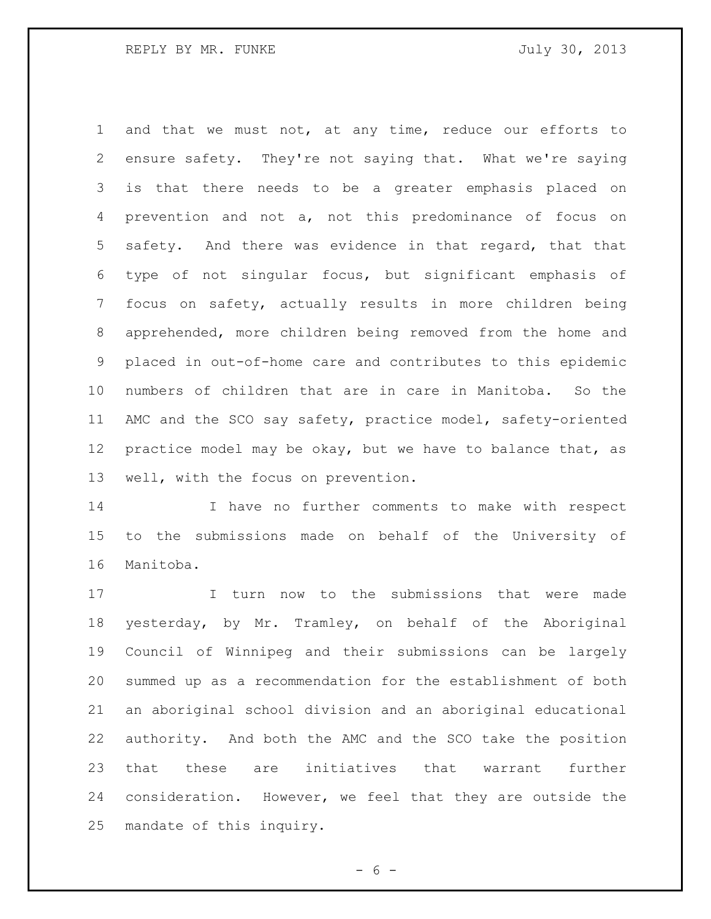and that we must not, at any time, reduce our efforts to ensure safety. They're not saying that. What we're saying is that there needs to be a greater emphasis placed on prevention and not a, not this predominance of focus on safety. And there was evidence in that regard, that that type of not singular focus, but significant emphasis of focus on safety, actually results in more children being apprehended, more children being removed from the home and placed in out-of-home care and contributes to this epidemic numbers of children that are in care in Manitoba. So the AMC and the SCO say safety, practice model, safety-oriented practice model may be okay, but we have to balance that, as well, with the focus on prevention.

I have no further comments to make with respect to the submissions made on behalf of the University of Manitoba.

I turn now to the submissions that were made yesterday, by Mr. Tramley, on behalf of the Aboriginal Council of Winnipeg and their submissions can be largely summed up as a recommendation for the establishment of both an aboriginal school division and an aboriginal educational authority. And both the AMC and the SCO take the position that these are initiatives that warrant further consideration. However, we feel that they are outside the mandate of this inquiry.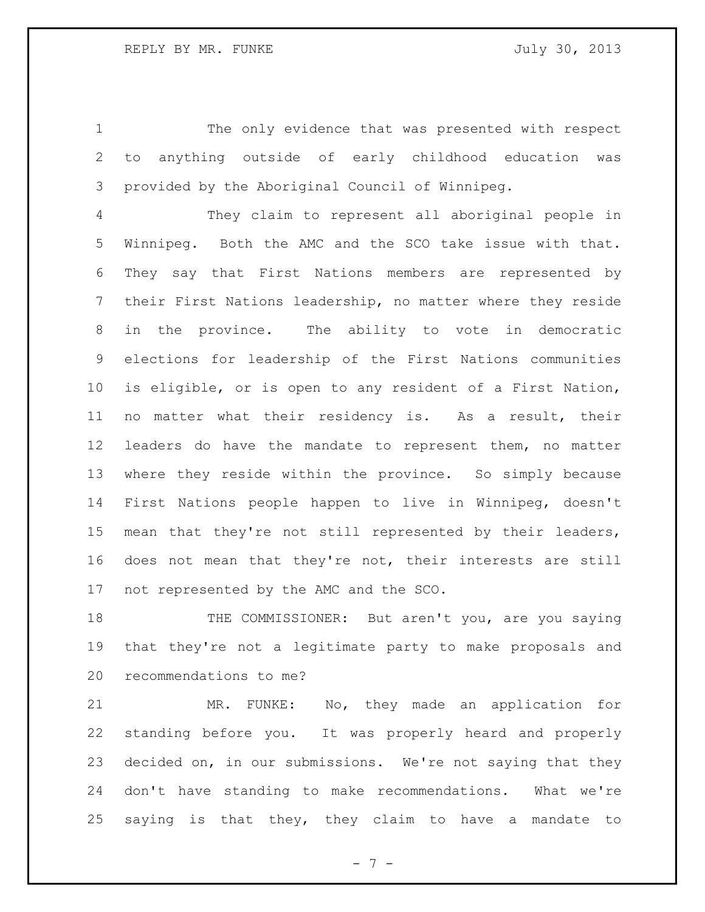The only evidence that was presented with respect to anything outside of early childhood education was provided by the Aboriginal Council of Winnipeg.

They claim to represent all aboriginal people in Winnipeg. Both the AMC and the SCO take issue with that. They say that First Nations members are represented by their First Nations leadership, no matter where they reside in the province. The ability to vote in democratic elections for leadership of the First Nations communities is eligible, or is open to any resident of a First Nation, no matter what their residency is. As a result, their leaders do have the mandate to represent them, no matter where they reside within the province. So simply because First Nations people happen to live in Winnipeg, doesn't mean that they're not still represented by their leaders, does not mean that they're not, their interests are still not represented by the AMC and the SCO.

THE COMMISSIONER: But aren't you, are you saying that they're not a legitimate party to make proposals and recommendations to me?

MR. FUNKE: No, they made an application for standing before you. It was properly heard and properly decided on, in our submissions. We're not saying that they don't have standing to make recommendations. What we're saying is that they, they claim to have a mandate to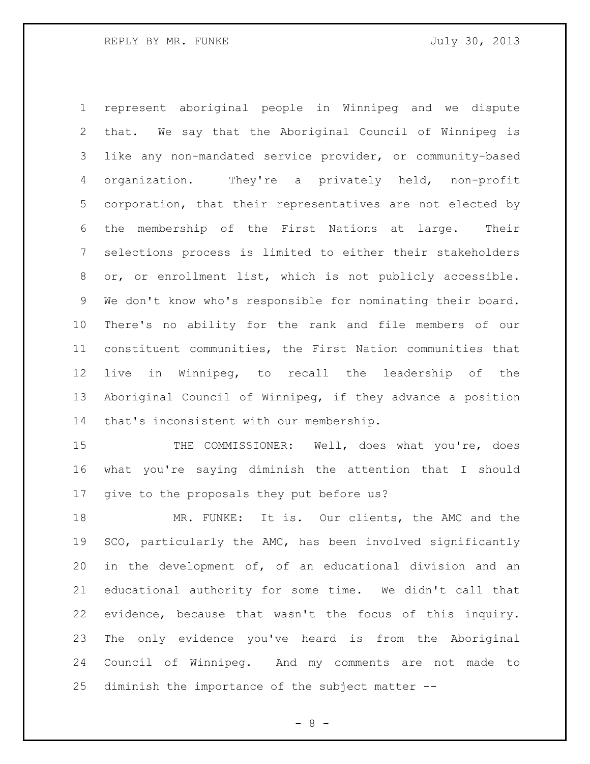represent aboriginal people in Winnipeg and we dispute that. We say that the Aboriginal Council of Winnipeg is like any non-mandated service provider, or community-based organization. They're a privately held, non-profit corporation, that their representatives are not elected by the membership of the First Nations at large. Their selections process is limited to either their stakeholders or, or enrollment list, which is not publicly accessible. We don't know who's responsible for nominating their board. There's no ability for the rank and file members of our constituent communities, the First Nation communities that live in Winnipeg, to recall the leadership of the Aboriginal Council of Winnipeg, if they advance a position that's inconsistent with our membership.

THE COMMISSIONER: Well, does what you're, does what you're saying diminish the attention that I should give to the proposals they put before us?

MR. FUNKE: It is. Our clients, the AMC and the SCO, particularly the AMC, has been involved significantly in the development of, of an educational division and an educational authority for some time. We didn't call that evidence, because that wasn't the focus of this inquiry. The only evidence you've heard is from the Aboriginal Council of Winnipeg. And my comments are not made to diminish the importance of the subject matter --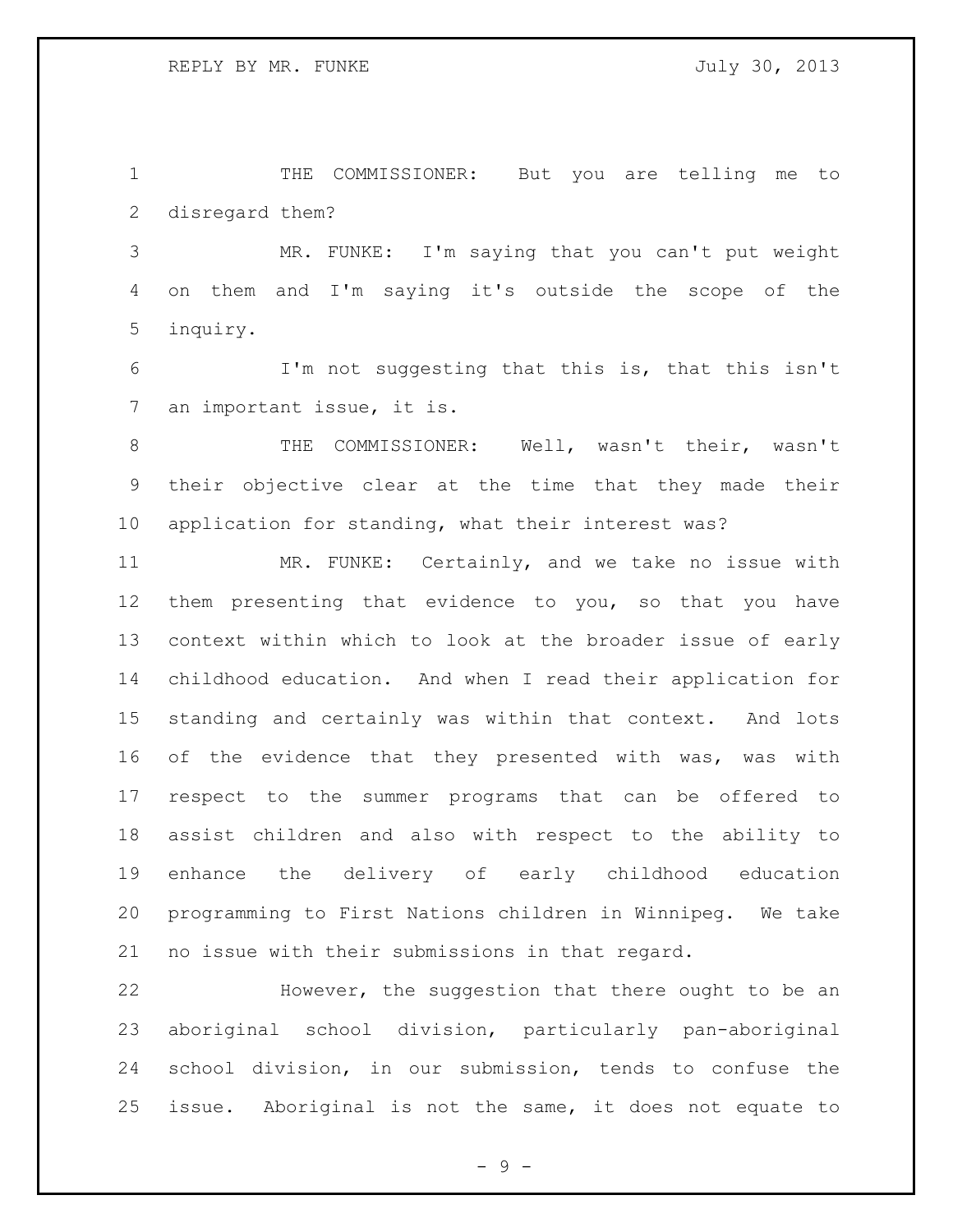THE COMMISSIONER: But you are telling me to disregard them?

MR. FUNKE: I'm saying that you can't put weight on them and I'm saying it's outside the scope of the inquiry.

I'm not suggesting that this is, that this isn't an important issue, it is.

THE COMMISSIONER: Well, wasn't their, wasn't their objective clear at the time that they made their application for standing, what their interest was?

MR. FUNKE: Certainly, and we take no issue with them presenting that evidence to you, so that you have context within which to look at the broader issue of early childhood education. And when I read their application for standing and certainly was within that context. And lots of the evidence that they presented with was, was with respect to the summer programs that can be offered to assist children and also with respect to the ability to enhance the delivery of early childhood education programming to First Nations children in Winnipeg. We take no issue with their submissions in that regard.

However, the suggestion that there ought to be an aboriginal school division, particularly pan-aboriginal school division, in our submission, tends to confuse the issue. Aboriginal is not the same, it does not equate to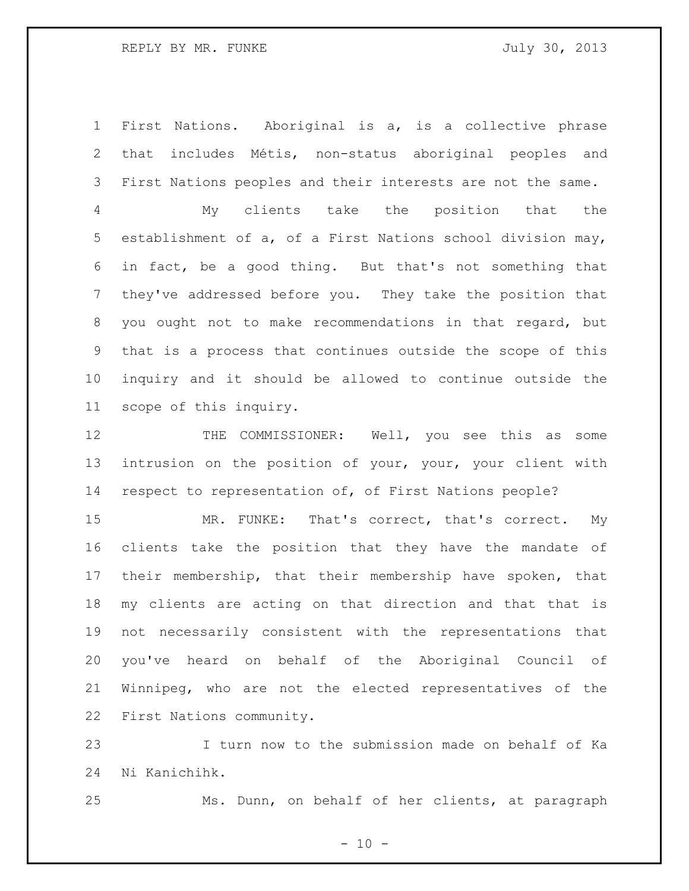First Nations. Aboriginal is a, is a collective phrase that includes Métis, non-status aboriginal peoples and First Nations peoples and their interests are not the same.

My clients take the position that the establishment of a, of a First Nations school division may, in fact, be a good thing. But that's not something that they've addressed before you. They take the position that you ought not to make recommendations in that regard, but that is a process that continues outside the scope of this inquiry and it should be allowed to continue outside the scope of this inquiry.

THE COMMISSIONER: Well, you see this as some intrusion on the position of your, your, your client with respect to representation of, of First Nations people?

MR. FUNKE: That's correct, that's correct. My clients take the position that they have the mandate of their membership, that their membership have spoken, that my clients are acting on that direction and that that is not necessarily consistent with the representations that you've heard on behalf of the Aboriginal Council of Winnipeg, who are not the elected representatives of the First Nations community.

I turn now to the submission made on behalf of Ka Ni Kanichihk.

Ms. Dunn, on behalf of her clients, at paragraph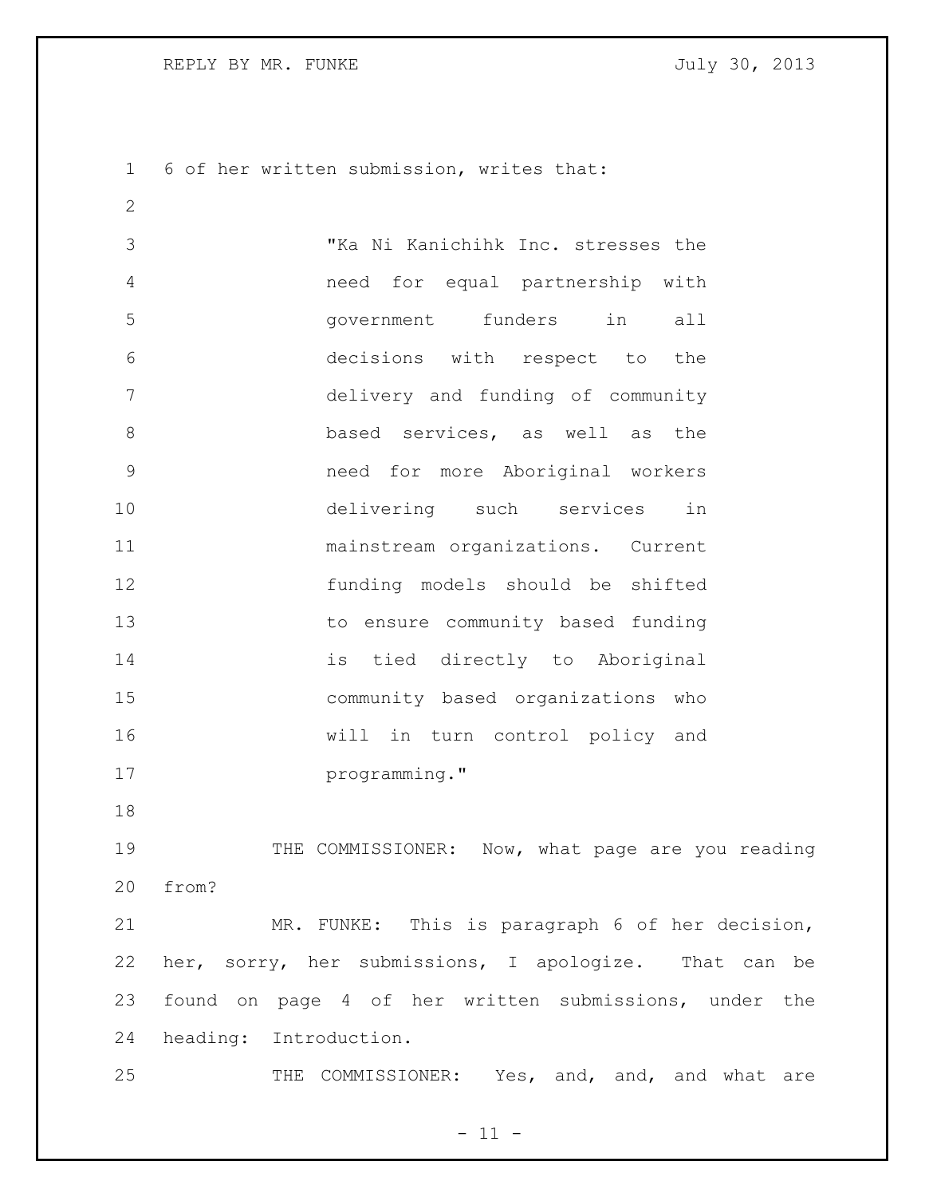6 of her written submission, writes that:

> "Ka Ni Kanichihk Inc. stresses the need for equal partnership with government funders in all decisions with respect to the delivery and funding of community based services, as well as the need for more Aboriginal workers delivering such services in mainstream organizations. Current funding models should be shifted to ensure community based funding is tied directly to Aboriginal community based organizations who will in turn control policy and programming."

THE COMMISSIONER: Now, what page are you reading from?

MR. FUNKE: This is paragraph 6 of her decision, her, sorry, her submissions, I apologize. That can be found on page 4 of her written submissions, under the heading: Introduction.

THE COMMISSIONER: Yes, and, and, and what are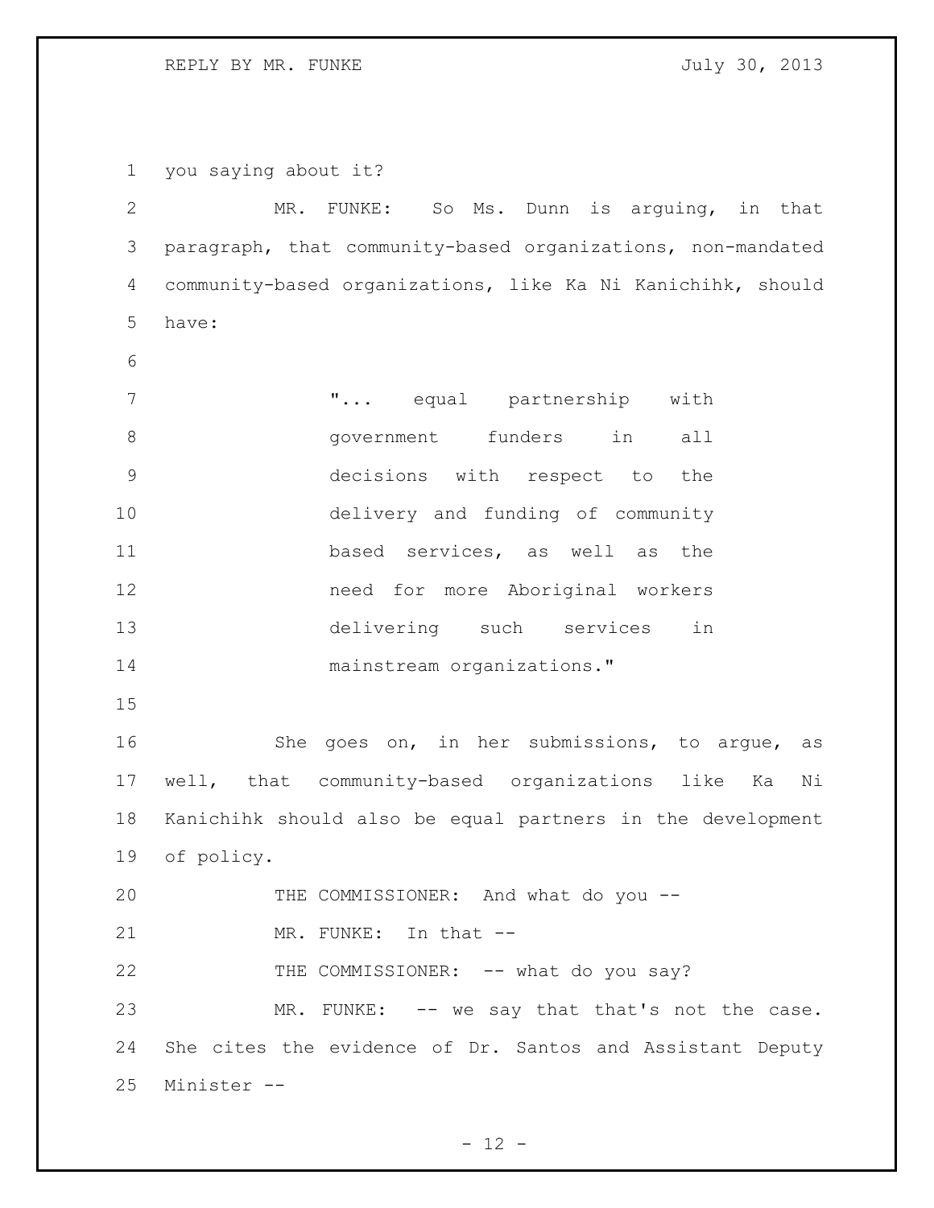you saying about it?

MR. FUNKE: So Ms. Dunn is arguing, in that paragraph, that community-based organizations, non-mandated community-based organizations, like Ka Ni Kanichihk, should have:

> "... equal partnership with government funders in all decisions with respect to the delivery and funding of community based services, as well as the need for more Aboriginal workers delivering such services in mainstream organizations."

She goes on, in her submissions, to argue, as well, that community-based organizations like Ka Ni Kanichihk should also be equal partners in the development of policy.

THE COMMISSIONER: And what do you --

MR. FUNKE: In that --

THE COMMISSIONER: -- what do you say?

MR. FUNKE: -- we say that that's not the case. She cites the evidence of Dr. Santos and Assistant Deputy Minister --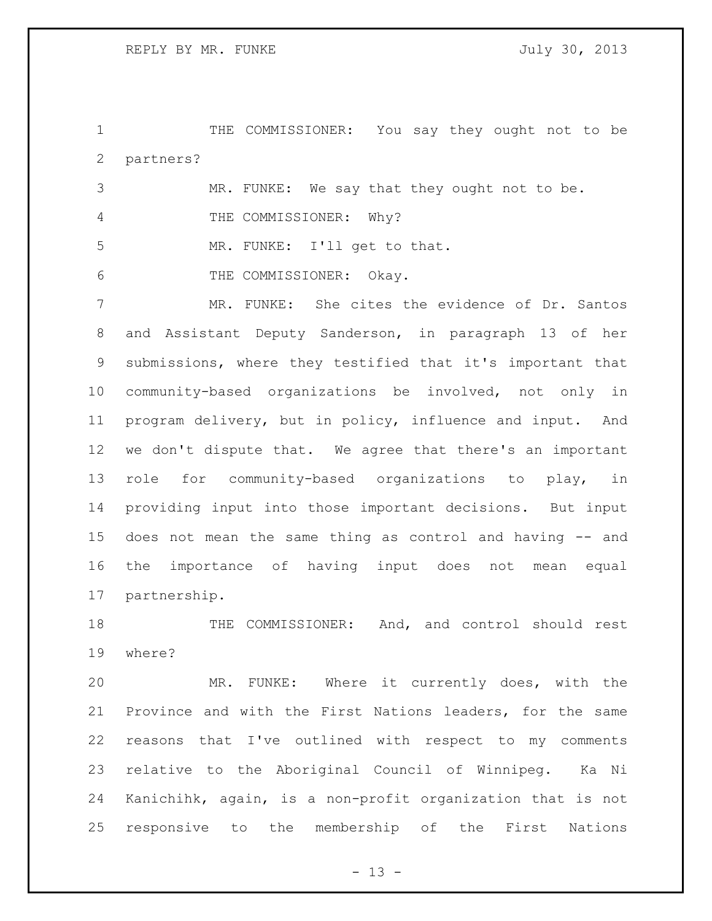THE COMMISSIONER: You say they ought not to be partners?

MR. FUNKE: We say that they ought not to be.

THE COMMISSIONER: Why?

MR. FUNKE: I'll get to that.

THE COMMISSIONER: Okay.

MR. FUNKE: She cites the evidence of Dr. Santos and Assistant Deputy Sanderson, in paragraph 13 of her submissions, where they testified that it's important that community-based organizations be involved, not only in program delivery, but in policy, influence and input. And we don't dispute that. We agree that there's an important role for community-based organizations to play, in providing input into those important decisions. But input does not mean the same thing as control and having -- and the importance of having input does not mean equal partnership.

THE COMMISSIONER: And, and control should rest where?

MR. FUNKE: Where it currently does, with the Province and with the First Nations leaders, for the same reasons that I've outlined with respect to my comments relative to the Aboriginal Council of Winnipeg. Ka Ni Kanichihk, again, is a non-profit organization that is not responsive to the membership of the First Nations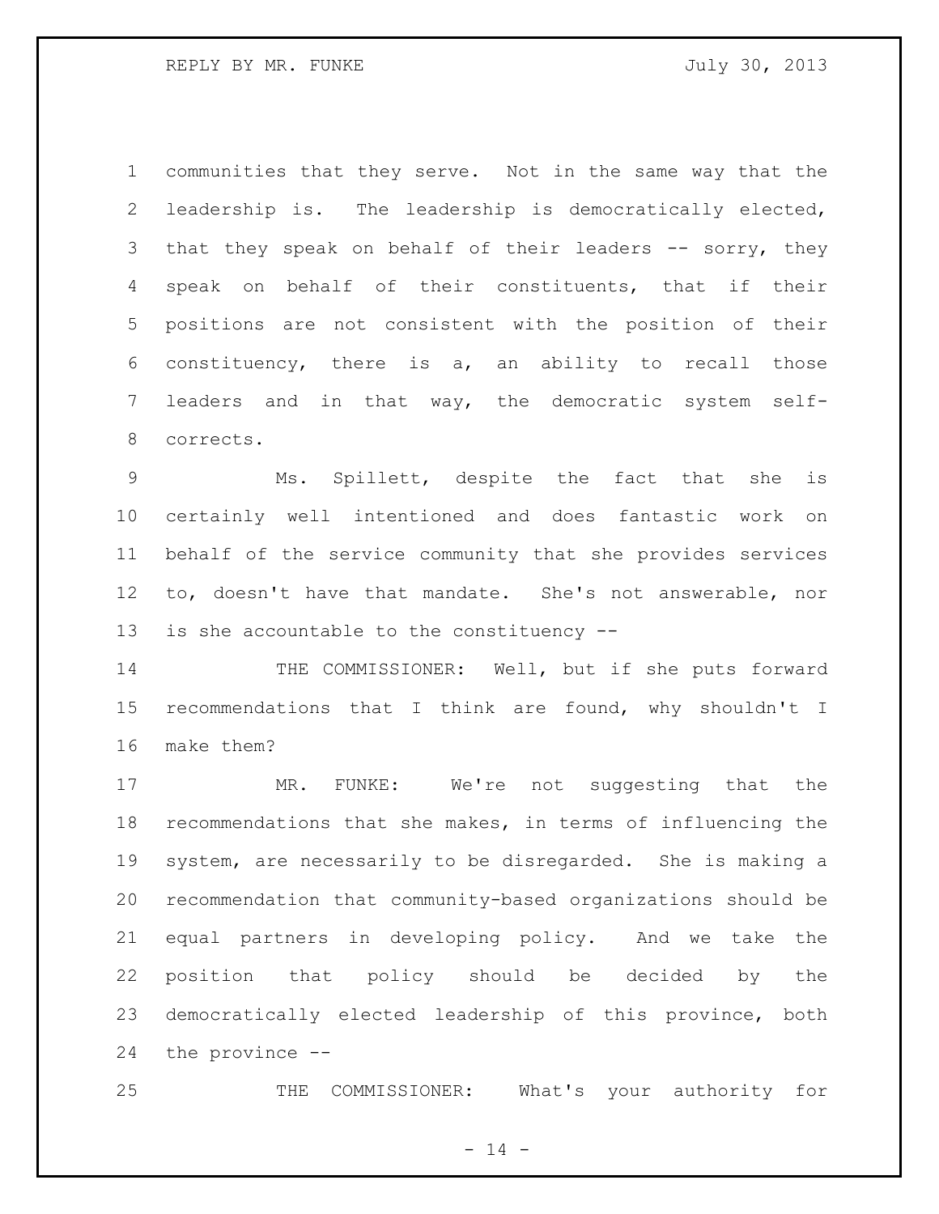communities that they serve. Not in the same way that the leadership is. The leadership is democratically elected, that they speak on behalf of their leaders -- sorry, they speak on behalf of their constituents, that if their positions are not consistent with the position of their constituency, there is a, an ability to recall those leaders and in that way, the democratic system self-corrects.

Ms. Spillett, despite the fact that she is certainly well intentioned and does fantastic work on behalf of the service community that she provides services to, doesn't have that mandate. She's not answerable, nor is she accountable to the constituency --

THE COMMISSIONER: Well, but if she puts forward recommendations that I think are found, why shouldn't I make them?

MR. FUNKE: We're not suggesting that the recommendations that she makes, in terms of influencing the system, are necessarily to be disregarded. She is making a recommendation that community-based organizations should be equal partners in developing policy. And we take the position that policy should be decided by the democratically elected leadership of this province, both the province --

THE COMMISSIONER: What's your authority for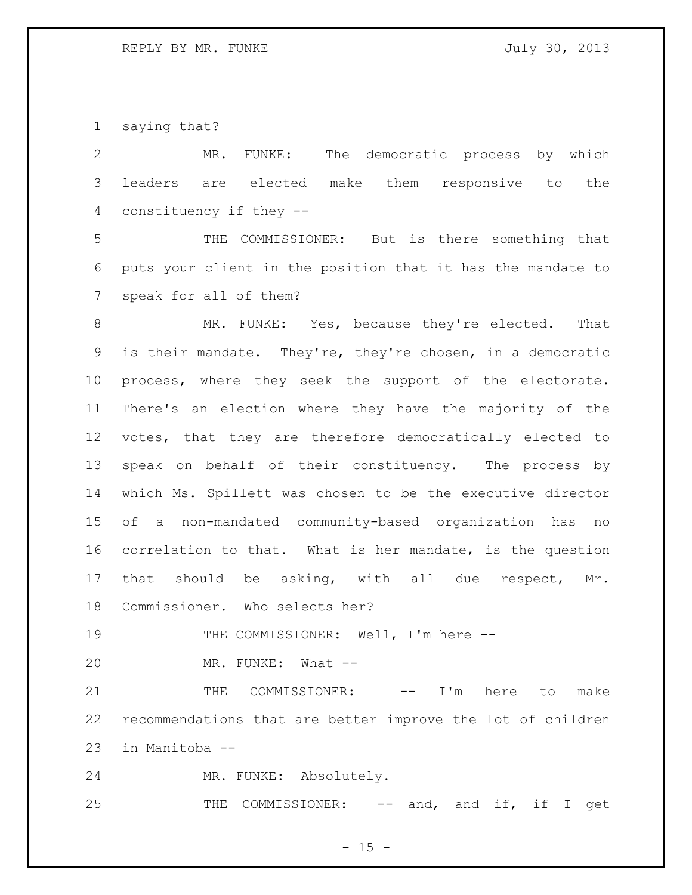saying that?

MR. FUNKE: The democratic process by which leaders are elected make them responsive to the constituency if they --

THE COMMISSIONER: But is there something that puts your client in the position that it has the mandate to speak for all of them?

MR. FUNKE: Yes, because they're elected. That is their mandate. They're, they're chosen, in a democratic process, where they seek the support of the electorate. There's an election where they have the majority of the votes, that they are therefore democratically elected to speak on behalf of their constituency. The process by which Ms. Spillett was chosen to be the executive director of a non-mandated community-based organization has no correlation to that. What is her mandate, is the question that should be asking, with all due respect, Mr. Commissioner. Who selects her?

THE COMMISSIONER: Well, I'm here --

MR. FUNKE: What --

THE COMMISSIONER: -- I'm here to make recommendations that are better improve the lot of children in Manitoba --

MR. FUNKE: Absolutely.

THE COMMISSIONER: -- and, and if, if I get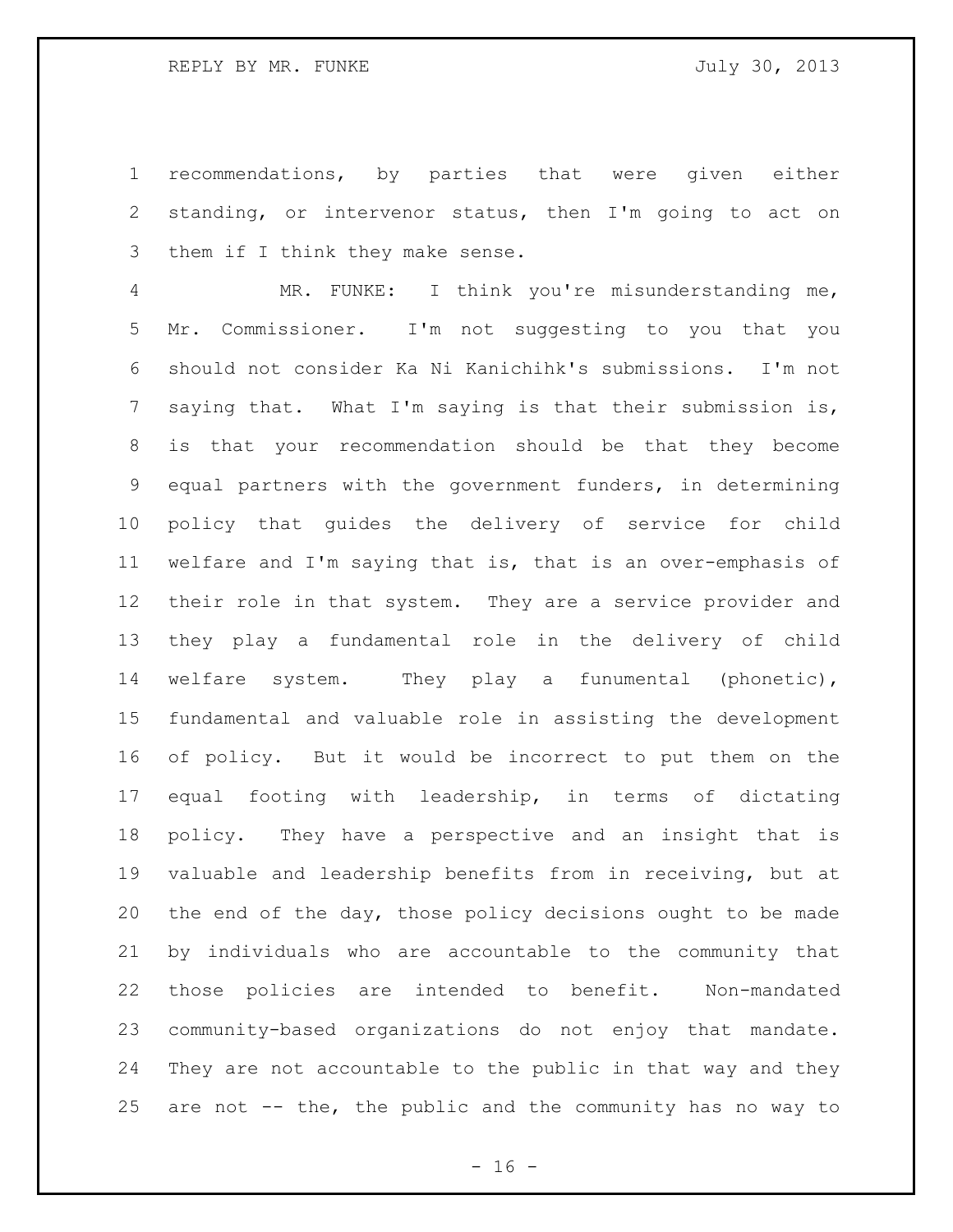recommendations, by parties that were given either standing, or intervenor status, then I'm going to act on them if I think they make sense.

MR. FUNKE: I think you're misunderstanding me, Mr. Commissioner. I'm not suggesting to you that you should not consider Ka Ni Kanichihk's submissions. I'm not saying that. What I'm saying is that their submission is, is that your recommendation should be that they become equal partners with the government funders, in determining policy that guides the delivery of service for child welfare and I'm saying that is, that is an over-emphasis of their role in that system. They are a service provider and they play a fundamental role in the delivery of child welfare system. They play a funumental (phonetic), fundamental and valuable role in assisting the development of policy. But it would be incorrect to put them on the equal footing with leadership, in terms of dictating policy. They have a perspective and an insight that is valuable and leadership benefits from in receiving, but at the end of the day, those policy decisions ought to be made by individuals who are accountable to the community that those policies are intended to benefit. Non-mandated community-based organizations do not enjoy that mandate. They are not accountable to the public in that way and they are not -- the, the public and the community has no way to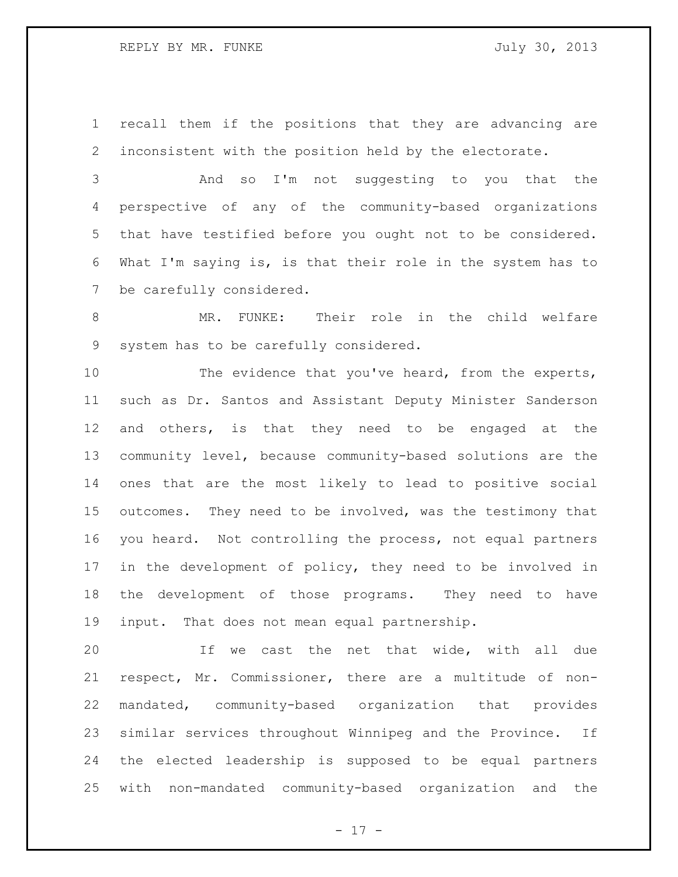recall them if the positions that they are advancing are inconsistent with the position held by the electorate.

And so I'm not suggesting to you that the perspective of any of the community-based organizations that have testified before you ought not to be considered. What I'm saying is, is that their role in the system has to be carefully considered.

MR. FUNKE: Their role in the child welfare system has to be carefully considered.

The evidence that you've heard, from the experts, such as Dr. Santos and Assistant Deputy Minister Sanderson and others, is that they need to be engaged at the community level, because community-based solutions are the ones that are the most likely to lead to positive social outcomes. They need to be involved, was the testimony that you heard. Not controlling the process, not equal partners in the development of policy, they need to be involved in the development of those programs. They need to have input. That does not mean equal partnership.

If we cast the net that wide, with all due respect, Mr. Commissioner, there are a multitude of non-mandated, community-based organization that provides similar services throughout Winnipeg and the Province. If the elected leadership is supposed to be equal partners with non-mandated community-based organization and the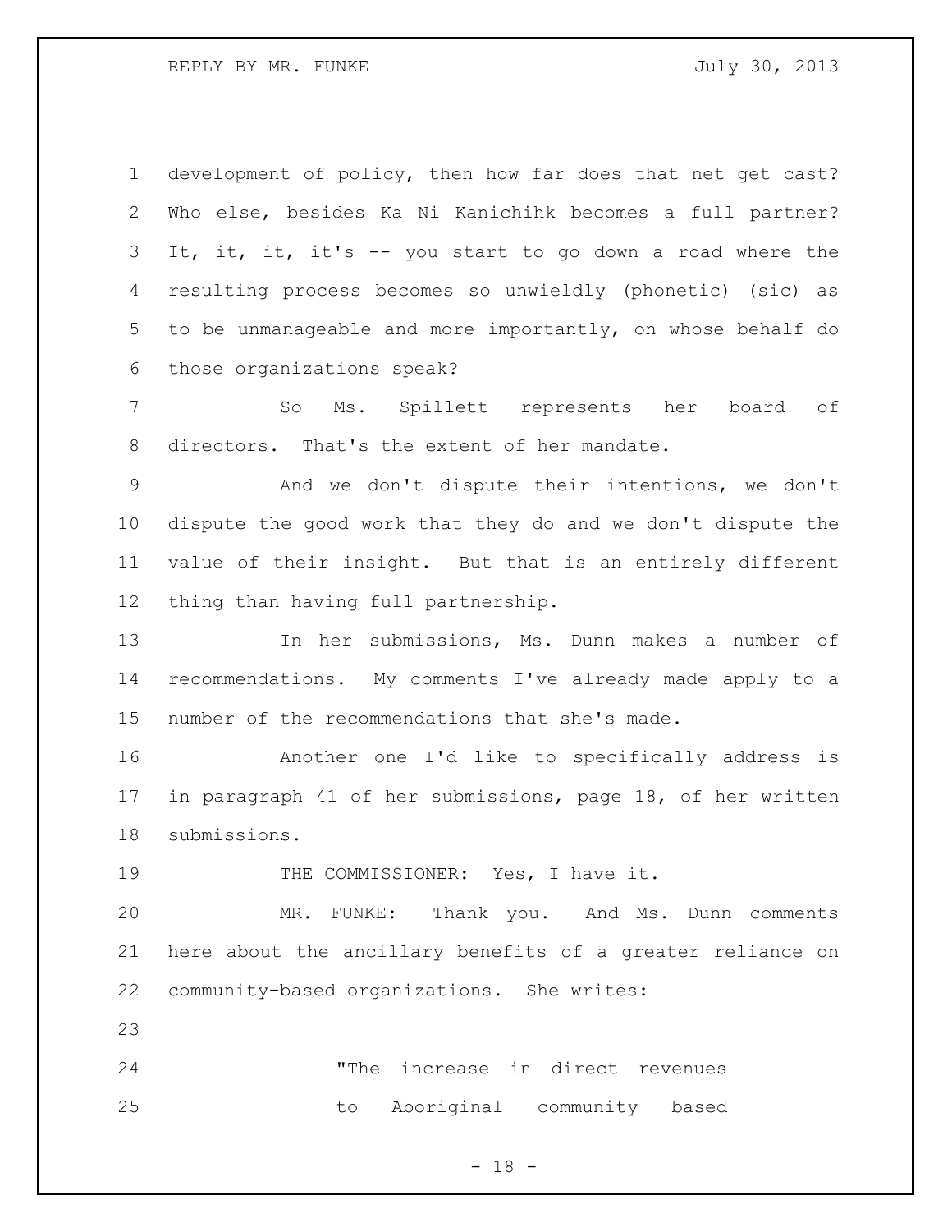development of policy, then how far does that net get cast? Who else, besides Ka Ni Kanichihk becomes a full partner? It, it, it, it's -- you start to go down a road where the resulting process becomes so unwieldly (phonetic) (sic) as to be unmanageable and more importantly, on whose behalf do those organizations speak?

So Ms. Spillett represents her board of directors. That's the extent of her mandate.

And we don't dispute their intentions, we don't dispute the good work that they do and we don't dispute the value of their insight. But that is an entirely different thing than having full partnership.

In her submissions, Ms. Dunn makes a number of recommendations. My comments I've already made apply to a number of the recommendations that she's made.

Another one I'd like to specifically address is in paragraph 41 of her submissions, page 18, of her written submissions.

THE COMMISSIONER: Yes, I have it.

MR. FUNKE: Thank you. And Ms. Dunn comments here about the ancillary benefits of a greater reliance on community-based organizations. She writes:

> "The increase in direct revenues to Aboriginal community based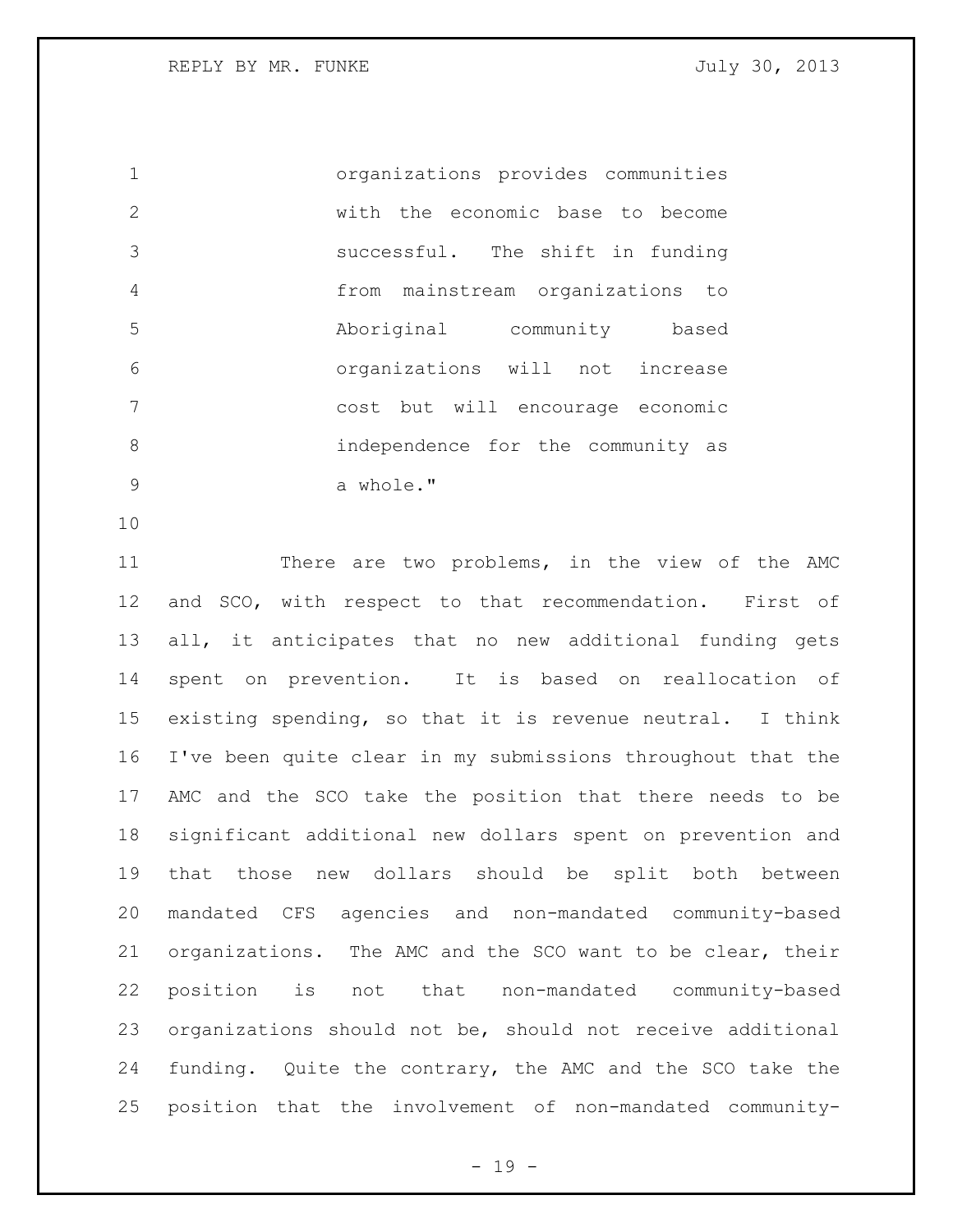> organizations provides communities with the economic base to become successful. The shift in funding from mainstream organizations to Aboriginal community based organizations will not increase cost but will encourage economic independence for the community as a whole."

There are two problems, in the view of the AMC and SCO, with respect to that recommendation. First of all, it anticipates that no new additional funding gets spent on prevention. It is based on reallocation of existing spending, so that it is revenue neutral. I think I've been quite clear in my submissions throughout that the AMC and the SCO take the position that there needs to be significant additional new dollars spent on prevention and that those new dollars should be split both between mandated CFS agencies and non-mandated community-based organizations. The AMC and the SCO want to be clear, their position is not that non-mandated community-based organizations should not be, should not receive additional funding. Quite the contrary, the AMC and the SCO take the position that the involvement of non-mandated community-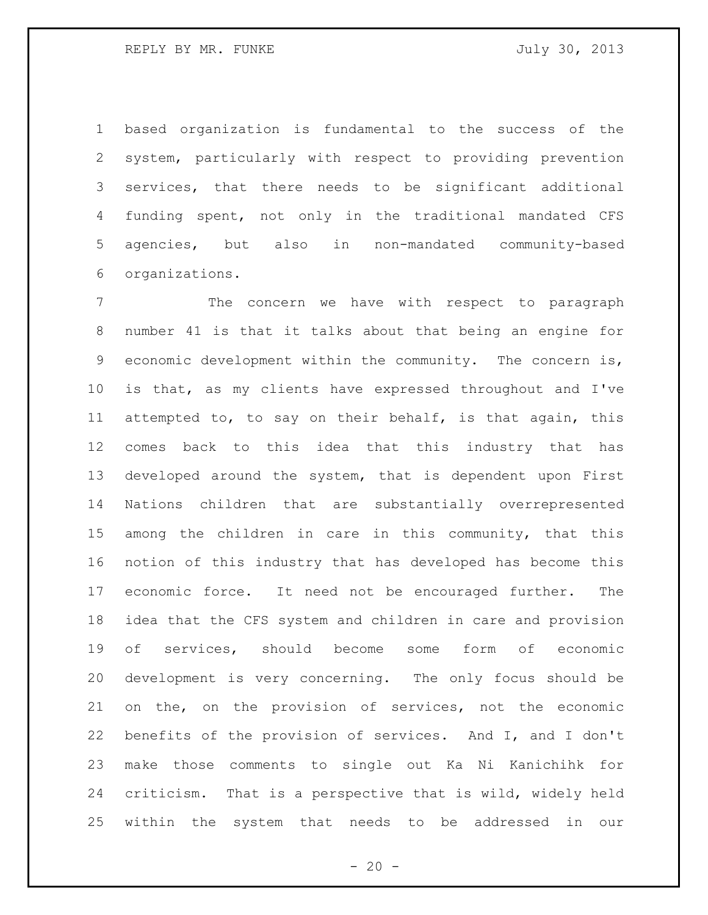based organization is fundamental to the success of the system, particularly with respect to providing prevention services, that there needs to be significant additional funding spent, not only in the traditional mandated CFS agencies, but also in non-mandated community-based organizations.

The concern we have with respect to paragraph number 41 is that it talks about that being an engine for economic development within the community. The concern is, is that, as my clients have expressed throughout and I've attempted to, to say on their behalf, is that again, this comes back to this idea that this industry that has developed around the system, that is dependent upon First Nations children that are substantially overrepresented among the children in care in this community, that this notion of this industry that has developed has become this economic force. It need not be encouraged further. The idea that the CFS system and children in care and provision of services, should become some form of economic development is very concerning. The only focus should be on the, on the provision of services, not the economic benefits of the provision of services. And I, and I don't make those comments to single out Ka Ni Kanichihk for criticism. That is a perspective that is wild, widely held within the system that needs to be addressed in our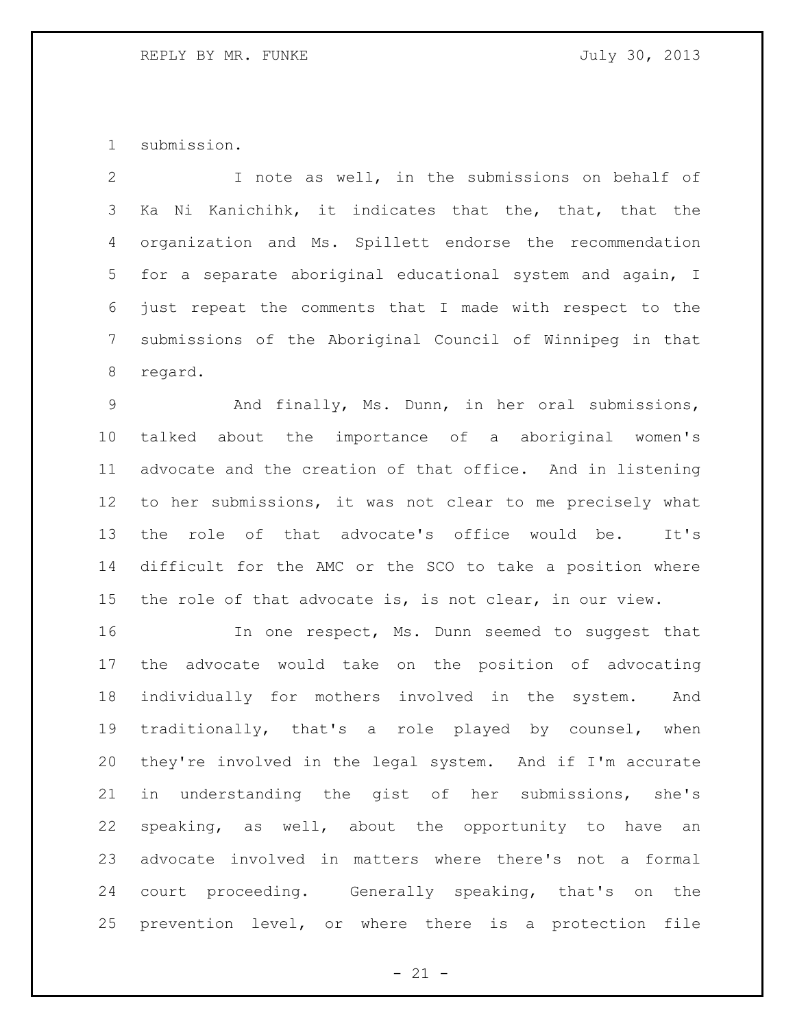submission.

I note as well, in the submissions on behalf of Ka Ni Kanichihk, it indicates that the, that, that the organization and Ms. Spillett endorse the recommendation for a separate aboriginal educational system and again, I just repeat the comments that I made with respect to the submissions of the Aboriginal Council of Winnipeg in that regard.

And finally, Ms. Dunn, in her oral submissions, talked about the importance of a aboriginal women's advocate and the creation of that office. And in listening to her submissions, it was not clear to me precisely what the role of that advocate's office would be. It's difficult for the AMC or the SCO to take a position where the role of that advocate is, is not clear, in our view.

In one respect, Ms. Dunn seemed to suggest that the advocate would take on the position of advocating individually for mothers involved in the system. And traditionally, that's a role played by counsel, when they're involved in the legal system. And if I'm accurate in understanding the gist of her submissions, she's speaking, as well, about the opportunity to have an advocate involved in matters where there's not a formal court proceeding. Generally speaking, that's on the prevention level, or where there is a protection file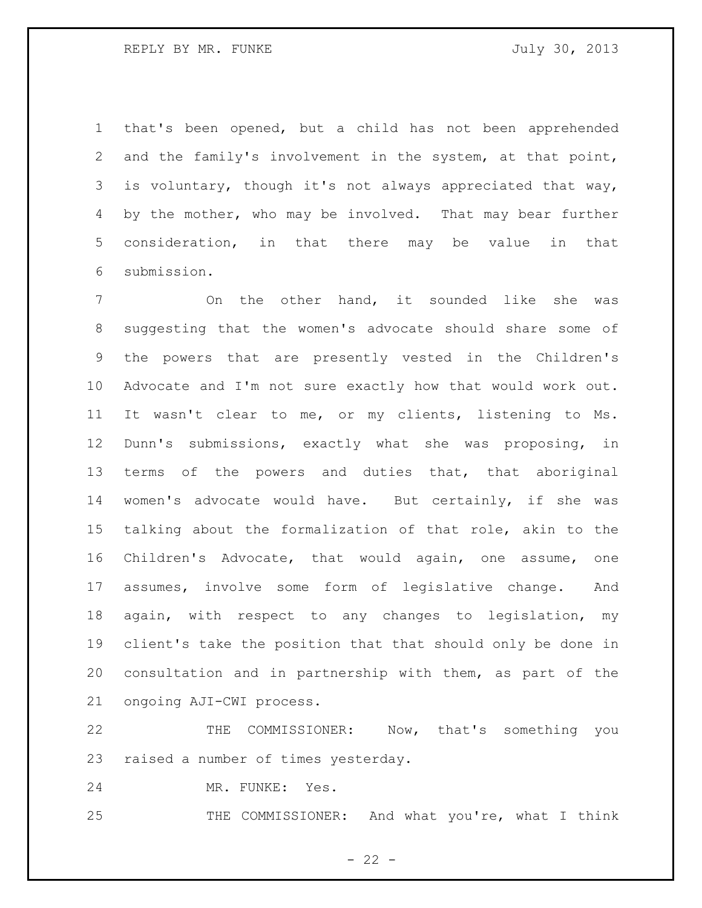that's been opened, but a child has not been apprehended and the family's involvement in the system, at that point, is voluntary, though it's not always appreciated that way, by the mother, who may be involved. That may bear further consideration, in that there may be value in that submission.

On the other hand, it sounded like she was suggesting that the women's advocate should share some of the powers that are presently vested in the Children's Advocate and I'm not sure exactly how that would work out. It wasn't clear to me, or my clients, listening to Ms. Dunn's submissions, exactly what she was proposing, in terms of the powers and duties that, that aboriginal women's advocate would have. But certainly, if she was talking about the formalization of that role, akin to the Children's Advocate, that would again, one assume, one assumes, involve some form of legislative change. And again, with respect to any changes to legislation, my client's take the position that that should only be done in consultation and in partnership with them, as part of the ongoing AJI-CWI process.

THE COMMISSIONER: Now, that's something you raised a number of times yesterday.

MR. FUNKE: Yes.

THE COMMISSIONER: And what you're, what I think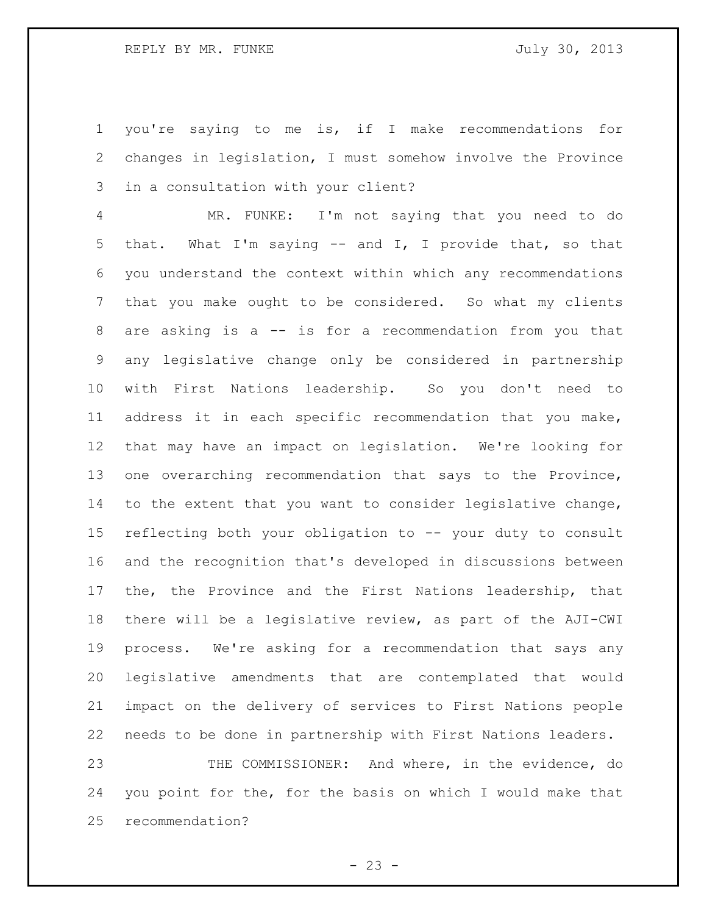you're saying to me is, if I make recommendations for changes in legislation, I must somehow involve the Province in a consultation with your client?

MR. FUNKE: I'm not saying that you need to do that. What I'm saying -- and I, I provide that, so that you understand the context within which any recommendations that you make ought to be considered. So what my clients are asking is a -- is for a recommendation from you that any legislative change only be considered in partnership with First Nations leadership. So you don't need to address it in each specific recommendation that you make, that may have an impact on legislation. We're looking for one overarching recommendation that says to the Province, to the extent that you want to consider legislative change, reflecting both your obligation to -- your duty to consult and the recognition that's developed in discussions between the, the Province and the First Nations leadership, that there will be a legislative review, as part of the AJI-CWI process. We're asking for a recommendation that says any legislative amendments that are contemplated that would impact on the delivery of services to First Nations people needs to be done in partnership with First Nations leaders.

THE COMMISSIONER: And where, in the evidence, do you point for the, for the basis on which I would make that recommendation?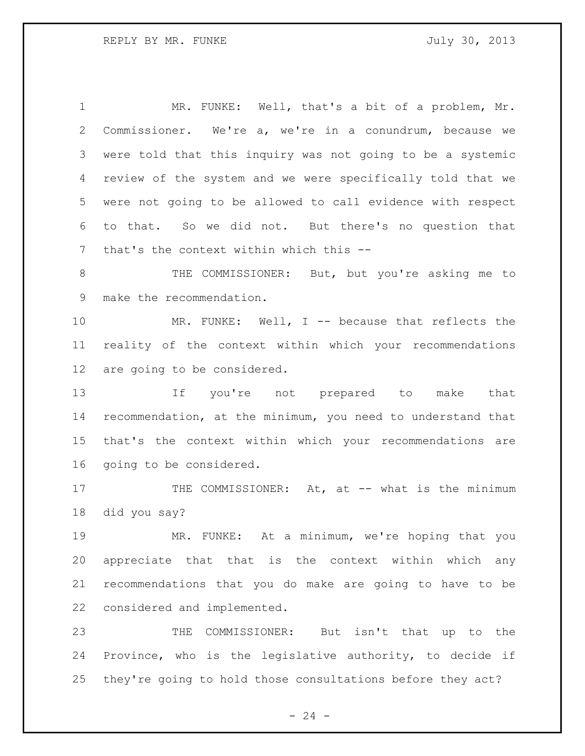MR. FUNKE: Well, that's a bit of a problem, Mr. Commissioner. We're a, we're in a conundrum, because we were told that this inquiry was not going to be a systemic review of the system and we were specifically told that we were not going to be allowed to call evidence with respect to that. So we did not. But there's no question that that's the context within which this --

THE COMMISSIONER: But, but you're asking me to make the recommendation.

MR. FUNKE: Well, I -- because that reflects the reality of the context within which your recommendations are going to be considered.

If you're not prepared to make that recommendation, at the minimum, you need to understand that that's the context within which your recommendations are going to be considered.

THE COMMISSIONER: At, at -- what is the minimum did you say?

MR. FUNKE: At a minimum, we're hoping that you appreciate that that is the context within which any recommendations that you do make are going to have to be considered and implemented.

THE COMMISSIONER: But isn't that up to the Province, who is the legislative authority, to decide if they're going to hold those consultations before they act?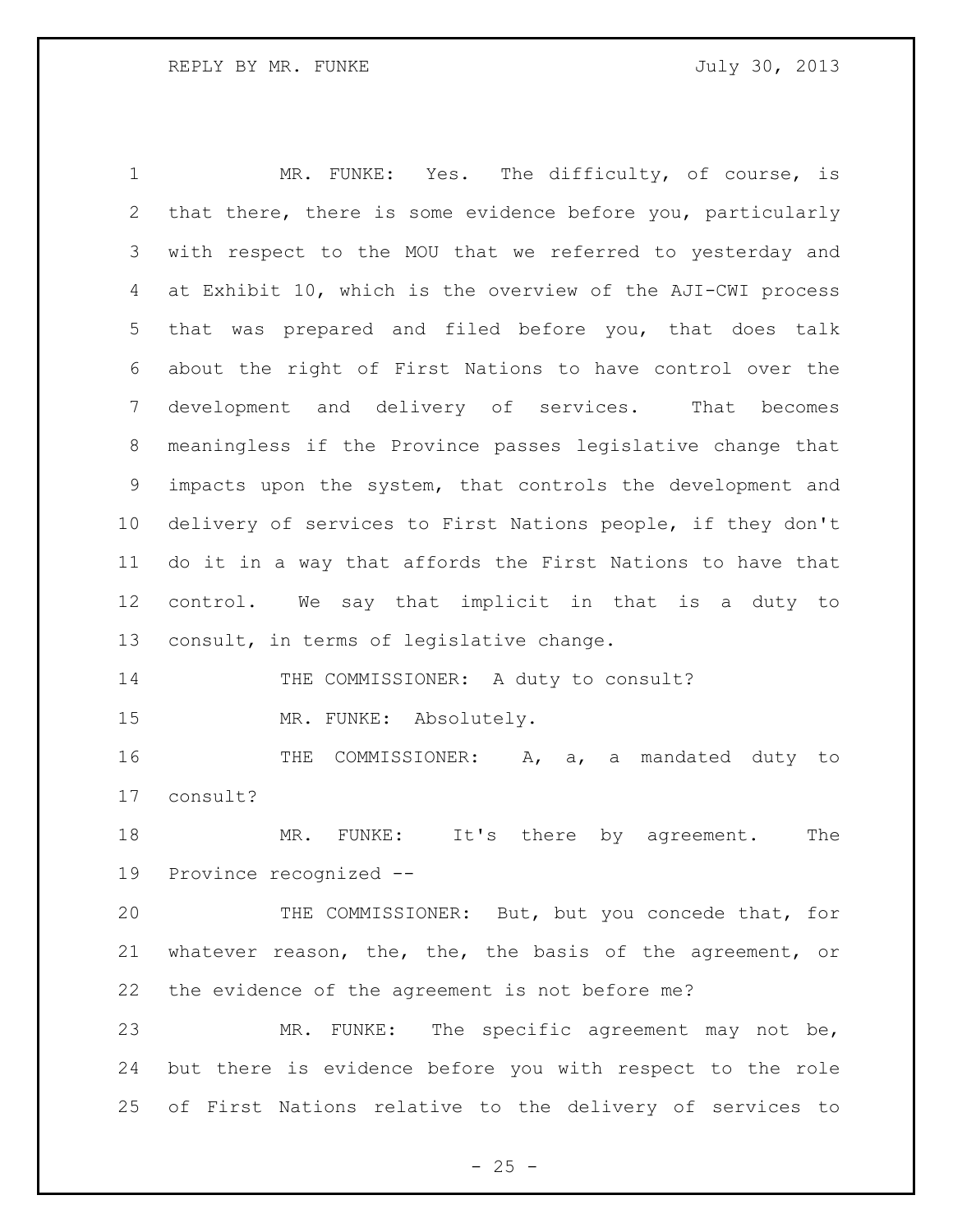MR. FUNKE: Yes. The difficulty, of course, is that there, there is some evidence before you, particularly with respect to the MOU that we referred to yesterday and at Exhibit 10, which is the overview of the AJI-CWI process that was prepared and filed before you, that does talk about the right of First Nations to have control over the development and delivery of services. That becomes meaningless if the Province passes legislative change that impacts upon the system, that controls the development and delivery of services to First Nations people, if they don't do it in a way that affords the First Nations to have that control. We say that implicit in that is a duty to consult, in terms of legislative change.

THE COMMISSIONER: A duty to consult?

MR. FUNKE: Absolutely.

THE COMMISSIONER: A, a, a mandated duty to consult?

MR. FUNKE: It's there by agreement. The Province recognized --

THE COMMISSIONER: But, but you concede that, for whatever reason, the, the, the basis of the agreement, or the evidence of the agreement is not before me?

MR. FUNKE: The specific agreement may not be, but there is evidence before you with respect to the role of First Nations relative to the delivery of services to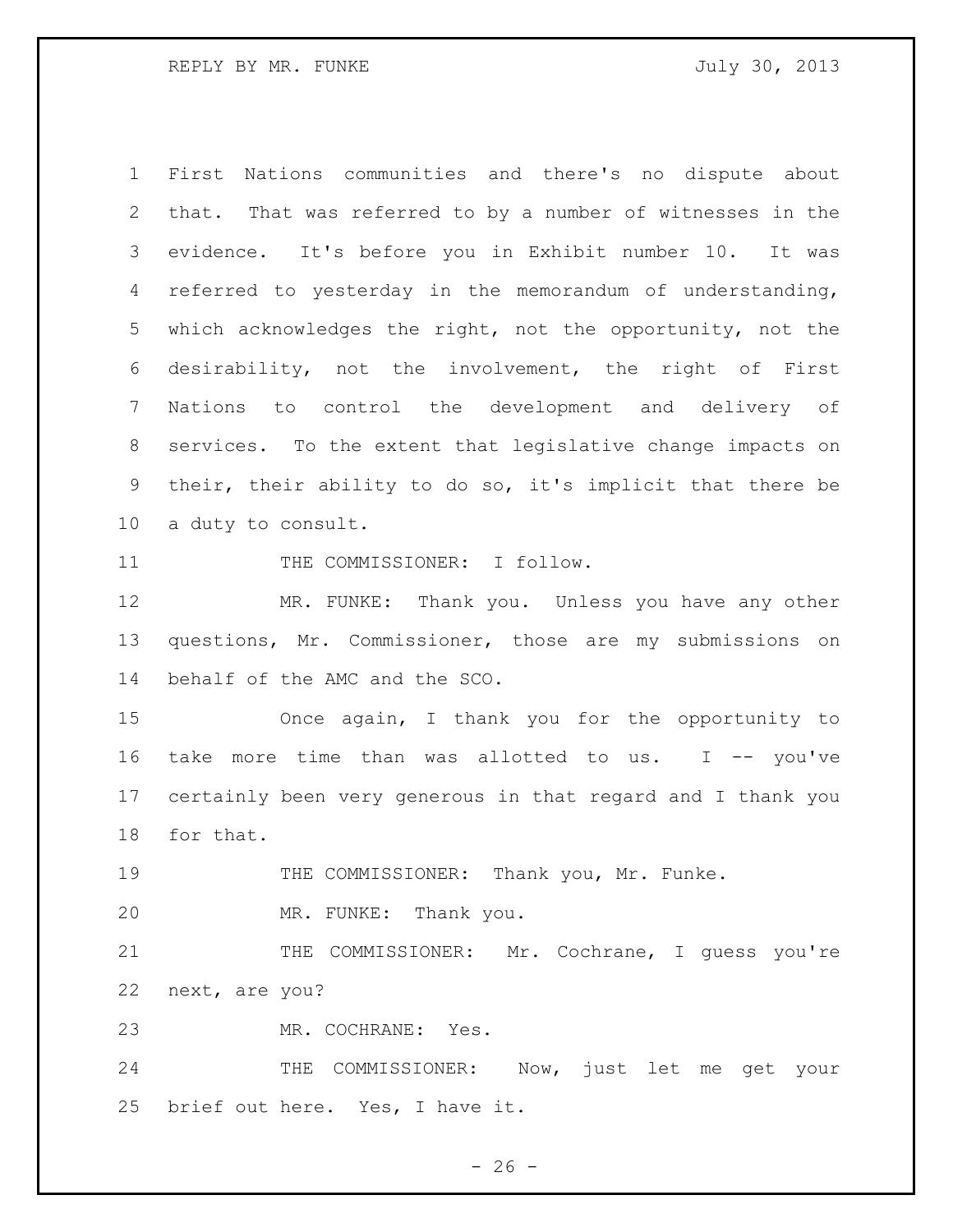First Nations communities and there's no dispute about that. That was referred to by a number of witnesses in the evidence. It's before you in Exhibit number 10. It was referred to yesterday in the memorandum of understanding, which acknowledges the right, not the opportunity, not the desirability, not the involvement, the right of First Nations to control the development and delivery of services. To the extent that legislative change impacts on their, their ability to do so, it's implicit that there be a duty to consult.

THE COMMISSIONER: I follow.

MR. FUNKE: Thank you. Unless you have any other questions, Mr. Commissioner, those are my submissions on behalf of the AMC and the SCO.

Once again, I thank you for the opportunity to take more time than was allotted to us. I -- you've certainly been very generous in that regard and I thank you for that.

THE COMMISSIONER: Thank you, Mr. Funke.

MR. FUNKE: Thank you.

THE COMMISSIONER: Mr. Cochrane, I guess you're next, are you?

MR. COCHRANE: Yes.

THE COMMISSIONER: Now, just let me get your brief out here. Yes, I have it.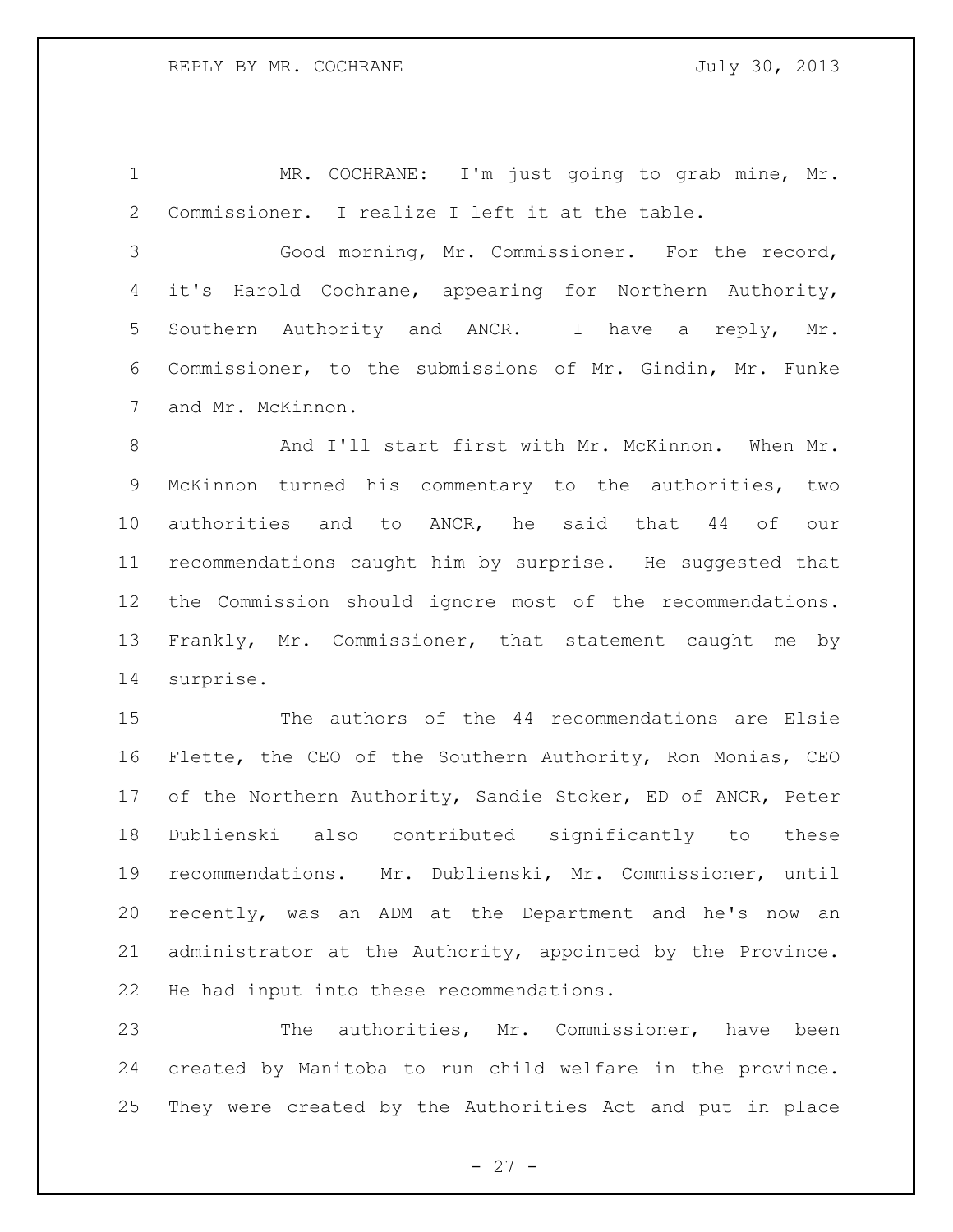MR. COCHRANE: I'm just going to grab mine, Mr. Commissioner. I realize I left it at the table.

Good morning, Mr. Commissioner. For the record, it's Harold Cochrane, appearing for Northern Authority, Southern Authority and ANCR. I have a reply, Mr. Commissioner, to the submissions of Mr. Gindin, Mr. Funke and Mr. McKinnon.

And I'll start first with Mr. McKinnon. When Mr. McKinnon turned his commentary to the authorities, two authorities and to ANCR, he said that 44 of our recommendations caught him by surprise. He suggested that the Commission should ignore most of the recommendations. Frankly, Mr. Commissioner, that statement caught me by surprise.

The authors of the 44 recommendations are Elsie Flette, the CEO of the Southern Authority, Ron Monias, CEO of the Northern Authority, Sandie Stoker, ED of ANCR, Peter Dublienski also contributed significantly to these recommendations. Mr. Dublienski, Mr. Commissioner, until recently, was an ADM at the Department and he's now an administrator at the Authority, appointed by the Province. He had input into these recommendations.

The authorities, Mr. Commissioner, have been created by Manitoba to run child welfare in the province. They were created by the Authorities Act and put in place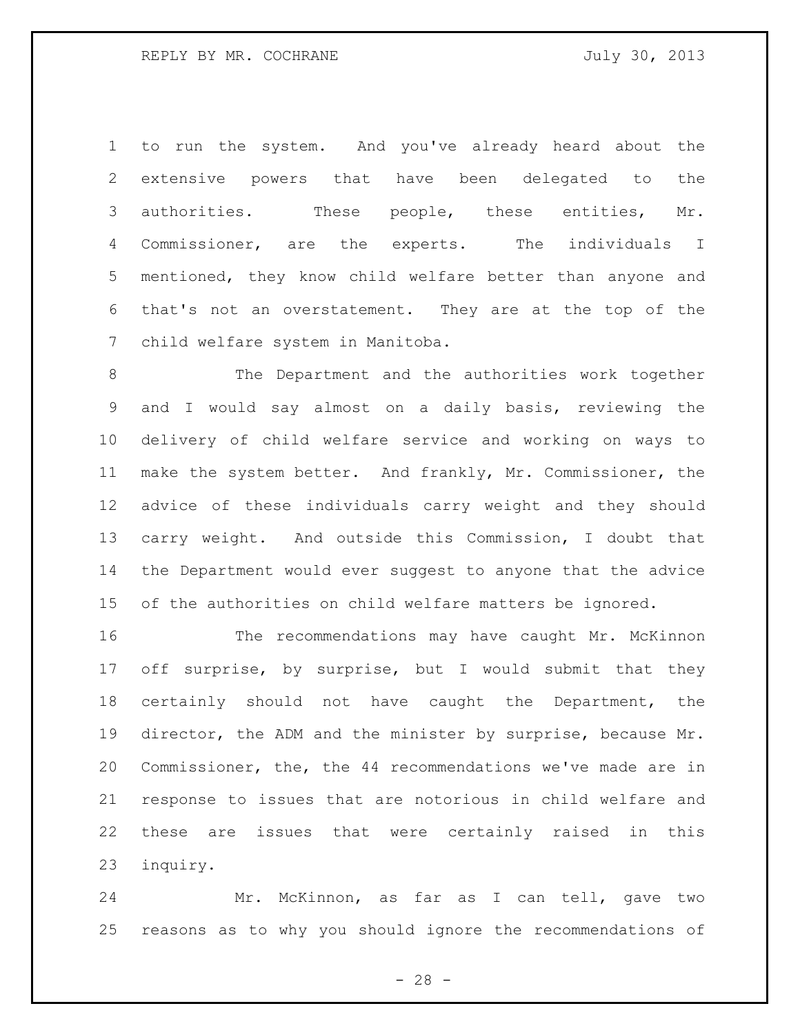to run the system. And you've already heard about the extensive powers that have been delegated to the authorities. These people, these entities, Mr. Commissioner, are the experts. The individuals I mentioned, they know child welfare better than anyone and that's not an overstatement. They are at the top of the child welfare system in Manitoba.

The Department and the authorities work together and I would say almost on a daily basis, reviewing the delivery of child welfare service and working on ways to make the system better. And frankly, Mr. Commissioner, the advice of these individuals carry weight and they should carry weight. And outside this Commission, I doubt that the Department would ever suggest to anyone that the advice of the authorities on child welfare matters be ignored.

The recommendations may have caught Mr. McKinnon off surprise, by surprise, but I would submit that they certainly should not have caught the Department, the director, the ADM and the minister by surprise, because Mr. Commissioner, the, the 44 recommendations we've made are in response to issues that are notorious in child welfare and these are issues that were certainly raised in this inquiry.

Mr. McKinnon, as far as I can tell, gave two reasons as to why you should ignore the recommendations of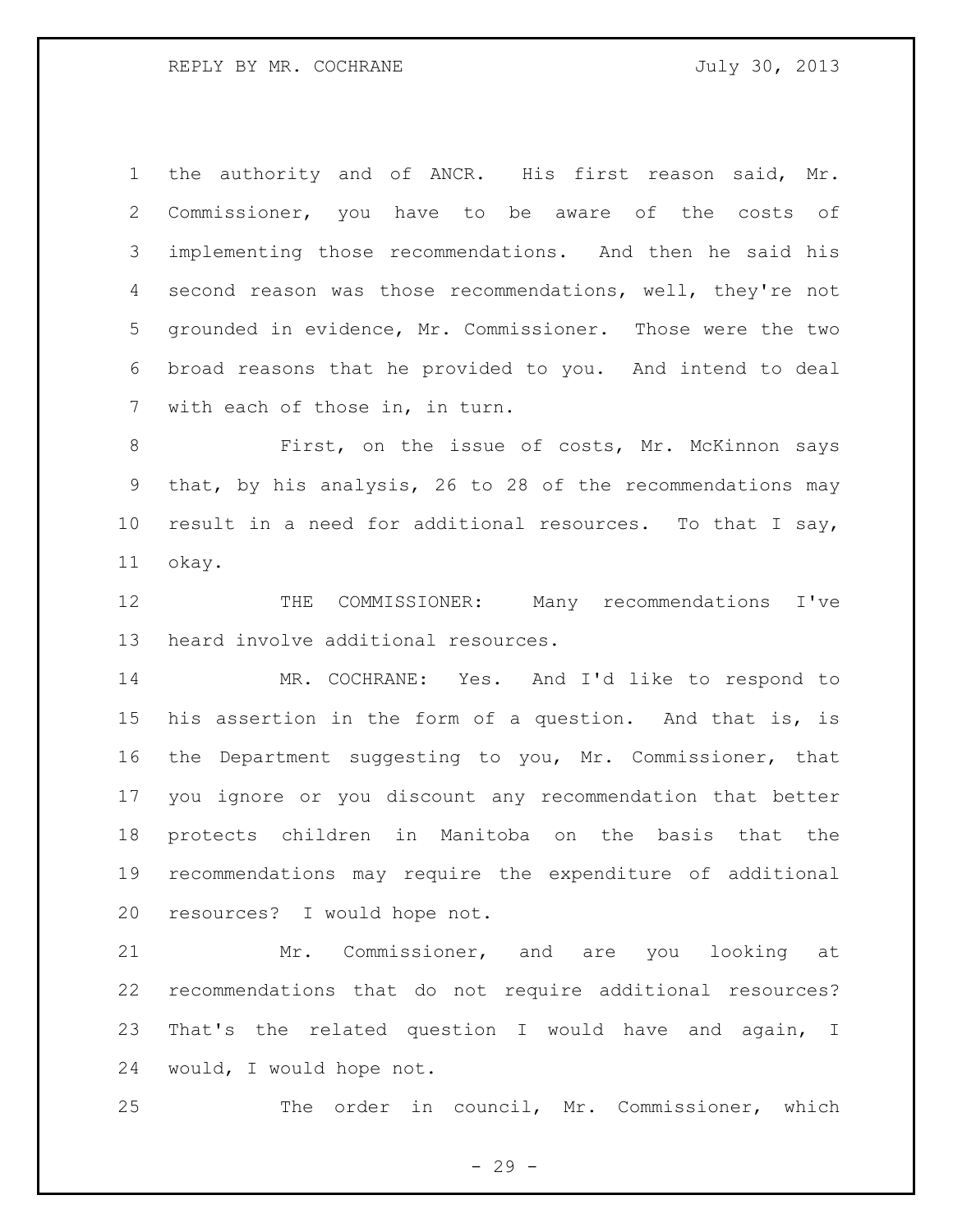the authority and of ANCR. His first reason said, Mr. Commissioner, you have to be aware of the costs of implementing those recommendations. And then he said his second reason was those recommendations, well, they're not grounded in evidence, Mr. Commissioner. Those were the two broad reasons that he provided to you. And intend to deal with each of those in, in turn.

First, on the issue of costs, Mr. McKinnon says that, by his analysis, 26 to 28 of the recommendations may result in a need for additional resources. To that I say, okay.

THE COMMISSIONER: Many recommendations I've heard involve additional resources.

MR. COCHRANE: Yes. And I'd like to respond to his assertion in the form of a question. And that is, is the Department suggesting to you, Mr. Commissioner, that you ignore or you discount any recommendation that better protects children in Manitoba on the basis that the recommendations may require the expenditure of additional resources? I would hope not.

Mr. Commissioner, and are you looking at recommendations that do not require additional resources? That's the related question I would have and again, I would, I would hope not.

The order in council, Mr. Commissioner, which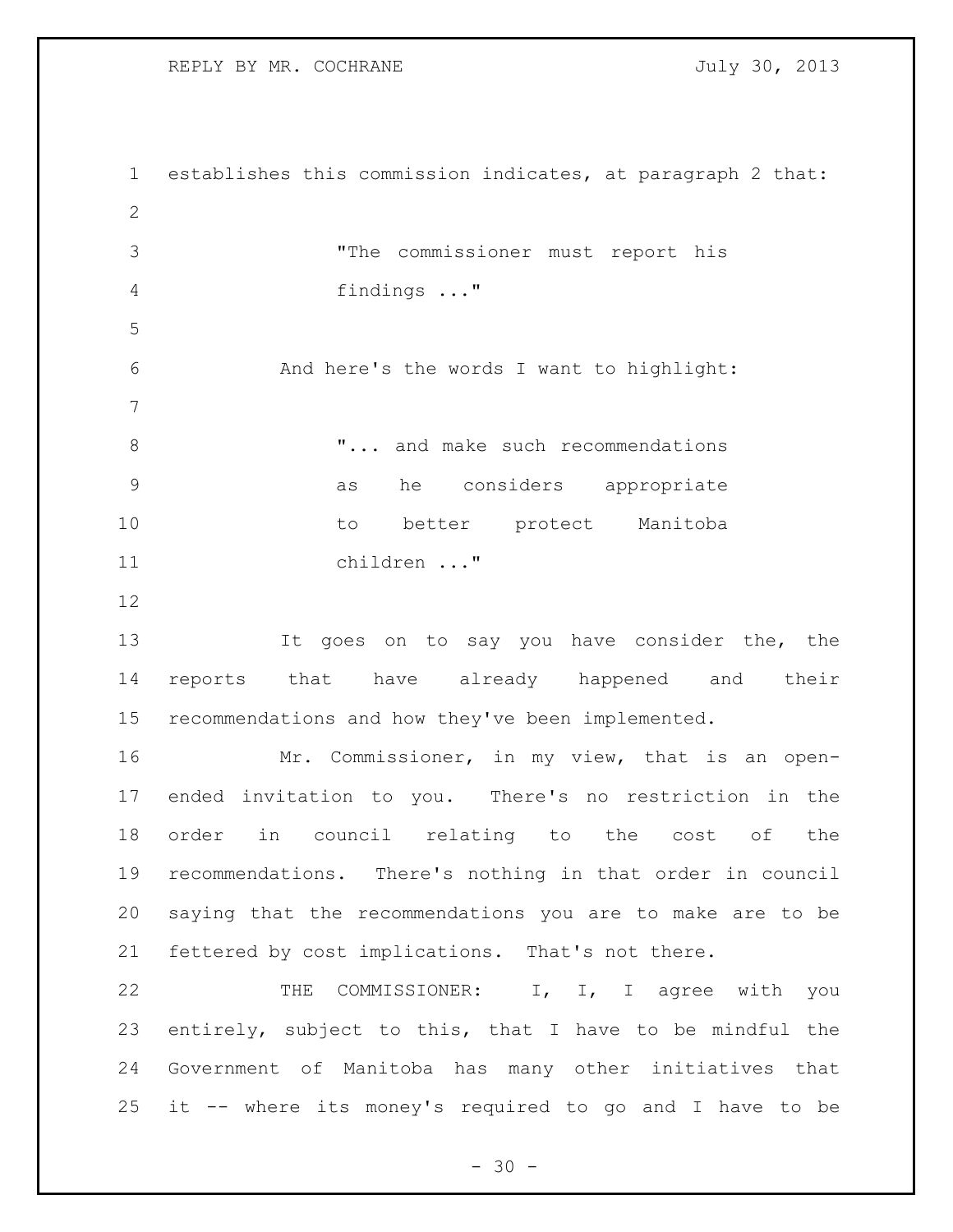establishes this commission indicates, at paragraph 2 that:

> "The commissioner must report his findings ..."

And here's the words I want to highlight:

> "... and make such recommendations as he considers appropriate to better protect Manitoba children ..."

It goes on to say you have consider the, the reports that have already happened and their recommendations and how they've been implemented.

Mr. Commissioner, in my view, that is an open-ended invitation to you. There's no restriction in the order in council relating to the cost of the recommendations. There's nothing in that order in council saying that the recommendations you are to make are to be fettered by cost implications. That's not there.

THE COMMISSIONER: I, I, I agree with you entirely, subject to this, that I have to be mindful the Government of Manitoba has many other initiatives that it -- where its money's required to go and I have to be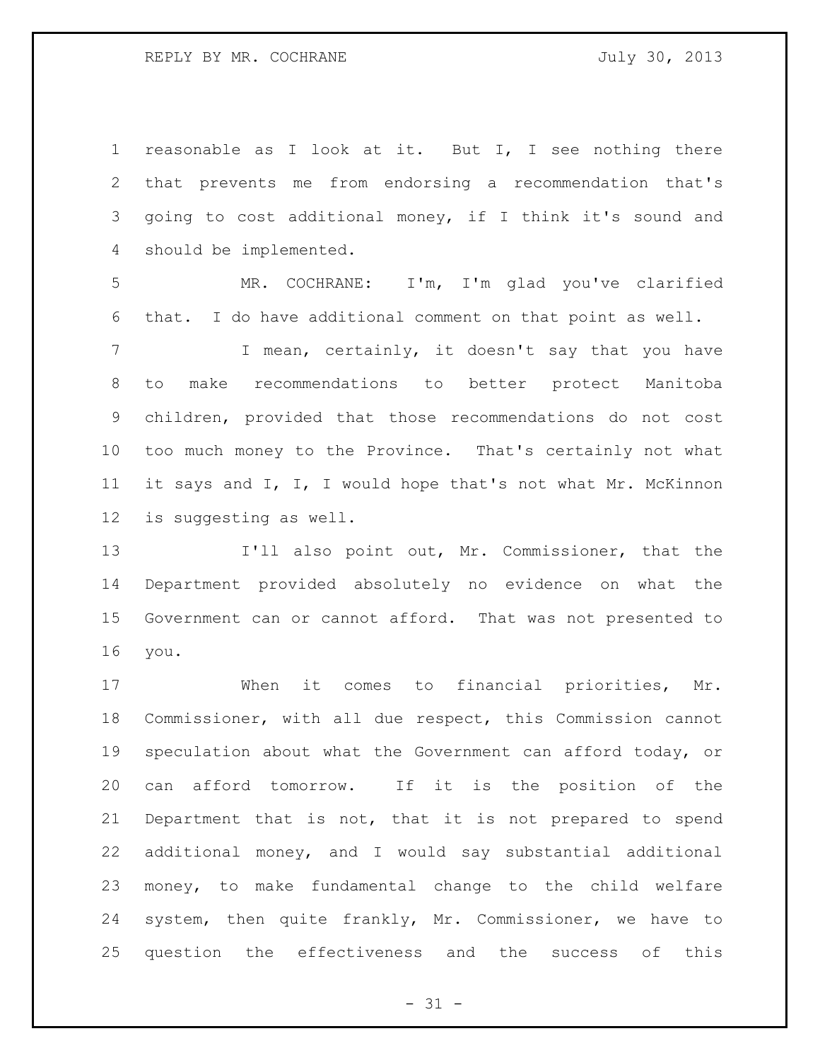reasonable as I look at it. But I, I see nothing there that prevents me from endorsing a recommendation that's going to cost additional money, if I think it's sound and should be implemented.

MR. COCHRANE: I'm, I'm glad you've clarified that. I do have additional comment on that point as well.

I mean, certainly, it doesn't say that you have to make recommendations to better protect Manitoba children, provided that those recommendations do not cost too much money to the Province. That's certainly not what it says and I, I, I would hope that's not what Mr. McKinnon is suggesting as well.

I'll also point out, Mr. Commissioner, that the Department provided absolutely no evidence on what the Government can or cannot afford. That was not presented to you.

When it comes to financial priorities, Mr. Commissioner, with all due respect, this Commission cannot speculation about what the Government can afford today, or can afford tomorrow. If it is the position of the Department that is not, that it is not prepared to spend additional money, and I would say substantial additional money, to make fundamental change to the child welfare system, then quite frankly, Mr. Commissioner, we have to question the effectiveness and the success of this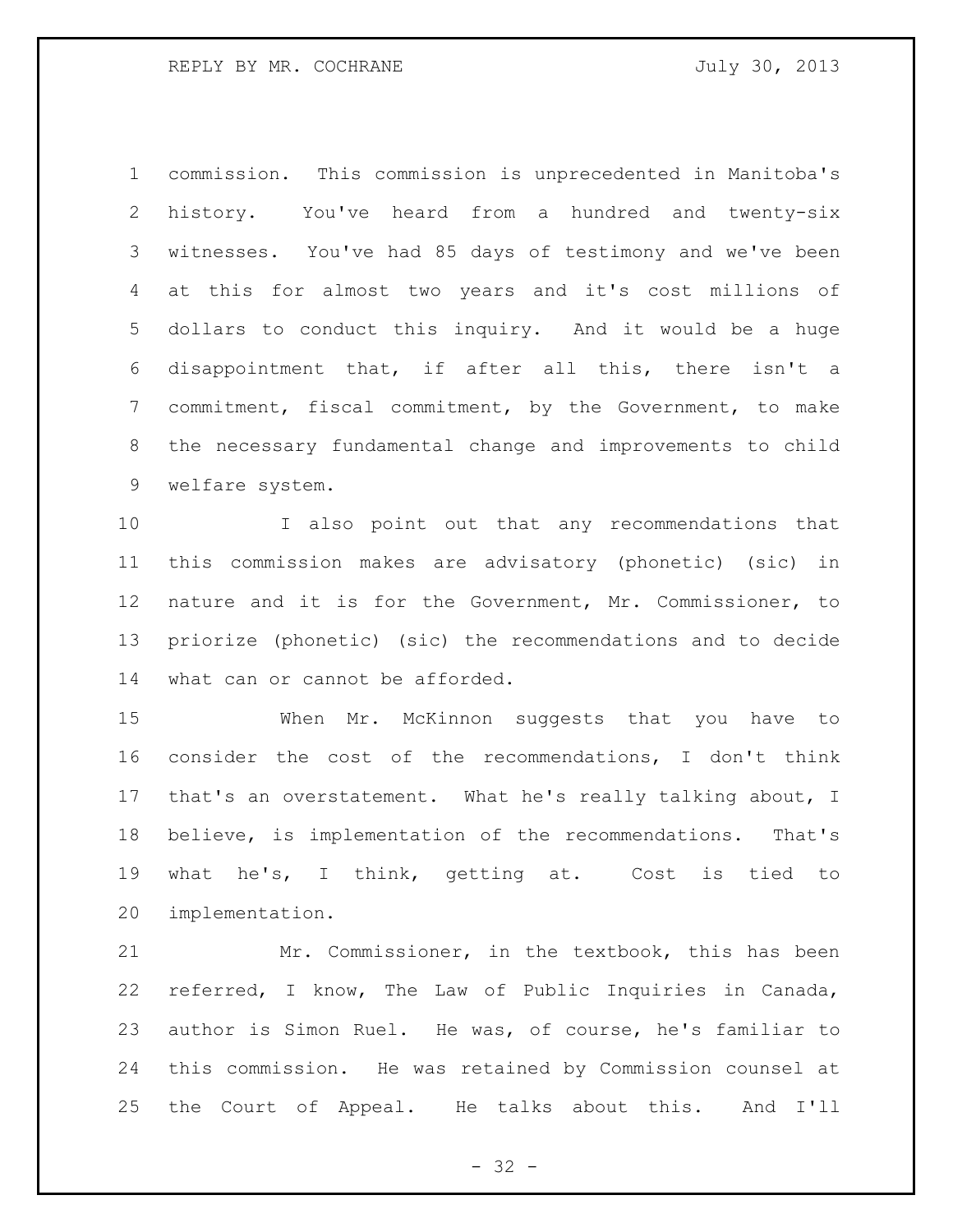commission. This commission is unprecedented in Manitoba's history. You've heard from a hundred and twenty-six witnesses. You've had 85 days of testimony and we've been at this for almost two years and it's cost millions of dollars to conduct this inquiry. And it would be a huge disappointment that, if after all this, there isn't a commitment, fiscal commitment, by the Government, to make the necessary fundamental change and improvements to child welfare system.

I also point out that any recommendations that this commission makes are advisatory (phonetic) (sic) in nature and it is for the Government, Mr. Commissioner, to priorize (phonetic) (sic) the recommendations and to decide what can or cannot be afforded.

When Mr. McKinnon suggests that you have to consider the cost of the recommendations, I don't think that's an overstatement. What he's really talking about, I believe, is implementation of the recommendations. That's what he's, I think, getting at. Cost is tied to implementation.

Mr. Commissioner, in the textbook, this has been referred, I know, The Law of Public Inquiries in Canada, author is Simon Ruel. He was, of course, he's familiar to this commission. He was retained by Commission counsel at the Court of Appeal. He talks about this. And I'll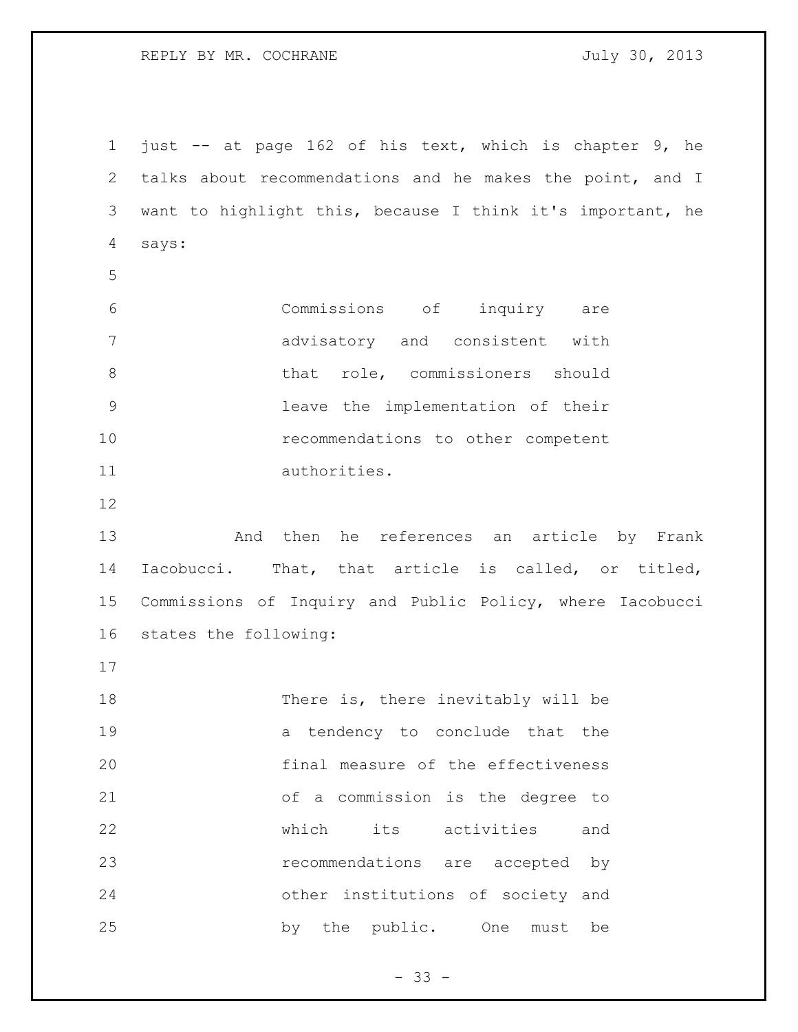just -- at page 162 of his text, which is chapter 9, he talks about recommendations and he makes the point, and I want to highlight this, because I think it's important, he says:

> Commissions of inquiry are advisatory and consistent with that role, commissioners should leave the implementation of their recommendations to other competent authorities.

And then he references an article by Frank Iacobucci. That, that article is called, or titled, Commissions of Inquiry and Public Policy, where Iacobucci states the following:

> There is, there inevitably will be a tendency to conclude that the final measure of the effectiveness of a commission is the degree to which its activities and recommendations are accepted by other institutions of society and by the public. One must be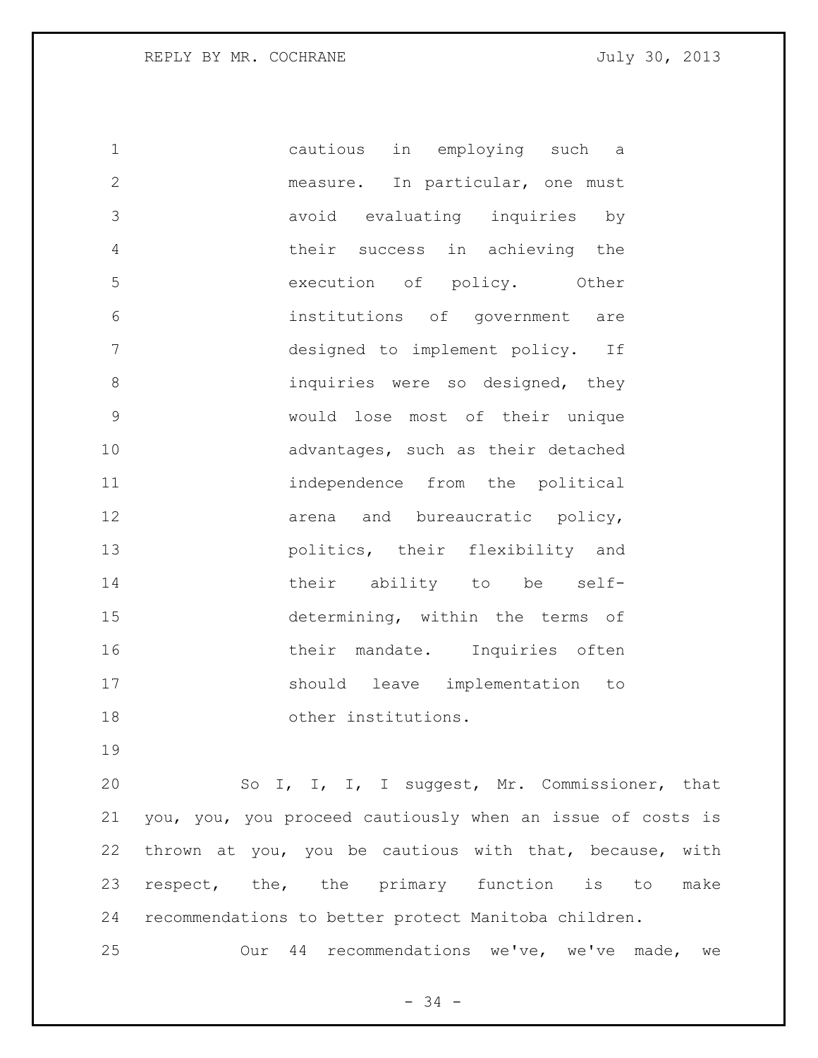> cautious in employing such a measure. In particular, one must avoid evaluating inquiries by their success in achieving the execution of policy. Other institutions of government are designed to implement policy. If inquiries were so designed, they would lose most of their unique advantages, such as their detached independence from the political arena and bureaucratic policy, politics, their flexibility and their ability to be self-determining, within the terms of their mandate. Inquiries often should leave implementation to other institutions.

So I, I, I, I suggest, Mr. Commissioner, that you, you, you proceed cautiously when an issue of costs is thrown at you, you be cautious with that, because, with respect, the, the primary function is to make recommendations to better protect Manitoba children.

Our 44 recommendations we've, we've made, we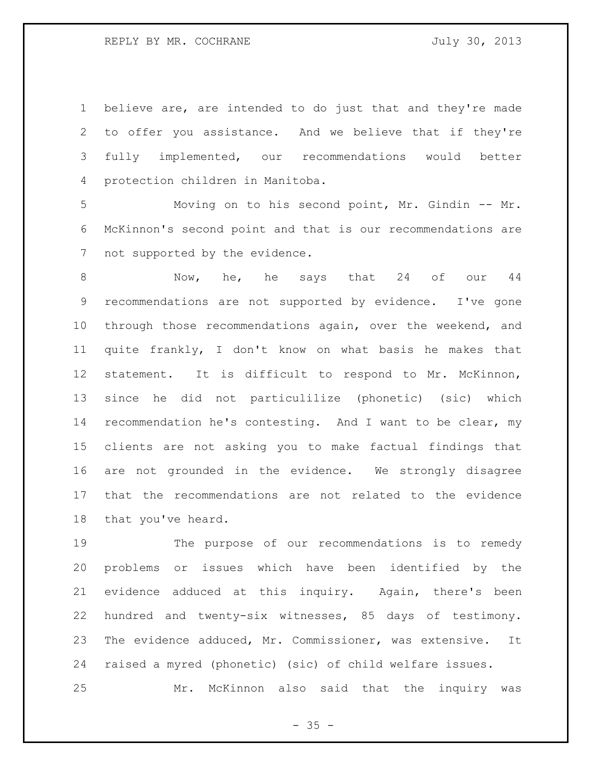believe are, are intended to do just that and they're made to offer you assistance. And we believe that if they're fully implemented, our recommendations would better protection children in Manitoba.

Moving on to his second point, Mr. Gindin -- Mr. McKinnon's second point and that is our recommendations are not supported by the evidence.

Now, he, he says that 24 of our 44 recommendations are not supported by evidence. I've gone through those recommendations again, over the weekend, and quite frankly, I don't know on what basis he makes that statement. It is difficult to respond to Mr. McKinnon, since he did not particulilize (phonetic) (sic) which recommendation he's contesting. And I want to be clear, my clients are not asking you to make factual findings that are not grounded in the evidence. We strongly disagree that the recommendations are not related to the evidence that you've heard.

The purpose of our recommendations is to remedy problems or issues which have been identified by the evidence adduced at this inquiry. Again, there's been hundred and twenty-six witnesses, 85 days of testimony. The evidence adduced, Mr. Commissioner, was extensive. It raised a myred (phonetic) (sic) of child welfare issues.

Mr. McKinnon also said that the inquiry was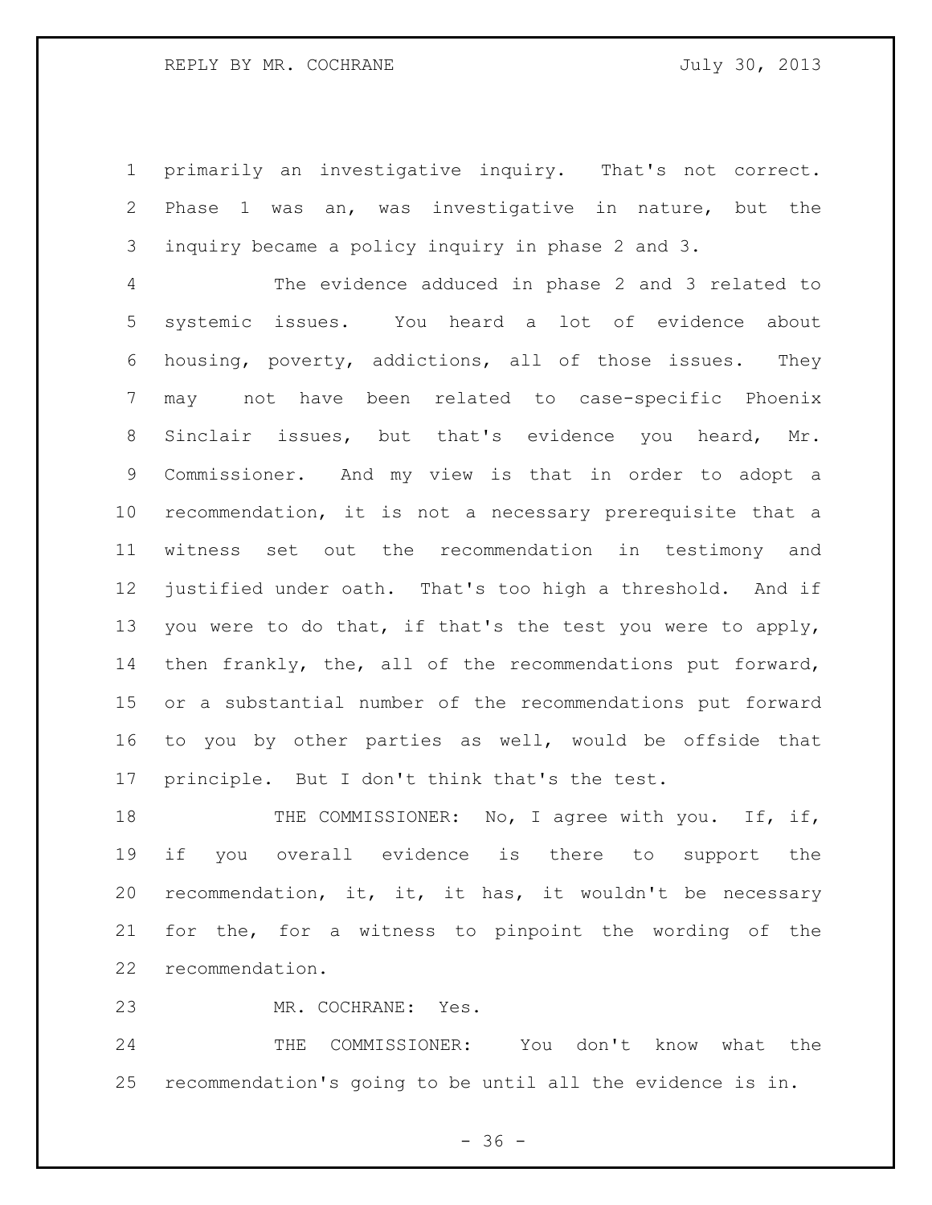primarily an investigative inquiry. That's not correct. Phase 1 was an, was investigative in nature, but the inquiry became a policy inquiry in phase 2 and 3.

The evidence adduced in phase 2 and 3 related to systemic issues. You heard a lot of evidence about housing, poverty, addictions, all of those issues. They may not have been related to case-specific Phoenix Sinclair issues, but that's evidence you heard, Mr. Commissioner. And my view is that in order to adopt a recommendation, it is not a necessary prerequisite that a witness set out the recommendation in testimony and justified under oath. That's too high a threshold. And if you were to do that, if that's the test you were to apply, then frankly, the, all of the recommendations put forward, or a substantial number of the recommendations put forward to you by other parties as well, would be offside that principle. But I don't think that's the test.

THE COMMISSIONER: No, I agree with you. If, if, if you overall evidence is there to support the recommendation, it, it, it has, it wouldn't be necessary for the, for a witness to pinpoint the wording of the recommendation.

MR. COCHRANE: Yes.

THE COMMISSIONER: You don't know what the recommendation's going to be until all the evidence is in.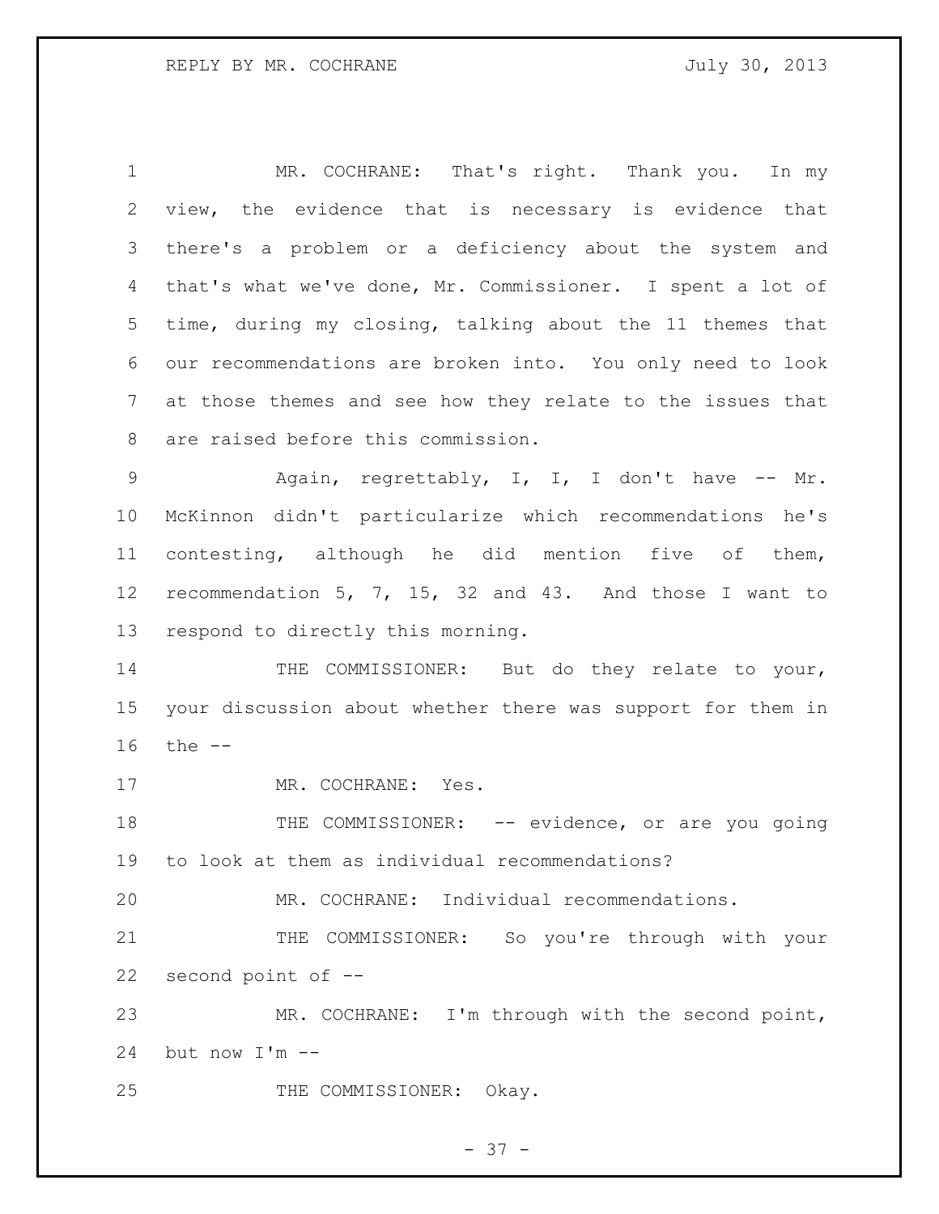MR. COCHRANE: That's right. Thank you. In my view, the evidence that is necessary is evidence that there's a problem or a deficiency about the system and that's what we've done, Mr. Commissioner. I spent a lot of time, during my closing, talking about the 11 themes that our recommendations are broken into. You only need to look at those themes and see how they relate to the issues that are raised before this commission.

Again, regrettably, I, I, I don't have -- Mr. McKinnon didn't particularize which recommendations he's contesting, although he did mention five of them, recommendation 5, 7, 15, 32 and 43. And those I want to respond to directly this morning.

THE COMMISSIONER: But do they relate to your, your discussion about whether there was support for them in the --

MR. COCHRANE: Yes.

THE COMMISSIONER: -- evidence, or are you going to look at them as individual recommendations?

MR. COCHRANE: Individual recommendations.

THE COMMISSIONER: So you're through with your second point of --

MR. COCHRANE: I'm through with the second point, but now I'm --

THE COMMISSIONER: Okay.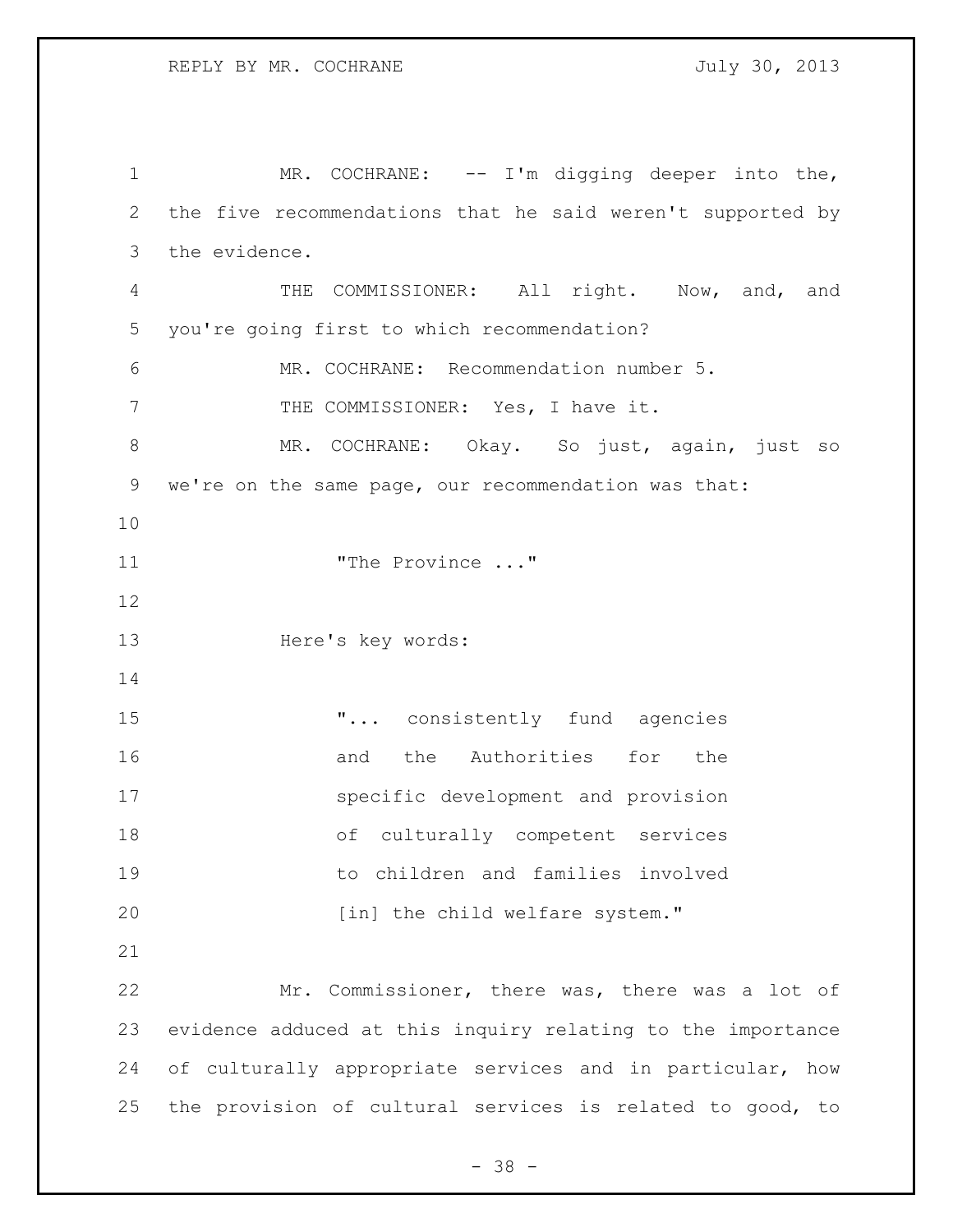MR. COCHRANE: -- I'm digging deeper into the, the five recommendations that he said weren't supported by the evidence.

THE COMMISSIONER: All right. Now, and, and you're going first to which recommendation?

MR. COCHRANE: Recommendation number 5.

THE COMMISSIONER: Yes, I have it.

MR. COCHRANE: Okay. So just, again, just so we're on the same page, our recommendation was that:

> "The Province ..."

Here's key words:

> "... consistently fund agencies and the Authorities for the specific development and provision of culturally competent services to children and families involved [in] the child welfare system."

Mr. Commissioner, there was, there was a lot of evidence adduced at this inquiry relating to the importance of culturally appropriate services and in particular, how the provision of cultural services is related to good, to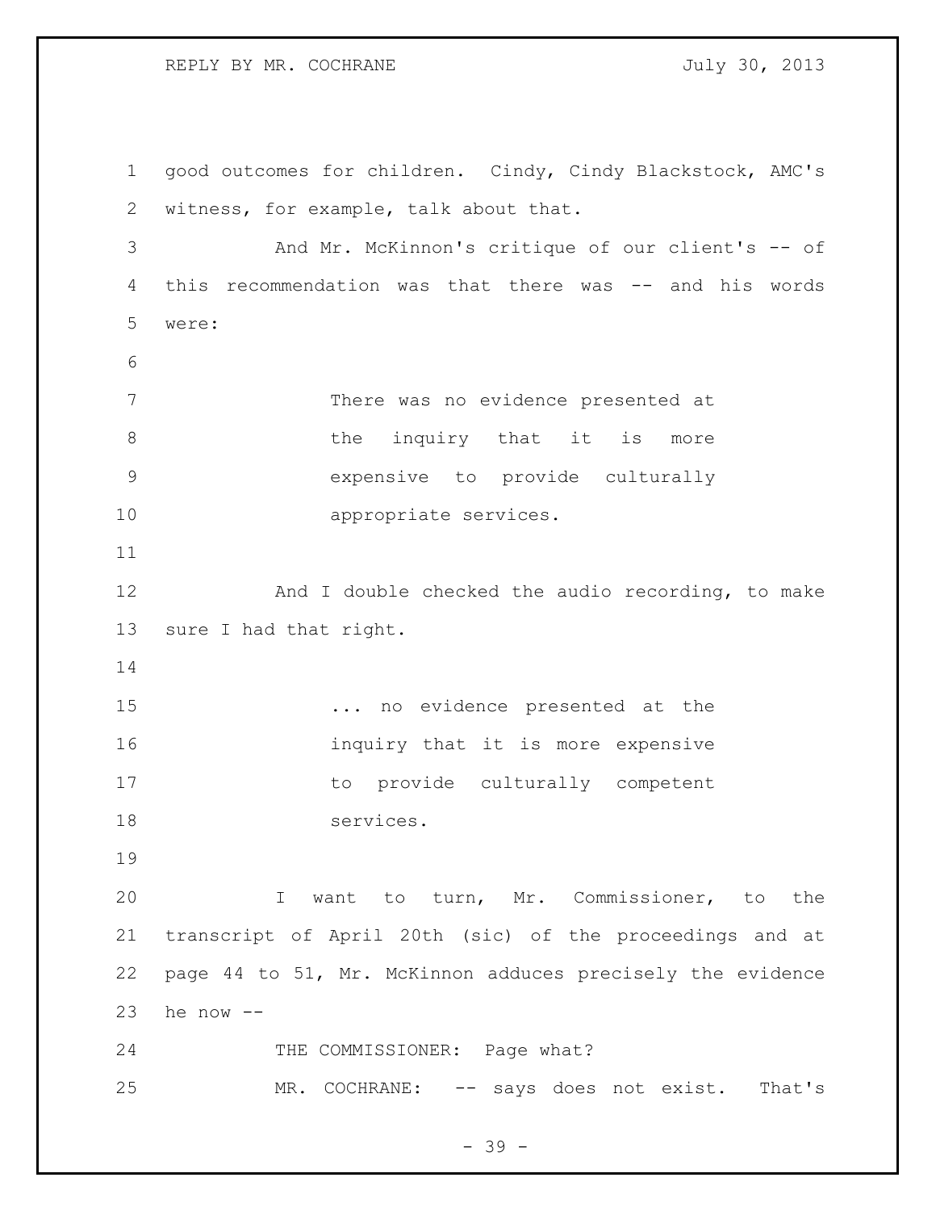good outcomes for children. Cindy, Cindy Blackstock, AMC's witness, for example, talk about that.

And Mr. McKinnon's critique of our client's -- of this recommendation was that there was -- and his words were:

> There was no evidence presented at the inquiry that it is more expensive to provide culturally appropriate services.

And I double checked the audio recording, to make sure I had that right.

> ... no evidence presented at the inquiry that it is more expensive to provide culturally competent services.

I want to turn, Mr. Commissioner, to the transcript of April 20th (sic) of the proceedings and at page 44 to 51, Mr. McKinnon adduces precisely the evidence he now --

THE COMMISSIONER: Page what?

MR. COCHRANE: -- says does not exist. That's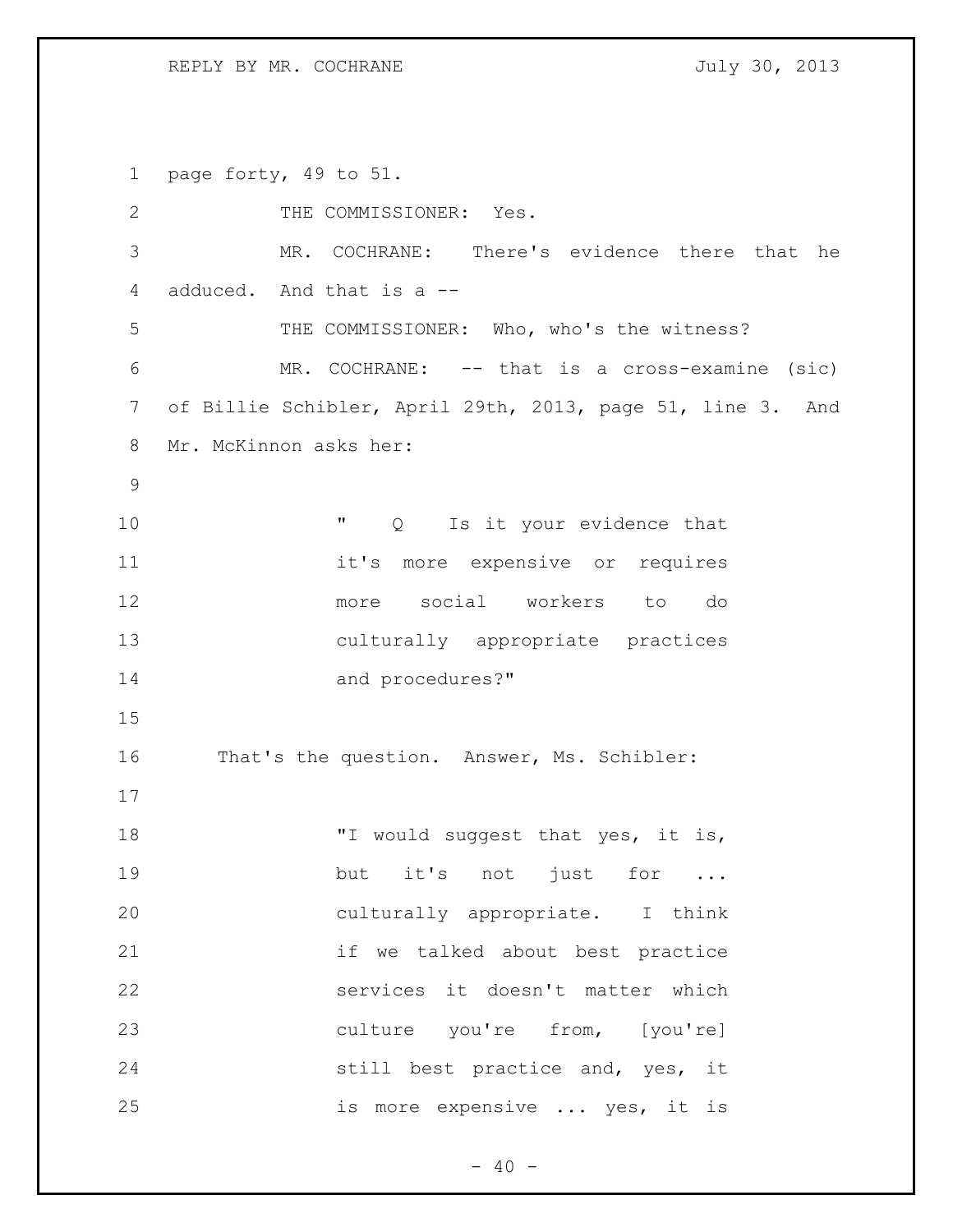page forty, 49 to 51.

THE COMMISSIONER: Yes.

MR. COCHRANE: There's evidence there that he adduced. And that is a --

THE COMMISSIONER: Who, who's the witness?

MR. COCHRANE: -- that is a cross-examine (sic) of Billie Schibler, April 29th, 2013, page 51, line 3. And Mr. McKinnon asks her:

> " Q Is it your evidence that it's more expensive or requires more social workers to do culturally appropriate practices and procedures?"

That's the question. Answer, Ms. Schibler:

> "I would suggest that yes, it is, but it's not just for ... culturally appropriate. I think if we talked about best practice services it doesn't matter which culture you're from, [you're] still best practice and, yes, it is more expensive ... yes, it is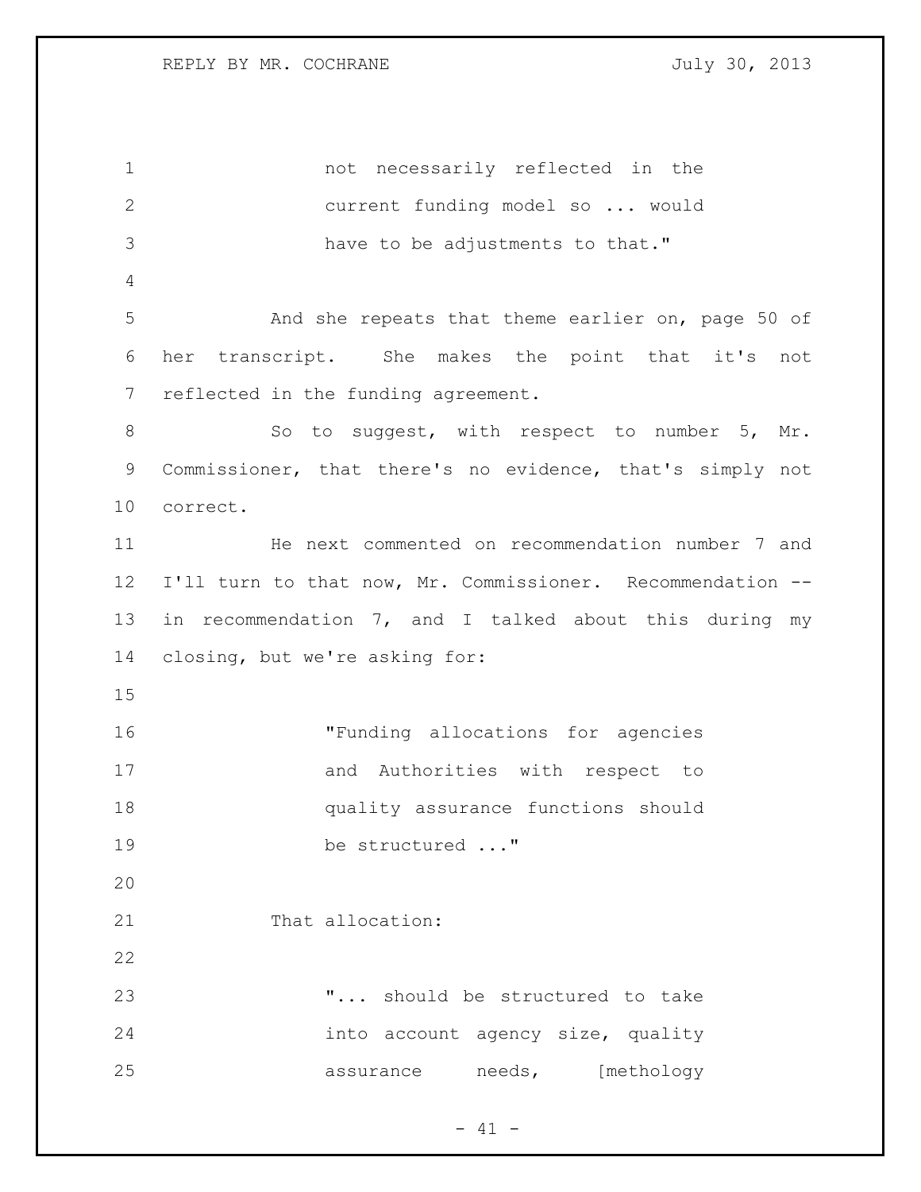not necessarily reflected in the current funding model so ... would have to be adjustments to that."

And she repeats that theme earlier on, page 50 of her transcript. She makes the point that it's not reflected in the funding agreement.

So to suggest, with respect to number 5, Mr. Commissioner, that there's no evidence, that's simply not correct.

He next commented on recommendation number 7 and I'll turn to that now, Mr. Commissioner. Recommendation -- in recommendation 7, and I talked about this during my closing, but we're asking for:

> "Funding allocations for agencies and Authorities with respect to quality assurance functions should be structured ..."

That allocation:

> "... should be structured to take into account agency size, quality assurance needs, [methology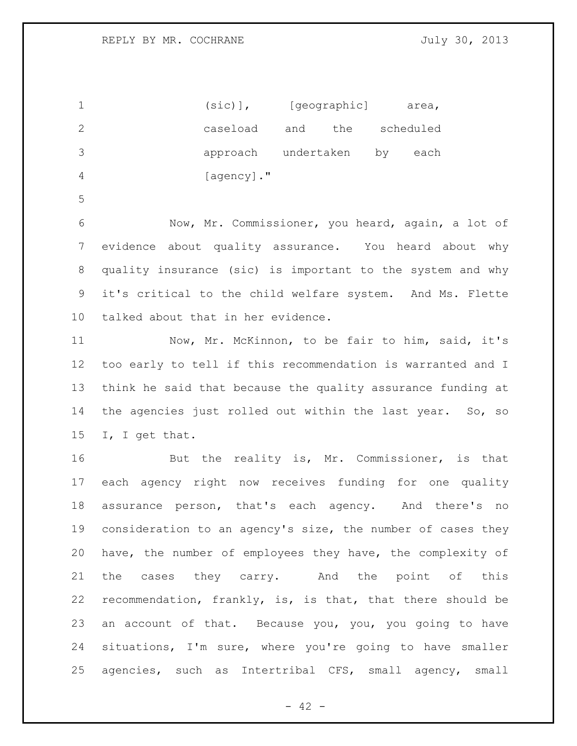(sic)], [geographic] area, caseload and the scheduled approach undertaken by each [agency]."

Now, Mr. Commissioner, you heard, again, a lot of evidence about quality assurance. You heard about why quality insurance (sic) is important to the system and why it's critical to the child welfare system. And Ms. Flette talked about that in her evidence.

Now, Mr. McKinnon, to be fair to him, said, it's too early to tell if this recommendation is warranted and I think he said that because the quality assurance funding at the agencies just rolled out within the last year. So, so I, I get that.

But the reality is, Mr. Commissioner, is that each agency right now receives funding for one quality assurance person, that's each agency. And there's no consideration to an agency's size, the number of cases they have, the number of employees they have, the complexity of the cases they carry. And the point of this recommendation, frankly, is, is that, that there should be an account of that. Because you, you, you going to have situations, I'm sure, where you're going to have smaller agencies, such as Intertribal CFS, small agency, small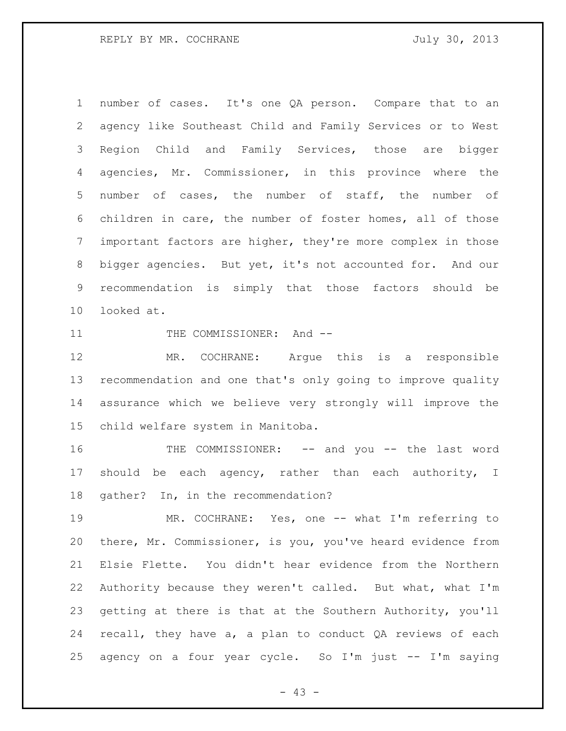number of cases. It's one QA person. Compare that to an agency like Southeast Child and Family Services or to West Region Child and Family Services, those are bigger agencies, Mr. Commissioner, in this province where the number of cases, the number of staff, the number of children in care, the number of foster homes, all of those important factors are higher, they're more complex in those bigger agencies. But yet, it's not accounted for. And our recommendation is simply that those factors should be looked at.

THE COMMISSIONER: And --

MR. COCHRANE: Argue this is a responsible recommendation and one that's only going to improve quality assurance which we believe very strongly will improve the child welfare system in Manitoba.

THE COMMISSIONER: -- and you -- the last word should be each agency, rather than each authority, I gather? In, in the recommendation?

MR. COCHRANE: Yes, one -- what I'm referring to there, Mr. Commissioner, is you, you've heard evidence from Elsie Flette. You didn't hear evidence from the Northern Authority because they weren't called. But what, what I'm getting at there is that at the Southern Authority, you'll recall, they have a, a plan to conduct QA reviews of each agency on a four year cycle. So I'm just -- I'm saying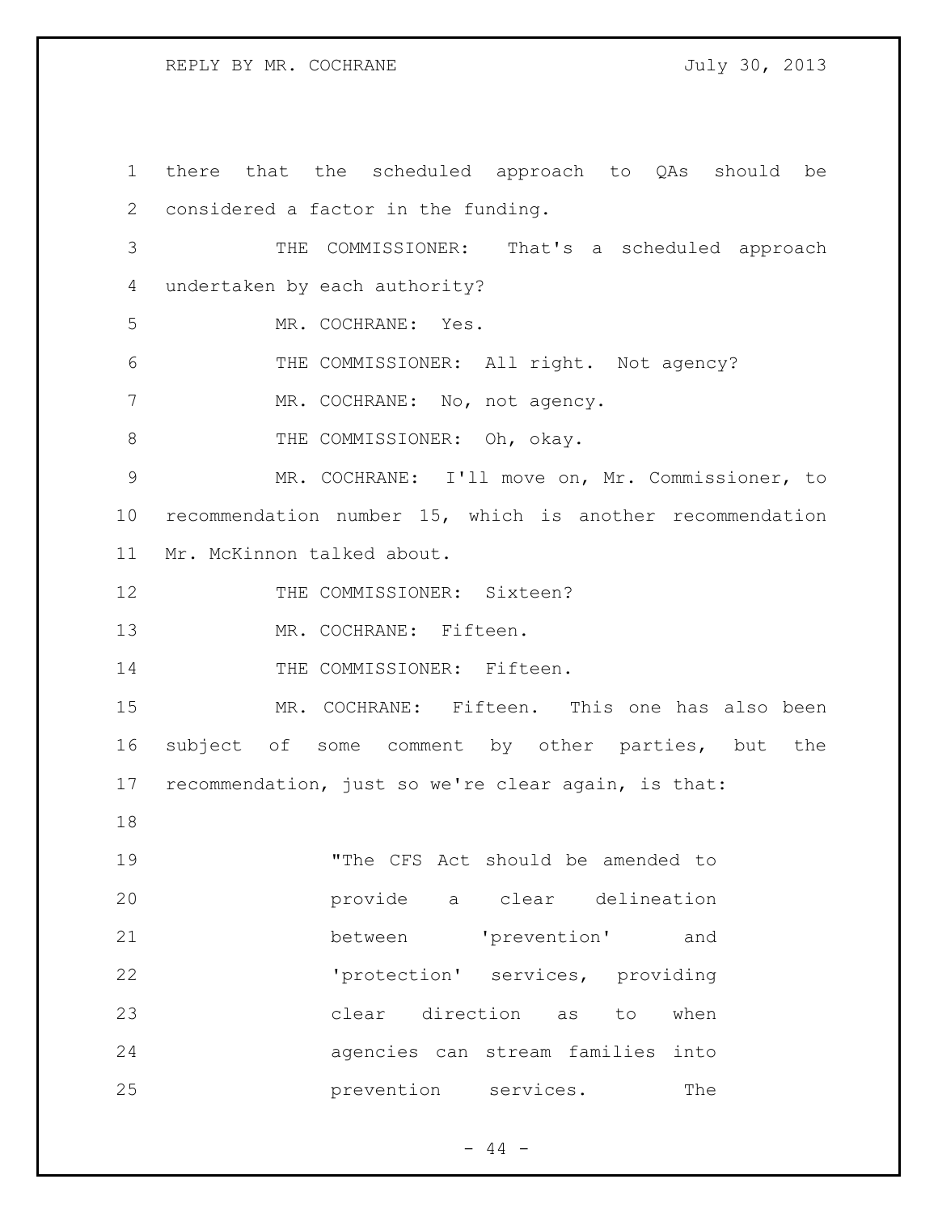there that the scheduled approach to QAs should be considered a factor in the funding.

THE COMMISSIONER: That's a scheduled approach undertaken by each authority?

MR. COCHRANE: Yes.

THE COMMISSIONER: All right. Not agency?

MR. COCHRANE: No, not agency.

THE COMMISSIONER: Oh, okay.

MR. COCHRANE: I'll move on, Mr. Commissioner, to recommendation number 15, which is another recommendation Mr. McKinnon talked about.

THE COMMISSIONER: Sixteen?

MR. COCHRANE: Fifteen.

THE COMMISSIONER: Fifteen.

MR. COCHRANE: Fifteen. This one has also been subject of some comment by other parties, but the recommendation, just so we're clear again, is that:

> "The CFS Act should be amended to provide a clear delineation between 'prevention' and 'protection' services, providing clear direction as to when agencies can stream families into prevention services. The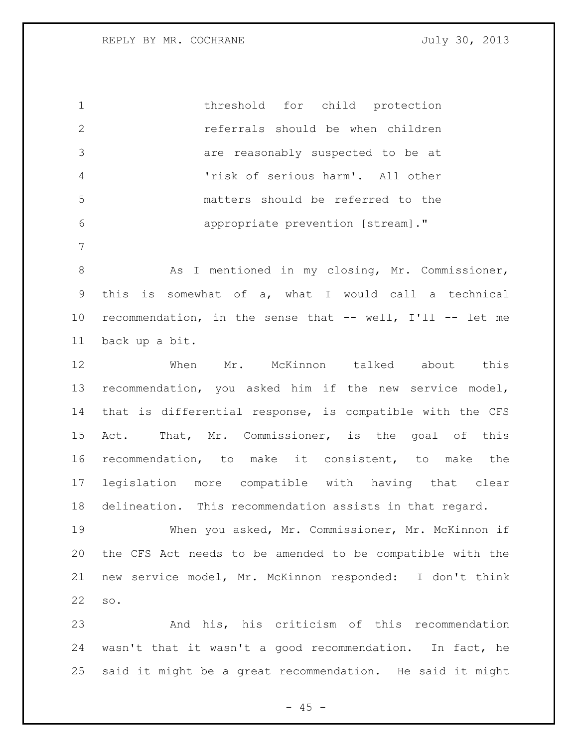threshold for child protection referrals should be when children are reasonably suspected to be at 'risk of serious harm'. All other matters should be referred to the appropriate prevention [stream]."

As I mentioned in my closing, Mr. Commissioner, this is somewhat of a, what I would call a technical recommendation, in the sense that -- well, I'll -- let me back up a bit.

When Mr. McKinnon talked about this recommendation, you asked him if the new service model, that is differential response, is compatible with the CFS Act. That, Mr. Commissioner, is the goal of this recommendation, to make it consistent, to make the legislation more compatible with having that clear delineation. This recommendation assists in that regard.

When you asked, Mr. Commissioner, Mr. McKinnon if the CFS Act needs to be amended to be compatible with the new service model, Mr. McKinnon responded: I don't think so.

And his, his criticism of this recommendation wasn't that it wasn't a good recommendation. In fact, he said it might be a great recommendation. He said it might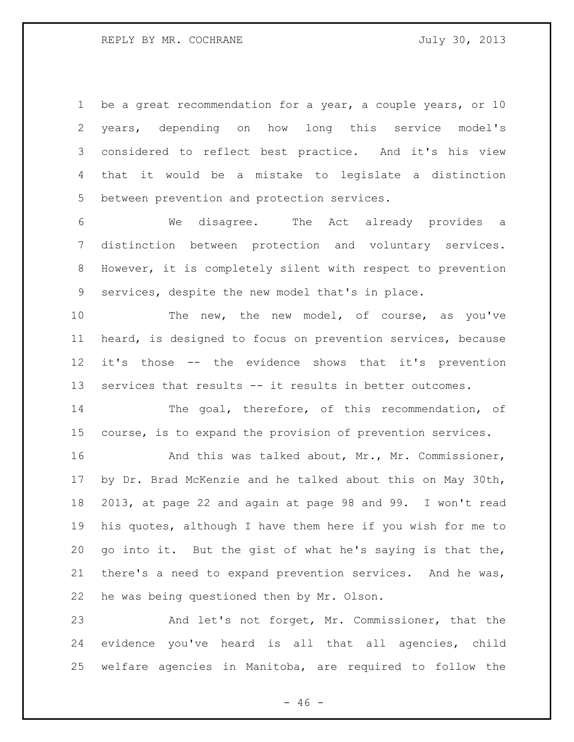be a great recommendation for a year, a couple years, or 10 years, depending on how long this service model's considered to reflect best practice. And it's his view that it would be a mistake to legislate a distinction between prevention and protection services.

We disagree. The Act already provides a distinction between protection and voluntary services. However, it is completely silent with respect to prevention services, despite the new model that's in place.

The new, the new model, of course, as you've heard, is designed to focus on prevention services, because it's those -- the evidence shows that it's prevention services that results -- it results in better outcomes.

The goal, therefore, of this recommendation, of course, is to expand the provision of prevention services.

And this was talked about, Mr., Mr. Commissioner, by Dr. Brad McKenzie and he talked about this on May 30th, 2013, at page 22 and again at page 98 and 99. I won't read his quotes, although I have them here if you wish for me to go into it. But the gist of what he's saying is that the, there's a need to expand prevention services. And he was, he was being questioned then by Mr. Olson.

And let's not forget, Mr. Commissioner, that the evidence you've heard is all that all agencies, child welfare agencies in Manitoba, are required to follow the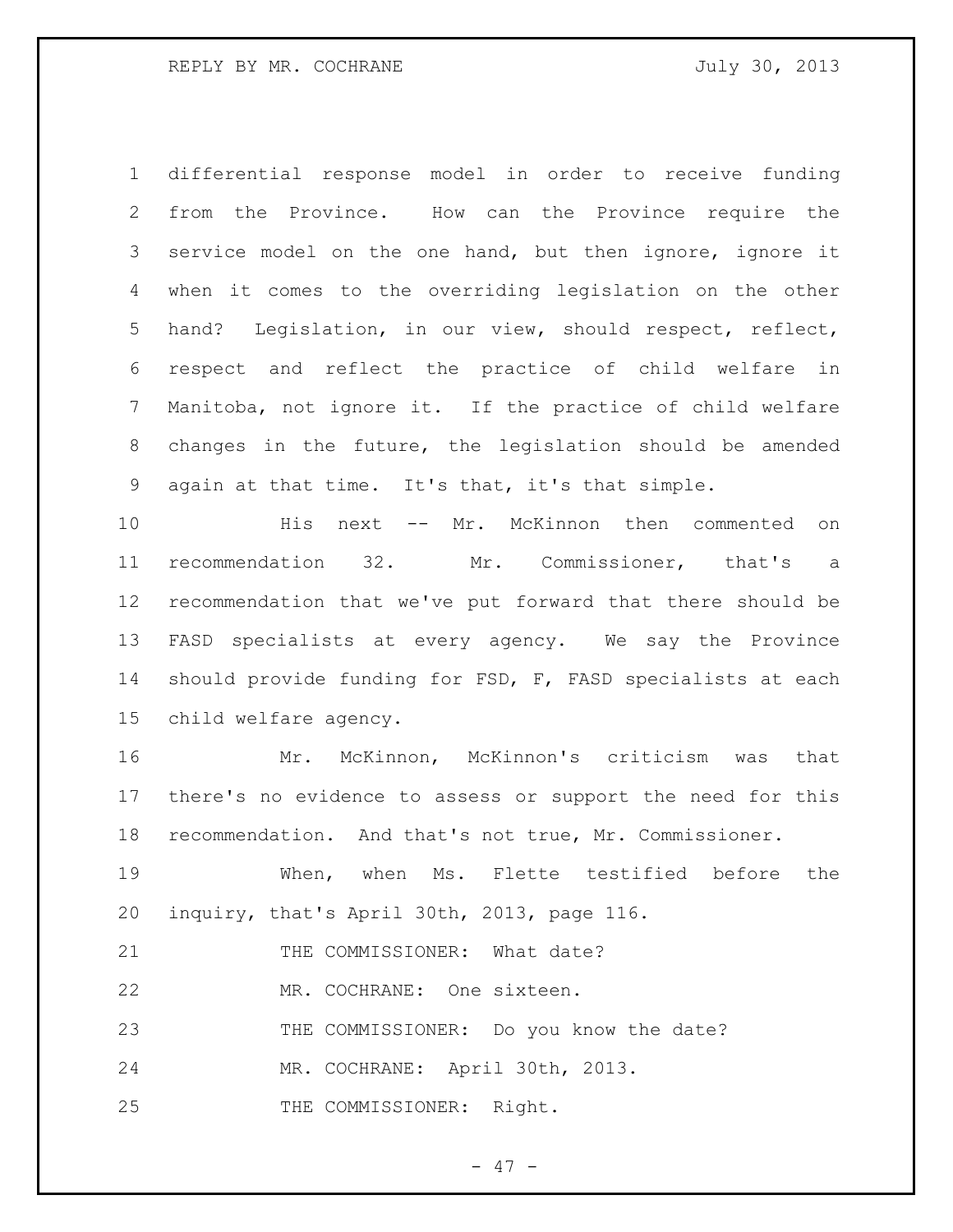differential response model in order to receive funding from the Province. How can the Province require the service model on the one hand, but then ignore, ignore it when it comes to the overriding legislation on the other hand? Legislation, in our view, should respect, reflect, respect and reflect the practice of child welfare in Manitoba, not ignore it. If the practice of child welfare changes in the future, the legislation should be amended again at that time. It's that, it's that simple.

His next -- Mr. McKinnon then commented on recommendation 32. Mr. Commissioner, that's a recommendation that we've put forward that there should be FASD specialists at every agency. We say the Province should provide funding for FSD, F, FASD specialists at each child welfare agency.

Mr. McKinnon, McKinnon's criticism was that there's no evidence to assess or support the need for this recommendation. And that's not true, Mr. Commissioner.

When, when Ms. Flette testified before the inquiry, that's April 30th, 2013, page 116.

THE COMMISSIONER: What date?

MR. COCHRANE: One sixteen.

THE COMMISSIONER: Do you know the date?

MR. COCHRANE: April 30th, 2013.

THE COMMISSIONER: Right.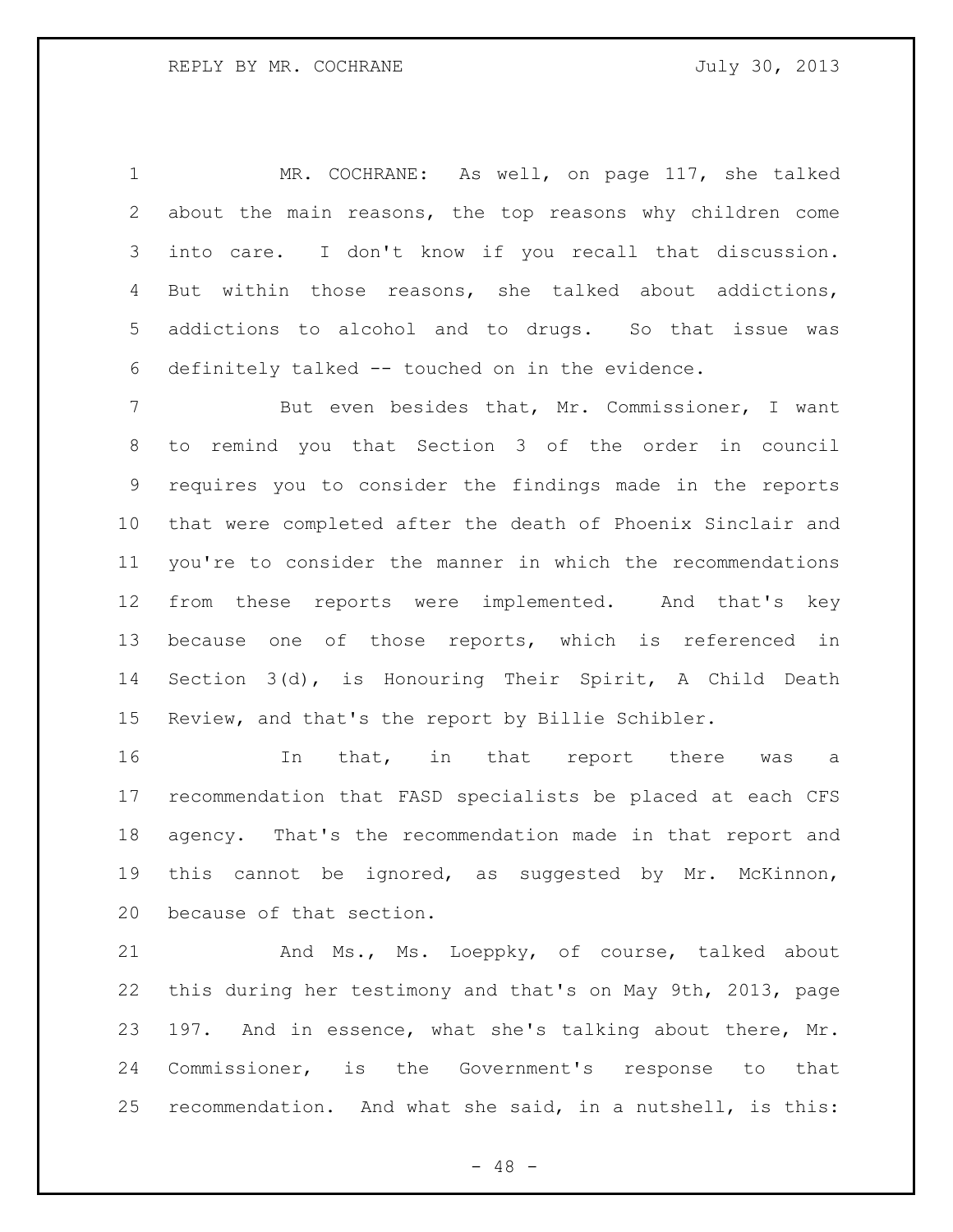MR. COCHRANE: As well, on page 117, she talked about the main reasons, the top reasons why children come into care. I don't know if you recall that discussion. But within those reasons, she talked about addictions, addictions to alcohol and to drugs. So that issue was definitely talked -- touched on in the evidence.

But even besides that, Mr. Commissioner, I want to remind you that Section 3 of the order in council requires you to consider the findings made in the reports that were completed after the death of Phoenix Sinclair and you're to consider the manner in which the recommendations from these reports were implemented. And that's key because one of those reports, which is referenced in Section 3(d), is Honouring Their Spirit, A Child Death Review, and that's the report by Billie Schibler.

In that, in that report there was a recommendation that FASD specialists be placed at each CFS agency. That's the recommendation made in that report and this cannot be ignored, as suggested by Mr. McKinnon, because of that section.

And Ms., Ms. Loeppky, of course, talked about this during her testimony and that's on May 9th, 2013, page 197. And in essence, what she's talking about there, Mr. Commissioner, is the Government's response to that recommendation. And what she said, in a nutshell, is this: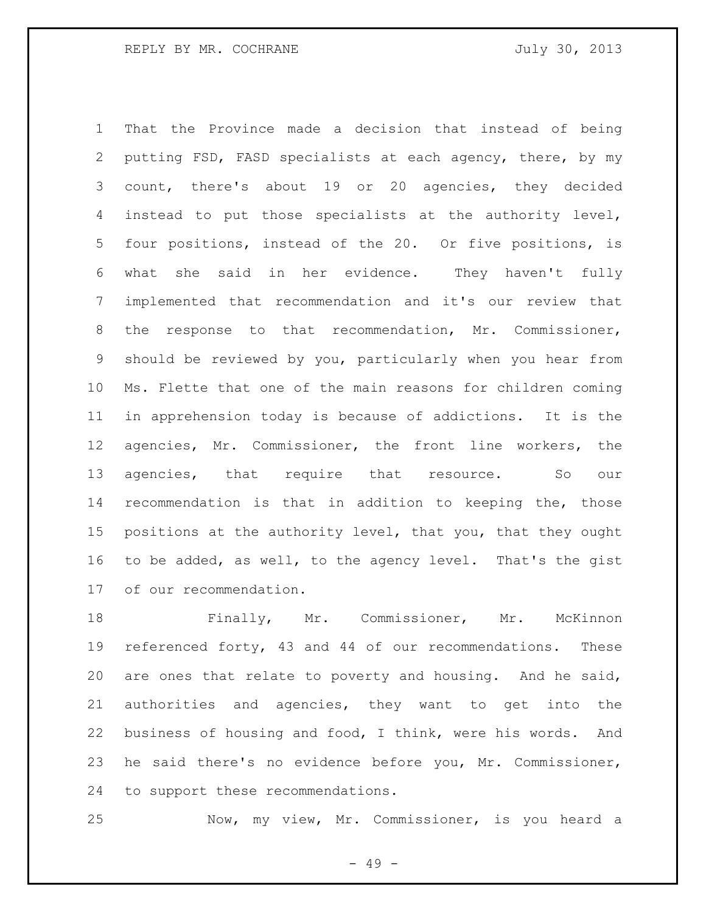That the Province made a decision that instead of being putting FSD, FASD specialists at each agency, there, by my count, there's about 19 or 20 agencies, they decided instead to put those specialists at the authority level, four positions, instead of the 20. Or five positions, is what she said in her evidence. They haven't fully implemented that recommendation and it's our review that the response to that recommendation, Mr. Commissioner, should be reviewed by you, particularly when you hear from Ms. Flette that one of the main reasons for children coming in apprehension today is because of addictions. It is the agencies, Mr. Commissioner, the front line workers, the agencies, that require that resource. So our recommendation is that in addition to keeping the, those positions at the authority level, that you, that they ought to be added, as well, to the agency level. That's the gist of our recommendation.

Finally, Mr. Commissioner, Mr. McKinnon referenced forty, 43 and 44 of our recommendations. These are ones that relate to poverty and housing. And he said, authorities and agencies, they want to get into the business of housing and food, I think, were his words. And he said there's no evidence before you, Mr. Commissioner, to support these recommendations.

Now, my view, Mr. Commissioner, is you heard a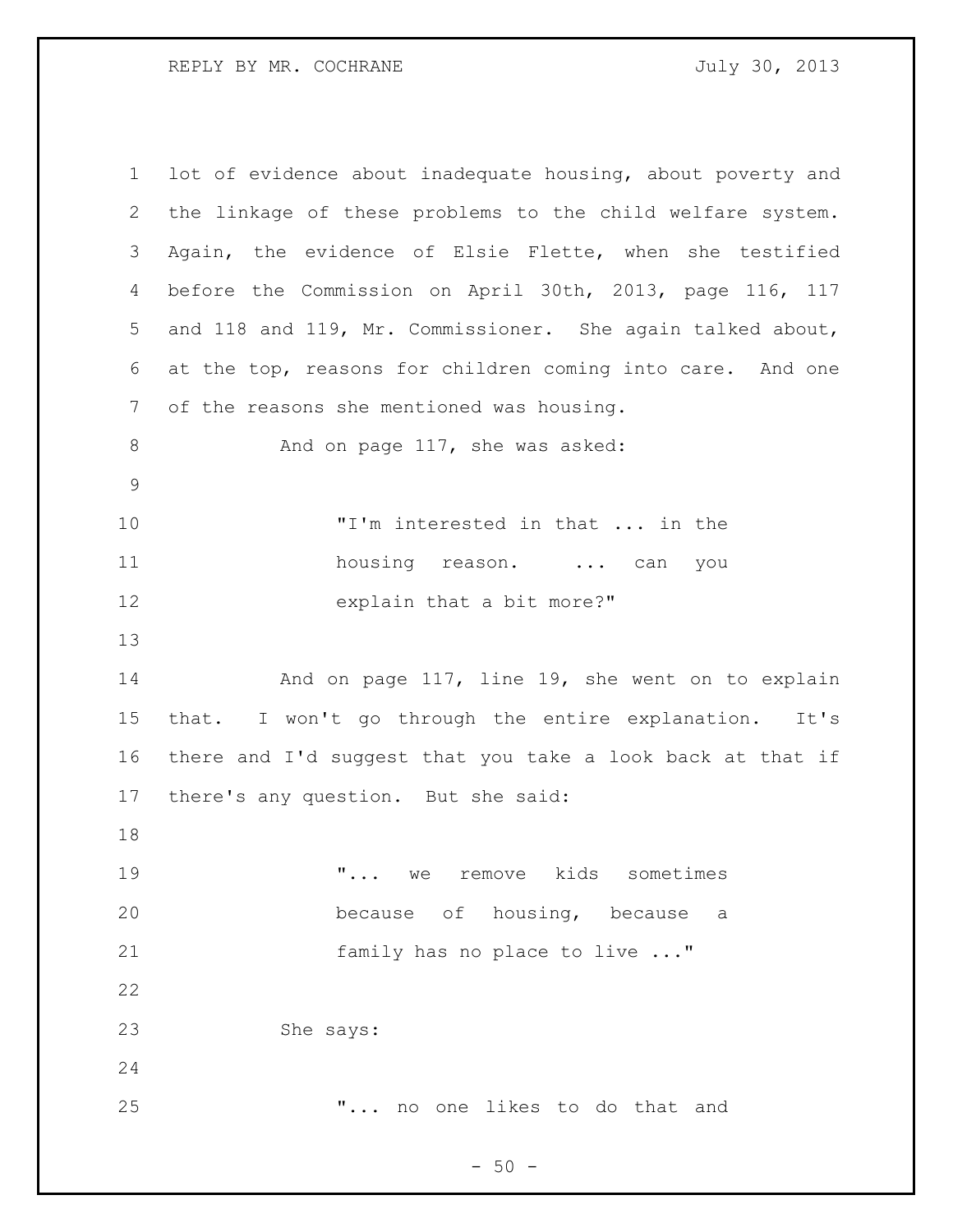lot of evidence about inadequate housing, about poverty and the linkage of these problems to the child welfare system. Again, the evidence of Elsie Flette, when she testified before the Commission on April 30th, 2013, page 116, 117 and 118 and 119, Mr. Commissioner. She again talked about, at the top, reasons for children coming into care. And one of the reasons she mentioned was housing.

And on page 117, she was asked:

> "I'm interested in that ... in the housing reason. ... can you explain that a bit more?"

And on page 117, line 19, she went on to explain that. I won't go through the entire explanation. It's there and I'd suggest that you take a look back at that if there's any question. But she said:

> "... we remove kids sometimes because of housing, because a family has no place to live ..."

She says:

> "... no one likes to do that and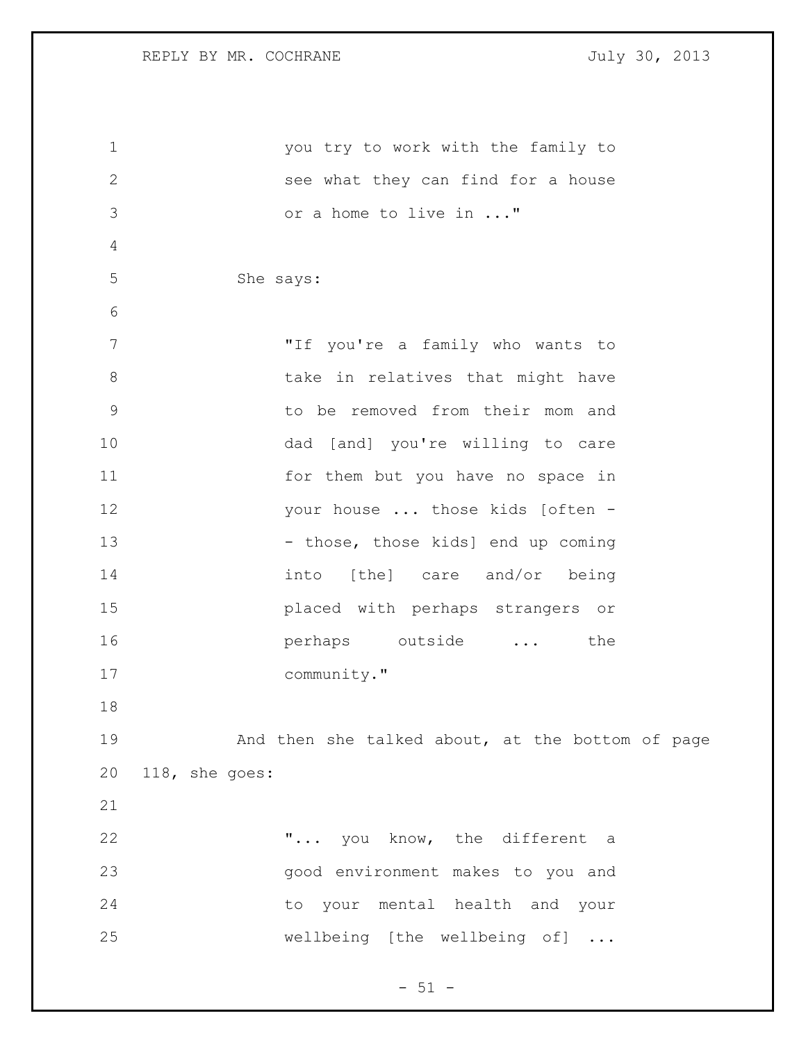you try to work with the family to see what they can find for a house or a home to live in ..."

She says:

"If you're a family who wants to take in relatives that might have to be removed from their mom and dad [and] you're willing to care for them but you have no space in your house ... those kids [often -- those, those kids] end up coming into [the] care and/or being placed with perhaps strangers or perhaps outside ... the community."

And then she talked about, at the bottom of page 118, she goes:

"... you know, the different a good environment makes to you and to your mental health and your wellbeing [the wellbeing of] ...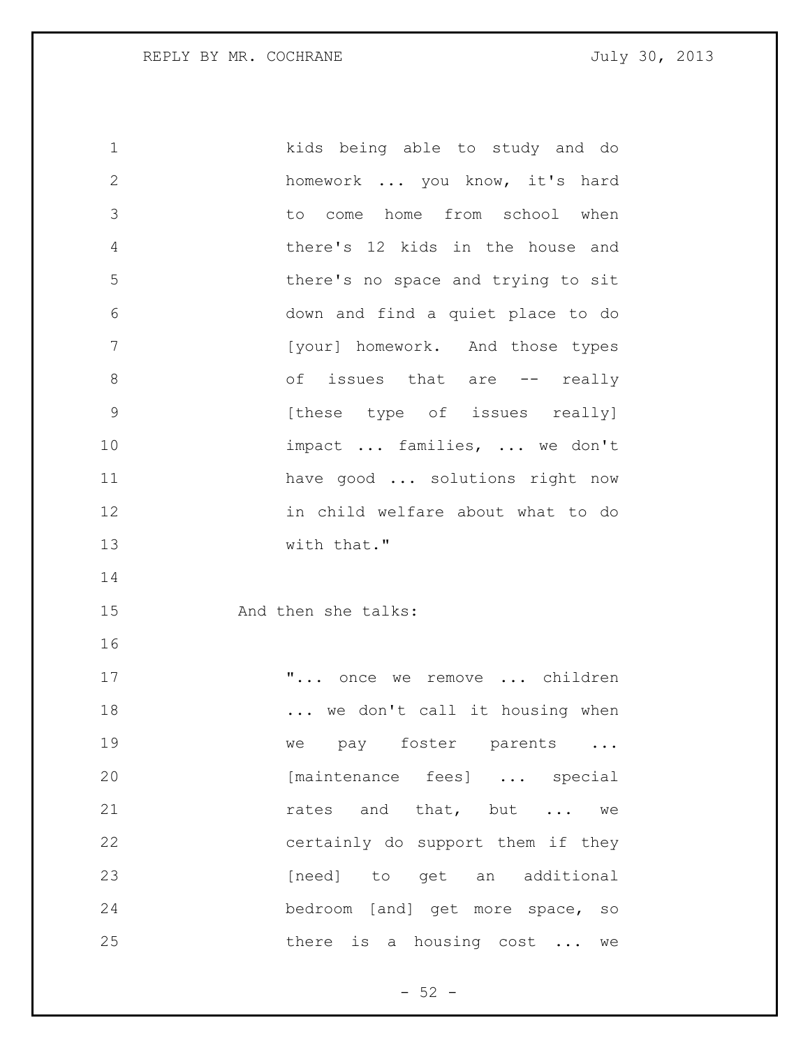> kids being able to study and do homework ... you know, it's hard to come home from school when there's 12 kids in the house and there's no space and trying to sit down and find a quiet place to do [your] homework. And those types of issues that are -- really [these type of issues really] impact ... families, ... we don't have good ... solutions right now in child welfare about what to do with that."

And then she talks:

> "... once we remove ... children ... we don't call it housing when we pay foster parents ... [maintenance fees] ... special rates and that, but ... we certainly do support them if they [need] to get an additional bedroom [and] get more space, so there is a housing cost ... we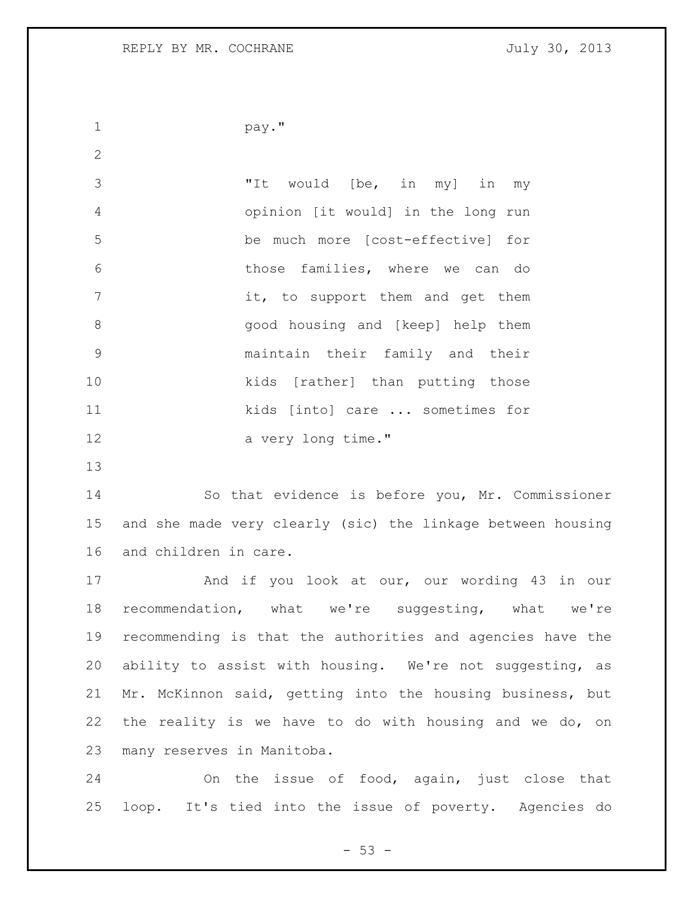pay."

"It would [be, in my] in my opinion [it would] in the long run be much more [cost-effective] for those families, where we can do it, to support them and get them good housing and [keep] help them maintain their family and their kids [rather] than putting those kids [into] care ... sometimes for a very long time."

So that evidence is before you, Mr. Commissioner and she made very clearly (sic) the linkage between housing and children in care.

And if you look at our, our wording 43 in our recommendation, what we're suggesting, what we're recommending is that the authorities and agencies have the ability to assist with housing. We're not suggesting, as Mr. McKinnon said, getting into the housing business, but the reality is we have to do with housing and we do, on many reserves in Manitoba.

On the issue of food, again, just close that loop. It's tied into the issue of poverty. Agencies do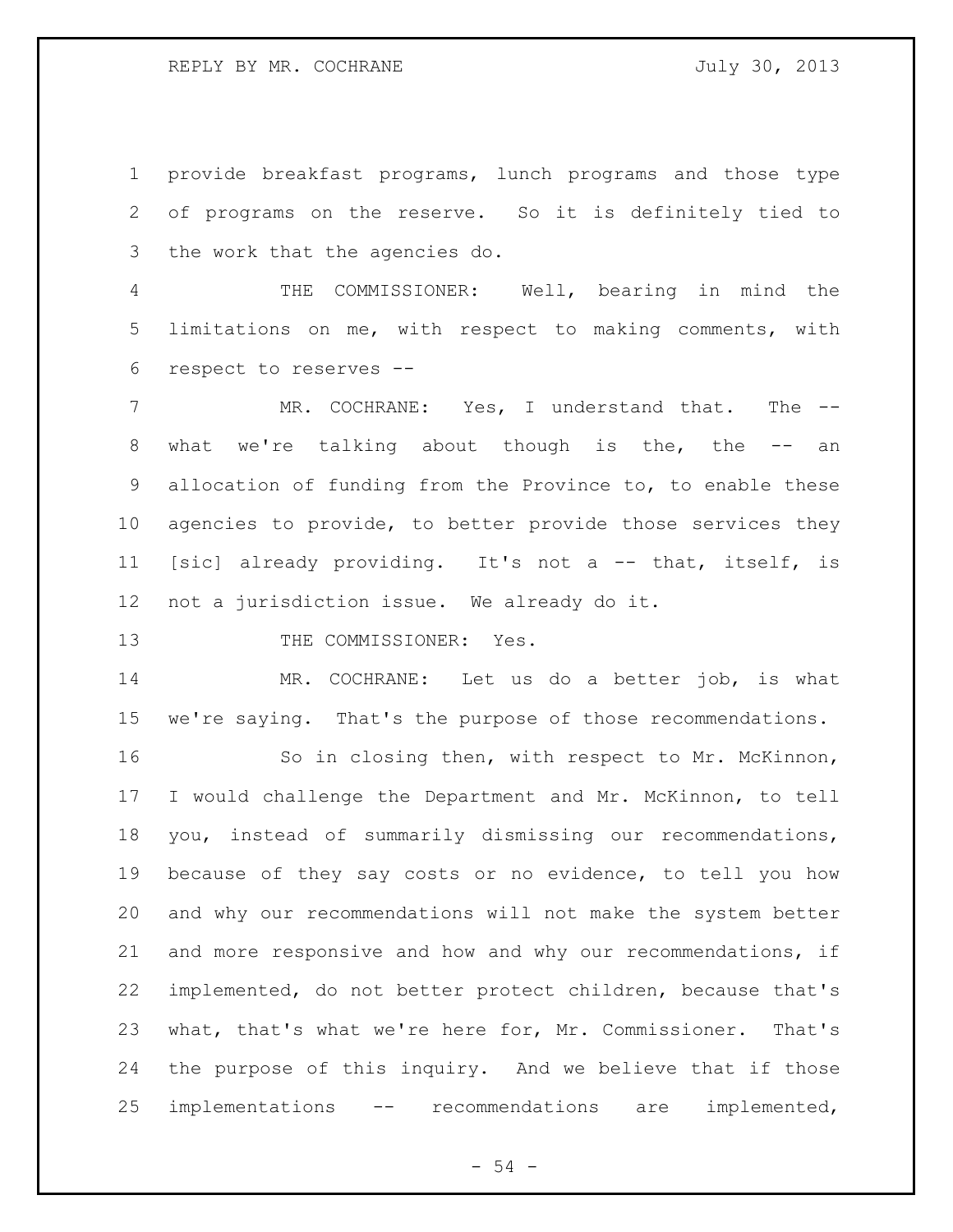provide breakfast programs, lunch programs and those type of programs on the reserve. So it is definitely tied to the work that the agencies do.

THE COMMISSIONER: Well, bearing in mind the limitations on me, with respect to making comments, with respect to reserves --

MR. COCHRANE: Yes, I understand that. The -- what we're talking about though is the, the -- an allocation of funding from the Province to, to enable these agencies to provide, to better provide those services they [sic] already providing. It's not a -- that, itself, is not a jurisdiction issue. We already do it.

THE COMMISSIONER: Yes.

MR. COCHRANE: Let us do a better job, is what we're saying. That's the purpose of those recommendations.

So in closing then, with respect to Mr. McKinnon, I would challenge the Department and Mr. McKinnon, to tell you, instead of summarily dismissing our recommendations, because of they say costs or no evidence, to tell you how and why our recommendations will not make the system better and more responsive and how and why our recommendations, if implemented, do not better protect children, because that's what, that's what we're here for, Mr. Commissioner. That's the purpose of this inquiry. And we believe that if those implementations -- recommendations are implemented,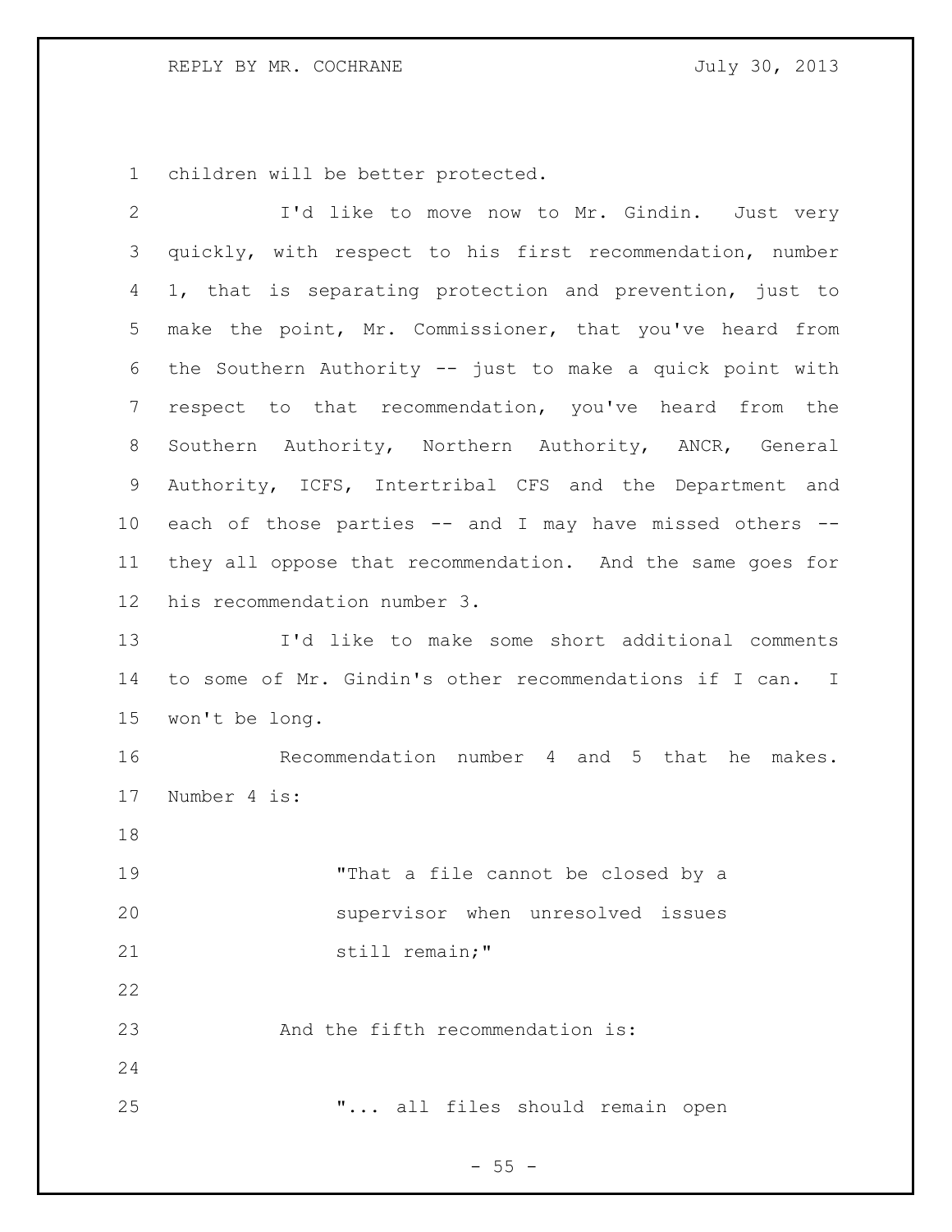children will be better protected.

I'd like to move now to Mr. Gindin. Just very quickly, with respect to his first recommendation, number 1, that is separating protection and prevention, just to make the point, Mr. Commissioner, that you've heard from the Southern Authority -- just to make a quick point with respect to that recommendation, you've heard from the Southern Authority, Northern Authority, ANCR, General Authority, ICFS, Intertribal CFS and the Department and each of those parties -- and I may have missed others -- they all oppose that recommendation. And the same goes for his recommendation number 3.

I'd like to make some short additional comments to some of Mr. Gindin's other recommendations if I can. I won't be long.

Recommendation number 4 and 5 that he makes. Number 4 is:

> "That a file cannot be closed by a supervisor when unresolved issues still remain;"

And the fifth recommendation is:

> "... all files should remain open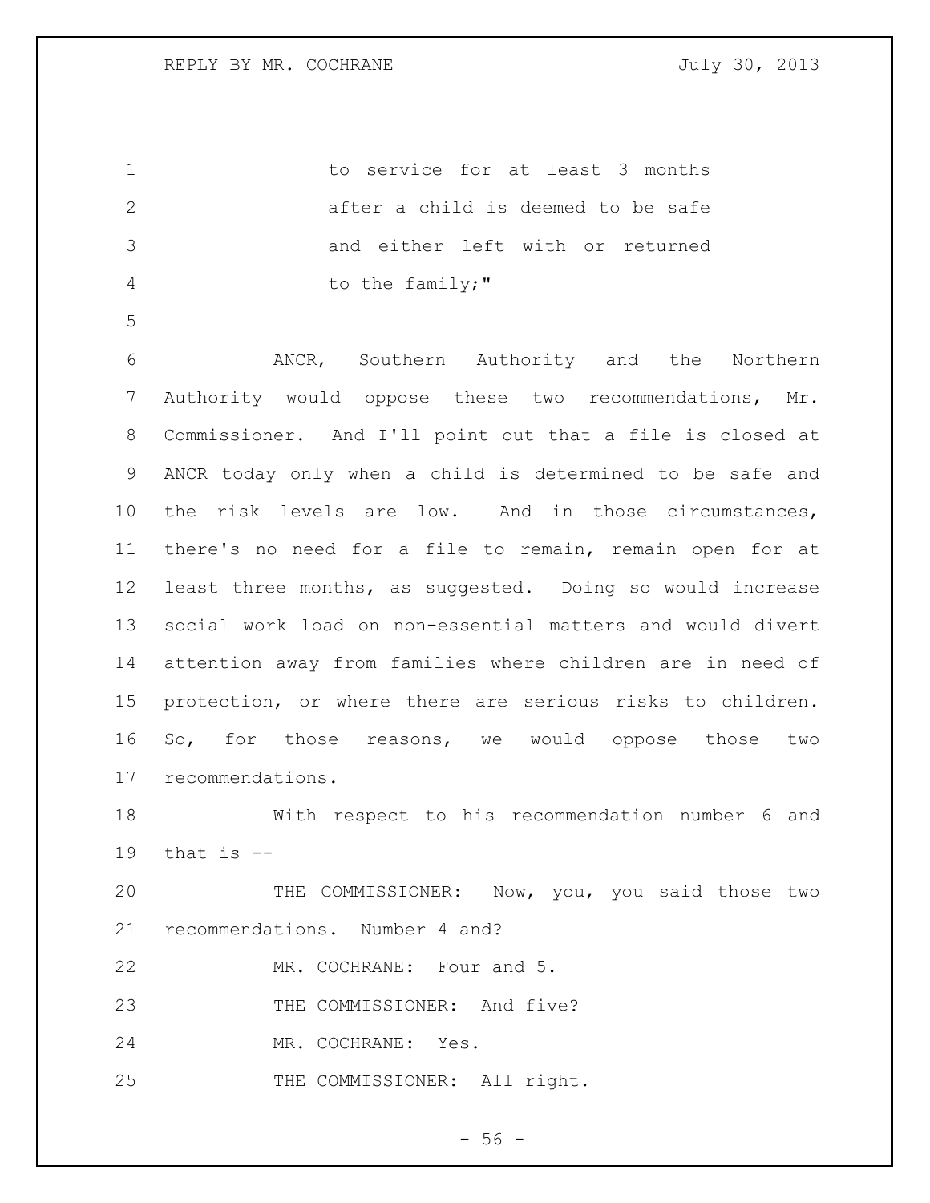to service for at least 3 months after a child is deemed to be safe and either left with or returned to the family;"

ANCR, Southern Authority and the Northern Authority would oppose these two recommendations, Mr. Commissioner. And I'll point out that a file is closed at ANCR today only when a child is determined to be safe and the risk levels are low. And in those circumstances, there's no need for a file to remain, remain open for at least three months, as suggested. Doing so would increase social work load on non-essential matters and would divert attention away from families where children are in need of protection, or where there are serious risks to children. So, for those reasons, we would oppose those two recommendations.

With respect to his recommendation number 6 and that is --

THE COMMISSIONER: Now, you, you said those two recommendations. Number 4 and?

MR. COCHRANE: Four and 5.

THE COMMISSIONER: And five?

MR. COCHRANE: Yes.

THE COMMISSIONER: All right.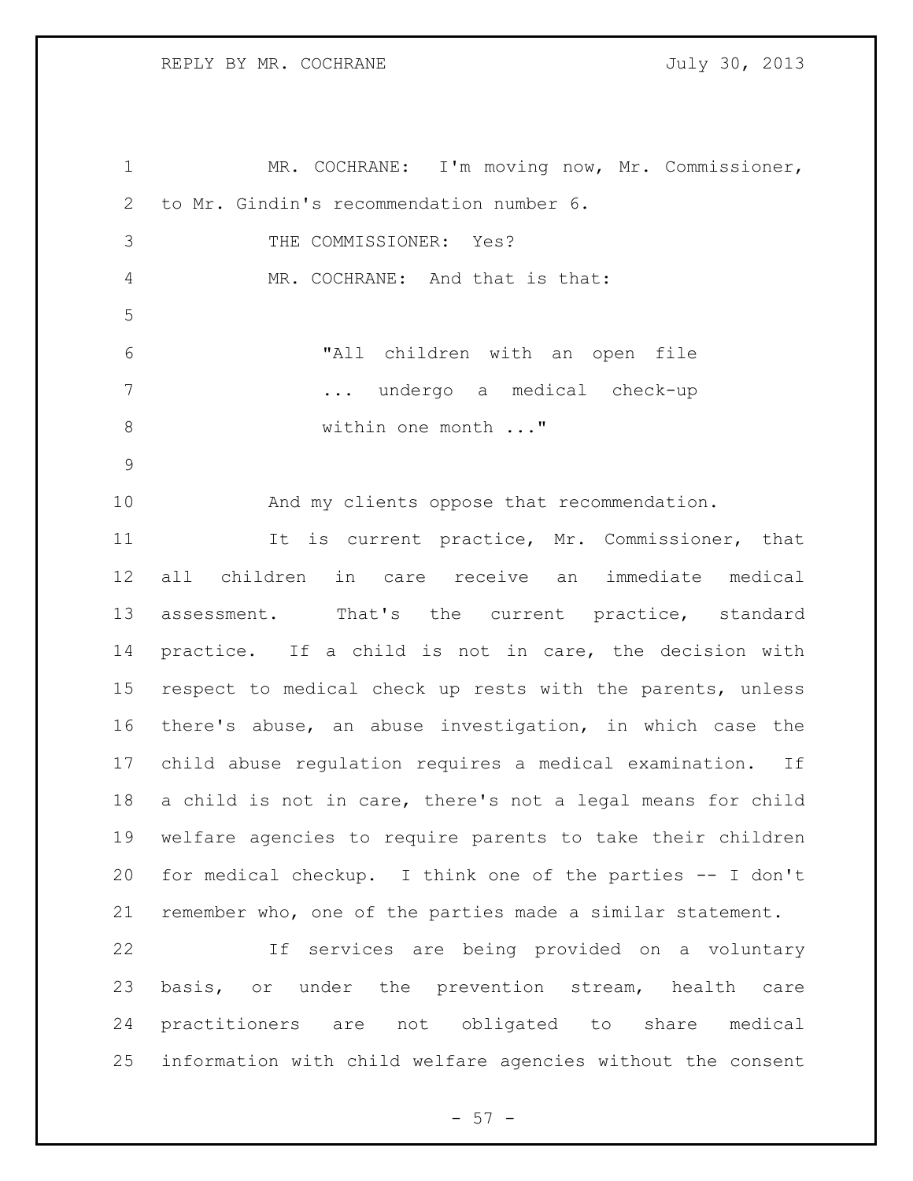MR. COCHRANE: I'm moving now, Mr. Commissioner, to Mr. Gindin's recommendation number 6.

THE COMMISSIONER: Yes?

MR. COCHRANE: And that is that:

> "All children with an open file ... undergo a medical check-up within one month ..."

And my clients oppose that recommendation.

It is current practice, Mr. Commissioner, that all children in care receive an immediate medical assessment. That's the current practice, standard practice. If a child is not in care, the decision with respect to medical check up rests with the parents, unless there's abuse, an abuse investigation, in which case the child abuse regulation requires a medical examination. If a child is not in care, there's not a legal means for child welfare agencies to require parents to take their children for medical checkup. I think one of the parties -- I don't remember who, one of the parties made a similar statement.

If services are being provided on a voluntary basis, or under the prevention stream, health care practitioners are not obligated to share medical information with child welfare agencies without the consent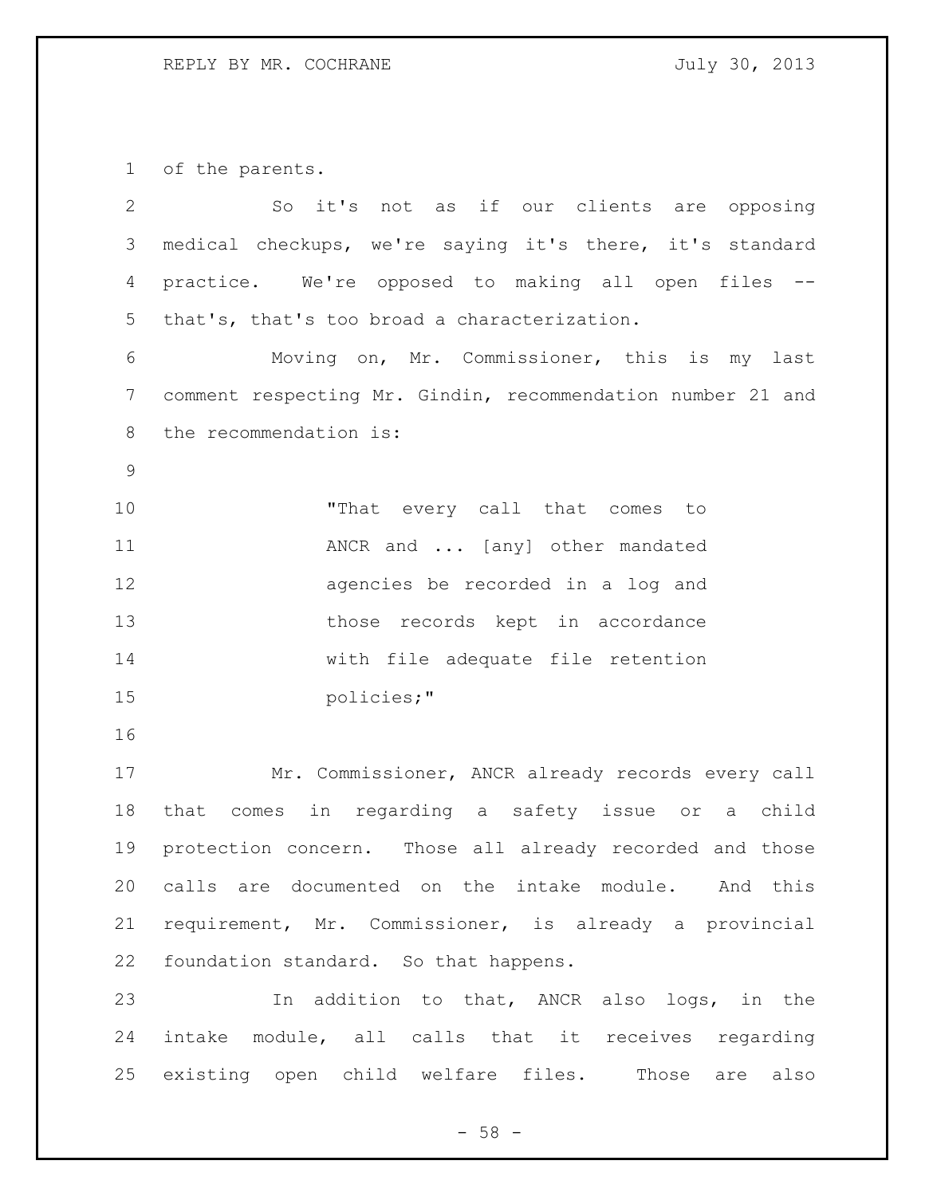of the parents.

So it's not as if our clients are opposing medical checkups, we're saying it's there, it's standard practice. We're opposed to making all open files -- that's, that's too broad a characterization.

Moving on, Mr. Commissioner, this is my last comment respecting Mr. Gindin, recommendation number 21 and the recommendation is:

> "That every call that comes to ANCR and ... [any] other mandated agencies be recorded in a log and those records kept in accordance with file adequate file retention policies;"

Mr. Commissioner, ANCR already records every call that comes in regarding a safety issue or a child protection concern. Those all already recorded and those calls are documented on the intake module. And this requirement, Mr. Commissioner, is already a provincial foundation standard. So that happens.

In addition to that, ANCR also logs, in the intake module, all calls that it receives regarding existing open child welfare files. Those are also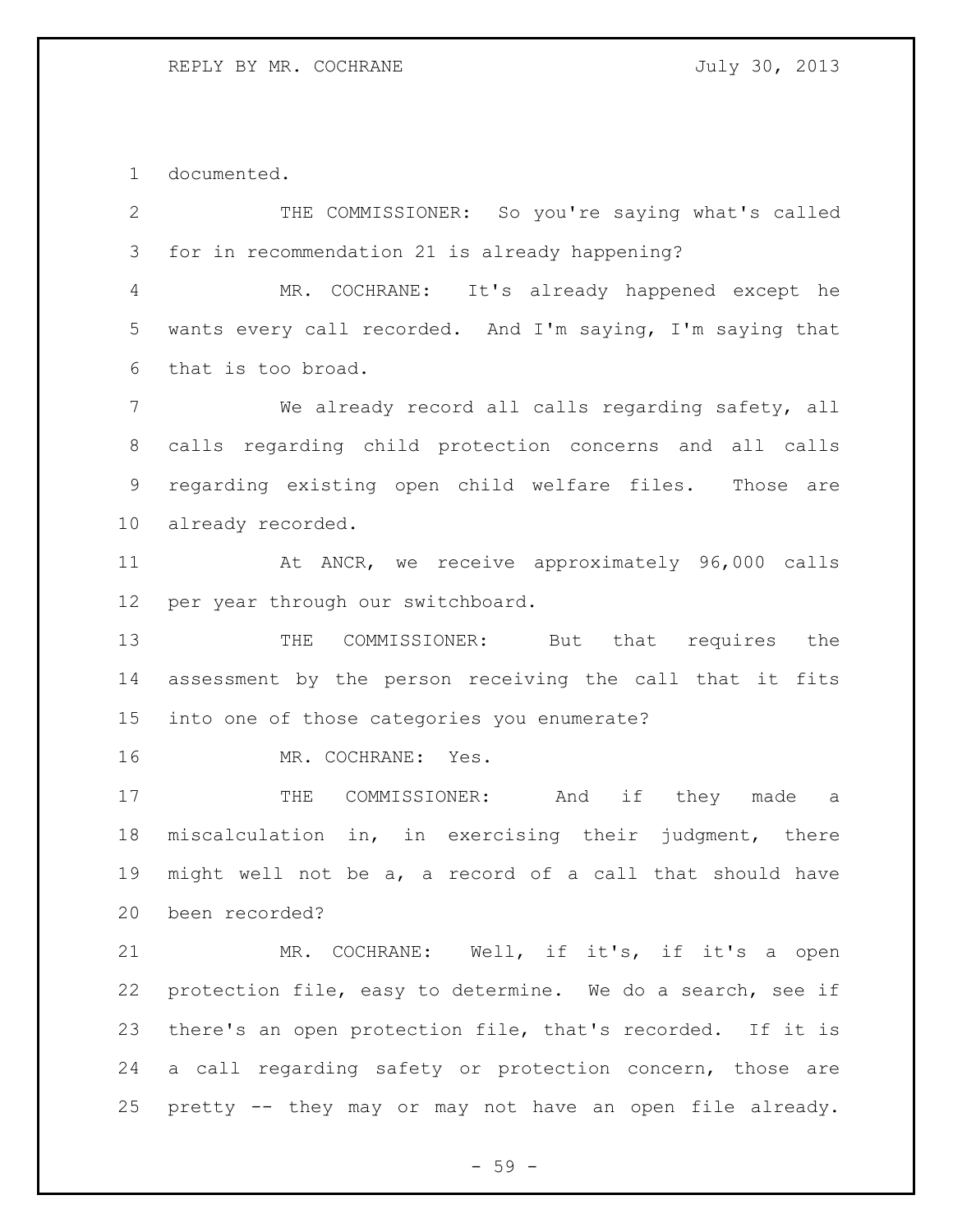documented.

THE COMMISSIONER: So you're saying what's called for in recommendation 21 is already happening?

MR. COCHRANE: It's already happened except he wants every call recorded. And I'm saying, I'm saying that that is too broad.

We already record all calls regarding safety, all calls regarding child protection concerns and all calls regarding existing open child welfare files. Those are already recorded.

At ANCR, we receive approximately 96,000 calls per year through our switchboard.

THE COMMISSIONER: But that requires the assessment by the person receiving the call that it fits into one of those categories you enumerate?

MR. COCHRANE: Yes.

THE COMMISSIONER: And if they made a miscalculation in, in exercising their judgment, there might well not be a, a record of a call that should have been recorded?

MR. COCHRANE: Well, if it's, if it's a open protection file, easy to determine. We do a search, see if there's an open protection file, that's recorded. If it is a call regarding safety or protection concern, those are pretty -- they may or may not have an open file already.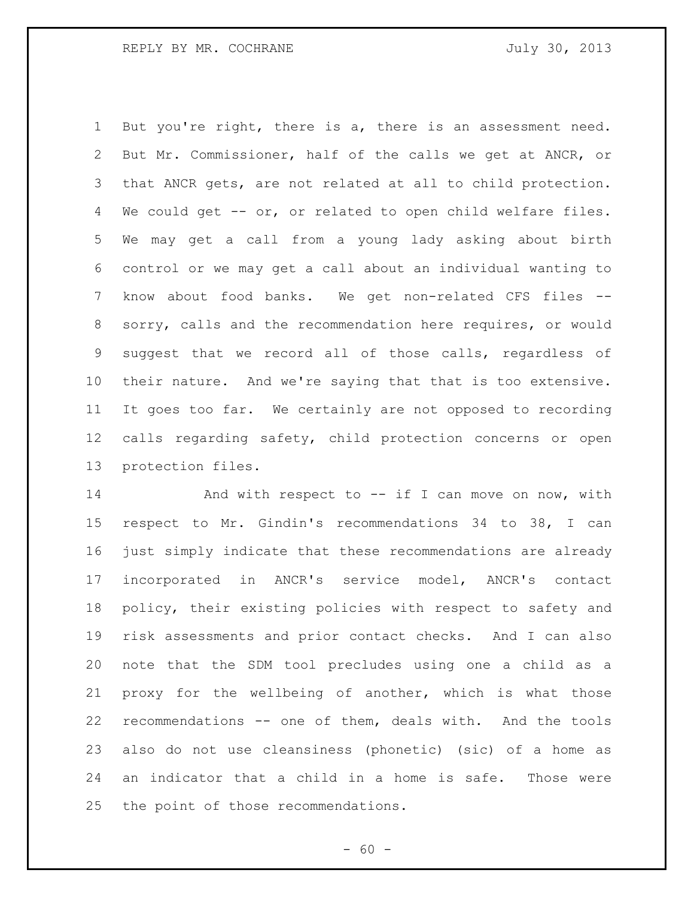But you're right, there is a, there is an assessment need. But Mr. Commissioner, half of the calls we get at ANCR, or that ANCR gets, are not related at all to child protection. We could get -- or, or related to open child welfare files. We may get a call from a young lady asking about birth control or we may get a call about an individual wanting to know about food banks. We get non-related CFS files -- sorry, calls and the recommendation here requires, or would suggest that we record all of those calls, regardless of their nature. And we're saying that that is too extensive. It goes too far. We certainly are not opposed to recording calls regarding safety, child protection concerns or open protection files.

And with respect to -- if I can move on now, with respect to Mr. Gindin's recommendations 34 to 38, I can just simply indicate that these recommendations are already incorporated in ANCR's service model, ANCR's contact policy, their existing policies with respect to safety and risk assessments and prior contact checks. And I can also note that the SDM tool precludes using one a child as a proxy for the wellbeing of another, which is what those recommendations -- one of them, deals with. And the tools also do not use cleansiness (phonetic) (sic) of a home as an indicator that a child in a home is safe. Those were the point of those recommendations.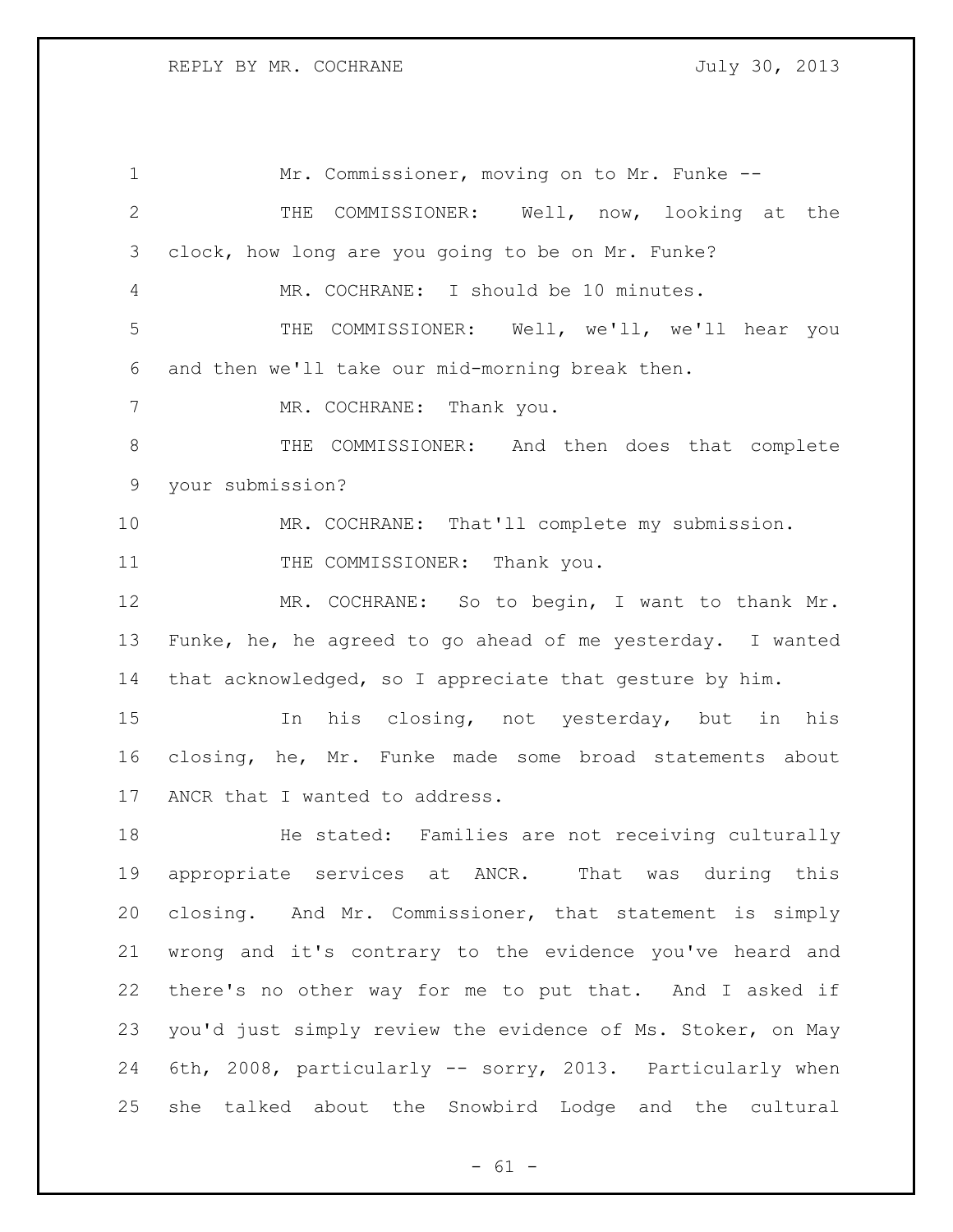Mr. Commissioner, moving on to Mr. Funke --

THE COMMISSIONER: Well, now, looking at the clock, how long are you going to be on Mr. Funke?

MR. COCHRANE: I should be 10 minutes.

THE COMMISSIONER: Well, we'll, we'll hear you and then we'll take our mid-morning break then.

MR. COCHRANE: Thank you.

THE COMMISSIONER: And then does that complete your submission?

MR. COCHRANE: That'll complete my submission.

THE COMMISSIONER: Thank you.

MR. COCHRANE: So to begin, I want to thank Mr. Funke, he, he agreed to go ahead of me yesterday. I wanted that acknowledged, so I appreciate that gesture by him.

In his closing, not yesterday, but in his closing, he, Mr. Funke made some broad statements about ANCR that I wanted to address.

He stated: Families are not receiving culturally appropriate services at ANCR. That was during this closing. And Mr. Commissioner, that statement is simply wrong and it's contrary to the evidence you've heard and there's no other way for me to put that. And I asked if you'd just simply review the evidence of Ms. Stoker, on May 6th, 2008, particularly -- sorry, 2013. Particularly when she talked about the Snowbird Lodge and the cultural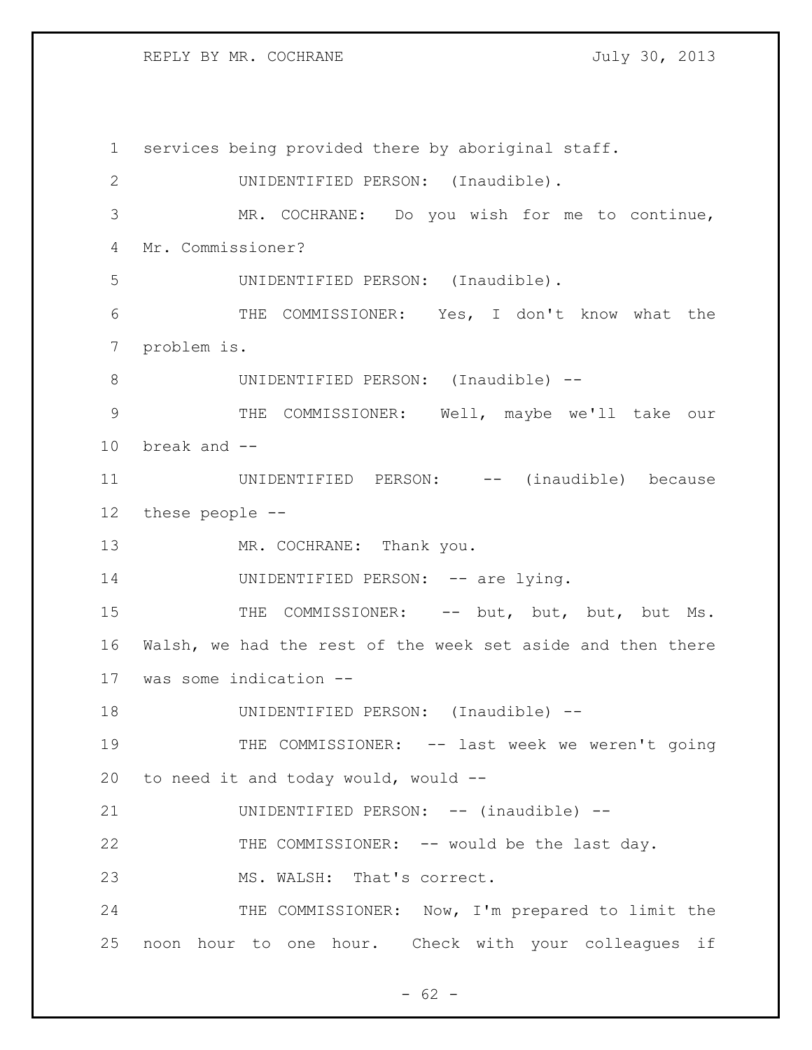services being provided there by aboriginal staff.

UNIDENTIFIED PERSON: (Inaudible).

MR. COCHRANE: Do you wish for me to continue, Mr. Commissioner?

UNIDENTIFIED PERSON: (Inaudible).

THE COMMISSIONER: Yes, I don't know what the problem is.

UNIDENTIFIED PERSON: (Inaudible) --

THE COMMISSIONER: Well, maybe we'll take our break and --

UNIDENTIFIED PERSON: -- (inaudible) because these people --

MR. COCHRANE: Thank you.

UNIDENTIFIED PERSON: -- are lying.

THE COMMISSIONER: -- but, but, but, but Ms. Walsh, we had the rest of the week set aside and then there was some indication --

UNIDENTIFIED PERSON: (Inaudible) --

THE COMMISSIONER: -- last week we weren't going to need it and today would, would --

UNIDENTIFIED PERSON: -- (inaudible) --

THE COMMISSIONER: -- would be the last day.

MS. WALSH: That's correct.

THE COMMISSIONER: Now, I'm prepared to limit the noon hour to one hour. Check with your colleagues if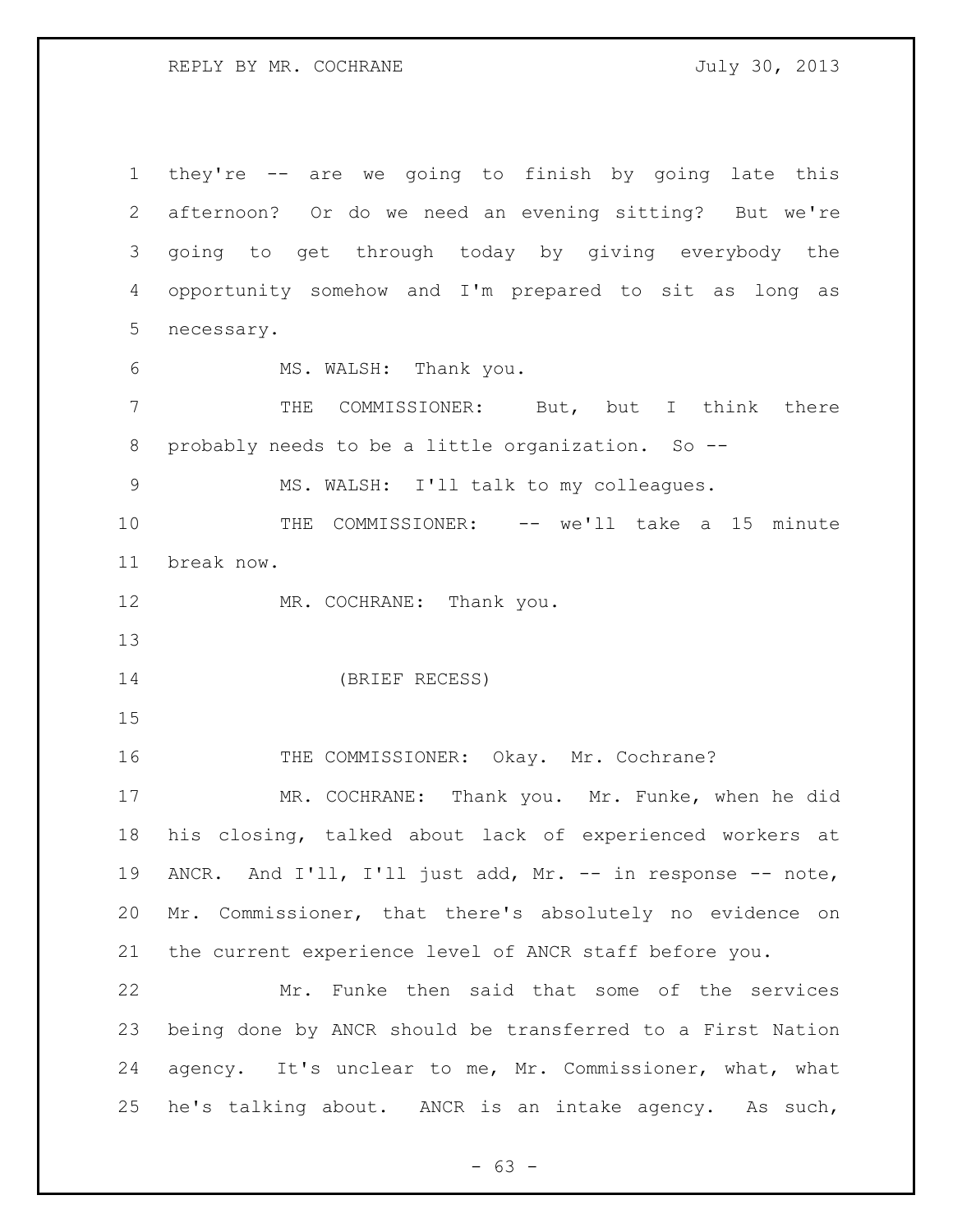they're -- are we going to finish by going late this afternoon? Or do we need an evening sitting? But we're going to get through today by giving everybody the opportunity somehow and I'm prepared to sit as long as necessary.

MS. WALSH: Thank you.

THE COMMISSIONER: But, but I think there probably needs to be a little organization. So --

MS. WALSH: I'll talk to my colleagues.

THE COMMISSIONER: -- we'll take a 15 minute break now.

MR. COCHRANE: Thank you.

(BRIEF RECESS)

THE COMMISSIONER: Okay. Mr. Cochrane?

MR. COCHRANE: Thank you. Mr. Funke, when he did his closing, talked about lack of experienced workers at ANCR. And I'll, I'll just add, Mr. -- in response -- note, Mr. Commissioner, that there's absolutely no evidence on the current experience level of ANCR staff before you.

Mr. Funke then said that some of the services being done by ANCR should be transferred to a First Nation agency. It's unclear to me, Mr. Commissioner, what, what he's talking about. ANCR is an intake agency. As such,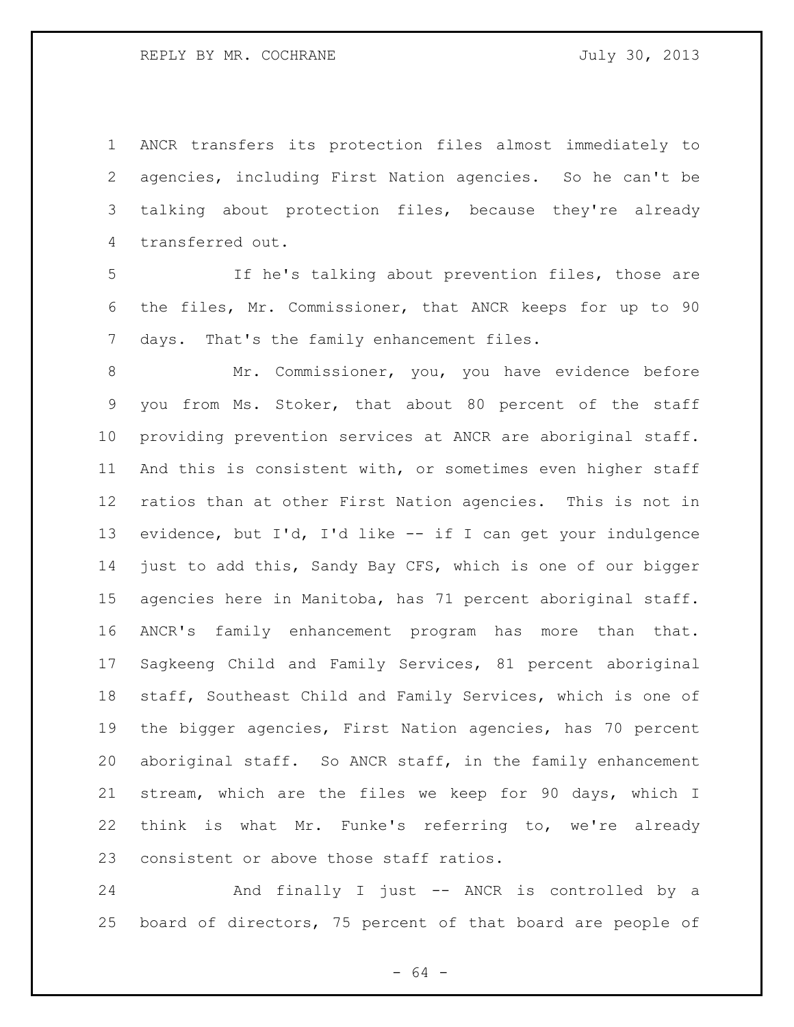ANCR transfers its protection files almost immediately to agencies, including First Nation agencies. So he can't be talking about protection files, because they're already transferred out.

If he's talking about prevention files, those are the files, Mr. Commissioner, that ANCR keeps for up to 90 days. That's the family enhancement files.

Mr. Commissioner, you, you have evidence before you from Ms. Stoker, that about 80 percent of the staff providing prevention services at ANCR are aboriginal staff. And this is consistent with, or sometimes even higher staff ratios than at other First Nation agencies. This is not in evidence, but I'd, I'd like -- if I can get your indulgence just to add this, Sandy Bay CFS, which is one of our bigger agencies here in Manitoba, has 71 percent aboriginal staff. ANCR's family enhancement program has more than that. Sagkeeng Child and Family Services, 81 percent aboriginal staff, Southeast Child and Family Services, which is one of the bigger agencies, First Nation agencies, has 70 percent aboriginal staff. So ANCR staff, in the family enhancement stream, which are the files we keep for 90 days, which I think is what Mr. Funke's referring to, we're already consistent or above those staff ratios.

And finally I just -- ANCR is controlled by a board of directors, 75 percent of that board are people of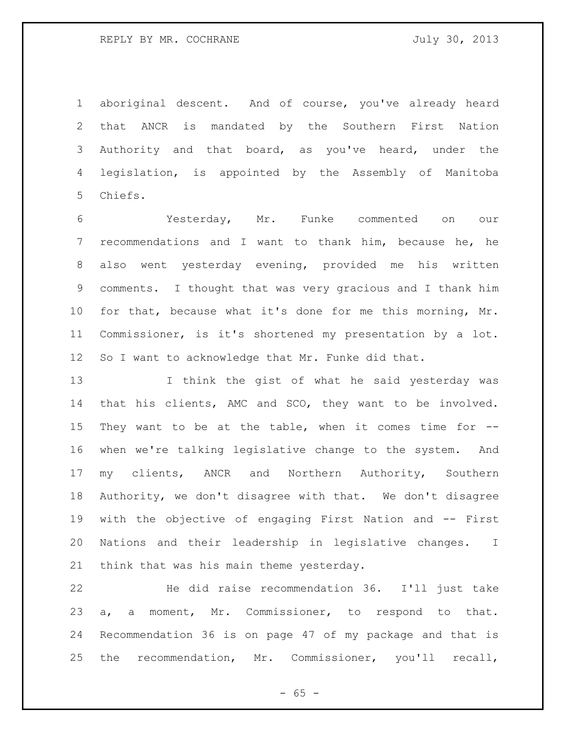aboriginal descent. And of course, you've already heard that ANCR is mandated by the Southern First Nation Authority and that board, as you've heard, under the legislation, is appointed by the Assembly of Manitoba Chiefs.

Yesterday, Mr. Funke commented on our recommendations and I want to thank him, because he, he also went yesterday evening, provided me his written comments. I thought that was very gracious and I thank him for that, because what it's done for me this morning, Mr. Commissioner, is it's shortened my presentation by a lot. So I want to acknowledge that Mr. Funke did that.

I think the gist of what he said yesterday was that his clients, AMC and SCO, they want to be involved. They want to be at the table, when it comes time for -- when we're talking legislative change to the system. And my clients, ANCR and Northern Authority, Southern Authority, we don't disagree with that. We don't disagree with the objective of engaging First Nation and -- First Nations and their leadership in legislative changes. I think that was his main theme yesterday.

He did raise recommendation 36. I'll just take a, a moment, Mr. Commissioner, to respond to that. Recommendation 36 is on page 47 of my package and that is the recommendation, Mr. Commissioner, you'll recall,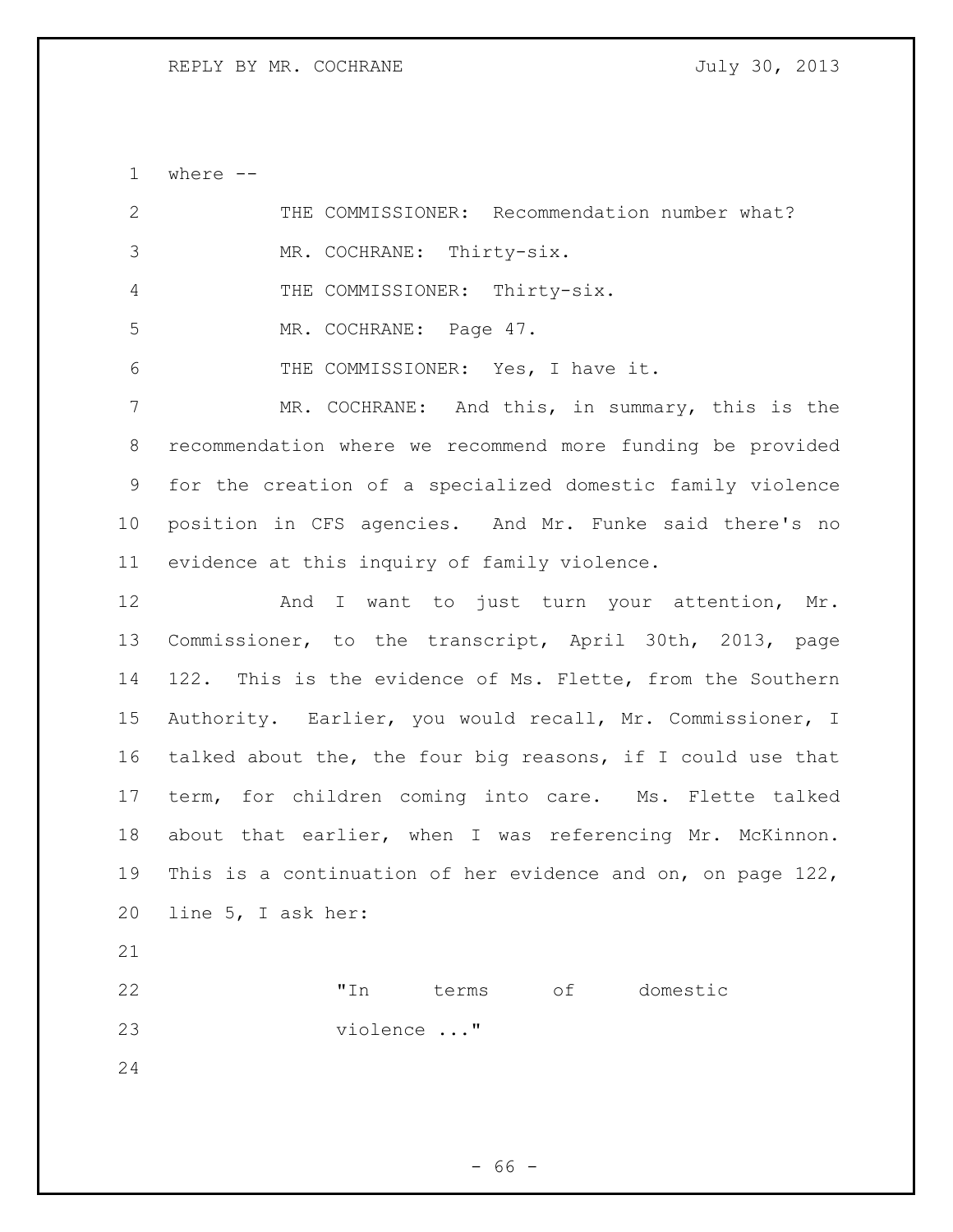where --

THE COMMISSIONER: Recommendation number what?

MR. COCHRANE: Thirty-six.

THE COMMISSIONER: Thirty-six.

MR. COCHRANE: Page 47.

THE COMMISSIONER: Yes, I have it.

MR. COCHRANE: And this, in summary, this is the recommendation where we recommend more funding be provided for the creation of a specialized domestic family violence position in CFS agencies. And Mr. Funke said there's no evidence at this inquiry of family violence.

And I want to just turn your attention, Mr. Commissioner, to the transcript, April 30th, 2013, page 122. This is the evidence of Ms. Flette, from the Southern Authority. Earlier, you would recall, Mr. Commissioner, I talked about the, the four big reasons, if I could use that term, for children coming into care. Ms. Flette talked about that earlier, when I was referencing Mr. McKinnon. This is a continuation of her evidence and on, on page 122, line 5, I ask her:

> "In terms of domestic violence ..."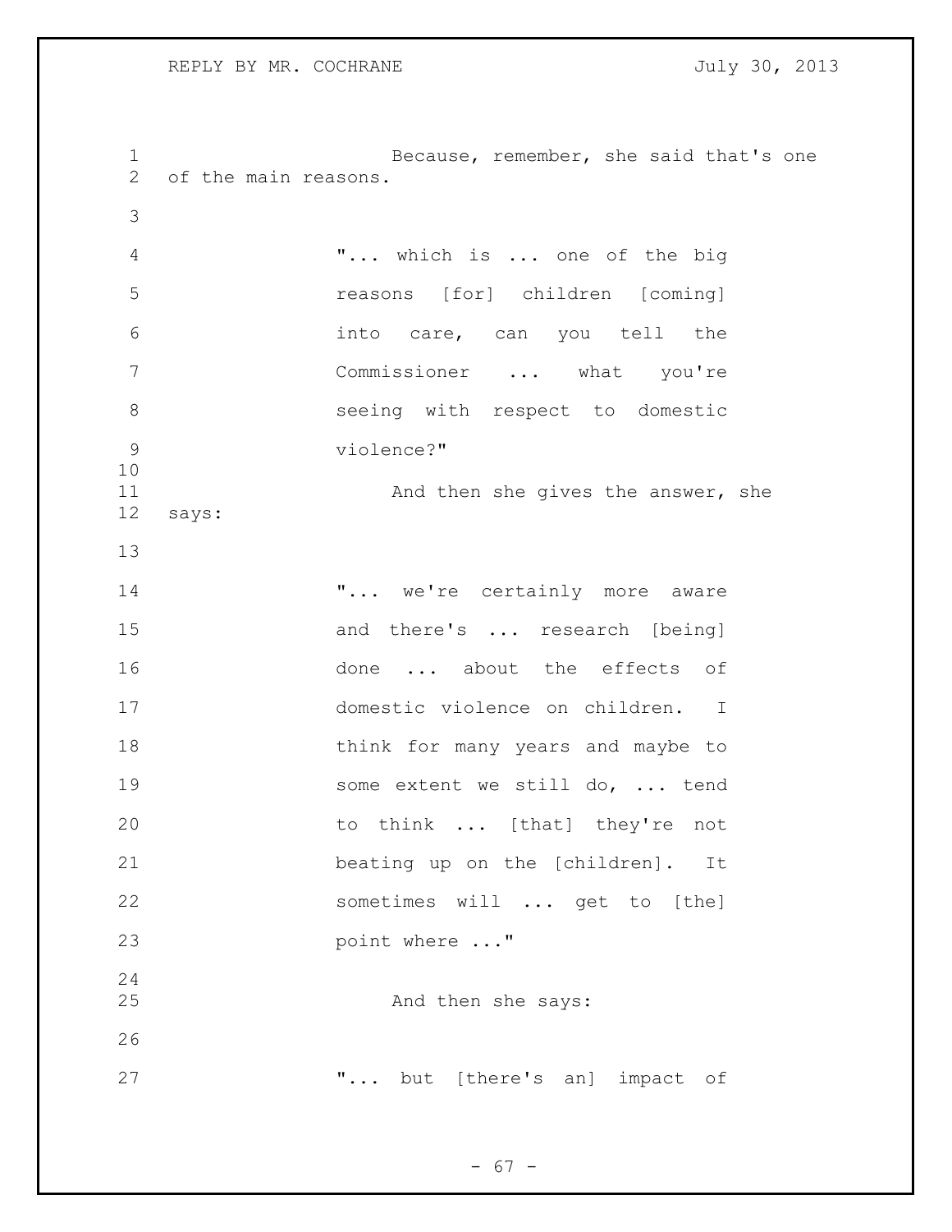Because, remember, she said that's one of the main reasons.

> "... which is ... one of the big reasons [for] children [coming] into care, can you tell the Commissioner ... what you're seeing with respect to domestic violence?"

And then she gives the answer, she says:

> "... we're certainly more aware and there's ... research [being] done ... about the effects of domestic violence on children. I think for many years and maybe to some extent we still do, ... tend to think ... [that] they're not beating up on the [children]. It sometimes will ... get to [the] point where ..."

And then she says:

> "... but [there's an] impact of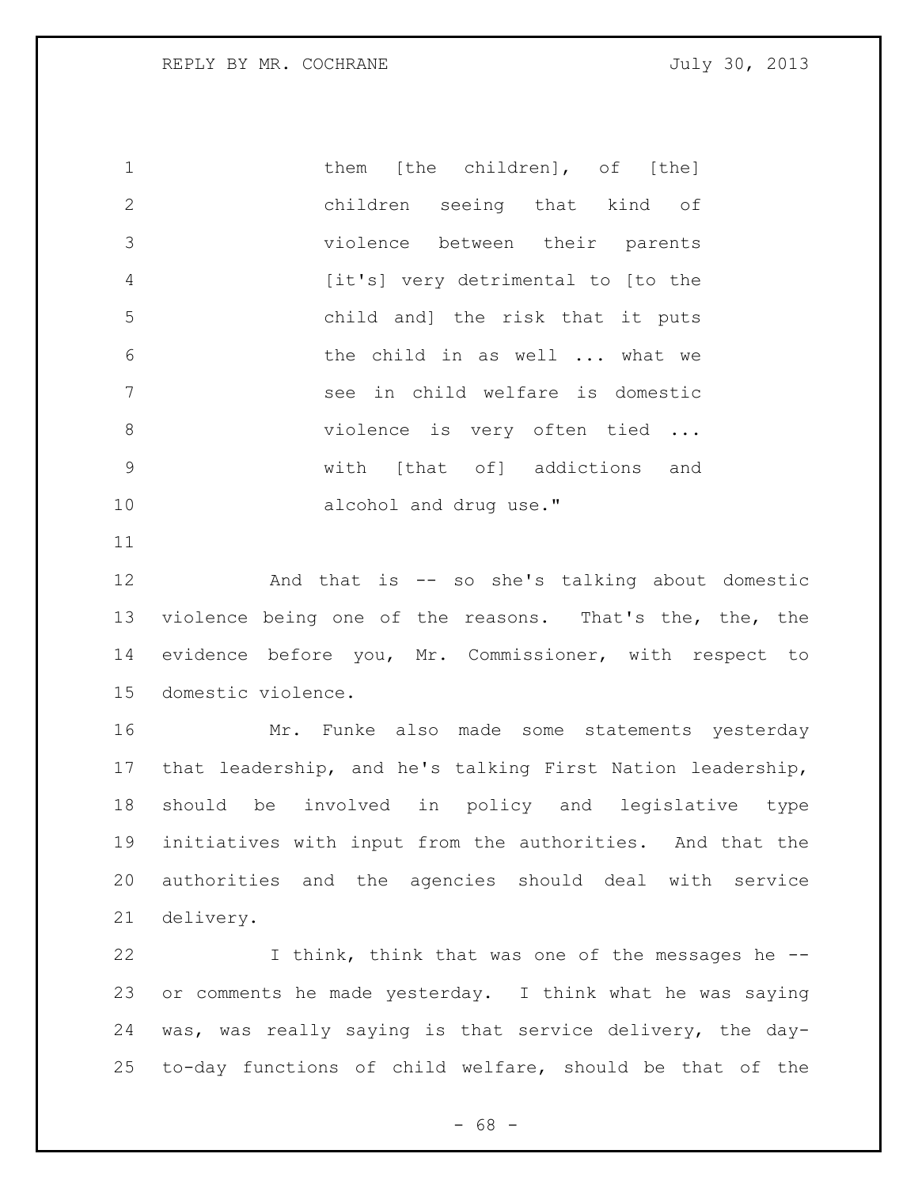> them [the children], of [the] children seeing that kind of violence between their parents [it's] very detrimental to [to the child and] the risk that it puts the child in as well ... what we see in child welfare is domestic violence is very often tied ... with [that of] addictions and alcohol and drug use."

And that is -- so she's talking about domestic violence being one of the reasons. That's the, the, the evidence before you, Mr. Commissioner, with respect to domestic violence.

Mr. Funke also made some statements yesterday that leadership, and he's talking First Nation leadership, should be involved in policy and legislative type initiatives with input from the authorities. And that the authorities and the agencies should deal with service delivery.

I think, think that was one of the messages he -- or comments he made yesterday. I think what he was saying was, was really saying is that service delivery, the day-to-day functions of child welfare, should be that of the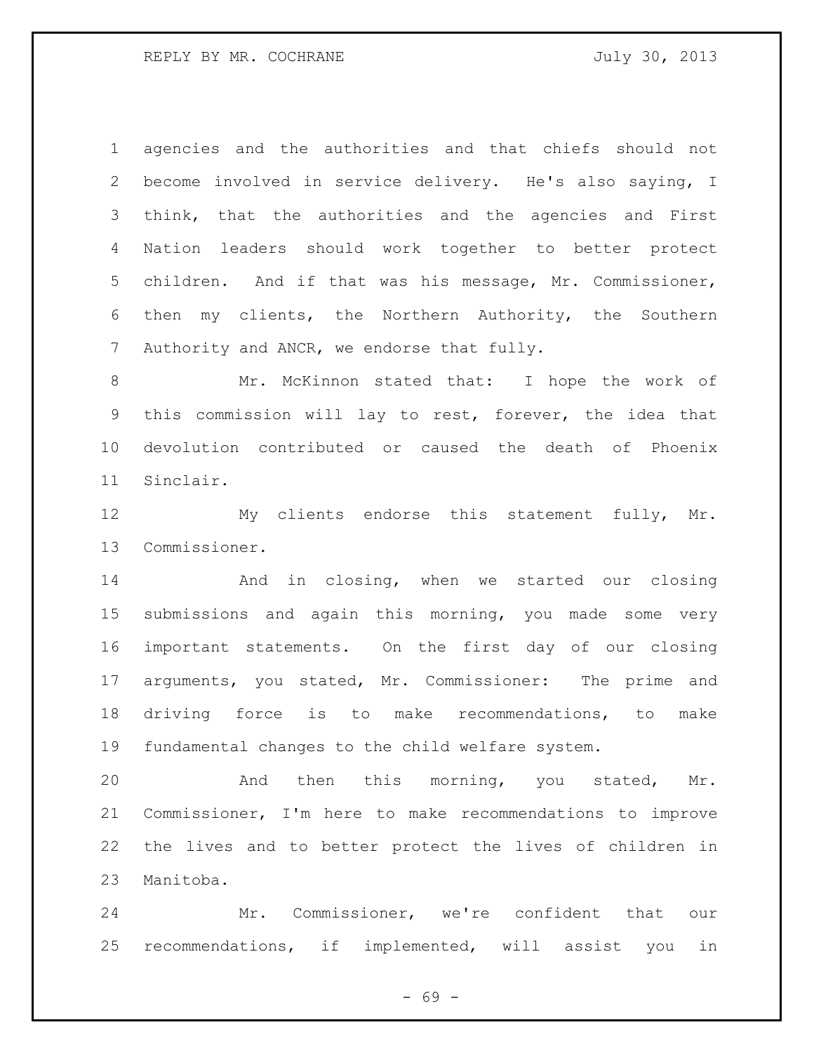agencies and the authorities and that chiefs should not become involved in service delivery. He's also saying, I think, that the authorities and the agencies and First Nation leaders should work together to better protect children. And if that was his message, Mr. Commissioner, then my clients, the Northern Authority, the Southern Authority and ANCR, we endorse that fully.

Mr. McKinnon stated that: I hope the work of this commission will lay to rest, forever, the idea that devolution contributed or caused the death of Phoenix Sinclair.

My clients endorse this statement fully, Mr. Commissioner.

And in closing, when we started our closing submissions and again this morning, you made some very important statements. On the first day of our closing arguments, you stated, Mr. Commissioner: The prime and driving force is to make recommendations, to make fundamental changes to the child welfare system.

And then this morning, you stated, Mr. Commissioner, I'm here to make recommendations to improve the lives and to better protect the lives of children in Manitoba.

Mr. Commissioner, we're confident that our recommendations, if implemented, will assist you in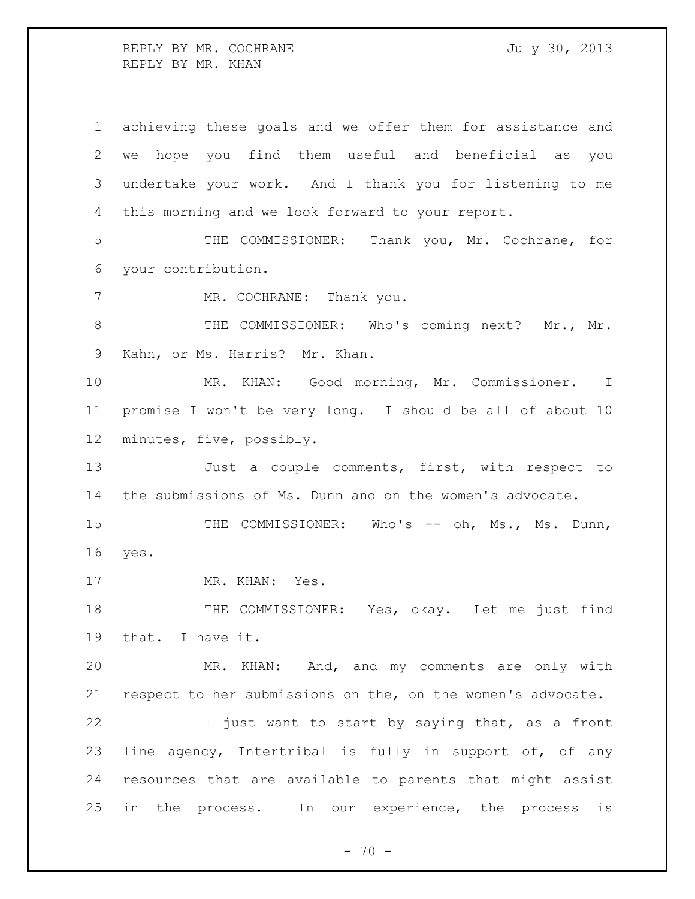achieving these goals and we offer them for assistance and we hope you find them useful and beneficial as you undertake your work. And I thank you for listening to me this morning and we look forward to your report.

THE COMMISSIONER: Thank you, Mr. Cochrane, for your contribution.

MR. COCHRANE: Thank you.

THE COMMISSIONER: Who's coming next? Mr., Mr. Kahn, or Ms. Harris? Mr. Khan.

MR. KHAN: Good morning, Mr. Commissioner. I promise I won't be very long. I should be all of about 10 minutes, five, possibly.

Just a couple comments, first, with respect to the submissions of Ms. Dunn and on the women's advocate.

THE COMMISSIONER: Who's -- oh, Ms., Ms. Dunn, yes.

MR. KHAN: Yes.

THE COMMISSIONER: Yes, okay. Let me just find that. I have it.

MR. KHAN: And, and my comments are only with respect to her submissions on the, on the women's advocate.

I just want to start by saying that, as a front line agency, Intertribal is fully in support of, of any resources that are available to parents that might assist in the process. In our experience, the process is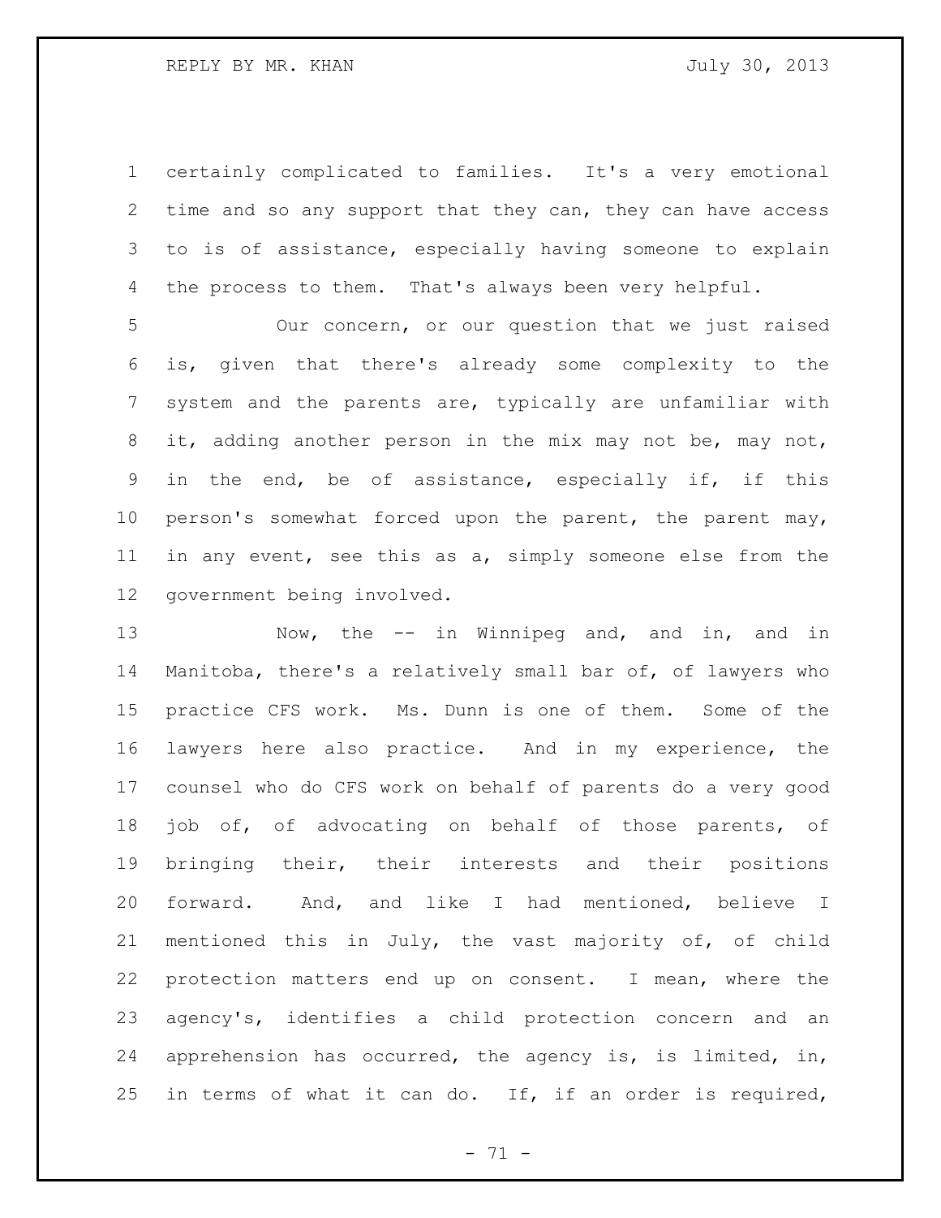certainly complicated to families. It's a very emotional time and so any support that they can, they can have access to is of assistance, especially having someone to explain the process to them. That's always been very helpful.

Our concern, or our question that we just raised is, given that there's already some complexity to the system and the parents are, typically are unfamiliar with it, adding another person in the mix may not be, may not, in the end, be of assistance, especially if, if this person's somewhat forced upon the parent, the parent may, in any event, see this as a, simply someone else from the government being involved.

Now, the -- in Winnipeg and, and in, and in Manitoba, there's a relatively small bar of, of lawyers who practice CFS work. Ms. Dunn is one of them. Some of the lawyers here also practice. And in my experience, the counsel who do CFS work on behalf of parents do a very good job of, of advocating on behalf of those parents, of bringing their, their interests and their positions forward. And, and like I had mentioned, believe I mentioned this in July, the vast majority of, of child protection matters end up on consent. I mean, where the agency's, identifies a child protection concern and an apprehension has occurred, the agency is, is limited, in, in terms of what it can do. If, if an order is required,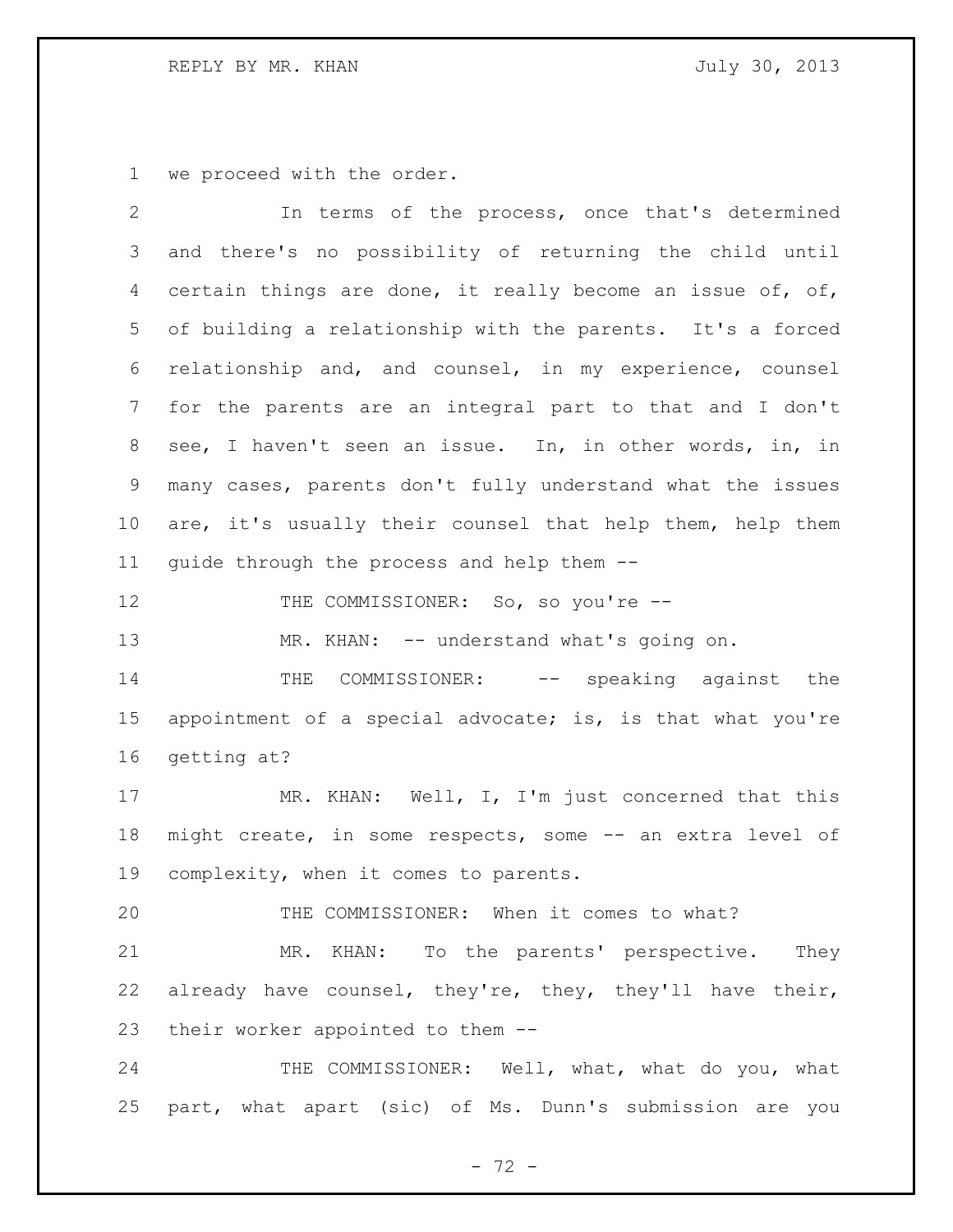we proceed with the order.

In terms of the process, once that's determined and there's no possibility of returning the child until certain things are done, it really become an issue of, of, of building a relationship with the parents. It's a forced relationship and, and counsel, in my experience, counsel for the parents are an integral part to that and I don't see, I haven't seen an issue. In, in other words, in, in many cases, parents don't fully understand what the issues are, it's usually their counsel that help them, help them guide through the process and help them --

THE COMMISSIONER: So, so you're --

MR. KHAN: -- understand what's going on.

THE COMMISSIONER: -- speaking against the appointment of a special advocate; is, is that what you're getting at?

MR. KHAN: Well, I, I'm just concerned that this might create, in some respects, some -- an extra level of complexity, when it comes to parents.

THE COMMISSIONER: When it comes to what?

MR. KHAN: To the parents' perspective. They already have counsel, they're, they, they'll have their, their worker appointed to them --

THE COMMISSIONER: Well, what, what do you, what part, what apart (sic) of Ms. Dunn's submission are you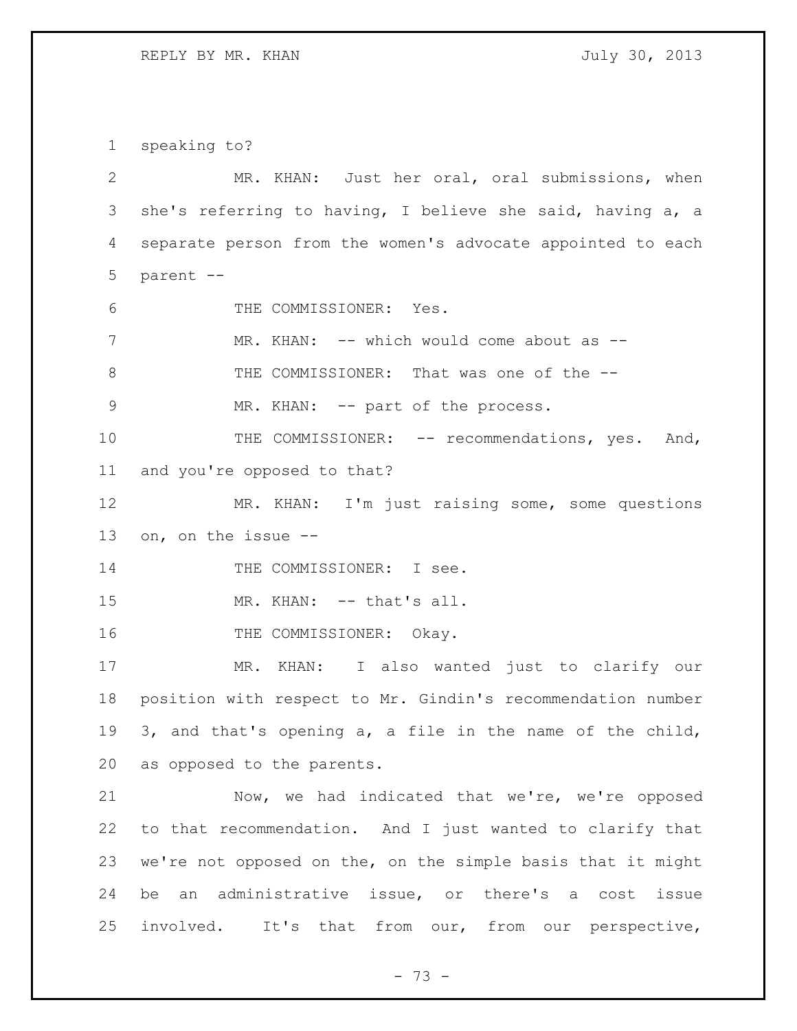speaking to?

MR. KHAN: Just her oral, oral submissions, when she's referring to having, I believe she said, having a, a separate person from the women's advocate appointed to each parent --

THE COMMISSIONER: Yes.

MR. KHAN: -- which would come about as --

THE COMMISSIONER: That was one of the --

MR. KHAN: -- part of the process.

THE COMMISSIONER: -- recommendations, yes. And, and you're opposed to that?

MR. KHAN: I'm just raising some, some questions on, on the issue --

THE COMMISSIONER: I see.

MR. KHAN: -- that's all.

THE COMMISSIONER: Okay.

MR. KHAN: I also wanted just to clarify our position with respect to Mr. Gindin's recommendation number 3, and that's opening a, a file in the name of the child, as opposed to the parents.

Now, we had indicated that we're, we're opposed to that recommendation. And I just wanted to clarify that we're not opposed on the, on the simple basis that it might be an administrative issue, or there's a cost issue involved. It's that from our, from our perspective,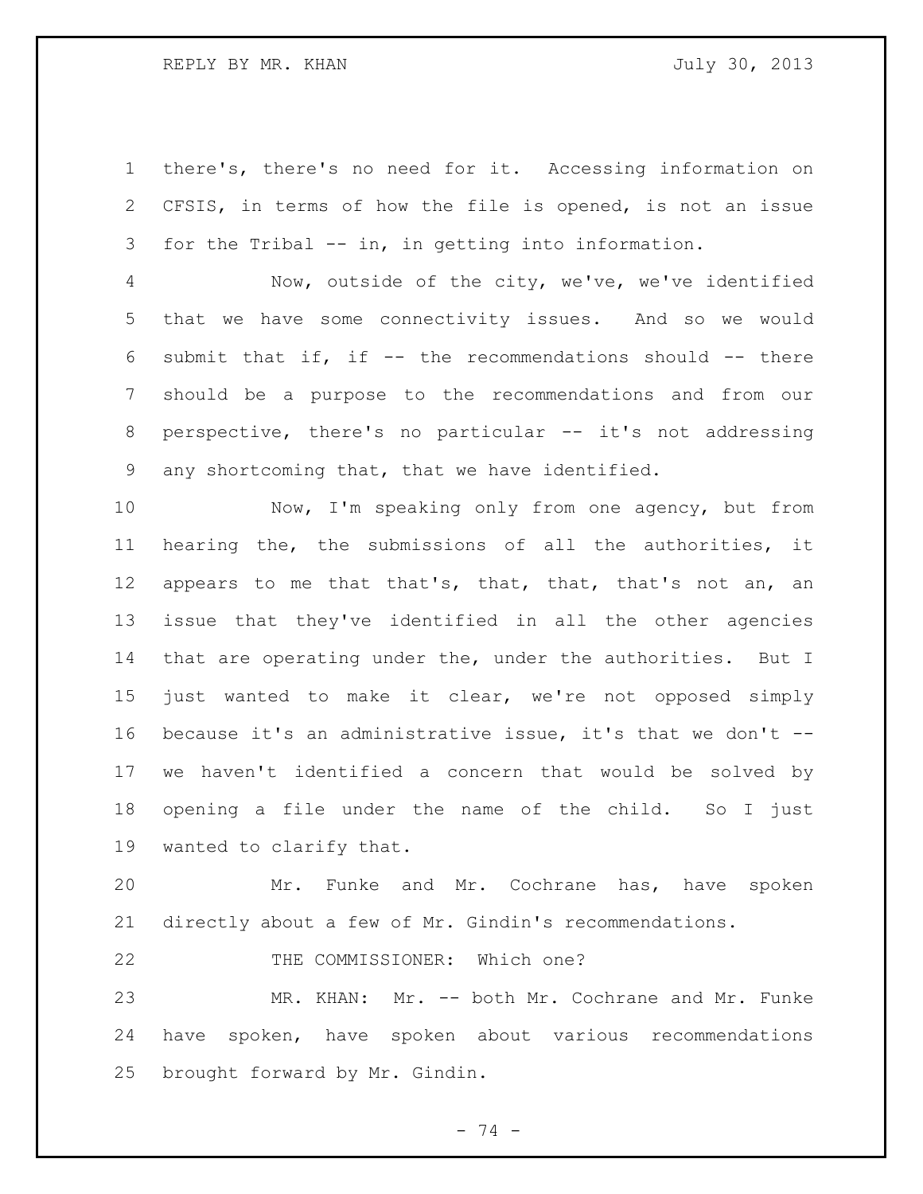there's, there's no need for it. Accessing information on CFSIS, in terms of how the file is opened, is not an issue for the Tribal -- in, in getting into information.

Now, outside of the city, we've, we've identified that we have some connectivity issues. And so we would submit that if, if -- the recommendations should -- there should be a purpose to the recommendations and from our perspective, there's no particular -- it's not addressing any shortcoming that, that we have identified.

Now, I'm speaking only from one agency, but from hearing the, the submissions of all the authorities, it appears to me that that's, that, that, that's not an, an issue that they've identified in all the other agencies that are operating under the, under the authorities. But I just wanted to make it clear, we're not opposed simply because it's an administrative issue, it's that we don't -- we haven't identified a concern that would be solved by opening a file under the name of the child. So I just wanted to clarify that.

Mr. Funke and Mr. Cochrane has, have spoken directly about a few of Mr. Gindin's recommendations.

THE COMMISSIONER: Which one?

MR. KHAN: Mr. -- both Mr. Cochrane and Mr. Funke have spoken, have spoken about various recommendations brought forward by Mr. Gindin.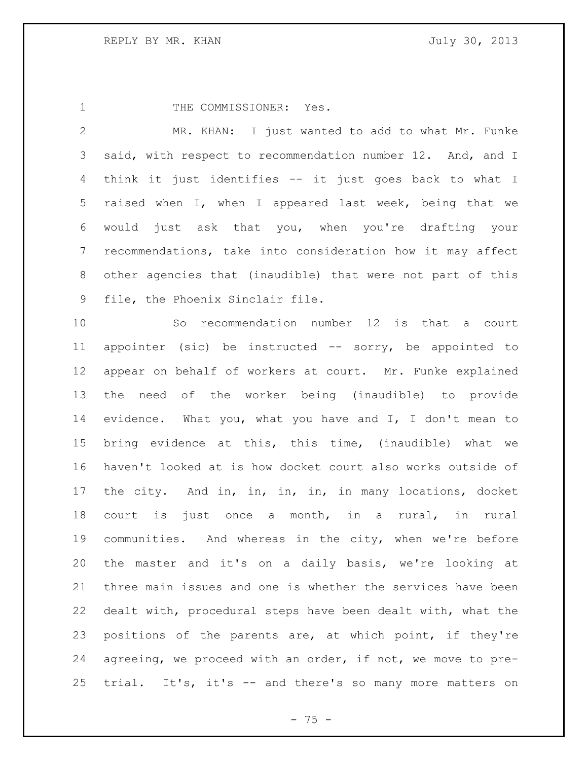THE COMMISSIONER: Yes.

MR. KHAN: I just wanted to add to what Mr. Funke said, with respect to recommendation number 12. And, and I think it just identifies -- it just goes back to what I raised when I, when I appeared last week, being that we would just ask that you, when you're drafting your recommendations, take into consideration how it may affect other agencies that (inaudible) that were not part of this file, the Phoenix Sinclair file.

So recommendation number 12 is that a court appointer (sic) be instructed -- sorry, be appointed to appear on behalf of workers at court. Mr. Funke explained the need of the worker being (inaudible) to provide evidence. What you, what you have and I, I don't mean to bring evidence at this, this time, (inaudible) what we haven't looked at is how docket court also works outside of the city. And in, in, in, in, in many locations, docket court is just once a month, in a rural, in rural communities. And whereas in the city, when we're before the master and it's on a daily basis, we're looking at three main issues and one is whether the services have been dealt with, procedural steps have been dealt with, what the positions of the parents are, at which point, if they're agreeing, we proceed with an order, if not, we move to pre-trial. It's, it's -- and there's so many more matters on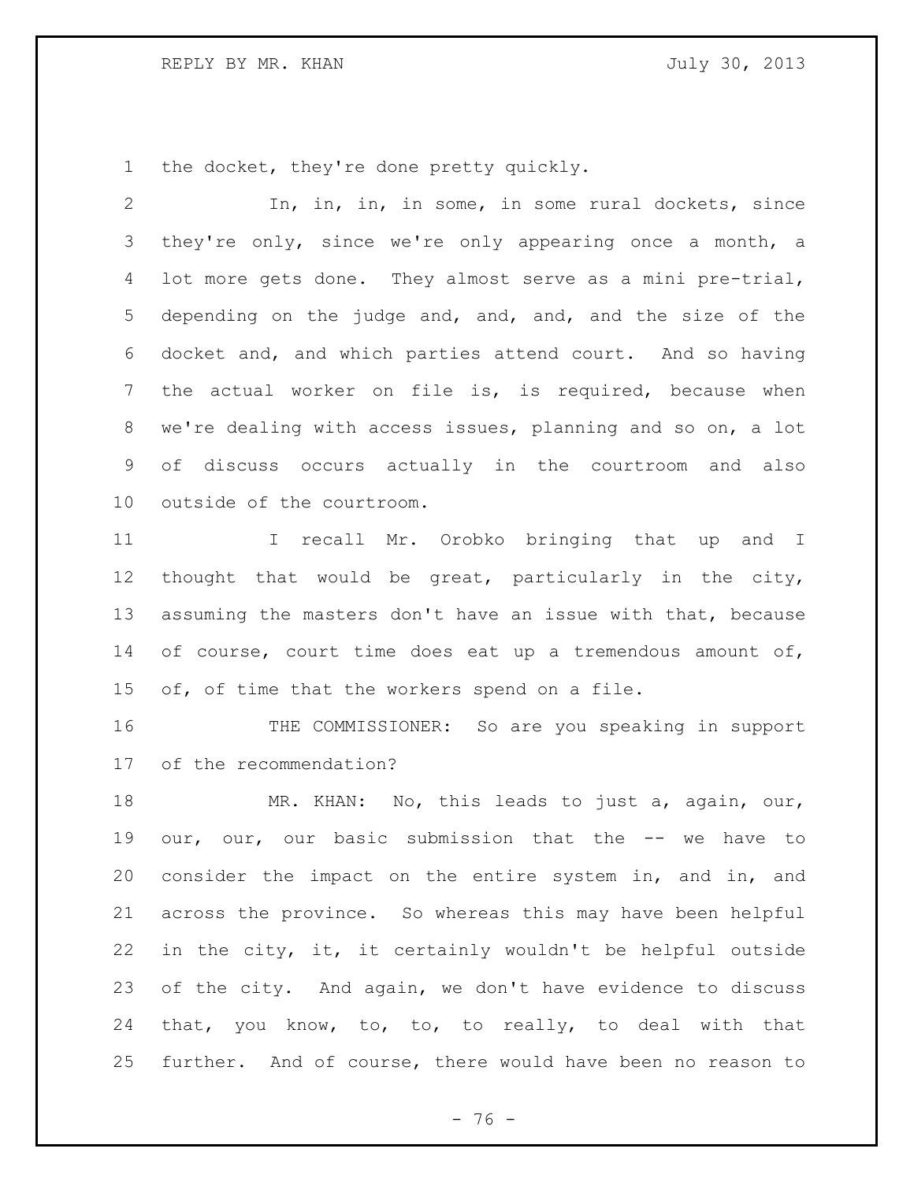the docket, they're done pretty quickly.

In, in, in, in some, in some rural dockets, since they're only, since we're only appearing once a month, a lot more gets done. They almost serve as a mini pre-trial, depending on the judge and, and, and, and the size of the docket and, and which parties attend court. And so having the actual worker on file is, is required, because when we're dealing with access issues, planning and so on, a lot of discuss occurs actually in the courtroom and also outside of the courtroom.

I recall Mr. Orobko bringing that up and I thought that would be great, particularly in the city, assuming the masters don't have an issue with that, because of course, court time does eat up a tremendous amount of, of, of time that the workers spend on a file.

THE COMMISSIONER: So are you speaking in support of the recommendation?

MR. KHAN: No, this leads to just a, again, our, our, our, our basic submission that the -- we have to consider the impact on the entire system in, and in, and across the province. So whereas this may have been helpful in the city, it, it certainly wouldn't be helpful outside of the city. And again, we don't have evidence to discuss that, you know, to, to, to really, to deal with that further. And of course, there would have been no reason to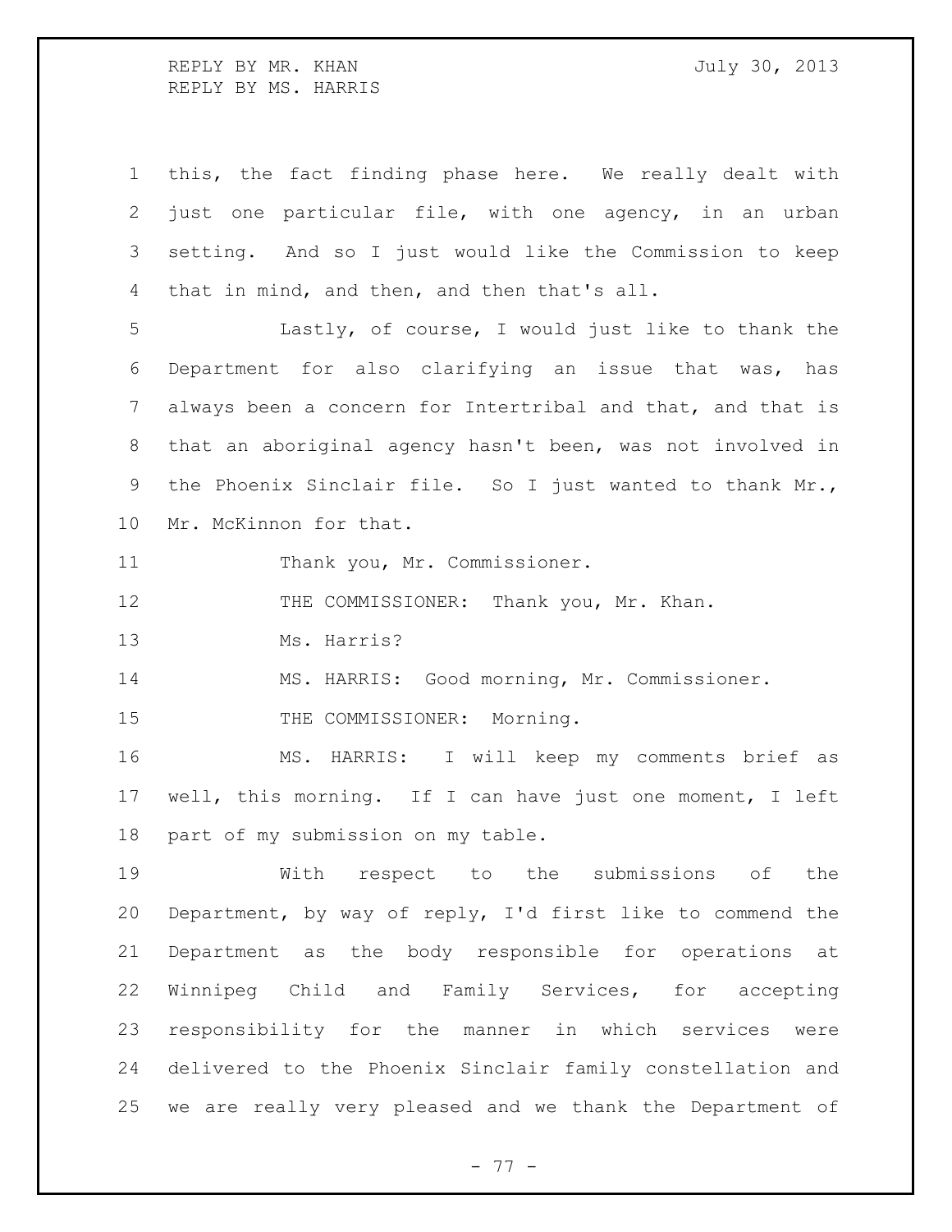this, the fact finding phase here. We really dealt with just one particular file, with one agency, in an urban setting. And so I just would like the Commission to keep that in mind, and then, and then that's all.

Lastly, of course, I would just like to thank the Department for also clarifying an issue that was, has always been a concern for Intertribal and that, and that is that an aboriginal agency hasn't been, was not involved in the Phoenix Sinclair file. So I just wanted to thank Mr., Mr. McKinnon for that.

Thank you, Mr. Commissioner.

THE COMMISSIONER: Thank you, Mr. Khan.

Ms. Harris?

MS. HARRIS: Good morning, Mr. Commissioner.

THE COMMISSIONER: Morning.

MS. HARRIS: I will keep my comments brief as well, this morning. If I can have just one moment, I left part of my submission on my table.

With respect to the submissions of the Department, by way of reply, I'd first like to commend the Department as the body responsible for operations at Winnipeg Child and Family Services, for accepting responsibility for the manner in which services were delivered to the Phoenix Sinclair family constellation and we are really very pleased and we thank the Department of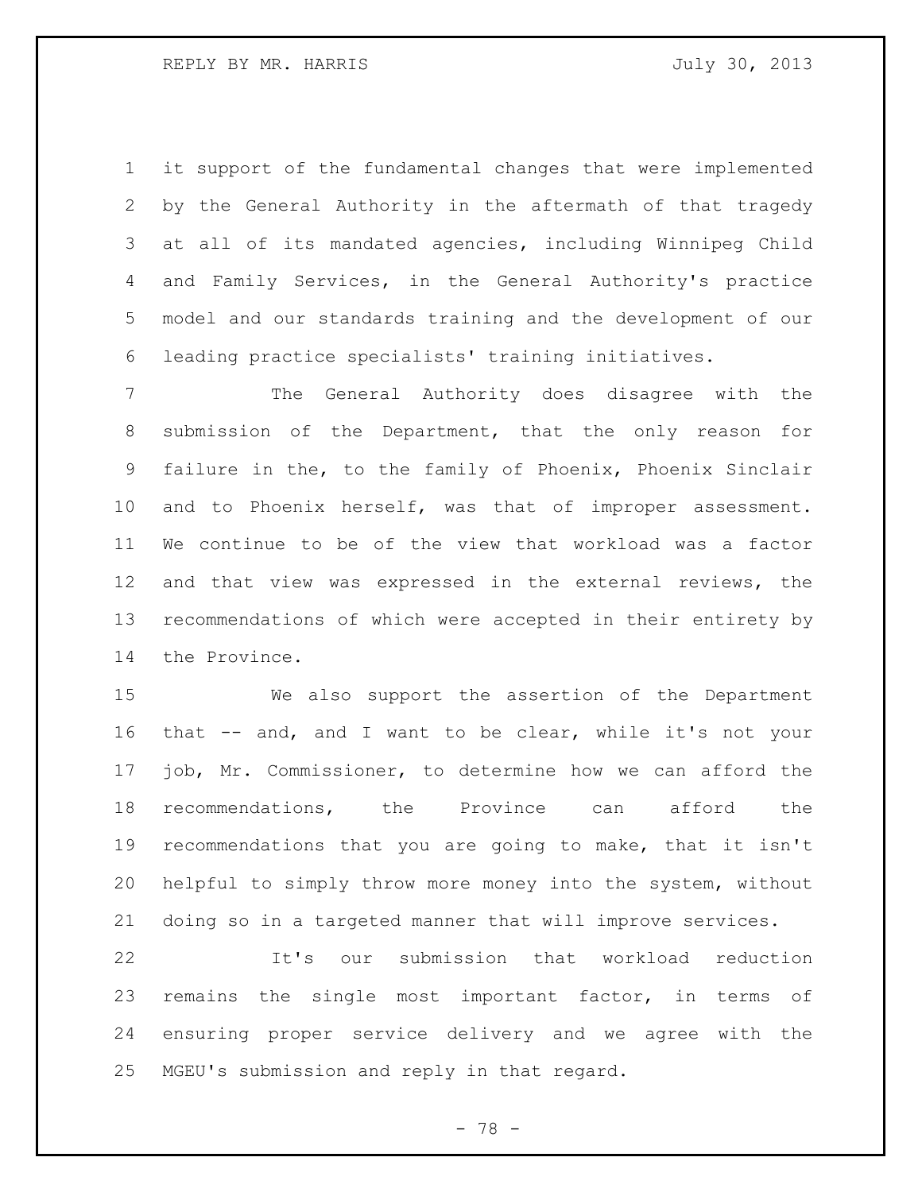it support of the fundamental changes that were implemented by the General Authority in the aftermath of that tragedy at all of its mandated agencies, including Winnipeg Child and Family Services, in the General Authority's practice model and our standards training and the development of our leading practice specialists' training initiatives.

The General Authority does disagree with the submission of the Department, that the only reason for failure in the, to the family of Phoenix, Phoenix Sinclair and to Phoenix herself, was that of improper assessment. We continue to be of the view that workload was a factor and that view was expressed in the external reviews, the recommendations of which were accepted in their entirety by the Province.

We also support the assertion of the Department that -- and, and I want to be clear, while it's not your job, Mr. Commissioner, to determine how we can afford the recommendations, the Province can afford the recommendations that you are going to make, that it isn't helpful to simply throw more money into the system, without doing so in a targeted manner that will improve services.

It's our submission that workload reduction remains the single most important factor, in terms of ensuring proper service delivery and we agree with the MGEU's submission and reply in that regard.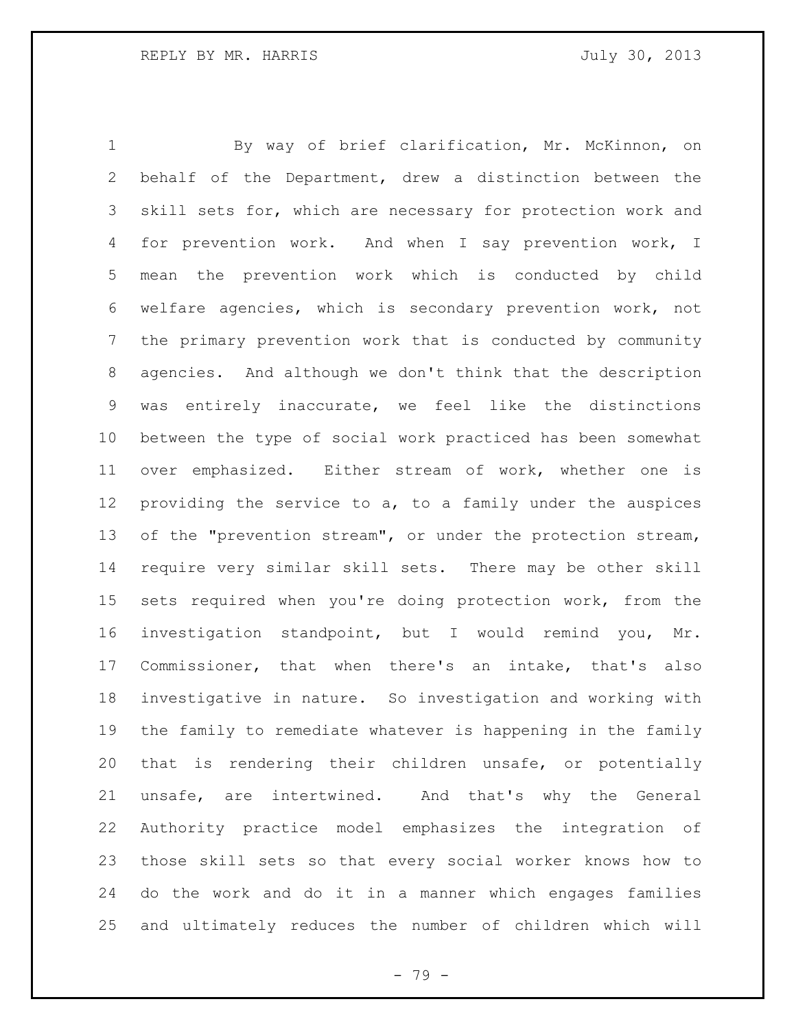By way of brief clarification, Mr. McKinnon, on behalf of the Department, drew a distinction between the skill sets for, which are necessary for protection work and for prevention work. And when I say prevention work, I mean the prevention work which is conducted by child welfare agencies, which is secondary prevention work, not the primary prevention work that is conducted by community agencies. And although we don't think that the description was entirely inaccurate, we feel like the distinctions between the type of social work practiced has been somewhat over emphasized. Either stream of work, whether one is providing the service to a, to a family under the auspices of the "prevention stream", or under the protection stream, require very similar skill sets. There may be other skill sets required when you're doing protection work, from the investigation standpoint, but I would remind you, Mr. Commissioner, that when there's an intake, that's also investigative in nature. So investigation and working with the family to remediate whatever is happening in the family that is rendering their children unsafe, or potentially unsafe, are intertwined. And that's why the General Authority practice model emphasizes the integration of those skill sets so that every social worker knows how to do the work and do it in a manner which engages families and ultimately reduces the number of children which will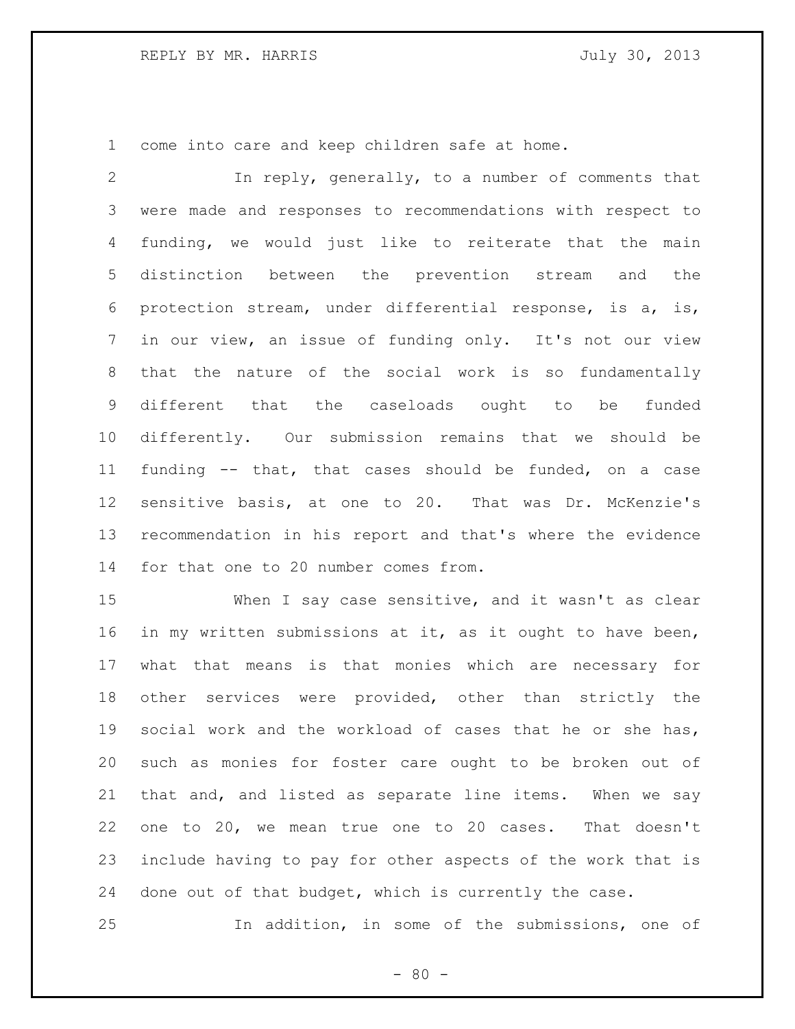come into care and keep children safe at home.

In reply, generally, to a number of comments that were made and responses to recommendations with respect to funding, we would just like to reiterate that the main distinction between the prevention stream and the protection stream, under differential response, is a, is, in our view, an issue of funding only. It's not our view that the nature of the social work is so fundamentally different that the caseloads ought to be funded differently. Our submission remains that we should be funding -- that, that cases should be funded, on a case sensitive basis, at one to 20. That was Dr. McKenzie's recommendation in his report and that's where the evidence for that one to 20 number comes from.

When I say case sensitive, and it wasn't as clear in my written submissions at it, as it ought to have been, what that means is that monies which are necessary for other services were provided, other than strictly the social work and the workload of cases that he or she has, such as monies for foster care ought to be broken out of that and, and listed as separate line items. When we say one to 20, we mean true one to 20 cases. That doesn't include having to pay for other aspects of the work that is done out of that budget, which is currently the case.

In addition, in some of the submissions, one of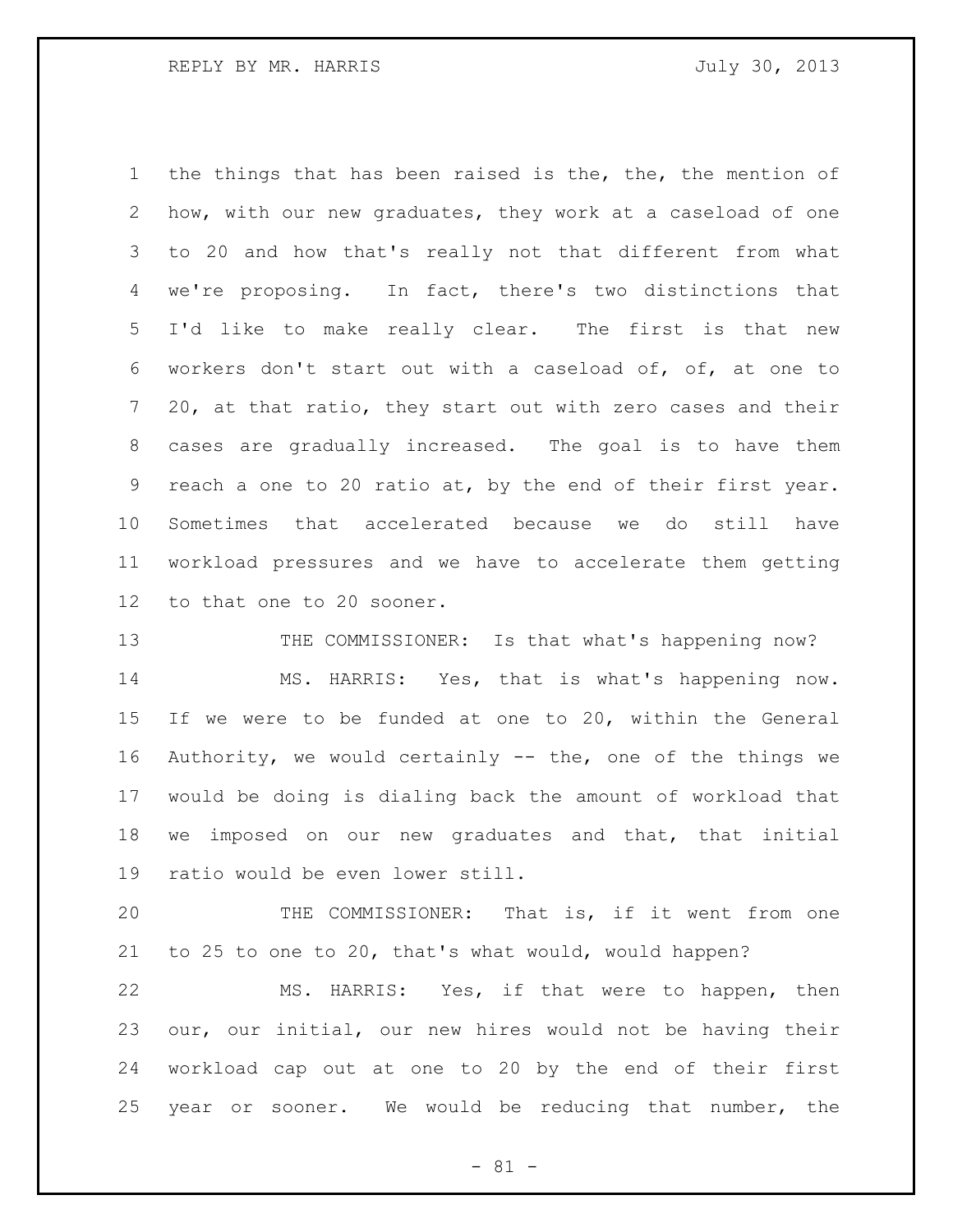the things that has been raised is the, the, the mention of how, with our new graduates, they work at a caseload of one to 20 and how that's really not that different from what we're proposing. In fact, there's two distinctions that I'd like to make really clear. The first is that new workers don't start out with a caseload of, of, at one to 20, at that ratio, they start out with zero cases and their cases are gradually increased. The goal is to have them reach a one to 20 ratio at, by the end of their first year. Sometimes that accelerated because we do still have workload pressures and we have to accelerate them getting to that one to 20 sooner.

THE COMMISSIONER: Is that what's happening now?

MS. HARRIS: Yes, that is what's happening now. If we were to be funded at one to 20, within the General Authority, we would certainly -- the, one of the things we would be doing is dialing back the amount of workload that we imposed on our new graduates and that, that initial ratio would be even lower still.

THE COMMISSIONER: That is, if it went from one to 25 to one to 20, that's what would, would happen?

MS. HARRIS: Yes, if that were to happen, then our, our initial, our new hires would not be having their workload cap out at one to 20 by the end of their first year or sooner. We would be reducing that number, the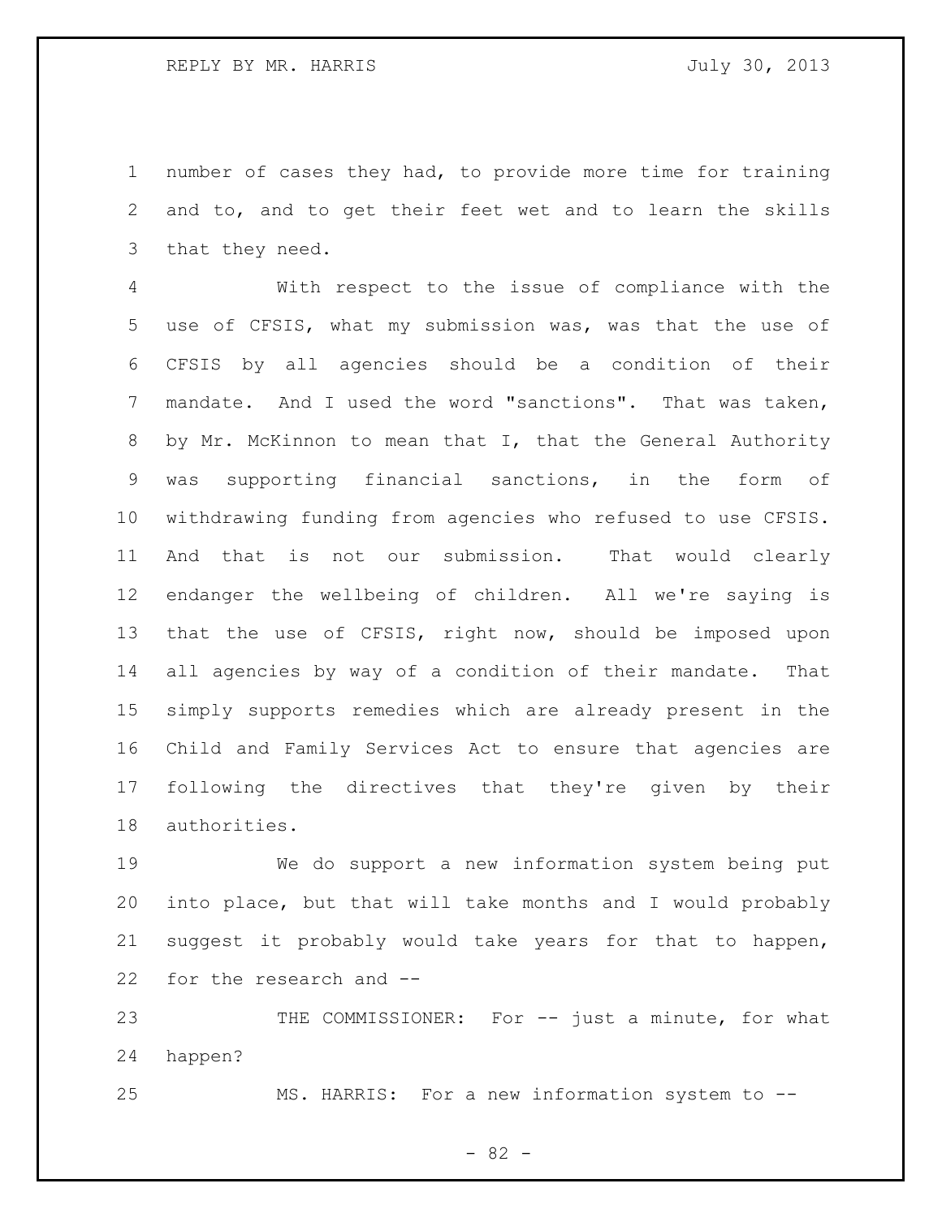number of cases they had, to provide more time for training and to, and to get their feet wet and to learn the skills that they need.

With respect to the issue of compliance with the use of CFSIS, what my submission was, was that the use of CFSIS by all agencies should be a condition of their mandate. And I used the word "sanctions". That was taken, by Mr. McKinnon to mean that I, that the General Authority was supporting financial sanctions, in the form of withdrawing funding from agencies who refused to use CFSIS. And that is not our submission. That would clearly endanger the wellbeing of children. All we're saying is that the use of CFSIS, right now, should be imposed upon all agencies by way of a condition of their mandate. That simply supports remedies which are already present in the Child and Family Services Act to ensure that agencies are following the directives that they're given by their authorities.

We do support a new information system being put into place, but that will take months and I would probably suggest it probably would take years for that to happen, for the research and --

THE COMMISSIONER: For -- just a minute, for what happen?

MS. HARRIS: For a new information system to --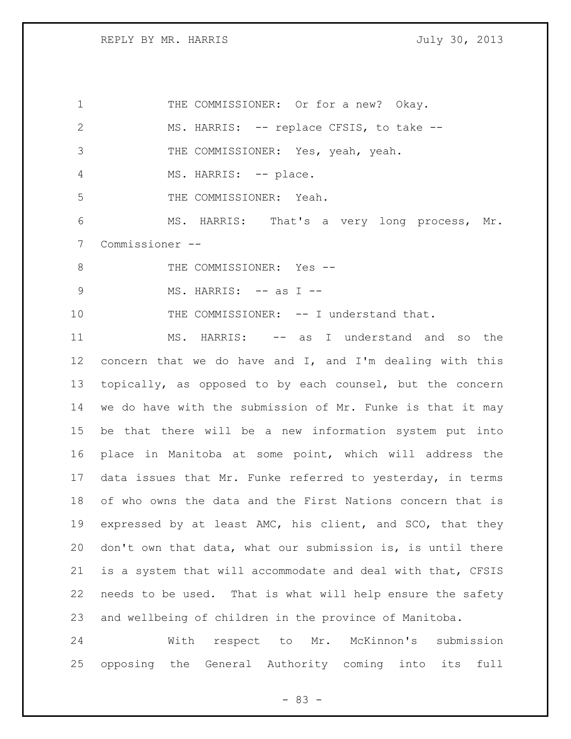THE COMMISSIONER: Or for a new? Okay.

MS. HARRIS: -- replace CFSIS, to take --

THE COMMISSIONER: Yes, yeah, yeah.

MS. HARRIS: -- place.

THE COMMISSIONER: Yeah.

MS. HARRIS: That's a very long process, Mr. Commissioner --

THE COMMISSIONER: Yes --

MS. HARRIS: -- as I --

THE COMMISSIONER: -- I understand that.

MS. HARRIS: -- as I understand and so the concern that we do have and I, and I'm dealing with this topically, as opposed to by each counsel, but the concern we do have with the submission of Mr. Funke is that it may be that there will be a new information system put into place in Manitoba at some point, which will address the data issues that Mr. Funke referred to yesterday, in terms of who owns the data and the First Nations concern that is expressed by at least AMC, his client, and SCO, that they don't own that data, what our submission is, is until there is a system that will accommodate and deal with that, CFSIS needs to be used. That is what will help ensure the safety and wellbeing of children in the province of Manitoba.

With respect to Mr. McKinnon's submission opposing the General Authority coming into its full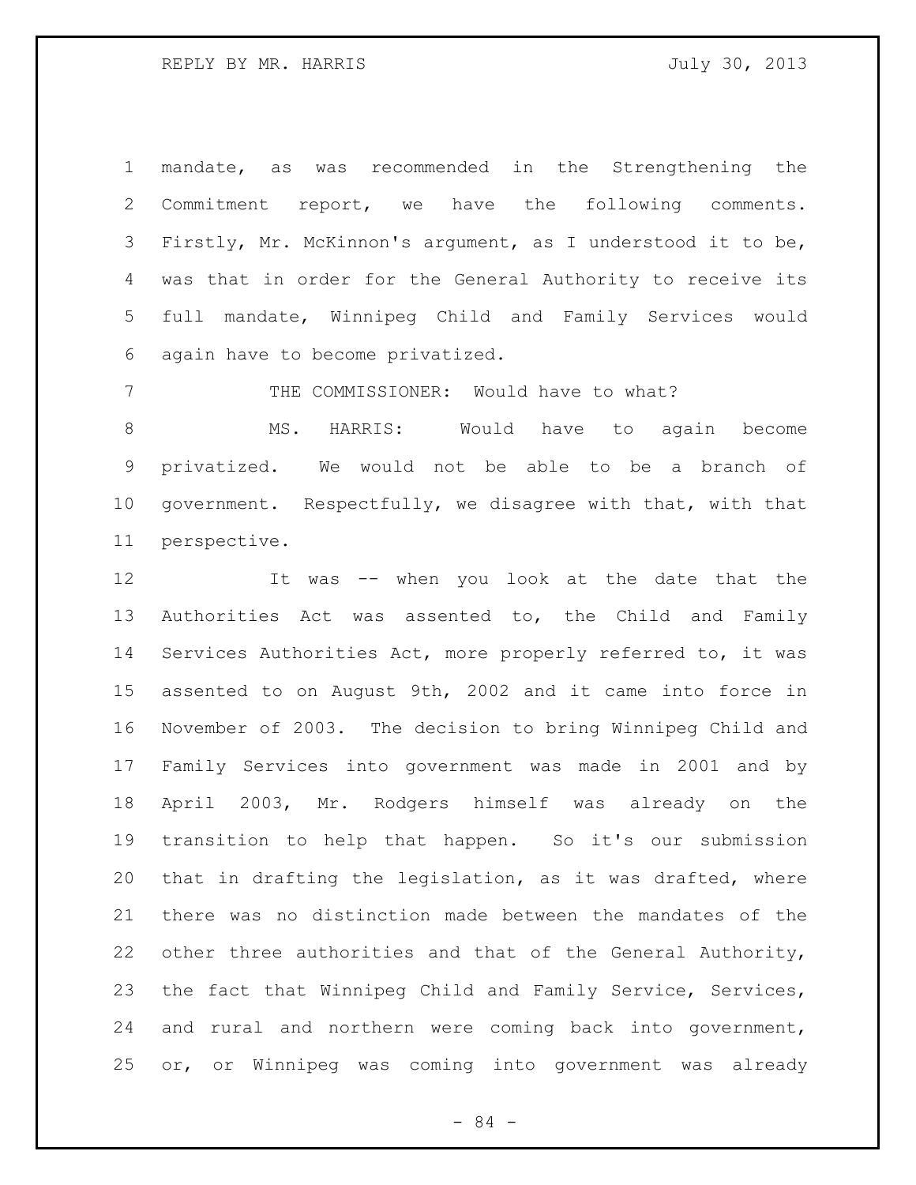mandate, as was recommended in the Strengthening the Commitment report, we have the following comments. Firstly, Mr. McKinnon's argument, as I understood it to be, was that in order for the General Authority to receive its full mandate, Winnipeg Child and Family Services would again have to become privatized.

THE COMMISSIONER: Would have to what?

MS. HARRIS: Would have to again become privatized. We would not be able to be a branch of government. Respectfully, we disagree with that, with that perspective.

It was -- when you look at the date that the Authorities Act was assented to, the Child and Family Services Authorities Act, more properly referred to, it was assented to on August 9th, 2002 and it came into force in November of 2003. The decision to bring Winnipeg Child and Family Services into government was made in 2001 and by April 2003, Mr. Rodgers himself was already on the transition to help that happen. So it's our submission that in drafting the legislation, as it was drafted, where there was no distinction made between the mandates of the other three authorities and that of the General Authority, the fact that Winnipeg Child and Family Service, Services, and rural and northern were coming back into government, or, or Winnipeg was coming into government was already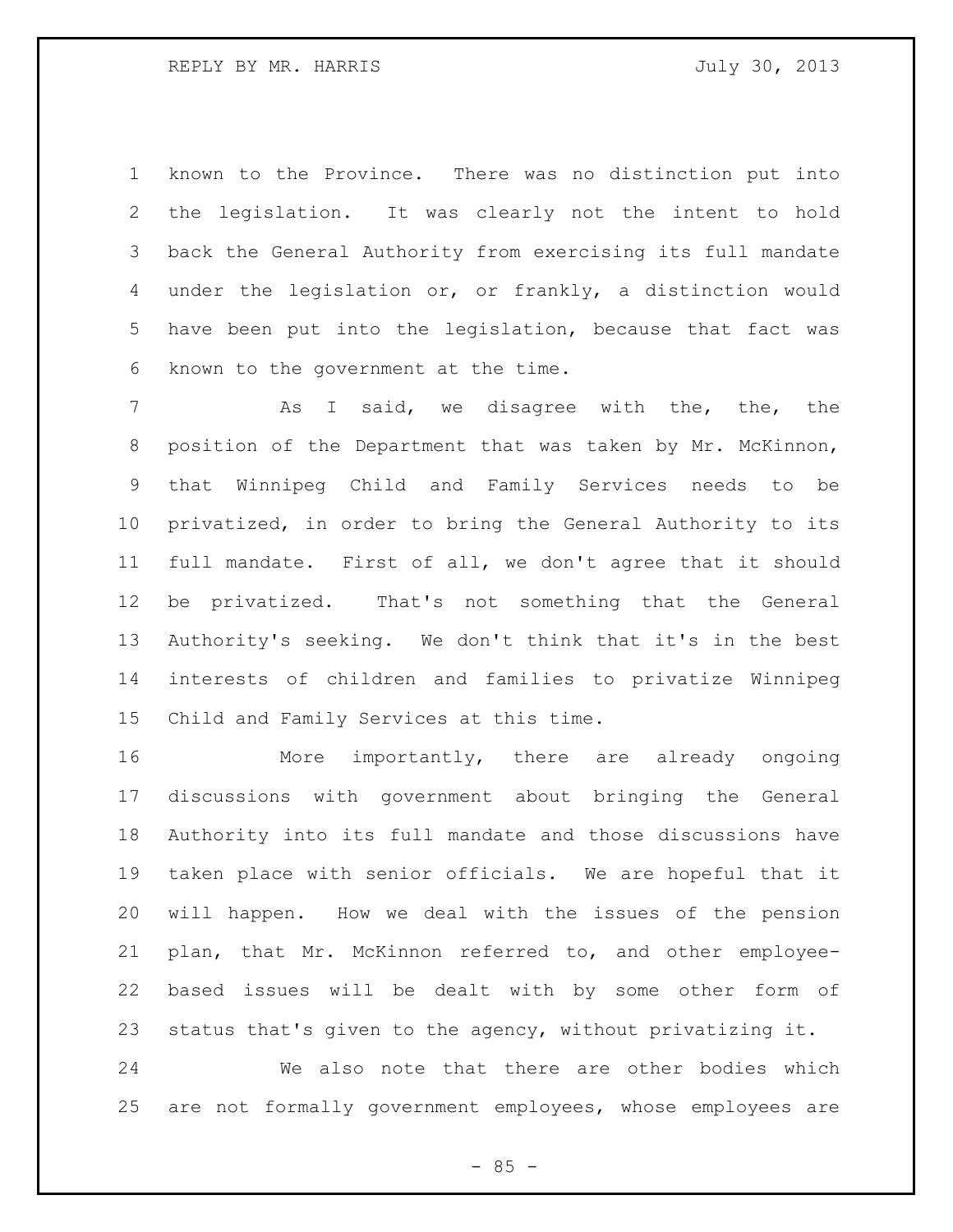known to the Province. There was no distinction put into the legislation. It was clearly not the intent to hold back the General Authority from exercising its full mandate under the legislation or, or frankly, a distinction would have been put into the legislation, because that fact was known to the government at the time.

As I said, we disagree with the, the, the position of the Department that was taken by Mr. McKinnon, that Winnipeg Child and Family Services needs to be privatized, in order to bring the General Authority to its full mandate. First of all, we don't agree that it should be privatized. That's not something that the General Authority's seeking. We don't think that it's in the best interests of children and families to privatize Winnipeg Child and Family Services at this time.

More importantly, there are already ongoing discussions with government about bringing the General Authority into its full mandate and those discussions have taken place with senior officials. We are hopeful that it will happen. How we deal with the issues of the pension plan, that Mr. McKinnon referred to, and other employee-based issues will be dealt with by some other form of status that's given to the agency, without privatizing it.

We also note that there are other bodies which are not formally government employees, whose employees are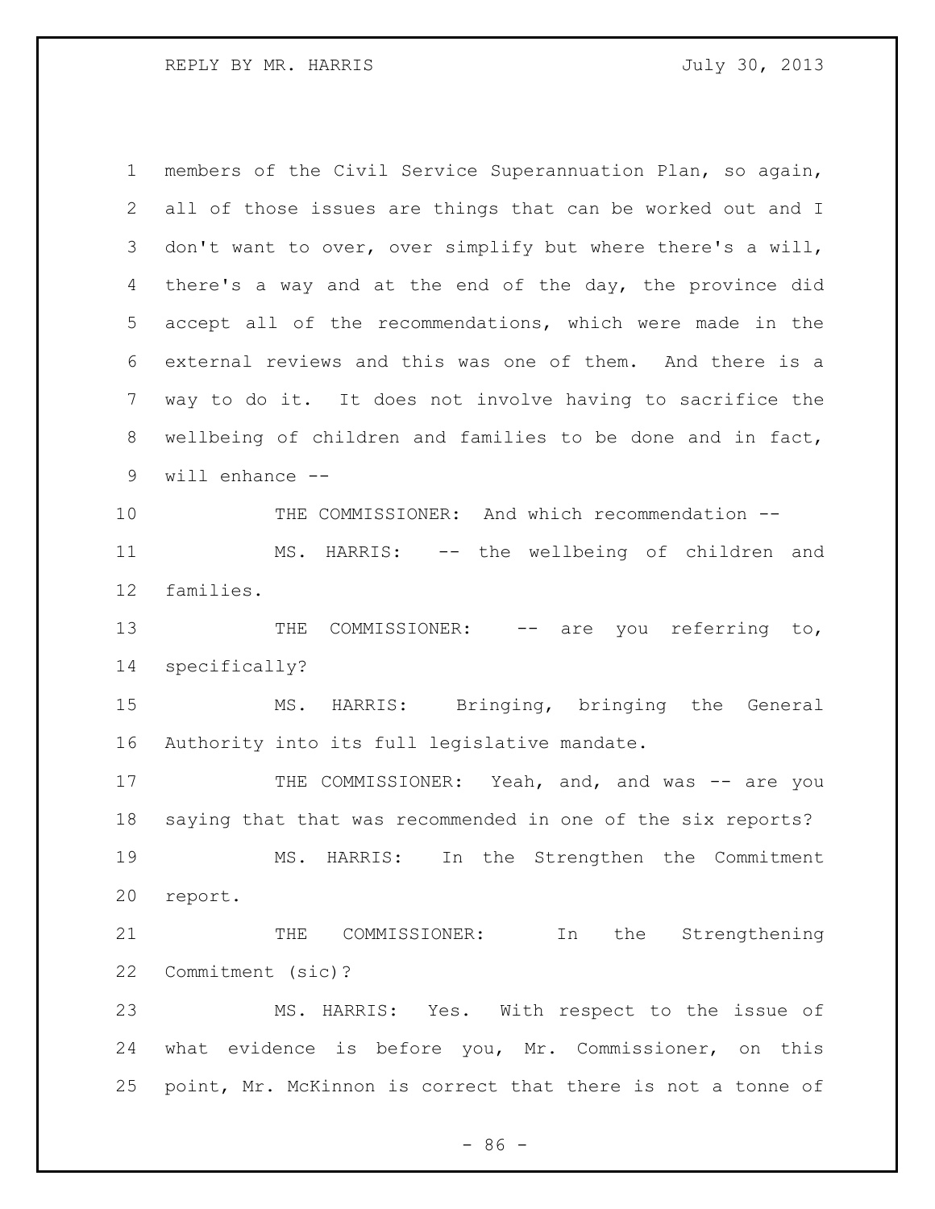members of the Civil Service Superannuation Plan, so again, all of those issues are things that can be worked out and I don't want to over, over simplify but where there's a will, there's a way and at the end of the day, the province did accept all of the recommendations, which were made in the external reviews and this was one of them. And there is a way to do it. It does not involve having to sacrifice the wellbeing of children and families to be done and in fact, will enhance --

THE COMMISSIONER: And which recommendation --

MS. HARRIS: -- the wellbeing of children and families.

THE COMMISSIONER: -- are you referring to, specifically?

MS. HARRIS: Bringing, bringing the General Authority into its full legislative mandate.

THE COMMISSIONER: Yeah, and, and was -- are you saying that that was recommended in one of the six reports?

MS. HARRIS: In the Strengthen the Commitment report.

THE COMMISSIONER: In the Strengthening Commitment (sic)?

MS. HARRIS: Yes. With respect to the issue of what evidence is before you, Mr. Commissioner, on this point, Mr. McKinnon is correct that there is not a tonne of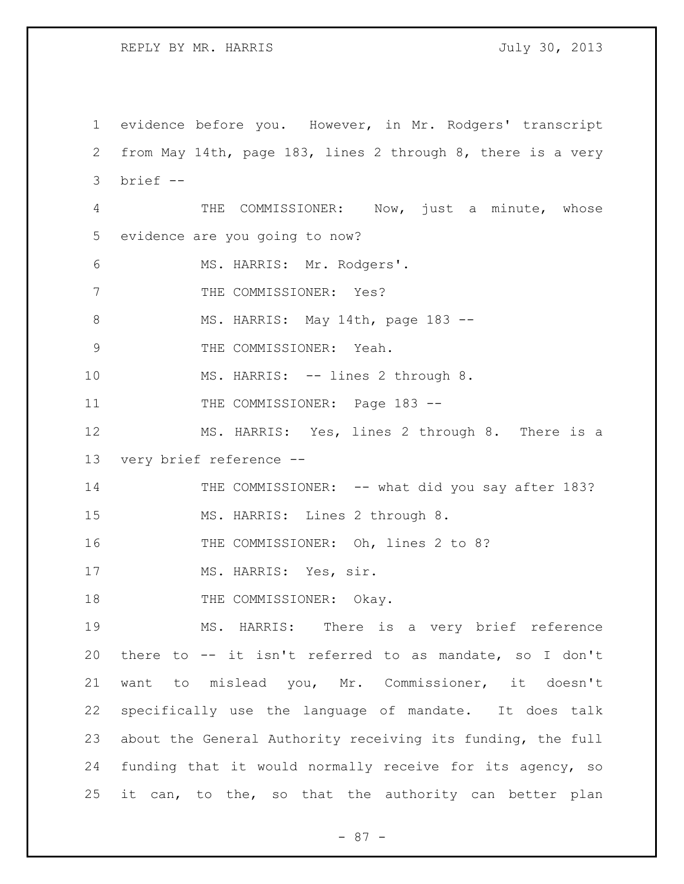evidence before you. However, in Mr. Rodgers' transcript from May 14th, page 183, lines 2 through 8, there is a very brief --

THE COMMISSIONER: Now, just a minute, whose evidence are you going to now?

MS. HARRIS: Mr. Rodgers'.

THE COMMISSIONER: Yes?

MS. HARRIS: May 14th, page 183 --

THE COMMISSIONER: Yeah.

MS. HARRIS: -- lines 2 through 8.

THE COMMISSIONER: Page 183 --

MS. HARRIS: Yes, lines 2 through 8. There is a very brief reference --

THE COMMISSIONER: -- what did you say after 183?

MS. HARRIS: Lines 2 through 8.

THE COMMISSIONER: Oh, lines 2 to 8?

MS. HARRIS: Yes, sir.

THE COMMISSIONER: Okay.

MS. HARRIS: There is a very brief reference there to -- it isn't referred to as mandate, so I don't want to mislead you, Mr. Commissioner, it doesn't specifically use the language of mandate. It does talk about the General Authority receiving its funding, the full funding that it would normally receive for its agency, so it can, to the, so that the authority can better plan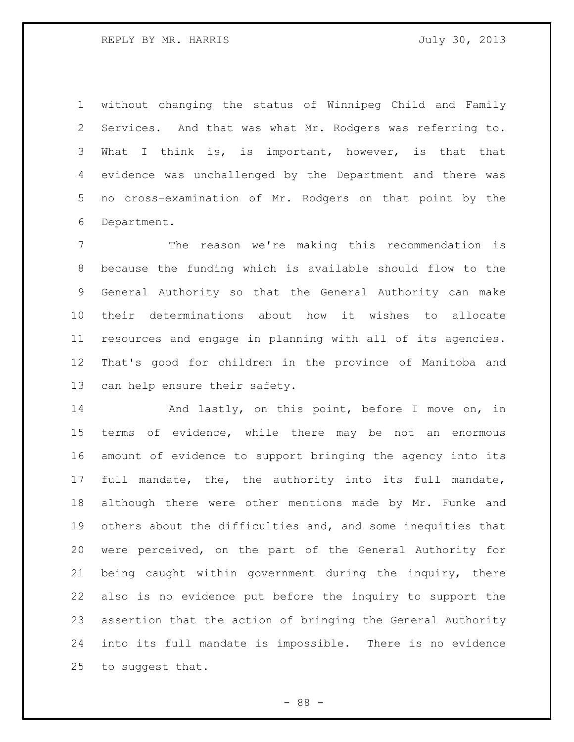without changing the status of Winnipeg Child and Family Services. And that was what Mr. Rodgers was referring to. What I think is, is important, however, is that that evidence was unchallenged by the Department and there was no cross-examination of Mr. Rodgers on that point by the Department.

The reason we're making this recommendation is because the funding which is available should flow to the General Authority so that the General Authority can make their determinations about how it wishes to allocate resources and engage in planning with all of its agencies. That's good for children in the province of Manitoba and can help ensure their safety.

And lastly, on this point, before I move on, in terms of evidence, while there may be not an enormous amount of evidence to support bringing the agency into its full mandate, the, the authority into its full mandate, although there were other mentions made by Mr. Funke and others about the difficulties and, and some inequities that were perceived, on the part of the General Authority for being caught within government during the inquiry, there also is no evidence put before the inquiry to support the assertion that the action of bringing the General Authority into its full mandate is impossible. There is no evidence to suggest that.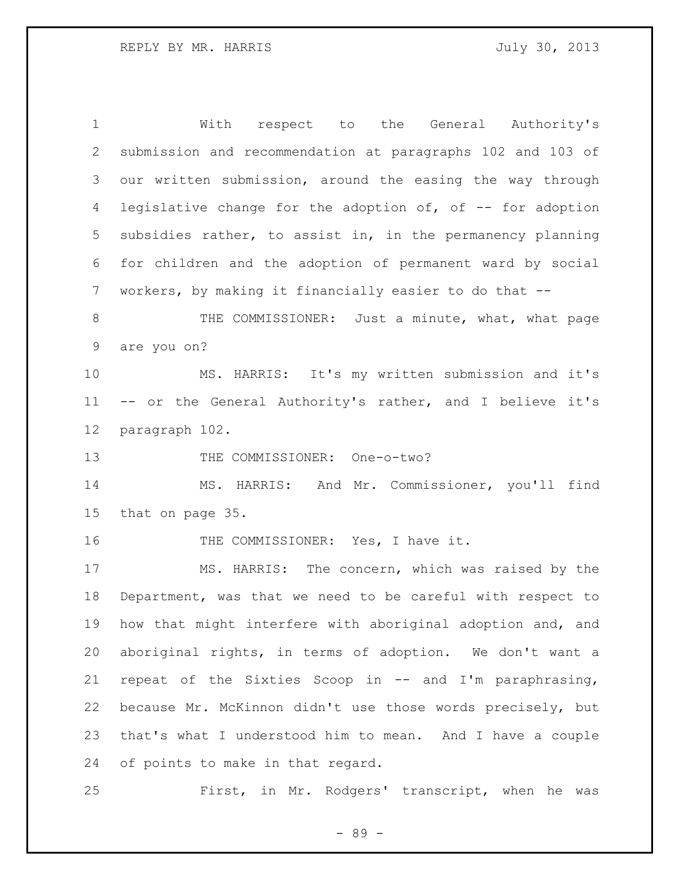With respect to the General Authority's submission and recommendation at paragraphs 102 and 103 of our written submission, around the easing the way through legislative change for the adoption of, of -- for adoption subsidies rather, to assist in, in the permanency planning for children and the adoption of permanent ward by social workers, by making it financially easier to do that --

THE COMMISSIONER: Just a minute, what, what page are you on?

MS. HARRIS: It's my written submission and it's -- or the General Authority's rather, and I believe it's paragraph 102.

THE COMMISSIONER: One-o-two?

MS. HARRIS: And Mr. Commissioner, you'll find that on page 35.

THE COMMISSIONER: Yes, I have it.

MS. HARRIS: The concern, which was raised by the Department, was that we need to be careful with respect to how that might interfere with aboriginal adoption and, and aboriginal rights, in terms of adoption. We don't want a repeat of the Sixties Scoop in -- and I'm paraphrasing, because Mr. McKinnon didn't use those words precisely, but that's what I understood him to mean. And I have a couple of points to make in that regard.

First, in Mr. Rodgers' transcript, when he was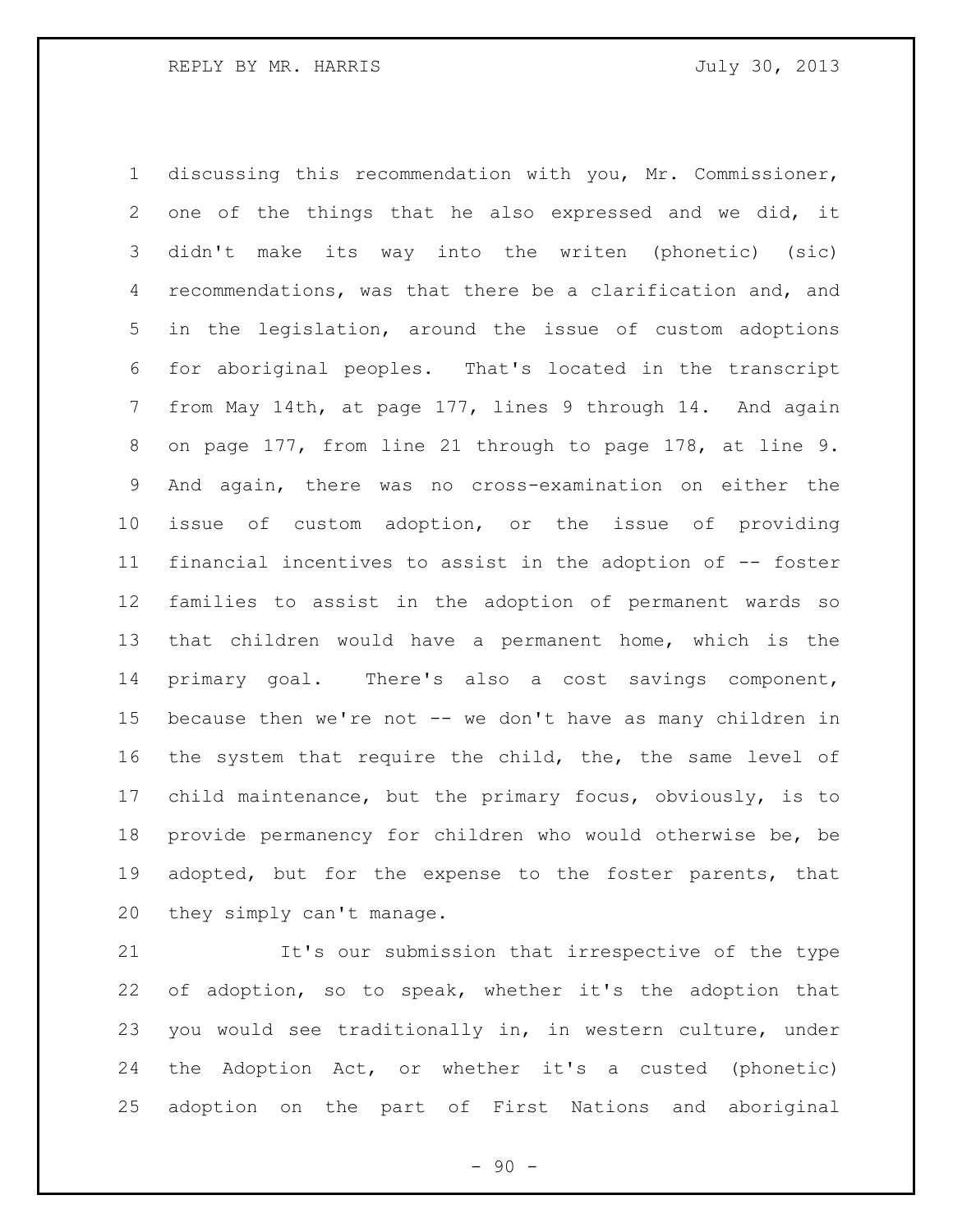discussing this recommendation with you, Mr. Commissioner, one of the things that he also expressed and we did, it didn't make its way into the writen (phonetic) (sic) recommendations, was that there be a clarification and, and in the legislation, around the issue of custom adoptions for aboriginal peoples. That's located in the transcript from May 14th, at page 177, lines 9 through 14. And again on page 177, from line 21 through to page 178, at line 9. And again, there was no cross-examination on either the issue of custom adoption, or the issue of providing financial incentives to assist in the adoption of -- foster families to assist in the adoption of permanent wards so that children would have a permanent home, which is the primary goal. There's also a cost savings component, because then we're not -- we don't have as many children in the system that require the child, the, the same level of child maintenance, but the primary focus, obviously, is to provide permanency for children who would otherwise be, be adopted, but for the expense to the foster parents, that they simply can't manage.

It's our submission that irrespective of the type of adoption, so to speak, whether it's the adoption that you would see traditionally in, in western culture, under the Adoption Act, or whether it's a custed (phonetic) adoption on the part of First Nations and aboriginal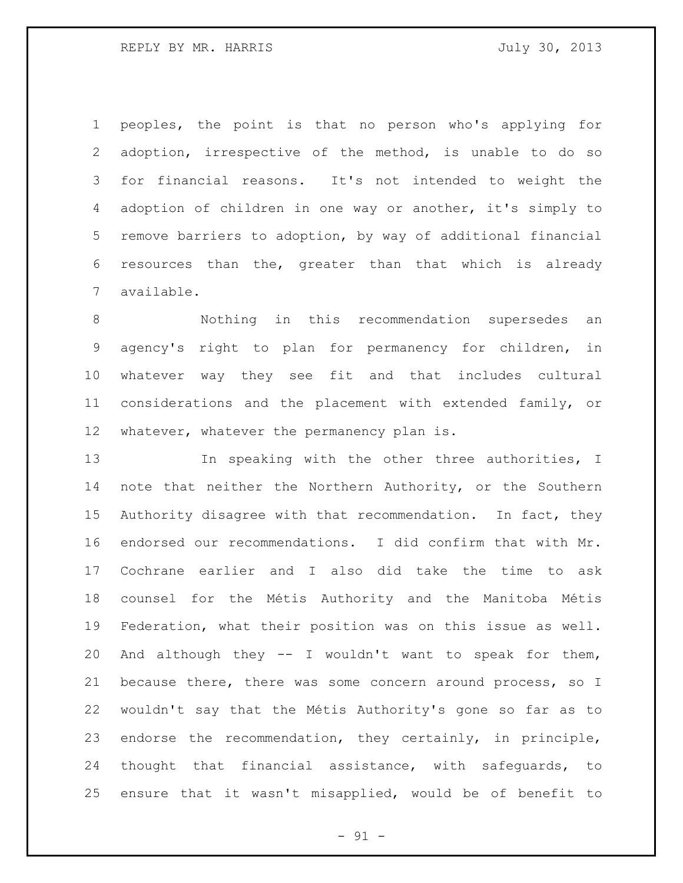peoples, the point is that no person who's applying for adoption, irrespective of the method, is unable to do so for financial reasons. It's not intended to weight the adoption of children in one way or another, it's simply to remove barriers to adoption, by way of additional financial resources than the, greater than that which is already available.

Nothing in this recommendation supersedes an agency's right to plan for permanency for children, in whatever way they see fit and that includes cultural considerations and the placement with extended family, or whatever, whatever the permanency plan is.

In speaking with the other three authorities, I note that neither the Northern Authority, or the Southern Authority disagree with that recommendation. In fact, they endorsed our recommendations. I did confirm that with Mr. Cochrane earlier and I also did take the time to ask counsel for the Métis Authority and the Manitoba Métis Federation, what their position was on this issue as well. And although they -- I wouldn't want to speak for them, because there, there was some concern around process, so I wouldn't say that the Métis Authority's gone so far as to endorse the recommendation, they certainly, in principle, thought that financial assistance, with safeguards, to ensure that it wasn't misapplied, would be of benefit to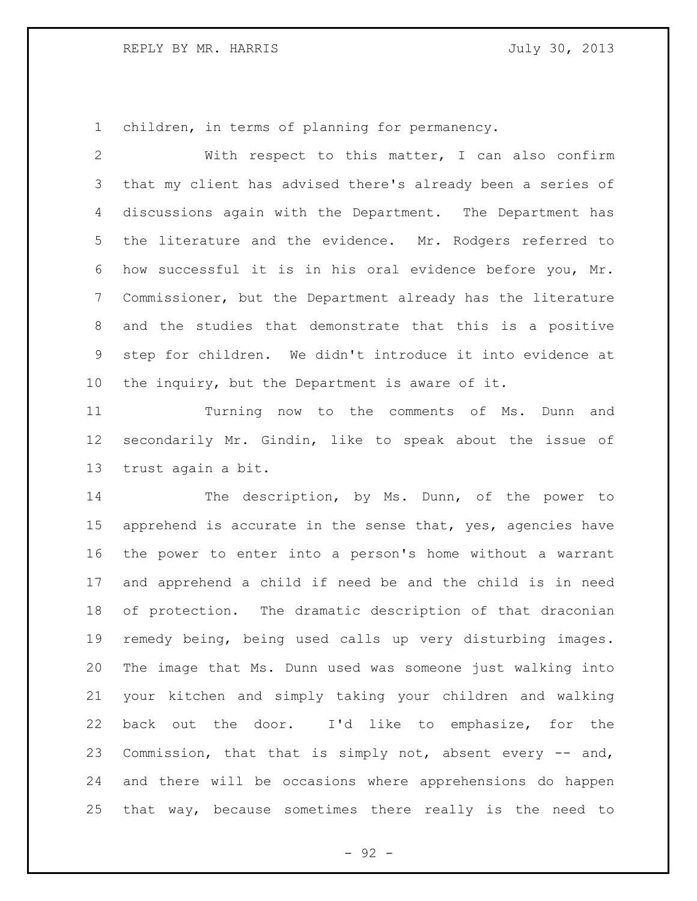children, in terms of planning for permanency.

With respect to this matter, I can also confirm that my client has advised there's already been a series of discussions again with the Department. The Department has the literature and the evidence. Mr. Rodgers referred to how successful it is in his oral evidence before you, Mr. Commissioner, but the Department already has the literature and the studies that demonstrate that this is a positive step for children. We didn't introduce it into evidence at the inquiry, but the Department is aware of it.

Turning now to the comments of Ms. Dunn and secondarily Mr. Gindin, like to speak about the issue of trust again a bit.

The description, by Ms. Dunn, of the power to apprehend is accurate in the sense that, yes, agencies have the power to enter into a person's home without a warrant and apprehend a child if need be and the child is in need of protection. The dramatic description of that draconian remedy being, being used calls up very disturbing images. The image that Ms. Dunn used was someone just walking into your kitchen and simply taking your children and walking back out the door. I'd like to emphasize, for the Commission, that that is simply not, absent every -- and, and there will be occasions where apprehensions do happen that way, because sometimes there really is the need to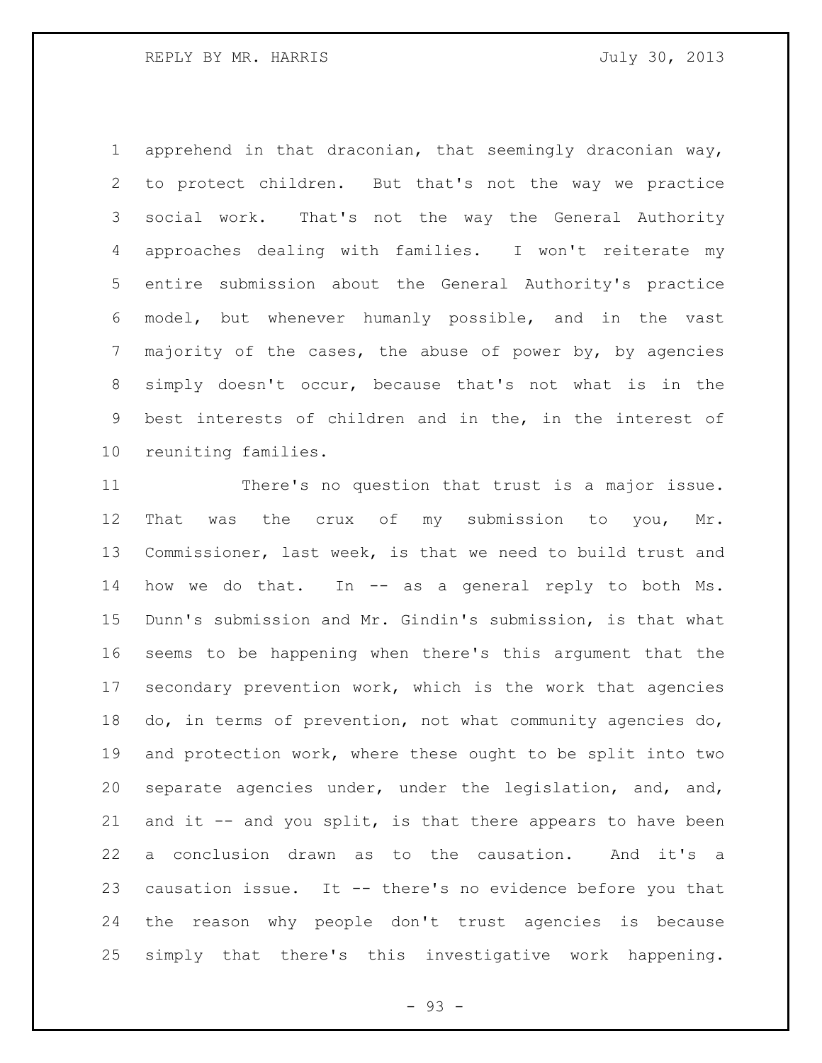apprehend in that draconian, that seemingly draconian way, to protect children. But that's not the way we practice social work. That's not the way the General Authority approaches dealing with families. I won't reiterate my entire submission about the General Authority's practice model, but whenever humanly possible, and in the vast majority of the cases, the abuse of power by, by agencies simply doesn't occur, because that's not what is in the best interests of children and in the, in the interest of reuniting families.

There's no question that trust is a major issue. That was the crux of my submission to you, Mr. Commissioner, last week, is that we need to build trust and how we do that. In -- as a general reply to both Ms. Dunn's submission and Mr. Gindin's submission, is that what seems to be happening when there's this argument that the secondary prevention work, which is the work that agencies do, in terms of prevention, not what community agencies do, and protection work, where these ought to be split into two separate agencies under, under the legislation, and, and, and it -- and you split, is that there appears to have been a conclusion drawn as to the causation. And it's a causation issue. It -- there's no evidence before you that the reason why people don't trust agencies is because simply that there's this investigative work happening.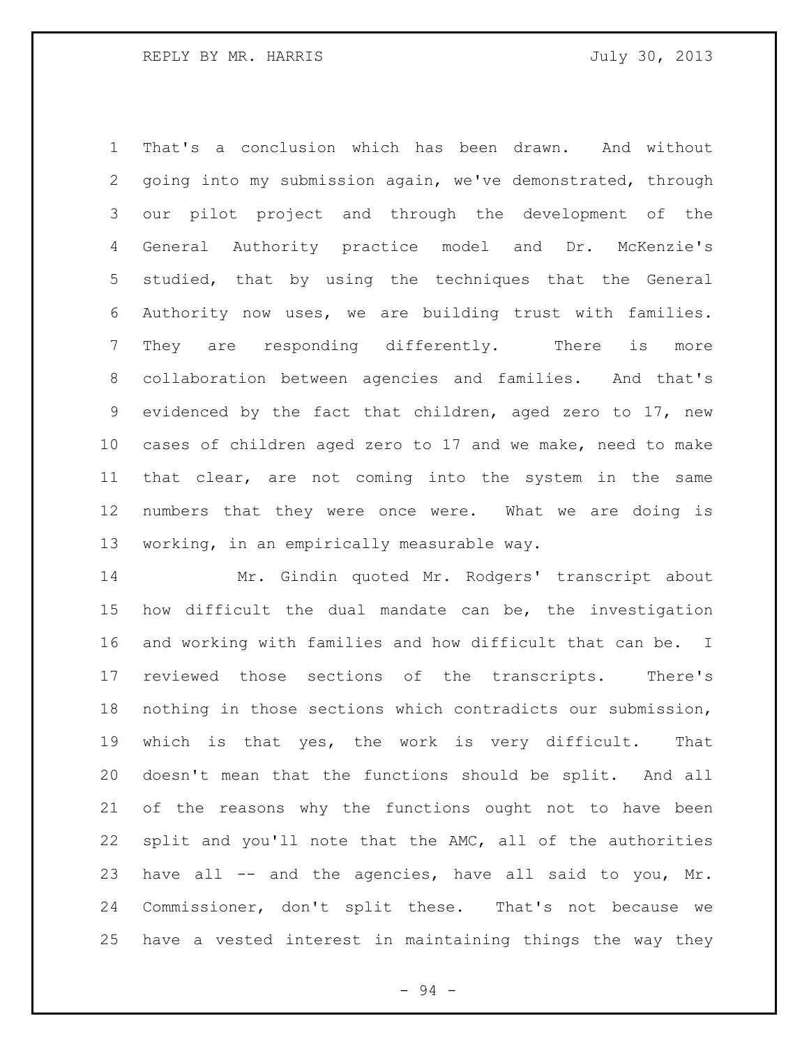That's a conclusion which has been drawn. And without going into my submission again, we've demonstrated, through our pilot project and through the development of the General Authority practice model and Dr. McKenzie's studied, that by using the techniques that the General Authority now uses, we are building trust with families. They are responding differently. There is more collaboration between agencies and families. And that's evidenced by the fact that children, aged zero to 17, new cases of children aged zero to 17 and we make, need to make that clear, are not coming into the system in the same numbers that they were once were. What we are doing is working, in an empirically measurable way.

Mr. Gindin quoted Mr. Rodgers' transcript about how difficult the dual mandate can be, the investigation and working with families and how difficult that can be. I reviewed those sections of the transcripts. There's nothing in those sections which contradicts our submission, which is that yes, the work is very difficult. That doesn't mean that the functions should be split. And all of the reasons why the functions ought not to have been split and you'll note that the AMC, all of the authorities have all -- and the agencies, have all said to you, Mr. Commissioner, don't split these. That's not because we have a vested interest in maintaining things the way they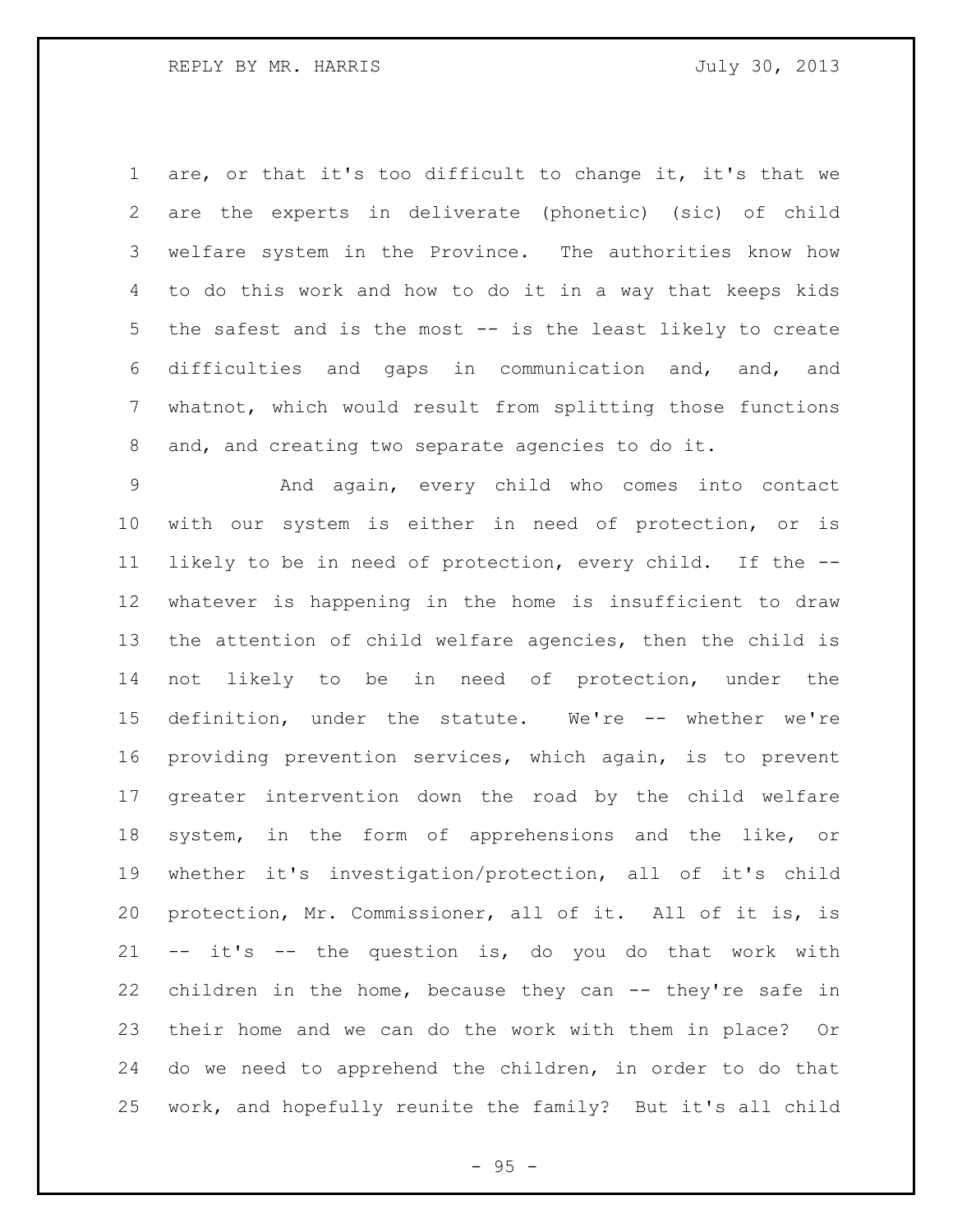are, or that it's too difficult to change it, it's that we are the experts in deliverate (phonetic) (sic) of child welfare system in the Province. The authorities know how to do this work and how to do it in a way that keeps kids the safest and is the most -- is the least likely to create difficulties and gaps in communication and, and, and whatnot, which would result from splitting those functions and, and creating two separate agencies to do it.

And again, every child who comes into contact with our system is either in need of protection, or is likely to be in need of protection, every child. If the -- whatever is happening in the home is insufficient to draw the attention of child welfare agencies, then the child is not likely to be in need of protection, under the definition, under the statute. We're -- whether we're providing prevention services, which again, is to prevent greater intervention down the road by the child welfare system, in the form of apprehensions and the like, or whether it's investigation/protection, all of it's child protection, Mr. Commissioner, all of it. All of it is, is -- it's -- the question is, do you do that work with children in the home, because they can -- they're safe in their home and we can do the work with them in place? Or do we need to apprehend the children, in order to do that work, and hopefully reunite the family? But it's all child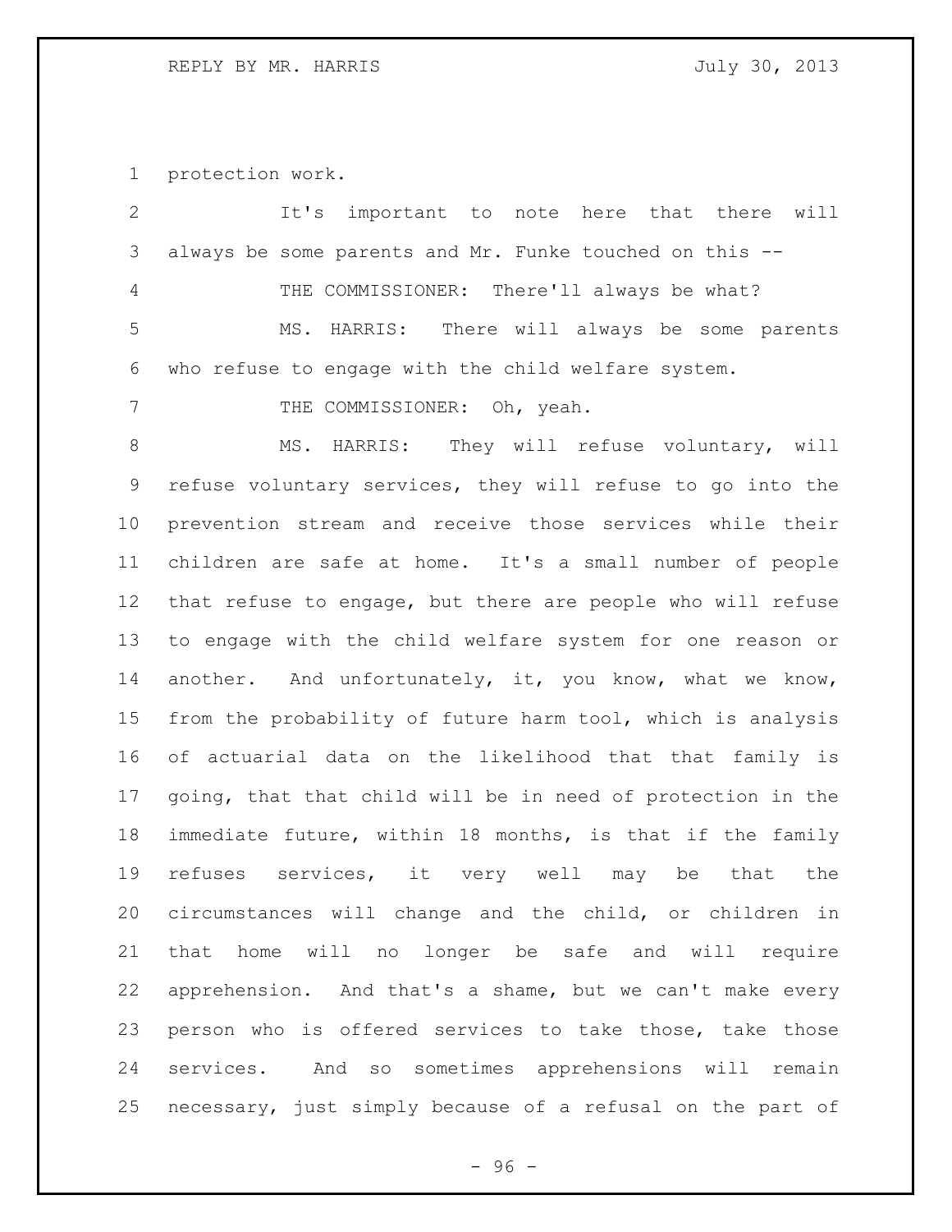protection work.

It's important to note here that there will always be some parents and Mr. Funke touched on this --

THE COMMISSIONER: There'll always be what?

MS. HARRIS: There will always be some parents who refuse to engage with the child welfare system.

THE COMMISSIONER: Oh, yeah.

MS. HARRIS: They will refuse voluntary, will refuse voluntary services, they will refuse to go into the prevention stream and receive those services while their children are safe at home. It's a small number of people that refuse to engage, but there are people who will refuse to engage with the child welfare system for one reason or another. And unfortunately, it, you know, what we know, from the probability of future harm tool, which is analysis of actuarial data on the likelihood that that family is going, that that child will be in need of protection in the immediate future, within 18 months, is that if the family refuses services, it very well may be that the circumstances will change and the child, or children in that home will no longer be safe and will require apprehension. And that's a shame, but we can't make every person who is offered services to take those, take those services. And so sometimes apprehensions will remain necessary, just simply because of a refusal on the part of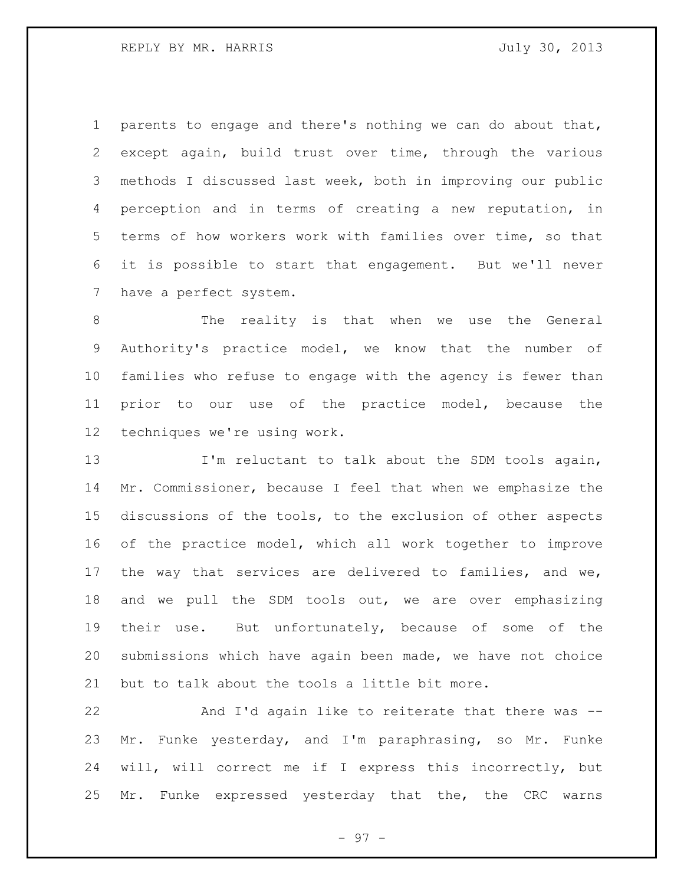parents to engage and there's nothing we can do about that, except again, build trust over time, through the various methods I discussed last week, both in improving our public perception and in terms of creating a new reputation, in terms of how workers work with families over time, so that it is possible to start that engagement. But we'll never have a perfect system.

The reality is that when we use the General Authority's practice model, we know that the number of families who refuse to engage with the agency is fewer than prior to our use of the practice model, because the techniques we're using work.

I'm reluctant to talk about the SDM tools again, Mr. Commissioner, because I feel that when we emphasize the discussions of the tools, to the exclusion of other aspects of the practice model, which all work together to improve the way that services are delivered to families, and we, and we pull the SDM tools out, we are over emphasizing their use. But unfortunately, because of some of the submissions which have again been made, we have not choice but to talk about the tools a little bit more.

And I'd again like to reiterate that there was -- Mr. Funke yesterday, and I'm paraphrasing, so Mr. Funke will, will correct me if I express this incorrectly, but Mr. Funke expressed yesterday that the, the CRC warns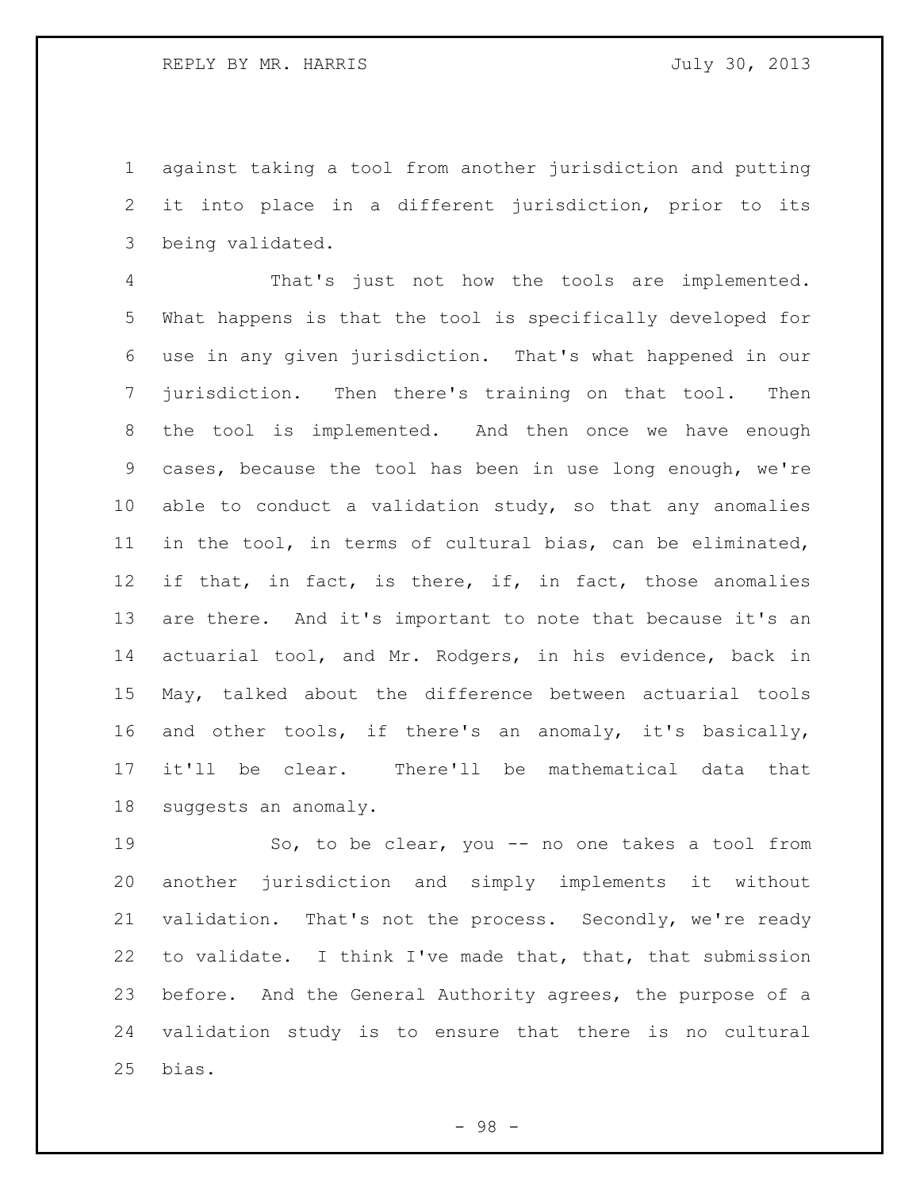against taking a tool from another jurisdiction and putting it into place in a different jurisdiction, prior to its being validated.

That's just not how the tools are implemented. What happens is that the tool is specifically developed for use in any given jurisdiction. That's what happened in our jurisdiction. Then there's training on that tool. Then the tool is implemented. And then once we have enough cases, because the tool has been in use long enough, we're able to conduct a validation study, so that any anomalies in the tool, in terms of cultural bias, can be eliminated, if that, in fact, is there, if, in fact, those anomalies are there. And it's important to note that because it's an actuarial tool, and Mr. Rodgers, in his evidence, back in May, talked about the difference between actuarial tools and other tools, if there's an anomaly, it's basically, it'll be clear. There'll be mathematical data that suggests an anomaly.

So, to be clear, you -- no one takes a tool from another jurisdiction and simply implements it without validation. That's not the process. Secondly, we're ready to validate. I think I've made that, that, that submission before. And the General Authority agrees, the purpose of a validation study is to ensure that there is no cultural bias.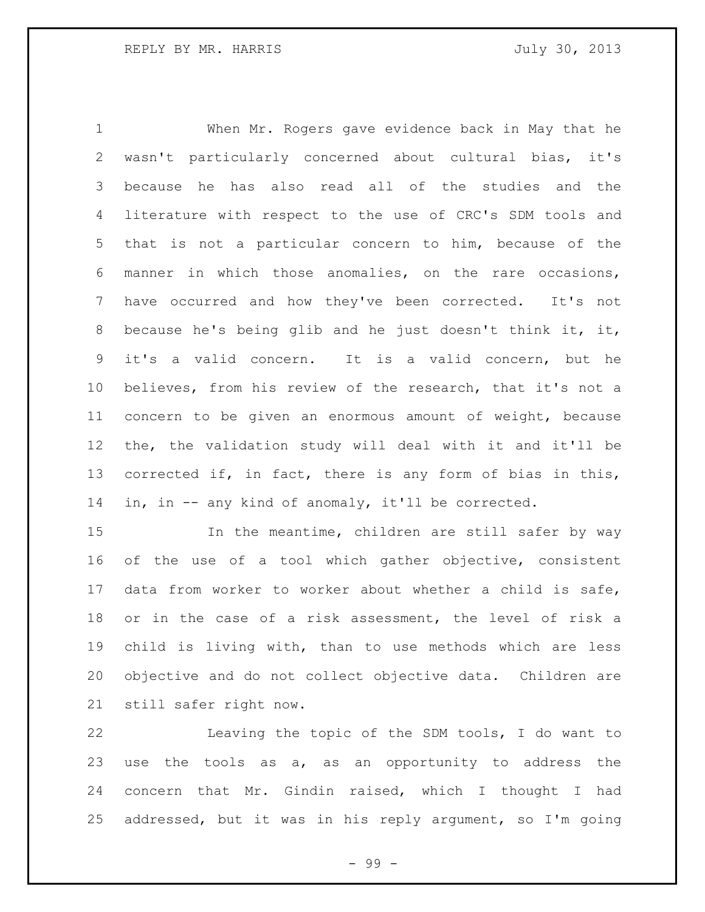When Mr. Rogers gave evidence back in May that he wasn't particularly concerned about cultural bias, it's because he has also read all of the studies and the literature with respect to the use of CRC's SDM tools and that is not a particular concern to him, because of the manner in which those anomalies, on the rare occasions, have occurred and how they've been corrected. It's not because he's being glib and he just doesn't think it, it, it's a valid concern. It is a valid concern, but he believes, from his review of the research, that it's not a concern to be given an enormous amount of weight, because the, the validation study will deal with it and it'll be corrected if, in fact, there is any form of bias in this, in, in -- any kind of anomaly, it'll be corrected.

In the meantime, children are still safer by way of the use of a tool which gather objective, consistent data from worker to worker about whether a child is safe, or in the case of a risk assessment, the level of risk a child is living with, than to use methods which are less objective and do not collect objective data. Children are still safer right now.

Leaving the topic of the SDM tools, I do want to use the tools as a, as an opportunity to address the concern that Mr. Gindin raised, which I thought I had addressed, but it was in his reply argument, so I'm going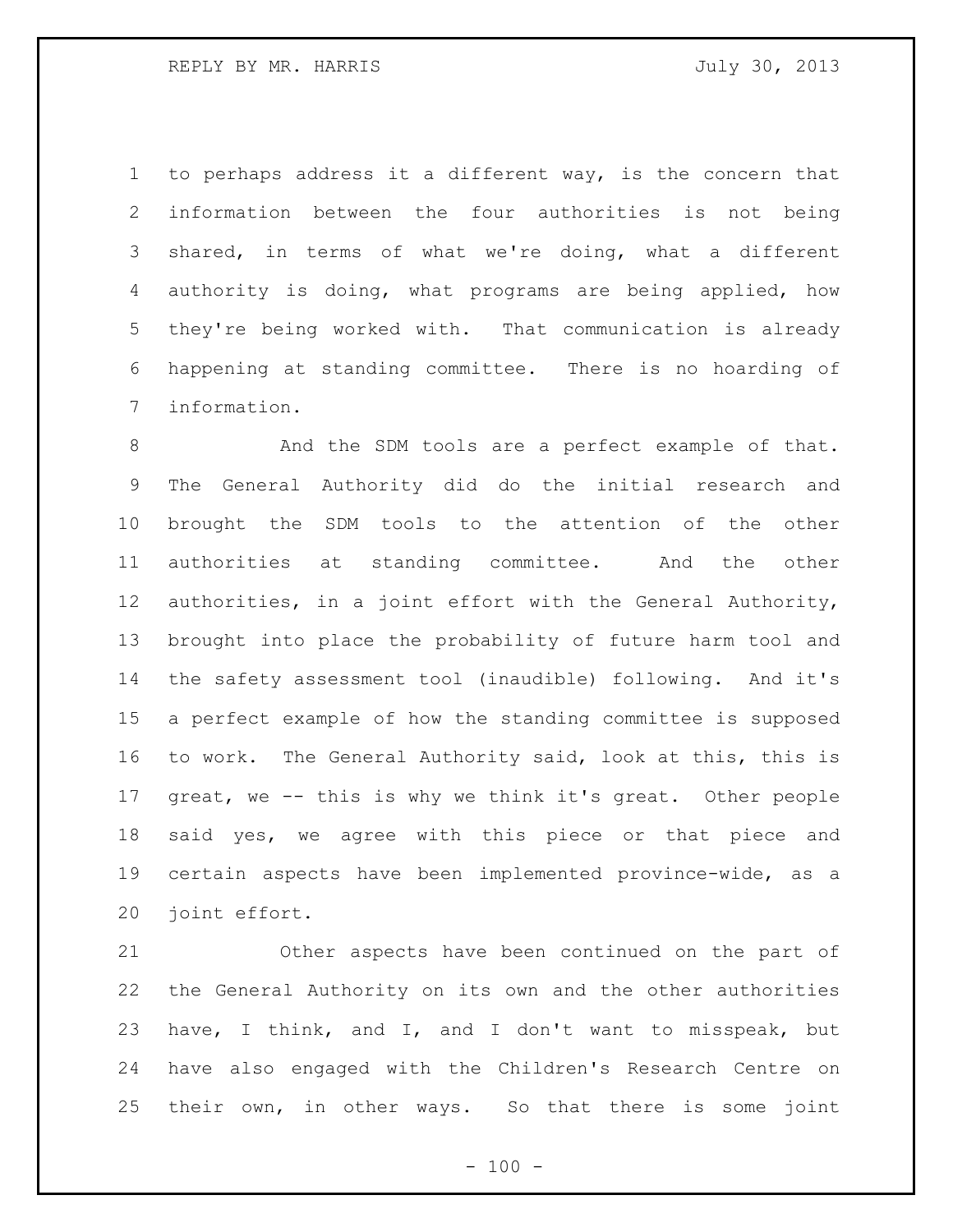to perhaps address it a different way, is the concern that information between the four authorities is not being shared, in terms of what we're doing, what a different authority is doing, what programs are being applied, how they're being worked with. That communication is already happening at standing committee. There is no hoarding of information.

And the SDM tools are a perfect example of that. The General Authority did do the initial research and brought the SDM tools to the attention of the other authorities at standing committee. And the other authorities, in a joint effort with the General Authority, brought into place the probability of future harm tool and the safety assessment tool (inaudible) following. And it's a perfect example of how the standing committee is supposed to work. The General Authority said, look at this, this is great, we -- this is why we think it's great. Other people said yes, we agree with this piece or that piece and certain aspects have been implemented province-wide, as a joint effort.

Other aspects have been continued on the part of the General Authority on its own and the other authorities have, I think, and I, and I don't want to misspeak, but have also engaged with the Children's Research Centre on their own, in other ways. So that there is some joint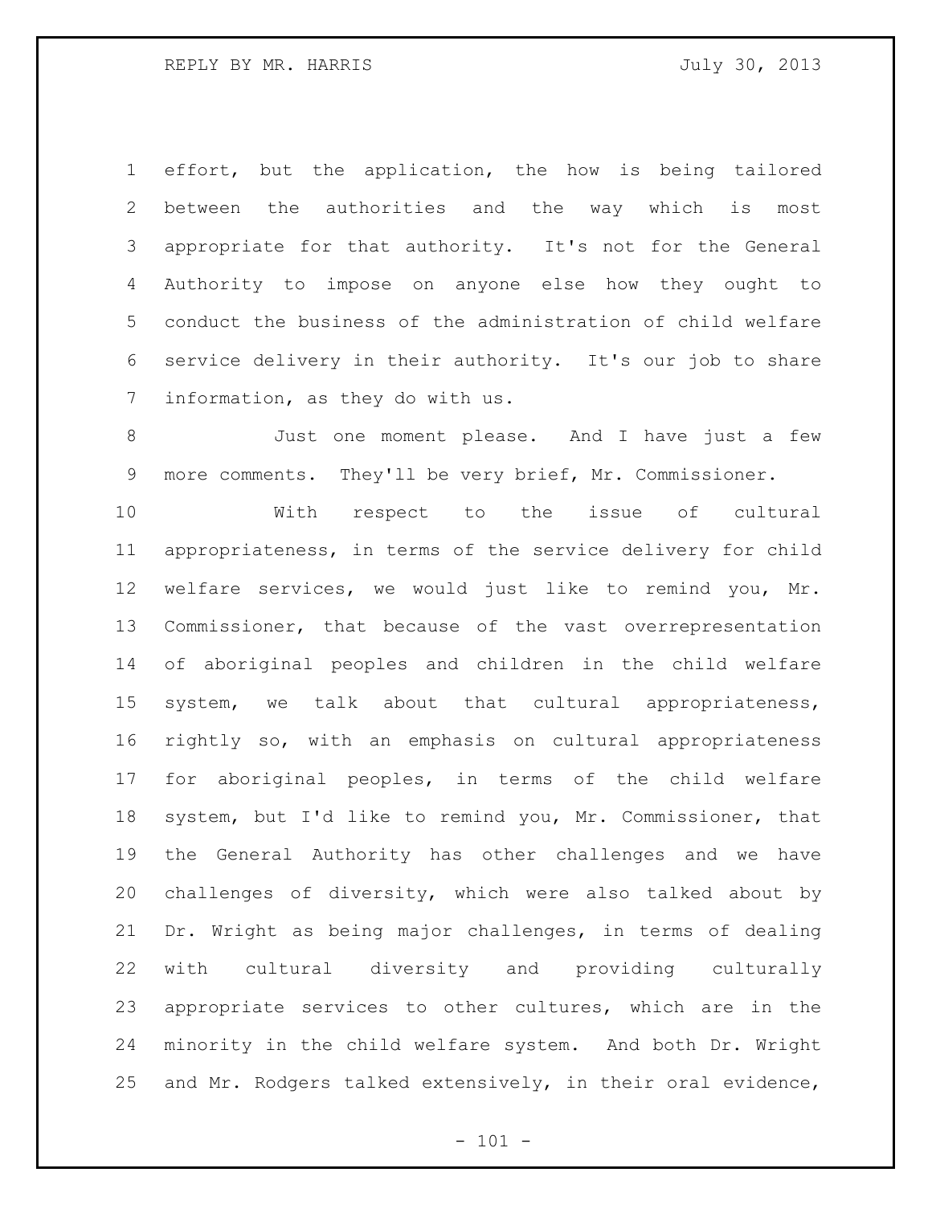effort, but the application, the how is being tailored between the authorities and the way which is most appropriate for that authority. It's not for the General Authority to impose on anyone else how they ought to conduct the business of the administration of child welfare service delivery in their authority. It's our job to share information, as they do with us.

Just one moment please. And I have just a few more comments. They'll be very brief, Mr. Commissioner.

With respect to the issue of cultural appropriateness, in terms of the service delivery for child welfare services, we would just like to remind you, Mr. Commissioner, that because of the vast overrepresentation of aboriginal peoples and children in the child welfare system, we talk about that cultural appropriateness, rightly so, with an emphasis on cultural appropriateness for aboriginal peoples, in terms of the child welfare system, but I'd like to remind you, Mr. Commissioner, that the General Authority has other challenges and we have challenges of diversity, which were also talked about by Dr. Wright as being major challenges, in terms of dealing with cultural diversity and providing culturally appropriate services to other cultures, which are in the minority in the child welfare system. And both Dr. Wright and Mr. Rodgers talked extensively, in their oral evidence,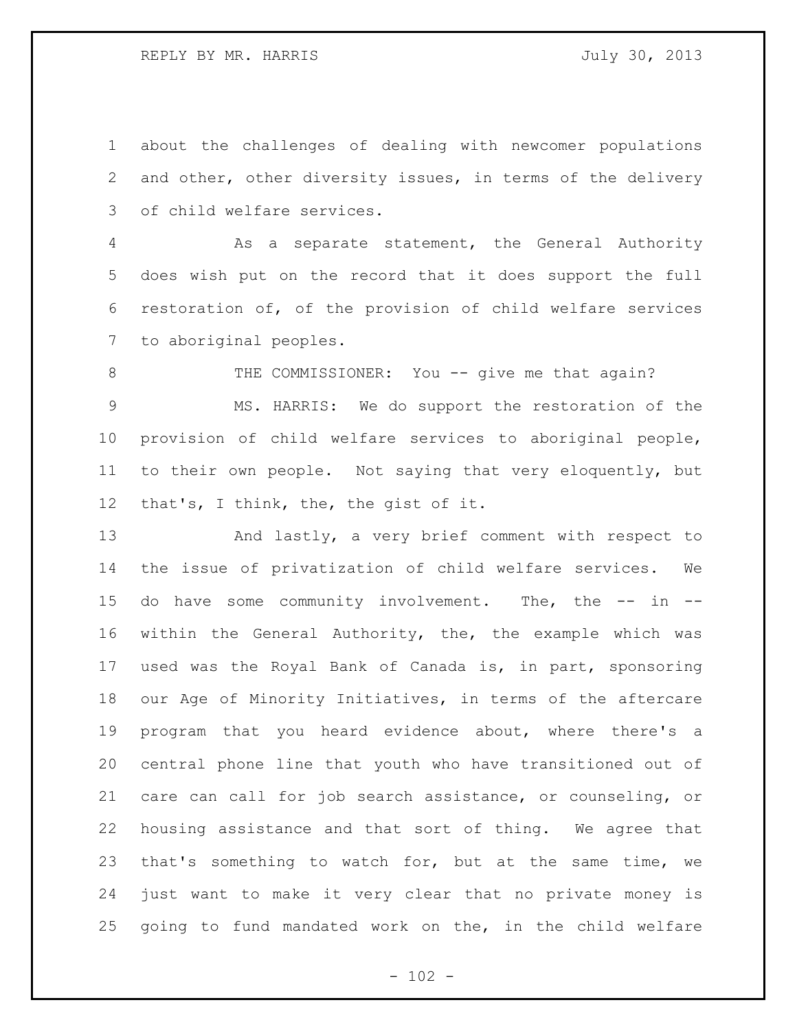about the challenges of dealing with newcomer populations and other, other diversity issues, in terms of the delivery of child welfare services.

As a separate statement, the General Authority does wish put on the record that it does support the full restoration of, of the provision of child welfare services to aboriginal peoples.

THE COMMISSIONER: You -- give me that again?

MS. HARRIS: We do support the restoration of the provision of child welfare services to aboriginal people, to their own people. Not saying that very eloquently, but that's, I think, the, the gist of it.

And lastly, a very brief comment with respect to the issue of privatization of child welfare services. We do have some community involvement. The, the -- in -- within the General Authority, the, the example which was used was the Royal Bank of Canada is, in part, sponsoring our Age of Minority Initiatives, in terms of the aftercare program that you heard evidence about, where there's a central phone line that youth who have transitioned out of care can call for job search assistance, or counseling, or housing assistance and that sort of thing. We agree that that's something to watch for, but at the same time, we just want to make it very clear that no private money is going to fund mandated work on the, in the child welfare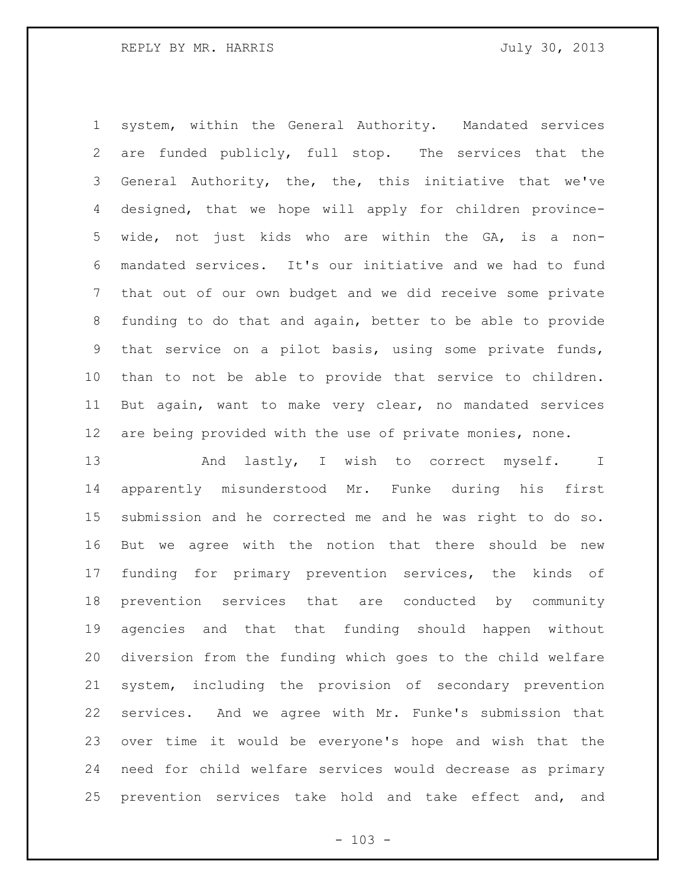system, within the General Authority. Mandated services are funded publicly, full stop. The services that the General Authority, the, the, this initiative that we've designed, that we hope will apply for children province-wide, not just kids who are within the GA, is a non-mandated services. It's our initiative and we had to fund that out of our own budget and we did receive some private funding to do that and again, better to be able to provide that service on a pilot basis, using some private funds, than to not be able to provide that service to children. But again, want to make very clear, no mandated services are being provided with the use of private monies, none.

And lastly, I wish to correct myself. I apparently misunderstood Mr. Funke during his first submission and he corrected me and he was right to do so. But we agree with the notion that there should be new funding for primary prevention services, the kinds of prevention services that are conducted by community agencies and that that funding should happen without diversion from the funding which goes to the child welfare system, including the provision of secondary prevention services. And we agree with Mr. Funke's submission that over time it would be everyone's hope and wish that the need for child welfare services would decrease as primary prevention services take hold and take effect and, and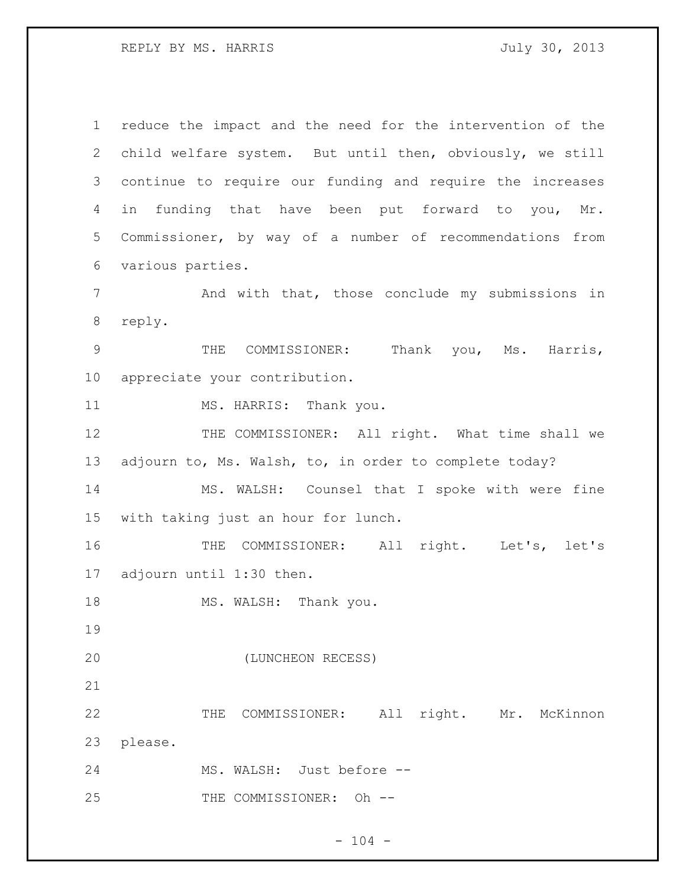reduce the impact and the need for the intervention of the child welfare system. But until then, obviously, we still continue to require our funding and require the increases in funding that have been put forward to you, Mr. Commissioner, by way of a number of recommendations from various parties.

And with that, those conclude my submissions in reply.

THE COMMISSIONER: Thank you, Ms. Harris, appreciate your contribution.

MS. HARRIS: Thank you.

THE COMMISSIONER: All right. What time shall we adjourn to, Ms. Walsh, to, in order to complete today?

MS. WALSH: Counsel that I spoke with were fine with taking just an hour for lunch.

THE COMMISSIONER: All right. Let's, let's adjourn until 1:30 then.

MS. WALSH: Thank you.

(LUNCHEON RECESS)

THE COMMISSIONER: All right. Mr. McKinnon please.

MS. WALSH: Just before --

THE COMMISSIONER: Oh --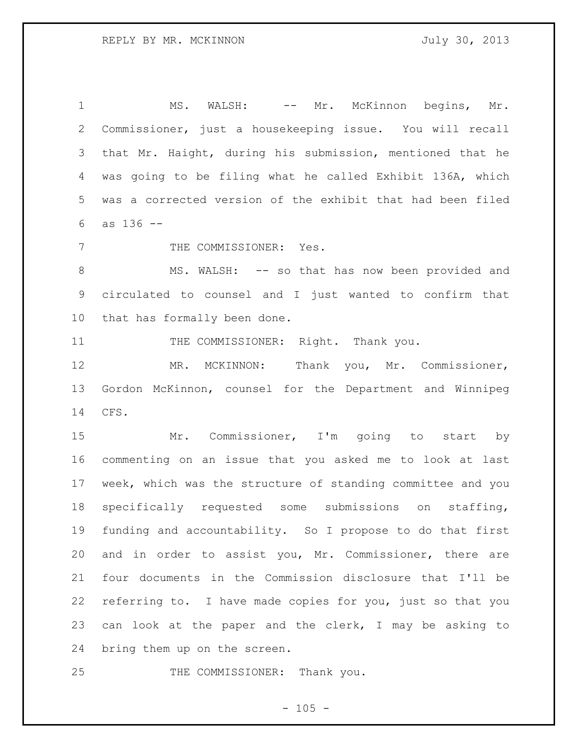MS. WALSH: -- Mr. McKinnon begins, Mr. Commissioner, just a housekeeping issue. You will recall that Mr. Haight, during his submission, mentioned that he was going to be filing what he called Exhibit 136A, which was a corrected version of the exhibit that had been filed as 136 --

THE COMMISSIONER: Yes.

MS. WALSH: -- so that has now been provided and circulated to counsel and I just wanted to confirm that that has formally been done.

THE COMMISSIONER: Right. Thank you.

MR. MCKINNON: Thank you, Mr. Commissioner, Gordon McKinnon, counsel for the Department and Winnipeg CFS.

Mr. Commissioner, I'm going to start by commenting on an issue that you asked me to look at last week, which was the structure of standing committee and you specifically requested some submissions on staffing, funding and accountability. So I propose to do that first and in order to assist you, Mr. Commissioner, there are four documents in the Commission disclosure that I'll be referring to. I have made copies for you, just so that you can look at the paper and the clerk, I may be asking to bring them up on the screen.

THE COMMISSIONER: Thank you.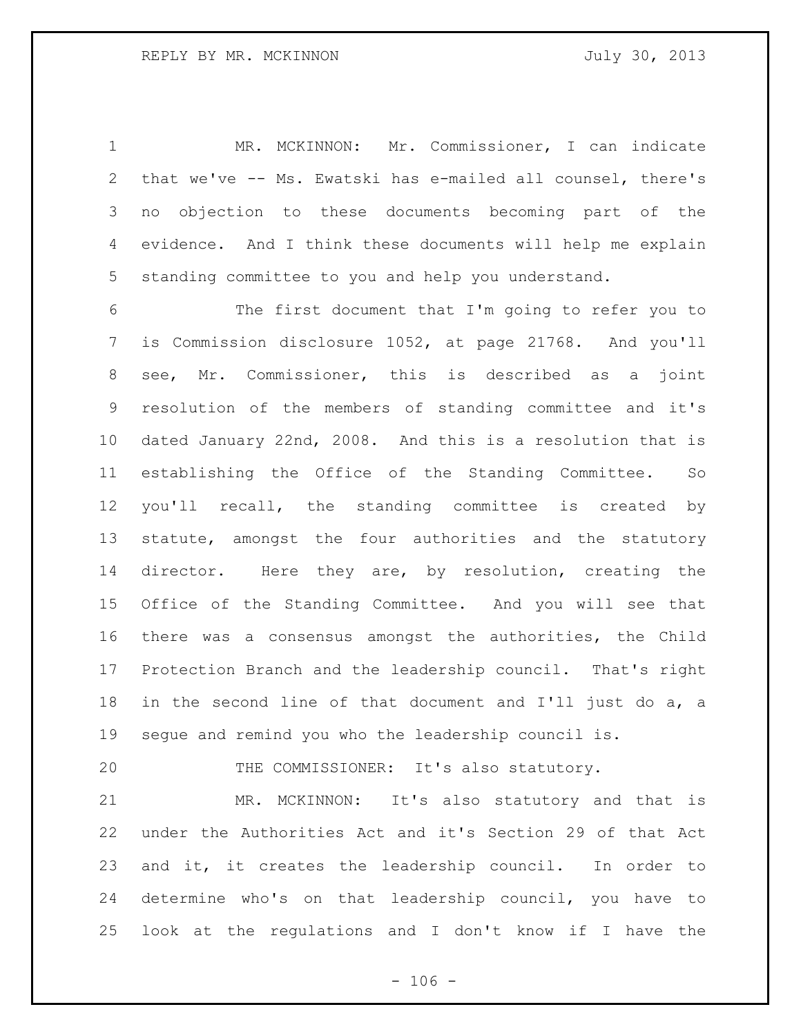MR. MCKINNON: Mr. Commissioner, I can indicate that we've -- Ms. Ewatski has e-mailed all counsel, there's no objection to these documents becoming part of the evidence. And I think these documents will help me explain standing committee to you and help you understand.

The first document that I'm going to refer you to is Commission disclosure 1052, at page 21768. And you'll see, Mr. Commissioner, this is described as a joint resolution of the members of standing committee and it's dated January 22nd, 2008. And this is a resolution that is establishing the Office of the Standing Committee. So you'll recall, the standing committee is created by statute, amongst the four authorities and the statutory director. Here they are, by resolution, creating the Office of the Standing Committee. And you will see that there was a consensus amongst the authorities, the Child Protection Branch and the leadership council. That's right in the second line of that document and I'll just do a, a segue and remind you who the leadership council is.

THE COMMISSIONER: It's also statutory.

MR. MCKINNON: It's also statutory and that is under the Authorities Act and it's Section 29 of that Act and it, it creates the leadership council. In order to determine who's on that leadership council, you have to look at the regulations and I don't know if I have the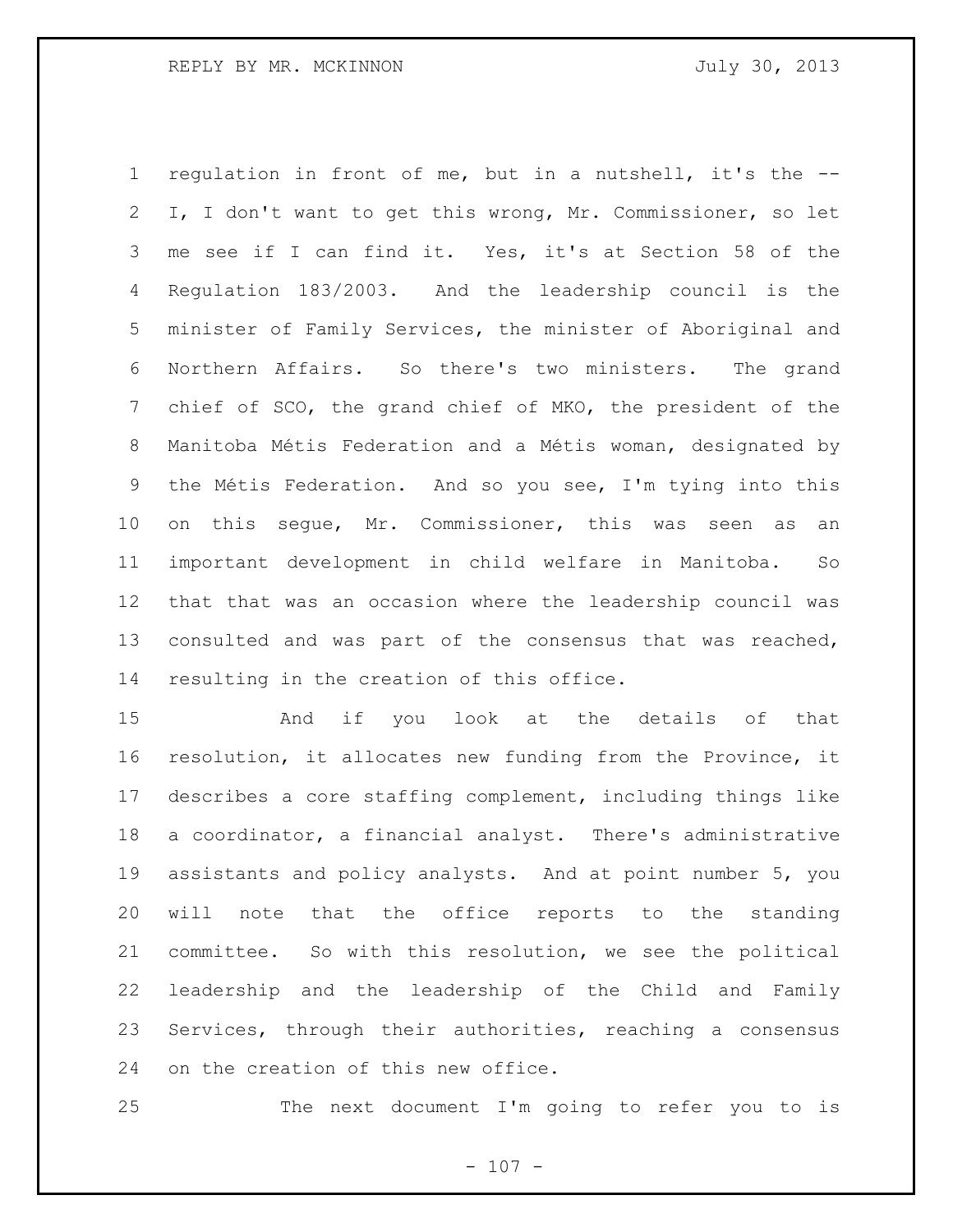regulation in front of me, but in a nutshell, it's the -- I, I don't want to get this wrong, Mr. Commissioner, so let me see if I can find it. Yes, it's at Section 58 of the Regulation 183/2003. And the leadership council is the minister of Family Services, the minister of Aboriginal and Northern Affairs. So there's two ministers. The grand chief of SCO, the grand chief of MKO, the president of the Manitoba Métis Federation and a Métis woman, designated by the Métis Federation. And so you see, I'm tying into this on this segue, Mr. Commissioner, this was seen as an important development in child welfare in Manitoba. So that that was an occasion where the leadership council was consulted and was part of the consensus that was reached, resulting in the creation of this office.

And if you look at the details of that resolution, it allocates new funding from the Province, it describes a core staffing complement, including things like a coordinator, a financial analyst. There's administrative assistants and policy analysts. And at point number 5, you will note that the office reports to the standing committee. So with this resolution, we see the political leadership and the leadership of the Child and Family Services, through their authorities, reaching a consensus on the creation of this new office.

The next document I'm going to refer you to is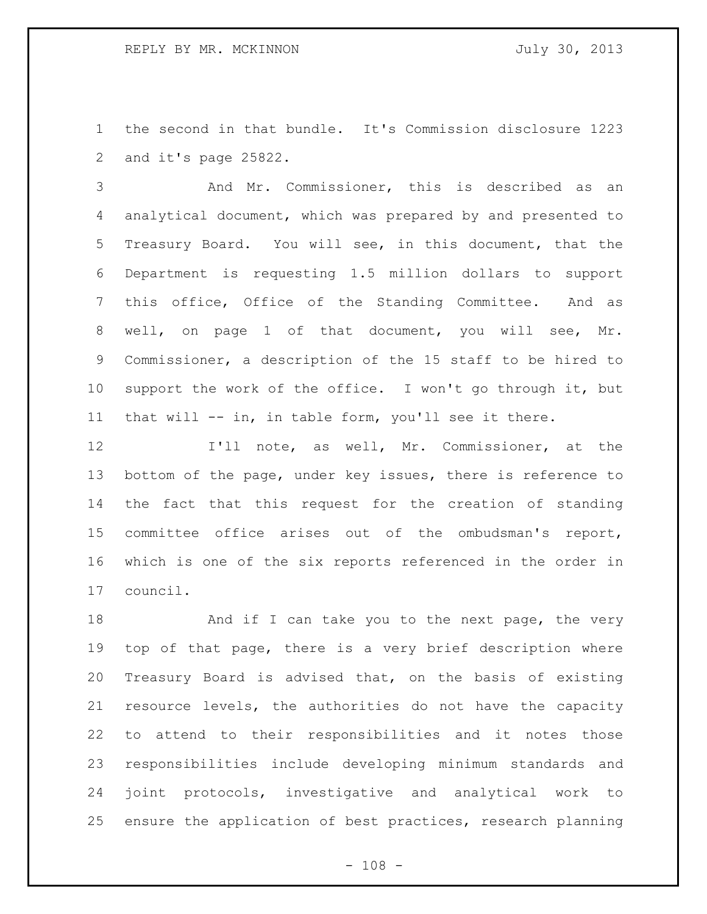the second in that bundle. It's Commission disclosure 1223 and it's page 25822.

And Mr. Commissioner, this is described as an analytical document, which was prepared by and presented to Treasury Board. You will see, in this document, that the Department is requesting 1.5 million dollars to support this office, Office of the Standing Committee. And as well, on page 1 of that document, you will see, Mr. Commissioner, a description of the 15 staff to be hired to support the work of the office. I won't go through it, but that will -- in, in table form, you'll see it there.

I'll note, as well, Mr. Commissioner, at the bottom of the page, under key issues, there is reference to the fact that this request for the creation of standing committee office arises out of the ombudsman's report, which is one of the six reports referenced in the order in council.

And if I can take you to the next page, the very top of that page, there is a very brief description where Treasury Board is advised that, on the basis of existing resource levels, the authorities do not have the capacity to attend to their responsibilities and it notes those responsibilities include developing minimum standards and joint protocols, investigative and analytical work to ensure the application of best practices, research planning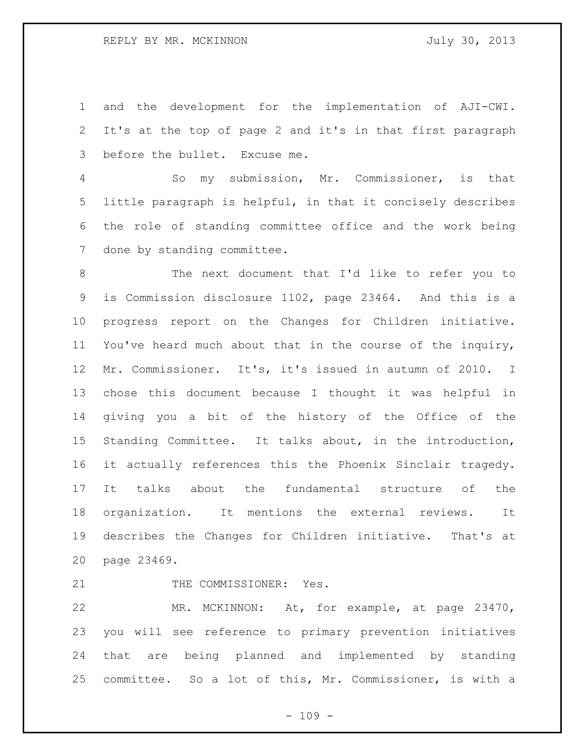and the development for the implementation of AJI-CWI. It's at the top of page 2 and it's in that first paragraph before the bullet. Excuse me.

So my submission, Mr. Commissioner, is that little paragraph is helpful, in that it concisely describes the role of standing committee office and the work being done by standing committee.

The next document that I'd like to refer you to is Commission disclosure 1102, page 23464. And this is a progress report on the Changes for Children initiative. You've heard much about that in the course of the inquiry, Mr. Commissioner. It's, it's issued in autumn of 2010. I chose this document because I thought it was helpful in giving you a bit of the history of the Office of the Standing Committee. It talks about, in the introduction, it actually references this the Phoenix Sinclair tragedy. It talks about the fundamental structure of the organization. It mentions the external reviews. It describes the Changes for Children initiative. That's at page 23469.

THE COMMISSIONER: Yes.

MR. MCKINNON: At, for example, at page 23470, you will see reference to primary prevention initiatives that are being planned and implemented by standing committee. So a lot of this, Mr. Commissioner, is with a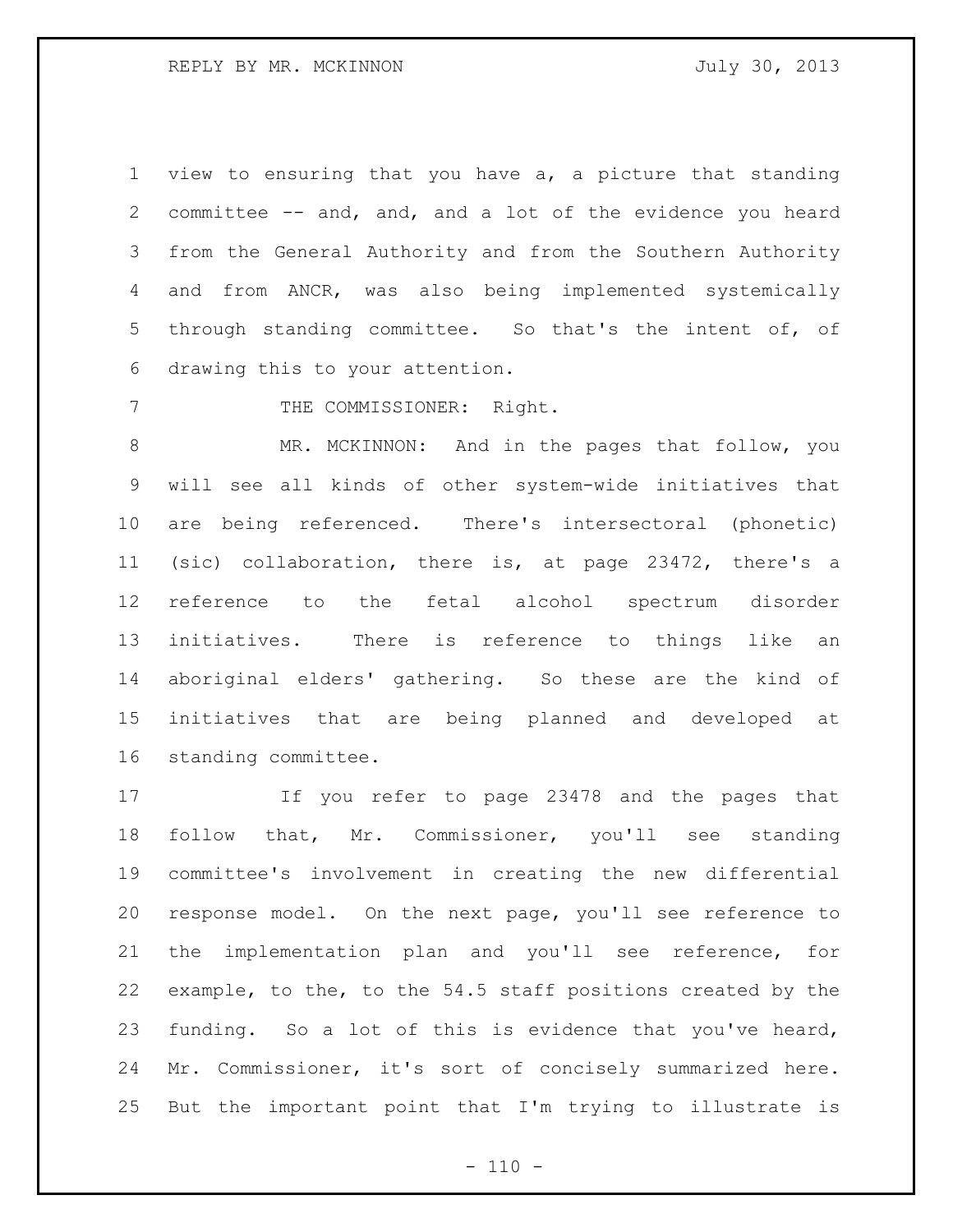view to ensuring that you have a, a picture that standing committee -- and, and, and a lot of the evidence you heard from the General Authority and from the Southern Authority and from ANCR, was also being implemented systemically through standing committee. So that's the intent of, of drawing this to your attention.

THE COMMISSIONER: Right.

MR. MCKINNON: And in the pages that follow, you will see all kinds of other system-wide initiatives that are being referenced. There's intersectoral (phonetic) (sic) collaboration, there is, at page 23472, there's a reference to the fetal alcohol spectrum disorder initiatives. There is reference to things like an aboriginal elders' gathering. So these are the kind of initiatives that are being planned and developed at standing committee.

If you refer to page 23478 and the pages that follow that, Mr. Commissioner, you'll see standing committee's involvement in creating the new differential response model. On the next page, you'll see reference to the implementation plan and you'll see reference, for example, to the, to the 54.5 staff positions created by the funding. So a lot of this is evidence that you've heard, Mr. Commissioner, it's sort of concisely summarized here. But the important point that I'm trying to illustrate is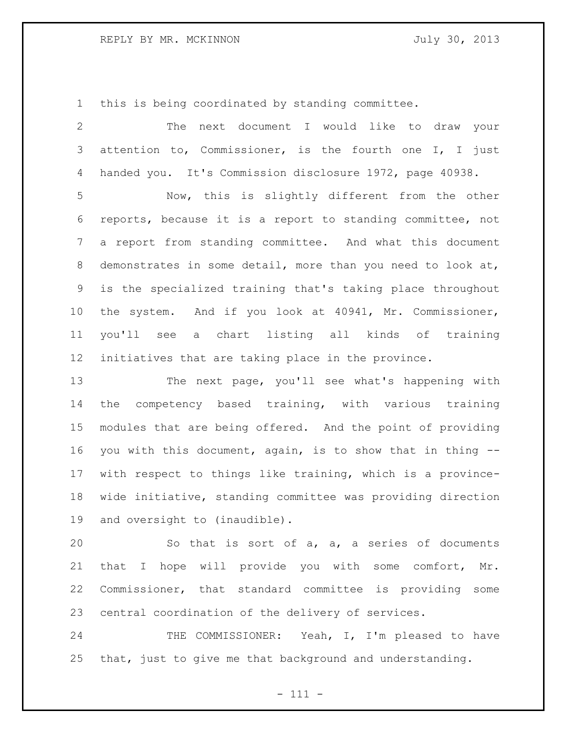this is being coordinated by standing committee.

The next document I would like to draw your attention to, Commissioner, is the fourth one I, I just handed you. It's Commission disclosure 1972, page 40938.

Now, this is slightly different from the other reports, because it is a report to standing committee, not a report from standing committee. And what this document demonstrates in some detail, more than you need to look at, is the specialized training that's taking place throughout the system. And if you look at 40941, Mr. Commissioner, you'll see a chart listing all kinds of training initiatives that are taking place in the province.

The next page, you'll see what's happening with the competency based training, with various training modules that are being offered. And the point of providing you with this document, again, is to show that in thing -- with respect to things like training, which is a province-wide initiative, standing committee was providing direction and oversight to (inaudible).

So that is sort of a, a, a series of documents that I hope will provide you with some comfort, Mr. Commissioner, that standard committee is providing some central coordination of the delivery of services.

THE COMMISSIONER: Yeah, I, I'm pleased to have that, just to give me that background and understanding.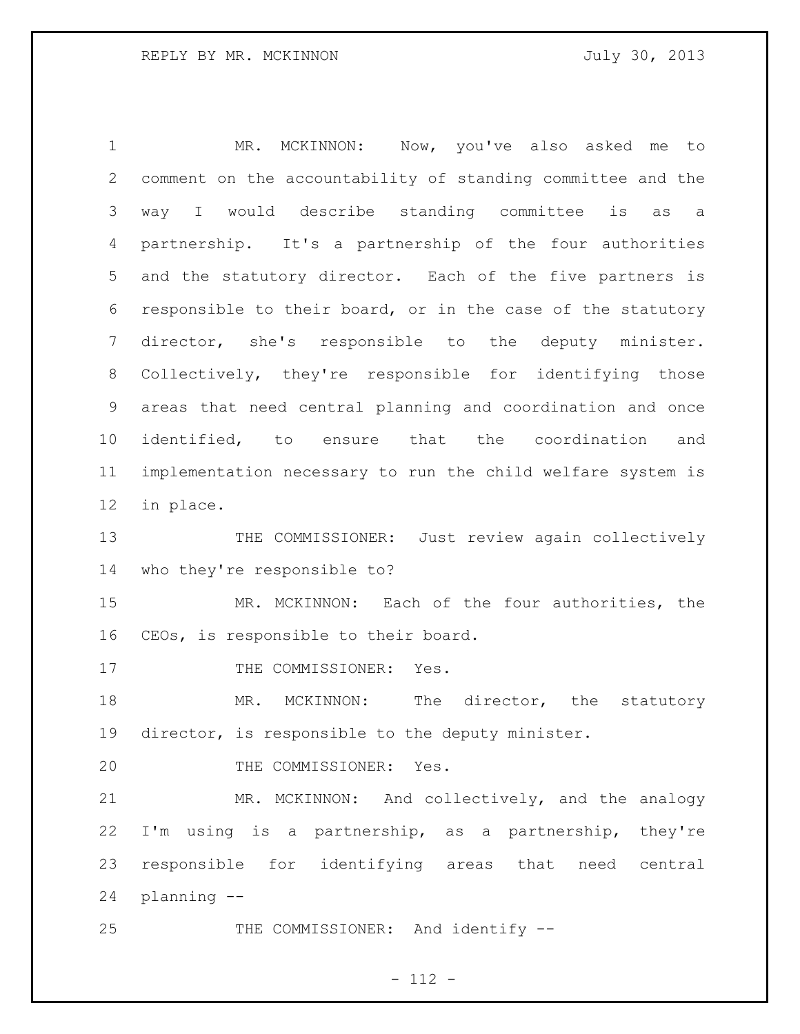MR. MCKINNON: Now, you've also asked me to comment on the accountability of standing committee and the way I would describe standing committee is as a partnership. It's a partnership of the four authorities and the statutory director. Each of the five partners is responsible to their board, or in the case of the statutory director, she's responsible to the deputy minister. Collectively, they're responsible for identifying those areas that need central planning and coordination and once identified, to ensure that the coordination and implementation necessary to run the child welfare system is in place.

THE COMMISSIONER: Just review again collectively who they're responsible to?

MR. MCKINNON: Each of the four authorities, the CEOs, is responsible to their board.

THE COMMISSIONER: Yes.

MR. MCKINNON: The director, the statutory director, is responsible to the deputy minister.

THE COMMISSIONER: Yes.

MR. MCKINNON: And collectively, and the analogy I'm using is a partnership, as a partnership, they're responsible for identifying areas that need central planning --

THE COMMISSIONER: And identify --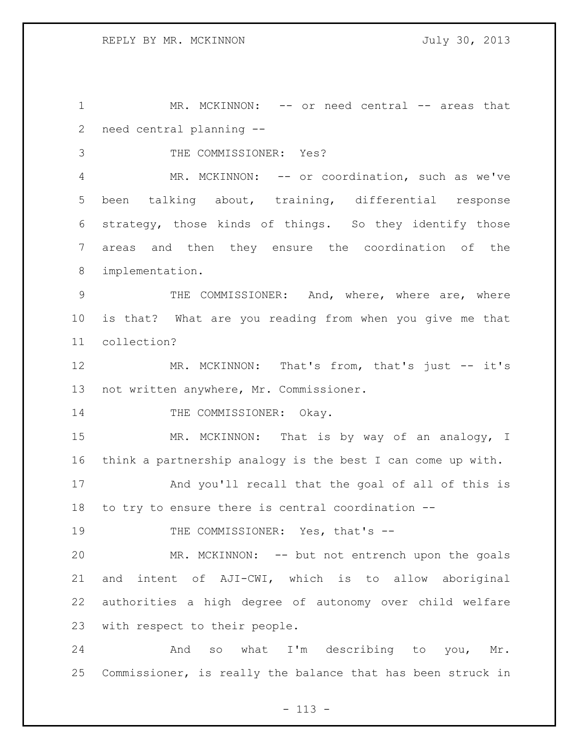MR. MCKINNON: -- or need central -- areas that need central planning --

THE COMMISSIONER: Yes?

MR. MCKINNON: -- or coordination, such as we've been talking about, training, differential response strategy, those kinds of things. So they identify those areas and then they ensure the coordination of the implementation.

THE COMMISSIONER: And, where, where are, where is that? What are you reading from when you give me that collection?

MR. MCKINNON: That's from, that's just -- it's not written anywhere, Mr. Commissioner.

THE COMMISSIONER: Okay.

MR. MCKINNON: That is by way of an analogy, I think a partnership analogy is the best I can come up with.

And you'll recall that the goal of all of this is to try to ensure there is central coordination --

THE COMMISSIONER: Yes, that's --

MR. MCKINNON: -- but not entrench upon the goals and intent of AJI-CWI, which is to allow aboriginal authorities a high degree of autonomy over child welfare with respect to their people.

And so what I'm describing to you, Mr. Commissioner, is really the balance that has been struck in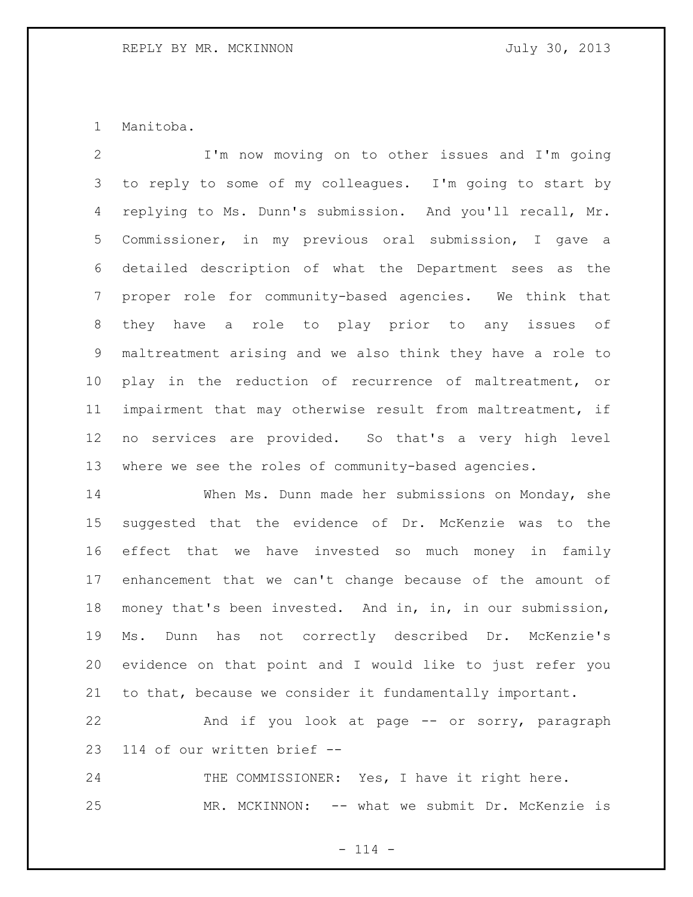Manitoba.

I'm now moving on to other issues and I'm going to reply to some of my colleagues. I'm going to start by replying to Ms. Dunn's submission. And you'll recall, Mr. Commissioner, in my previous oral submission, I gave a detailed description of what the Department sees as the proper role for community-based agencies. We think that they have a role to play prior to any issues of maltreatment arising and we also think they have a role to play in the reduction of recurrence of maltreatment, or impairment that may otherwise result from maltreatment, if no services are provided. So that's a very high level where we see the roles of community-based agencies.

When Ms. Dunn made her submissions on Monday, she suggested that the evidence of Dr. McKenzie was to the effect that we have invested so much money in family enhancement that we can't change because of the amount of money that's been invested. And in, in, in our submission, Ms. Dunn has not correctly described Dr. McKenzie's evidence on that point and I would like to just refer you to that, because we consider it fundamentally important.

And if you look at page -- or sorry, paragraph 114 of our written brief --

THE COMMISSIONER: Yes, I have it right here.

MR. MCKINNON: -- what we submit Dr. McKenzie is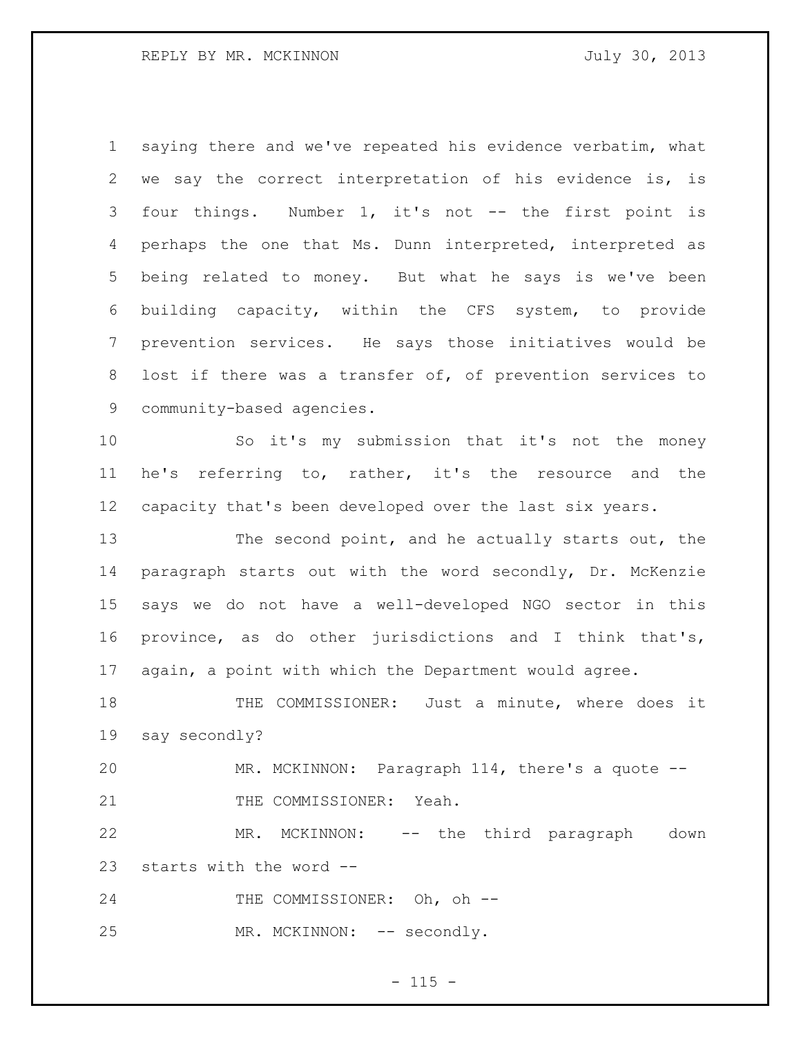saying there and we've repeated his evidence verbatim, what we say the correct interpretation of his evidence is, is four things. Number 1, it's not -- the first point is perhaps the one that Ms. Dunn interpreted, interpreted as being related to money. But what he says is we've been building capacity, within the CFS system, to provide prevention services. He says those initiatives would be lost if there was a transfer of, of prevention services to community-based agencies.

So it's my submission that it's not the money he's referring to, rather, it's the resource and the capacity that's been developed over the last six years.

The second point, and he actually starts out, the paragraph starts out with the word secondly, Dr. McKenzie says we do not have a well-developed NGO sector in this province, as do other jurisdictions and I think that's, again, a point with which the Department would agree.

THE COMMISSIONER: Just a minute, where does it say secondly?

MR. MCKINNON: Paragraph 114, there's a quote --

THE COMMISSIONER: Yeah.

MR. MCKINNON: -- the third paragraph down starts with the word --

THE COMMISSIONER: Oh, oh --

MR. MCKINNON: -- secondly.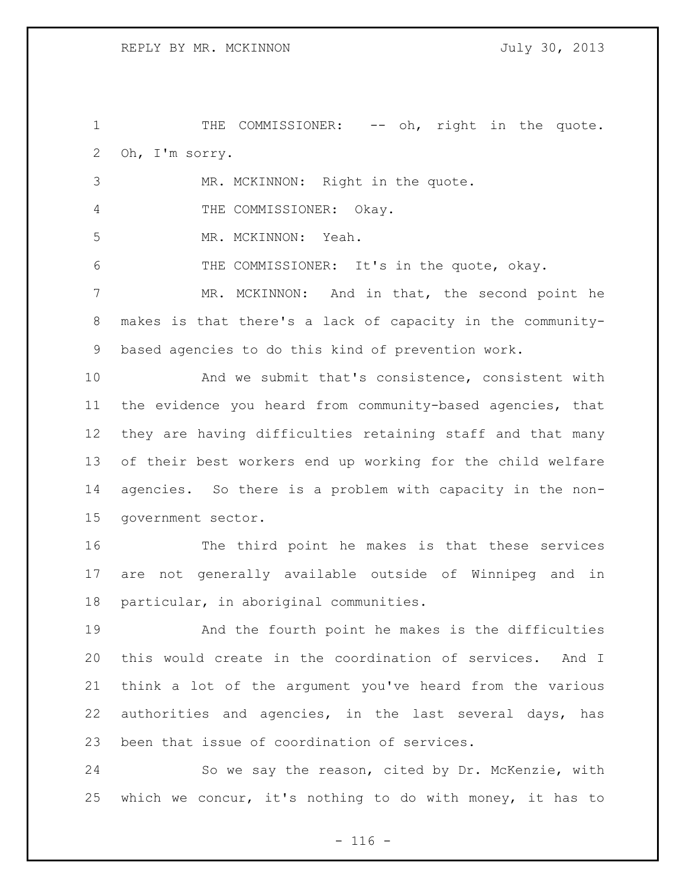THE COMMISSIONER: -- oh, right in the quote. Oh, I'm sorry.

MR. MCKINNON: Right in the quote.

THE COMMISSIONER: Okay.

MR. MCKINNON: Yeah.

THE COMMISSIONER: It's in the quote, okay.

MR. MCKINNON: And in that, the second point he makes is that there's a lack of capacity in the community-based agencies to do this kind of prevention work.

And we submit that's consistence, consistent with the evidence you heard from community-based agencies, that they are having difficulties retaining staff and that many of their best workers end up working for the child welfare agencies. So there is a problem with capacity in the non-government sector.

The third point he makes is that these services are not generally available outside of Winnipeg and in particular, in aboriginal communities.

And the fourth point he makes is the difficulties this would create in the coordination of services. And I think a lot of the argument you've heard from the various authorities and agencies, in the last several days, has been that issue of coordination of services.

So we say the reason, cited by Dr. McKenzie, with which we concur, it's nothing to do with money, it has to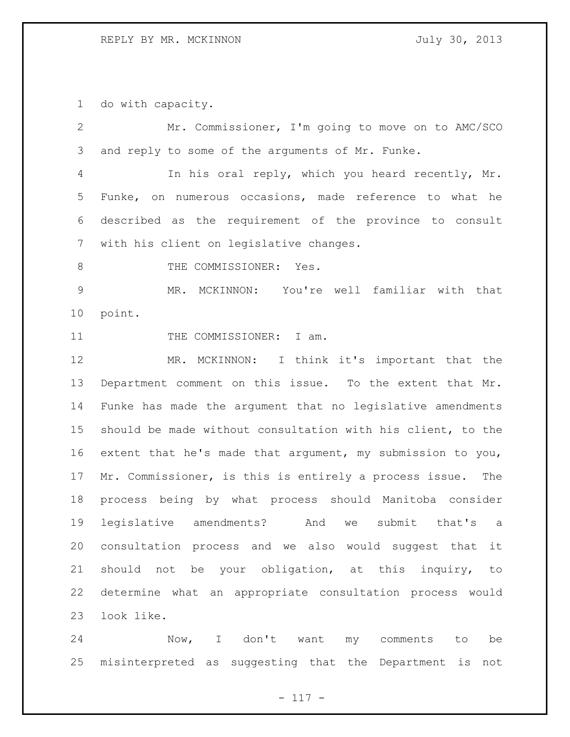do with capacity.

Mr. Commissioner, I'm going to move on to AMC/SCO and reply to some of the arguments of Mr. Funke.

In his oral reply, which you heard recently, Mr. Funke, on numerous occasions, made reference to what he described as the requirement of the province to consult with his client on legislative changes.

THE COMMISSIONER: Yes.

MR. MCKINNON: You're well familiar with that point.

THE COMMISSIONER: I am.

MR. MCKINNON: I think it's important that the Department comment on this issue. To the extent that Mr. Funke has made the argument that no legislative amendments should be made without consultation with his client, to the extent that he's made that argument, my submission to you, Mr. Commissioner, is this is entirely a process issue. The process being by what process should Manitoba consider legislative amendments? And we submit that's a consultation process and we also would suggest that it should not be your obligation, at this inquiry, to determine what an appropriate consultation process would look like.

Now, I don't want my comments to be misinterpreted as suggesting that the Department is not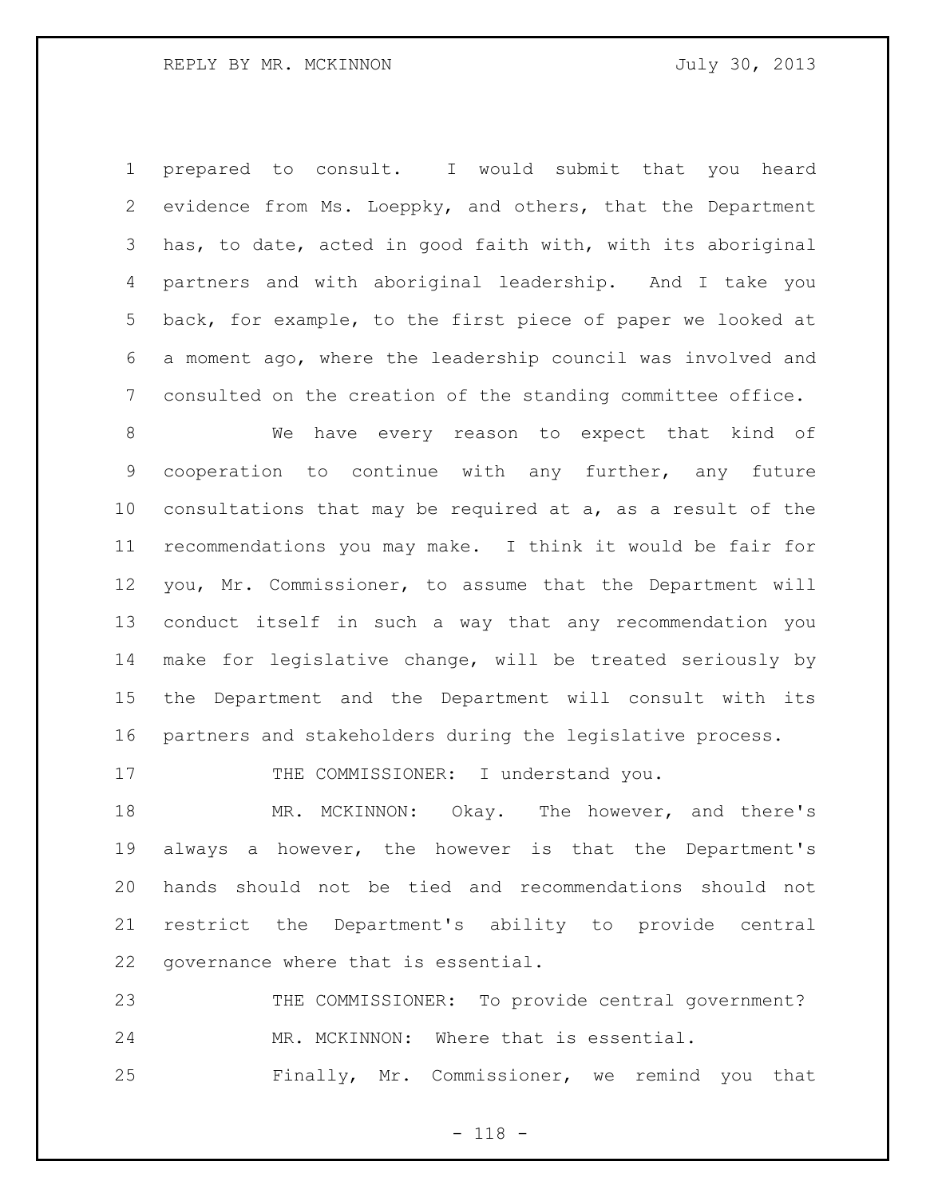prepared to consult. I would submit that you heard evidence from Ms. Loeppky, and others, that the Department has, to date, acted in good faith with, with its aboriginal partners and with aboriginal leadership. And I take you back, for example, to the first piece of paper we looked at a moment ago, where the leadership council was involved and consulted on the creation of the standing committee office.

We have every reason to expect that kind of cooperation to continue with any further, any future consultations that may be required at a, as a result of the recommendations you may make. I think it would be fair for you, Mr. Commissioner, to assume that the Department will conduct itself in such a way that any recommendation you make for legislative change, will be treated seriously by the Department and the Department will consult with its partners and stakeholders during the legislative process.

THE COMMISSIONER: I understand you.

MR. MCKINNON: Okay. The however, and there's always a however, the however is that the Department's hands should not be tied and recommendations should not restrict the Department's ability to provide central governance where that is essential.

THE COMMISSIONER: To provide central government?

MR. MCKINNON: Where that is essential.

Finally, Mr. Commissioner, we remind you that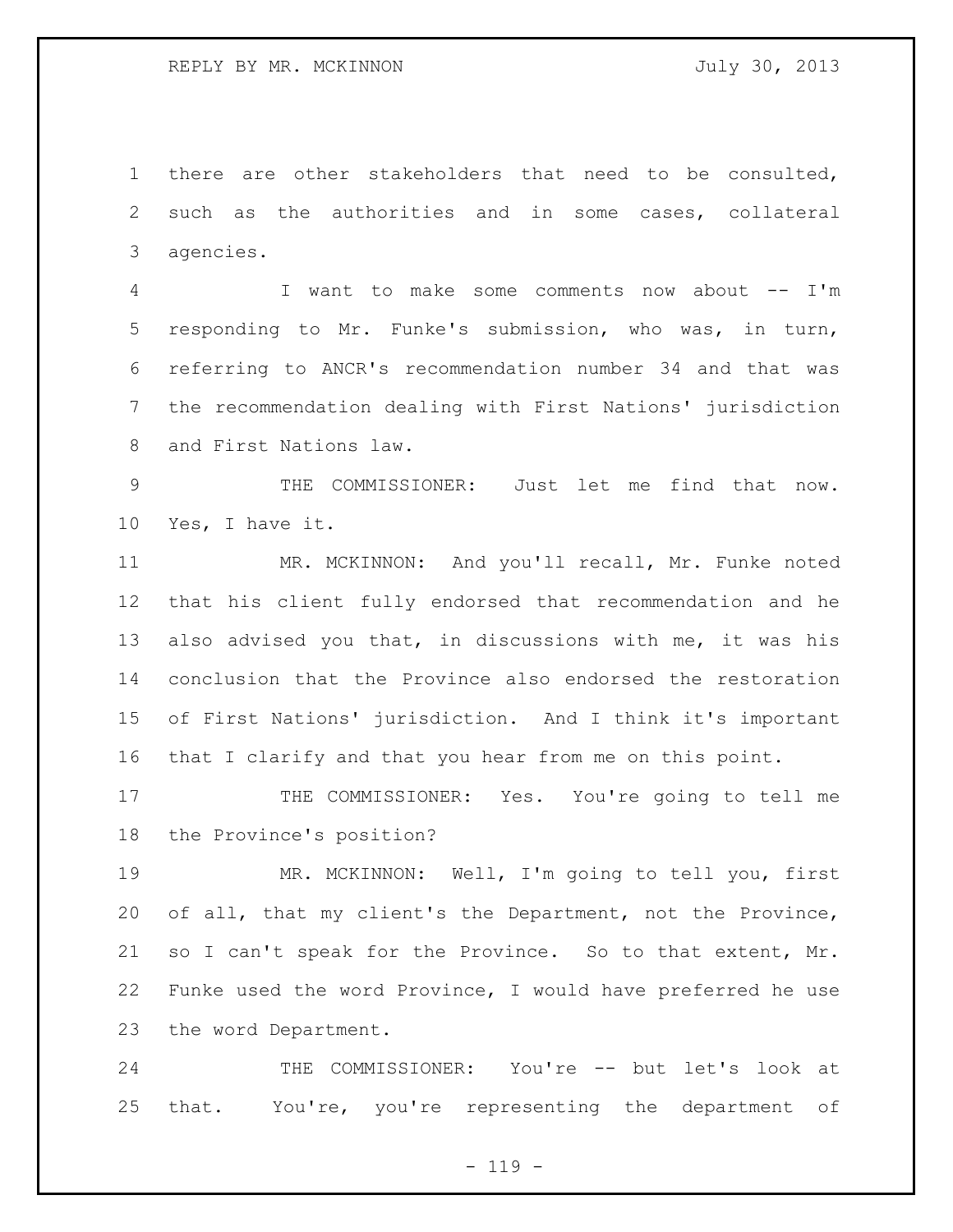there are other stakeholders that need to be consulted, such as the authorities and in some cases, collateral agencies.

I want to make some comments now about -- I'm responding to Mr. Funke's submission, who was, in turn, referring to ANCR's recommendation number 34 and that was the recommendation dealing with First Nations' jurisdiction and First Nations law.

THE COMMISSIONER: Just let me find that now. Yes, I have it.

MR. MCKINNON: And you'll recall, Mr. Funke noted that his client fully endorsed that recommendation and he also advised you that, in discussions with me, it was his conclusion that the Province also endorsed the restoration of First Nations' jurisdiction. And I think it's important that I clarify and that you hear from me on this point.

THE COMMISSIONER: Yes. You're going to tell me the Province's position?

MR. MCKINNON: Well, I'm going to tell you, first of all, that my client's the Department, not the Province, so I can't speak for the Province. So to that extent, Mr. Funke used the word Province, I would have preferred he use the word Department.

THE COMMISSIONER: You're -- but let's look at that. You're, you're representing the department of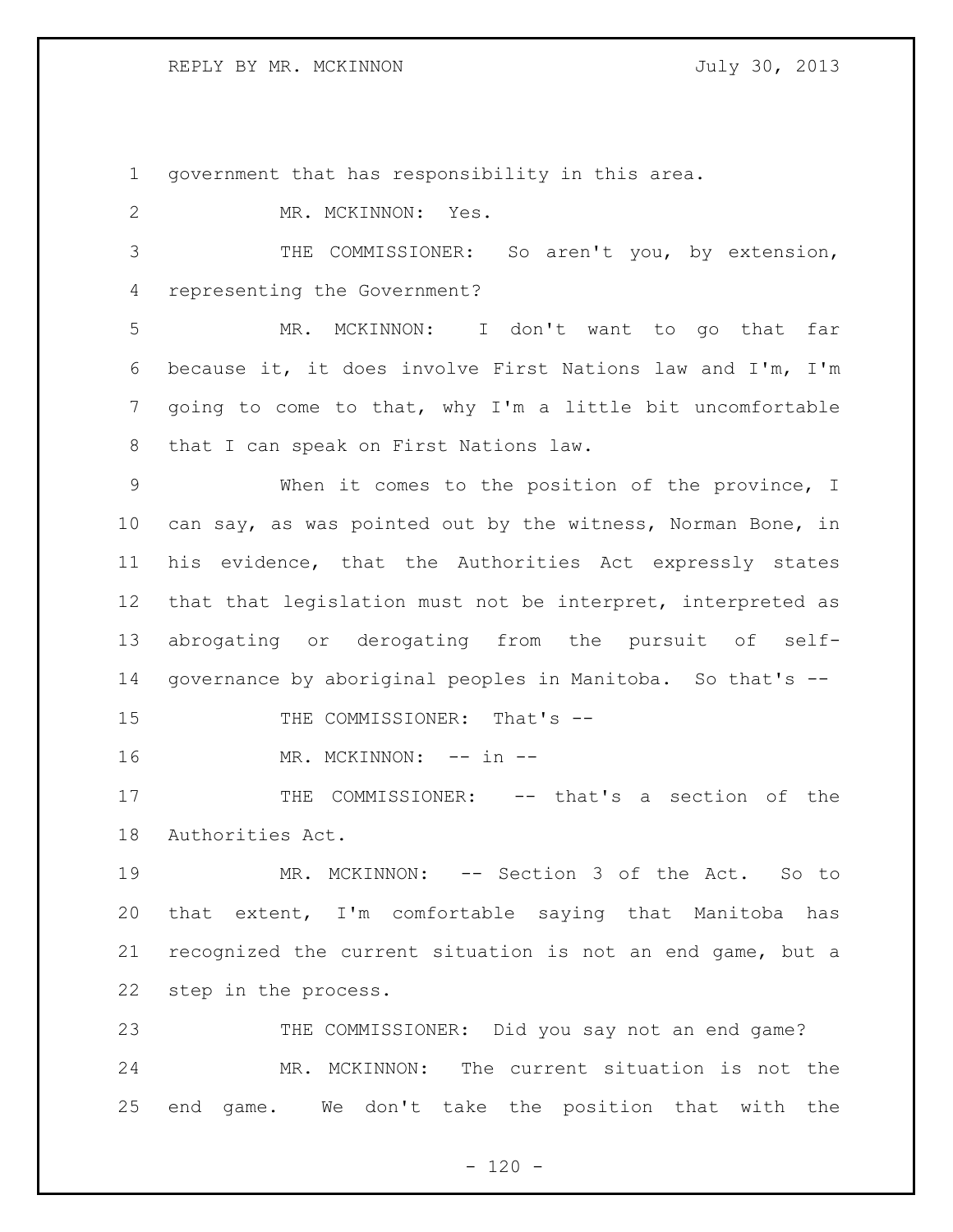government that has responsibility in this area.

MR. MCKINNON: Yes.

THE COMMISSIONER: So aren't you, by extension, representing the Government?

MR. MCKINNON: I don't want to go that far because it, it does involve First Nations law and I'm, I'm going to come to that, why I'm a little bit uncomfortable that I can speak on First Nations law.

When it comes to the position of the province, I can say, as was pointed out by the witness, Norman Bone, in his evidence, that the Authorities Act expressly states that that legislation must not be interpret, interpreted as abrogating or derogating from the pursuit of self-governance by aboriginal peoples in Manitoba. So that's --

THE COMMISSIONER: That's --

MR. MCKINNON: -- in --

THE COMMISSIONER: -- that's a section of the Authorities Act.

MR. MCKINNON: -- Section 3 of the Act. So to that extent, I'm comfortable saying that Manitoba has recognized the current situation is not an end game, but a step in the process.

THE COMMISSIONER: Did you say not an end game?

MR. MCKINNON: The current situation is not the end game. We don't take the position that with the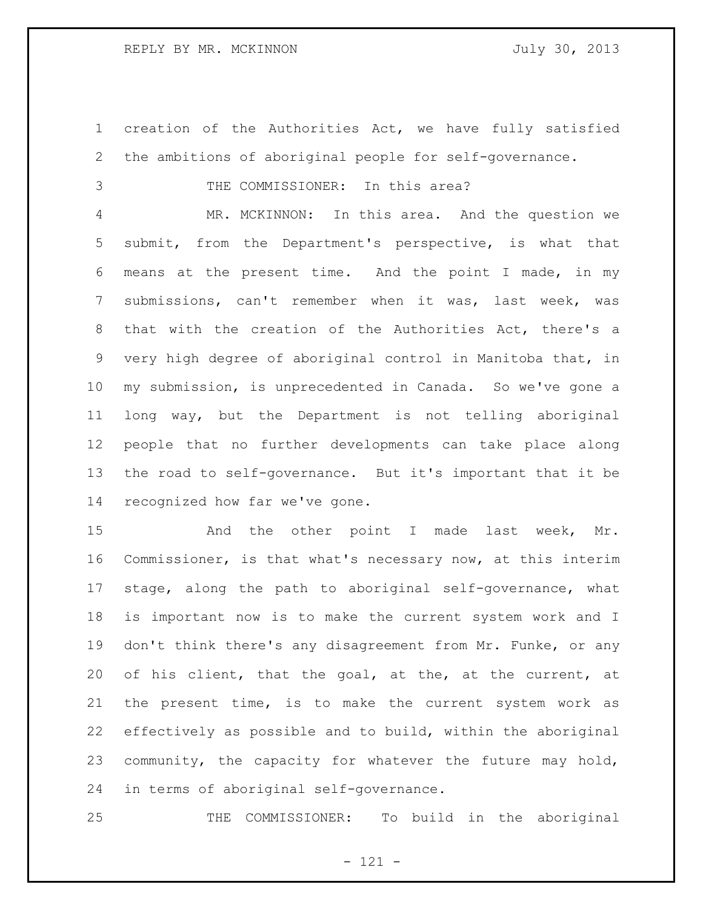creation of the Authorities Act, we have fully satisfied the ambitions of aboriginal people for self-governance.

THE COMMISSIONER: In this area?

MR. MCKINNON: In this area. And the question we submit, from the Department's perspective, is what that means at the present time. And the point I made, in my submissions, can't remember when it was, last week, was that with the creation of the Authorities Act, there's a very high degree of aboriginal control in Manitoba that, in my submission, is unprecedented in Canada. So we've gone a long way, but the Department is not telling aboriginal people that no further developments can take place along the road to self-governance. But it's important that it be recognized how far we've gone.

And the other point I made last week, Mr. Commissioner, is that what's necessary now, at this interim stage, along the path to aboriginal self-governance, what is important now is to make the current system work and I don't think there's any disagreement from Mr. Funke, or any of his client, that the goal, at the, at the current, at the present time, is to make the current system work as effectively as possible and to build, within the aboriginal community, the capacity for whatever the future may hold, in terms of aboriginal self-governance.

THE COMMISSIONER: To build in the aboriginal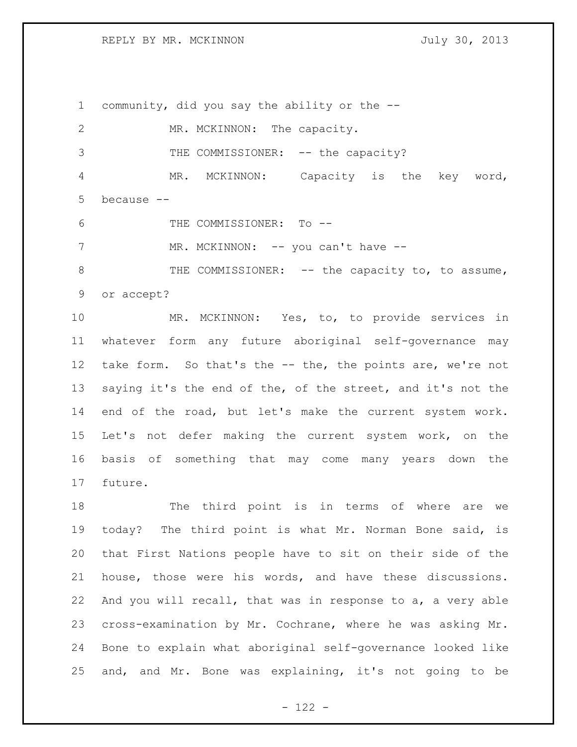community, did you say the ability or the --

MR. MCKINNON: The capacity.

THE COMMISSIONER: -- the capacity?

MR. MCKINNON: Capacity is the key word, because --

THE COMMISSIONER: To --

MR. MCKINNON: -- you can't have --

THE COMMISSIONER: -- the capacity to, to assume, or accept?

MR. MCKINNON: Yes, to, to provide services in whatever form any future aboriginal self-governance may take form. So that's the -- the, the points are, we're not saying it's the end of the, of the street, and it's not the end of the road, but let's make the current system work. Let's not defer making the current system work, on the basis of something that may come many years down the future.

The third point is in terms of where are we today? The third point is what Mr. Norman Bone said, is that First Nations people have to sit on their side of the house, those were his words, and have these discussions. And you will recall, that was in response to a, a very able cross-examination by Mr. Cochrane, where he was asking Mr. Bone to explain what aboriginal self-governance looked like and, and Mr. Bone was explaining, it's not going to be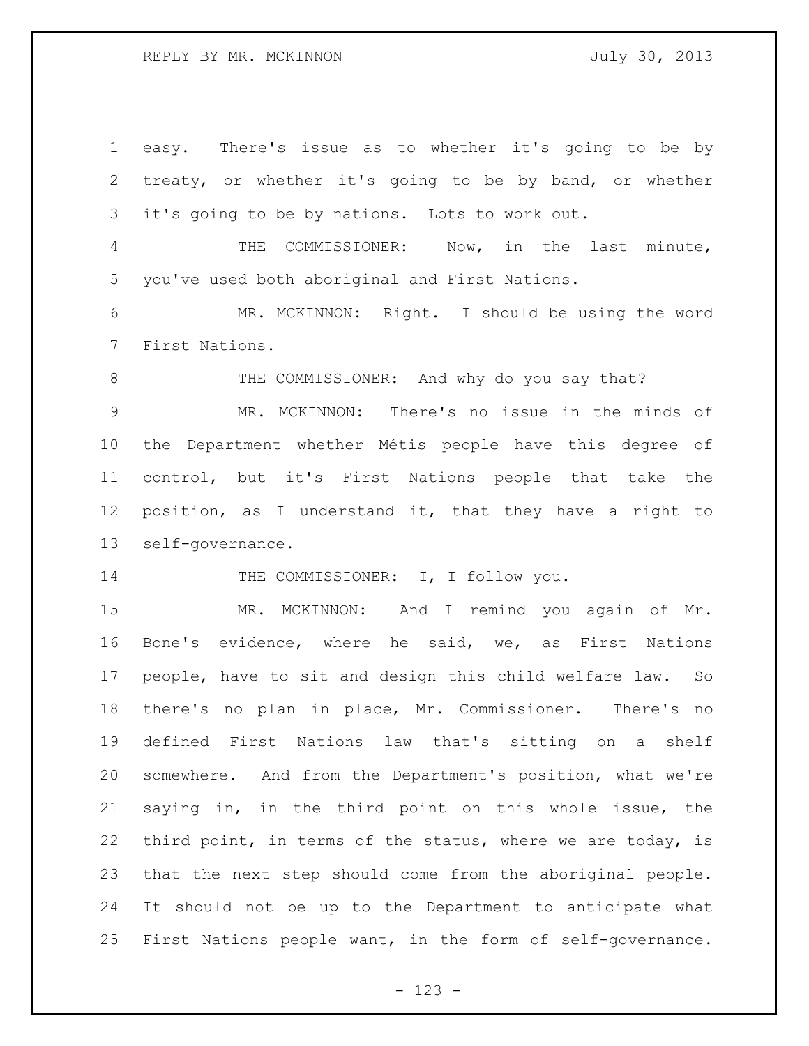easy. There's issue as to whether it's going to be by treaty, or whether it's going to be by band, or whether it's going to be by nations. Lots to work out.

THE COMMISSIONER: Now, in the last minute, you've used both aboriginal and First Nations.

MR. MCKINNON: Right. I should be using the word First Nations.

THE COMMISSIONER: And why do you say that?

MR. MCKINNON: There's no issue in the minds of the Department whether Métis people have this degree of control, but it's First Nations people that take the position, as I understand it, that they have a right to self-governance.

THE COMMISSIONER: I, I follow you.

MR. MCKINNON: And I remind you again of Mr. Bone's evidence, where he said, we, as First Nations people, have to sit and design this child welfare law. So there's no plan in place, Mr. Commissioner. There's no defined First Nations law that's sitting on a shelf somewhere. And from the Department's position, what we're saying in, in the third point on this whole issue, the third point, in terms of the status, where we are today, is that the next step should come from the aboriginal people. It should not be up to the Department to anticipate what First Nations people want, in the form of self-governance.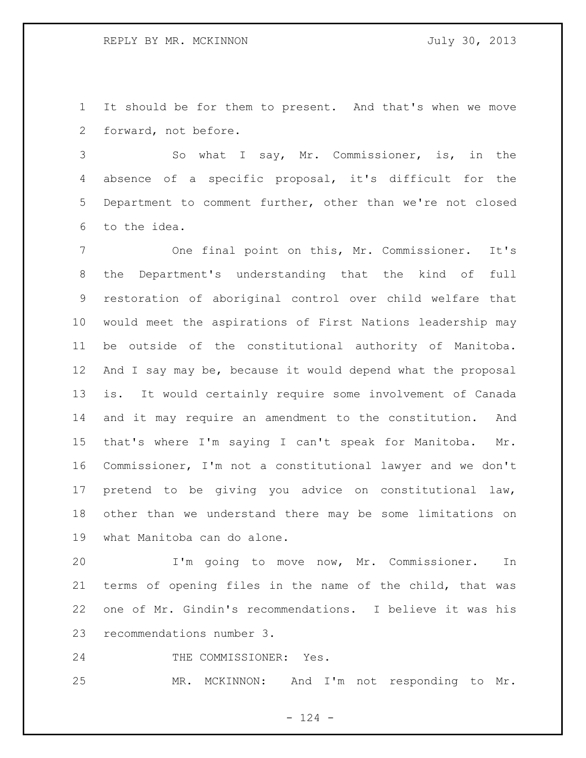It should be for them to present. And that's when we move forward, not before.

So what I say, Mr. Commissioner, is, in the absence of a specific proposal, it's difficult for the Department to comment further, other than we're not closed to the idea.

One final point on this, Mr. Commissioner. It's the Department's understanding that the kind of full restoration of aboriginal control over child welfare that would meet the aspirations of First Nations leadership may be outside of the constitutional authority of Manitoba. And I say may be, because it would depend what the proposal is. It would certainly require some involvement of Canada and it may require an amendment to the constitution. And that's where I'm saying I can't speak for Manitoba. Mr. Commissioner, I'm not a constitutional lawyer and we don't pretend to be giving you advice on constitutional law, other than we understand there may be some limitations on what Manitoba can do alone.

I'm going to move now, Mr. Commissioner. In terms of opening files in the name of the child, that was one of Mr. Gindin's recommendations. I believe it was his recommendations number 3.

THE COMMISSIONER: Yes.

MR. MCKINNON: And I'm not responding to Mr.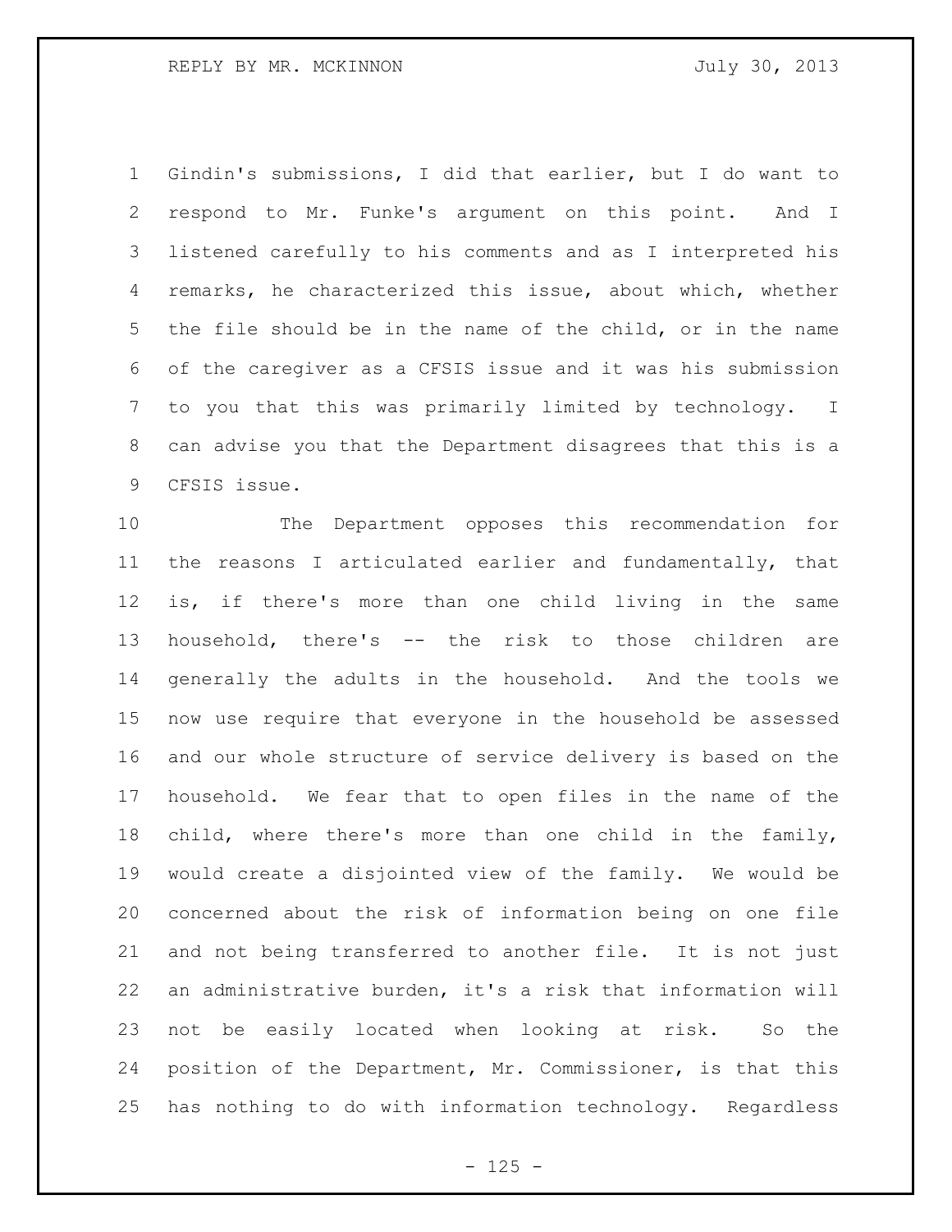Gindin's submissions, I did that earlier, but I do want to respond to Mr. Funke's argument on this point. And I listened carefully to his comments and as I interpreted his remarks, he characterized this issue, about which, whether the file should be in the name of the child, or in the name of the caregiver as a CFSIS issue and it was his submission to you that this was primarily limited by technology. I can advise you that the Department disagrees that this is a CFSIS issue.

The Department opposes this recommendation for the reasons I articulated earlier and fundamentally, that is, if there's more than one child living in the same household, there's -- the risk to those children are generally the adults in the household. And the tools we now use require that everyone in the household be assessed and our whole structure of service delivery is based on the household. We fear that to open files in the name of the child, where there's more than one child in the family, would create a disjointed view of the family. We would be concerned about the risk of information being on one file and not being transferred to another file. It is not just an administrative burden, it's a risk that information will not be easily located when looking at risk. So the position of the Department, Mr. Commissioner, is that this has nothing to do with information technology. Regardless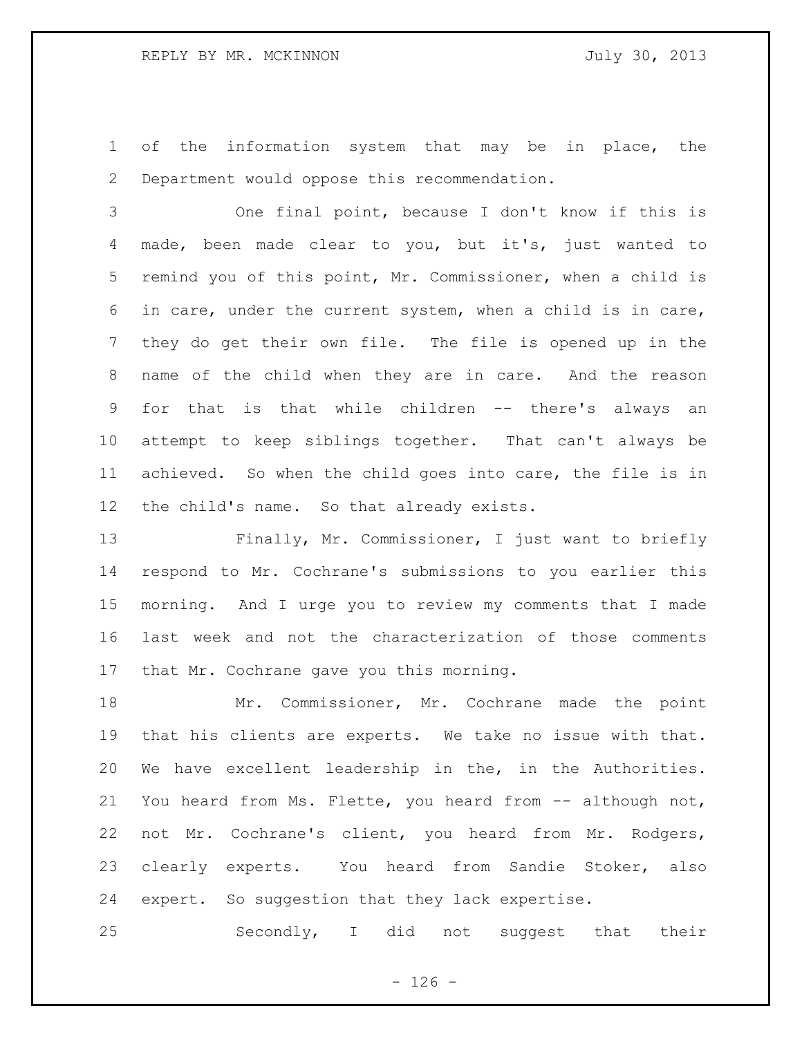of the information system that may be in place, the Department would oppose this recommendation.

One final point, because I don't know if this is made, been made clear to you, but it's, just wanted to remind you of this point, Mr. Commissioner, when a child is in care, under the current system, when a child is in care, they do get their own file. The file is opened up in the name of the child when they are in care. And the reason for that is that while children -- there's always an attempt to keep siblings together. That can't always be achieved. So when the child goes into care, the file is in the child's name. So that already exists.

Finally, Mr. Commissioner, I just want to briefly respond to Mr. Cochrane's submissions to you earlier this morning. And I urge you to review my comments that I made last week and not the characterization of those comments that Mr. Cochrane gave you this morning.

Mr. Commissioner, Mr. Cochrane made the point that his clients are experts. We take no issue with that. We have excellent leadership in the, in the Authorities. You heard from Ms. Flette, you heard from -- although not, not Mr. Cochrane's client, you heard from Mr. Rodgers, clearly experts. You heard from Sandie Stoker, also expert. So suggestion that they lack expertise.

Secondly, I did not suggest that their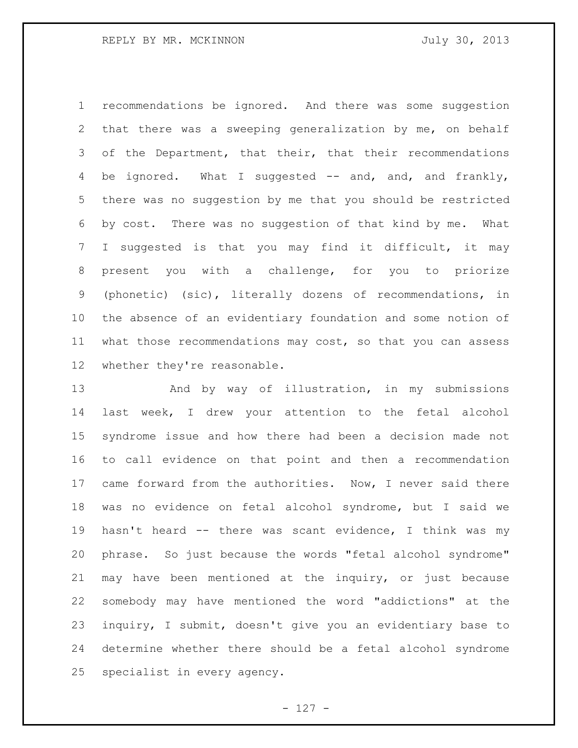recommendations be ignored. And there was some suggestion that there was a sweeping generalization by me, on behalf of the Department, that their, that their recommendations be ignored. What I suggested -- and, and, and frankly, there was no suggestion by me that you should be restricted by cost. There was no suggestion of that kind by me. What I suggested is that you may find it difficult, it may present you with a challenge, for you to priorize (phonetic) (sic), literally dozens of recommendations, in the absence of an evidentiary foundation and some notion of what those recommendations may cost, so that you can assess whether they're reasonable.

And by way of illustration, in my submissions last week, I drew your attention to the fetal alcohol syndrome issue and how there had been a decision made not to call evidence on that point and then a recommendation came forward from the authorities. Now, I never said there was no evidence on fetal alcohol syndrome, but I said we hasn't heard -- there was scant evidence, I think was my phrase. So just because the words "fetal alcohol syndrome" may have been mentioned at the inquiry, or just because somebody may have mentioned the word "addictions" at the inquiry, I submit, doesn't give you an evidentiary base to determine whether there should be a fetal alcohol syndrome specialist in every agency.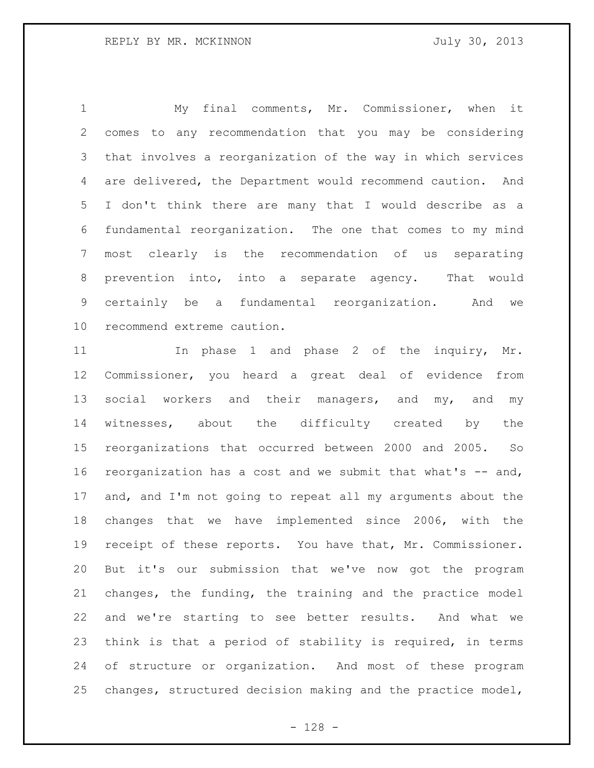My final comments, Mr. Commissioner, when it comes to any recommendation that you may be considering that involves a reorganization of the way in which services are delivered, the Department would recommend caution. And I don't think there are many that I would describe as a fundamental reorganization. The one that comes to my mind most clearly is the recommendation of us separating prevention into, into a separate agency. That would certainly be a fundamental reorganization. And we recommend extreme caution.

In phase 1 and phase 2 of the inquiry, Mr. Commissioner, you heard a great deal of evidence from social workers and their managers, and my, and my witnesses, about the difficulty created by the reorganizations that occurred between 2000 and 2005. So reorganization has a cost and we submit that what's -- and, and, and I'm not going to repeat all my arguments about the changes that we have implemented since 2006, with the receipt of these reports. You have that, Mr. Commissioner. But it's our submission that we've now got the program changes, the funding, the training and the practice model and we're starting to see better results. And what we think is that a period of stability is required, in terms of structure or organization. And most of these program changes, structured decision making and the practice model,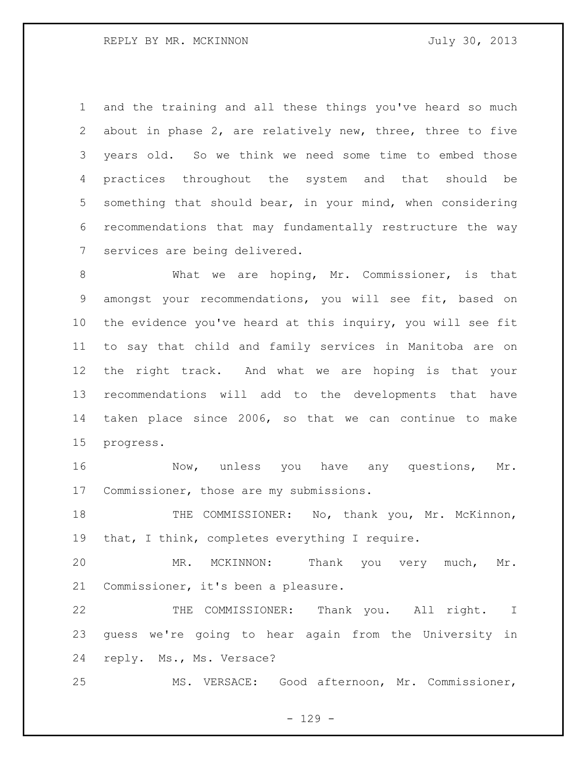and the training and all these things you've heard so much about in phase 2, are relatively new, three, three to five years old. So we think we need some time to embed those practices throughout the system and that should be something that should bear, in your mind, when considering recommendations that may fundamentally restructure the way services are being delivered.

What we are hoping, Mr. Commissioner, is that amongst your recommendations, you will see fit, based on the evidence you've heard at this inquiry, you will see fit to say that child and family services in Manitoba are on the right track. And what we are hoping is that your recommendations will add to the developments that have taken place since 2006, so that we can continue to make progress.

Now, unless you have any questions, Mr. Commissioner, those are my submissions.

THE COMMISSIONER: No, thank you, Mr. McKinnon, that, I think, completes everything I require.

MR. MCKINNON: Thank you very much, Mr. Commissioner, it's been a pleasure.

THE COMMISSIONER: Thank you. All right. I guess we're going to hear again from the University in reply. Ms., Ms. Versace?

MS. VERSACE: Good afternoon, Mr. Commissioner,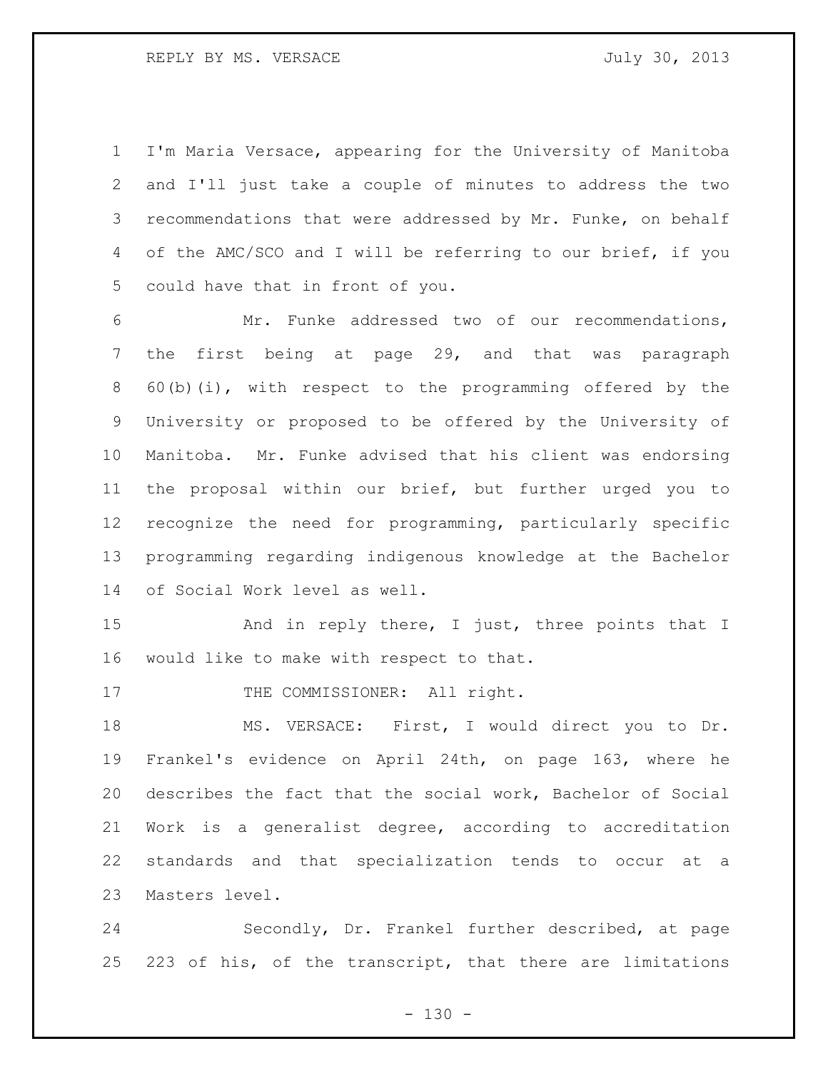I'm Maria Versace, appearing for the University of Manitoba and I'll just take a couple of minutes to address the two recommendations that were addressed by Mr. Funke, on behalf of the AMC/SCO and I will be referring to our brief, if you could have that in front of you.

Mr. Funke addressed two of our recommendations, the first being at page 29, and that was paragraph 60(b)(i), with respect to the programming offered by the University or proposed to be offered by the University of Manitoba. Mr. Funke advised that his client was endorsing the proposal within our brief, but further urged you to recognize the need for programming, particularly specific programming regarding indigenous knowledge at the Bachelor of Social Work level as well.

And in reply there, I just, three points that I would like to make with respect to that.

THE COMMISSIONER: All right.

MS. VERSACE: First, I would direct you to Dr. Frankel's evidence on April 24th, on page 163, where he describes the fact that the social work, Bachelor of Social Work is a generalist degree, according to accreditation standards and that specialization tends to occur at a Masters level.

Secondly, Dr. Frankel further described, at page 223 of his, of the transcript, that there are limitations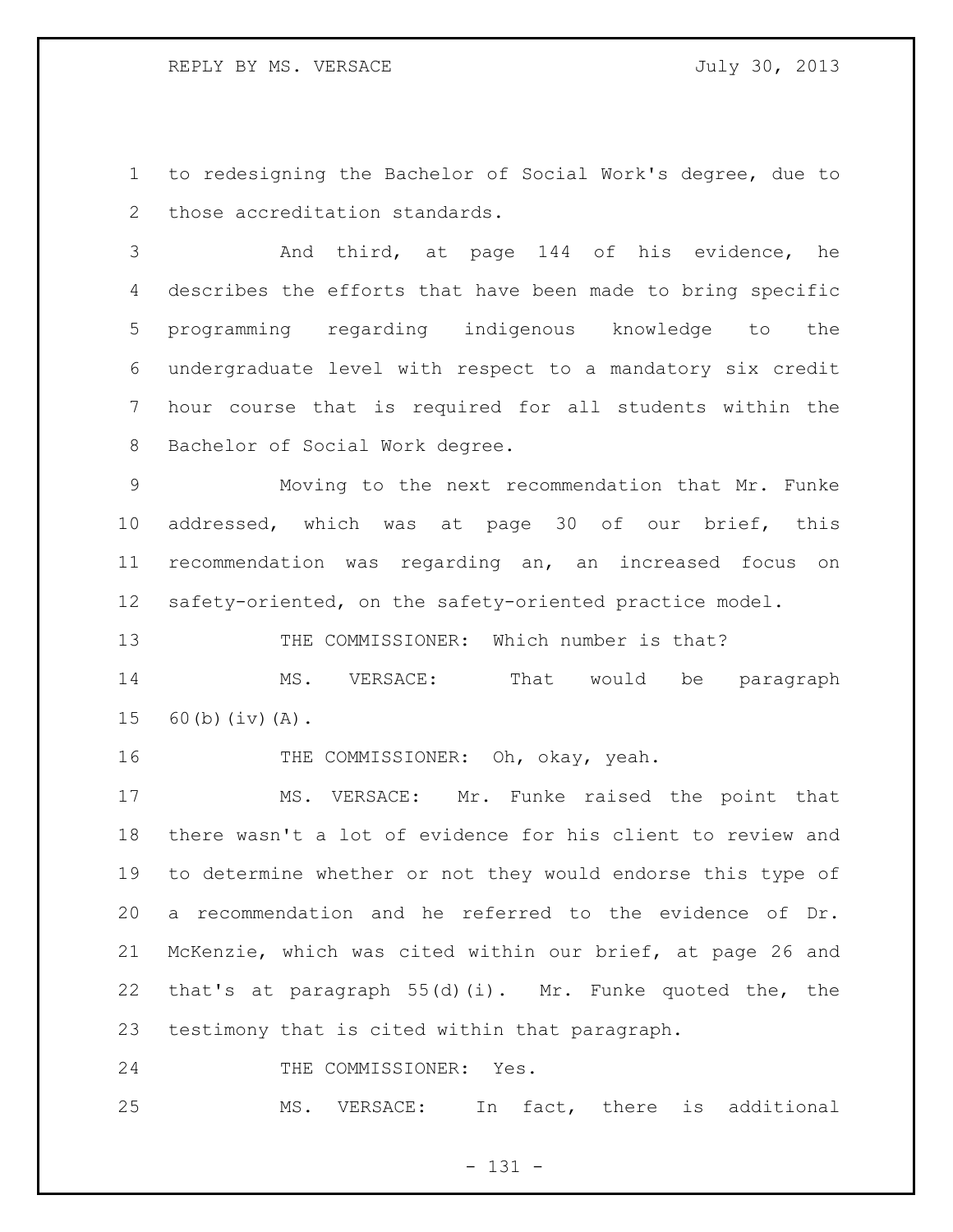to redesigning the Bachelor of Social Work's degree, due to those accreditation standards.

And third, at page 144 of his evidence, he describes the efforts that have been made to bring specific programming regarding indigenous knowledge to the undergraduate level with respect to a mandatory six credit hour course that is required for all students within the Bachelor of Social Work degree.

Moving to the next recommendation that Mr. Funke addressed, which was at page 30 of our brief, this recommendation was regarding an, an increased focus on safety-oriented, on the safety-oriented practice model.

THE COMMISSIONER: Which number is that?

MS. VERSACE: That would be paragraph 60(b)(iv)(A).

THE COMMISSIONER: Oh, okay, yeah.

MS. VERSACE: Mr. Funke raised the point that there wasn't a lot of evidence for his client to review and to determine whether or not they would endorse this type of a recommendation and he referred to the evidence of Dr. McKenzie, which was cited within our brief, at page 26 and that's at paragraph 55(d)(i). Mr. Funke quoted the, the testimony that is cited within that paragraph.

THE COMMISSIONER: Yes.

MS. VERSACE: In fact, there is additional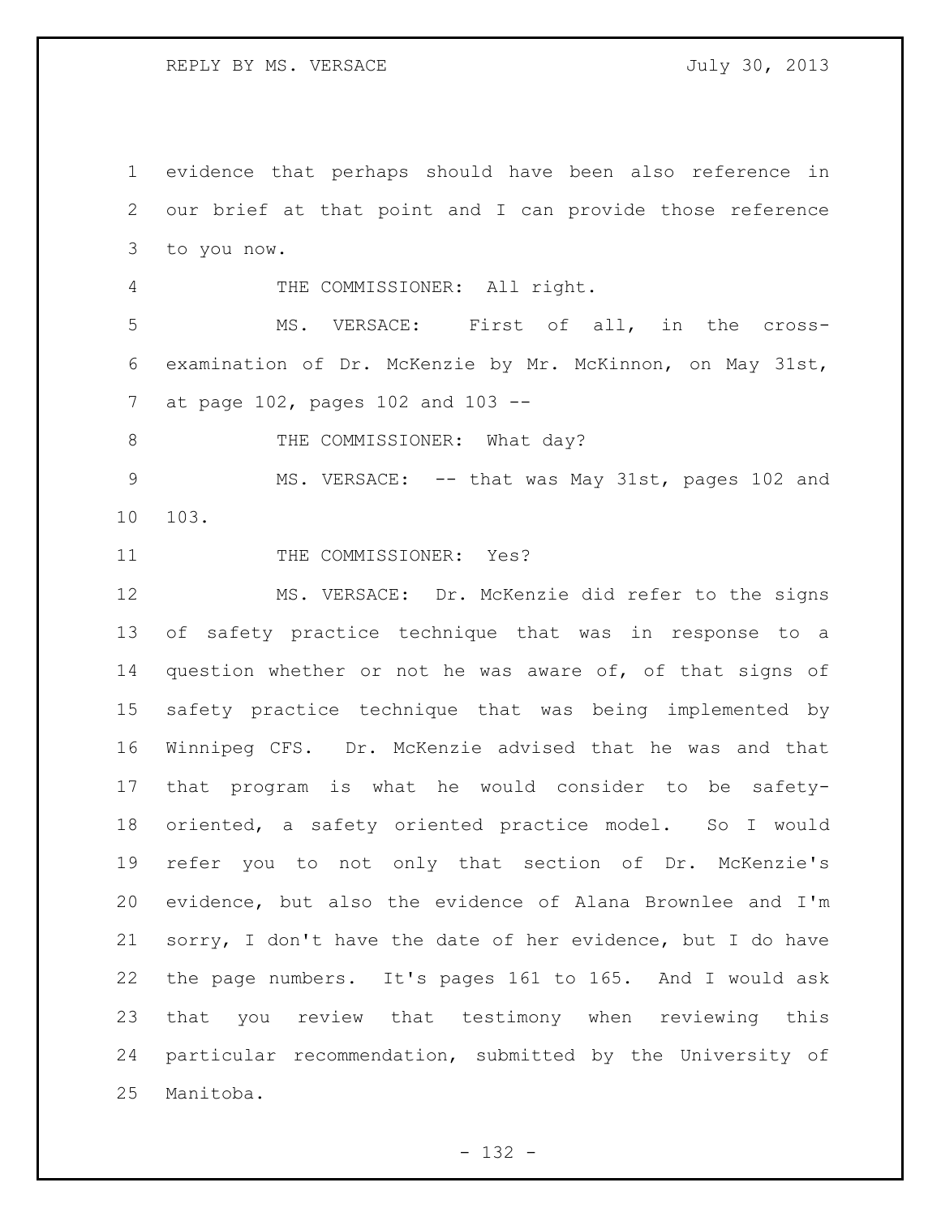evidence that perhaps should have been also reference in our brief at that point and I can provide those reference to you now.

THE COMMISSIONER: All right.

MS. VERSACE: First of all, in the cross-examination of Dr. McKenzie by Mr. McKinnon, on May 31st, at page 102, pages 102 and 103 --

THE COMMISSIONER: What day?

MS. VERSACE: -- that was May 31st, pages 102 and 103.

THE COMMISSIONER: Yes?

MS. VERSACE: Dr. McKenzie did refer to the signs of safety practice technique that was in response to a question whether or not he was aware of, of that signs of safety practice technique that was being implemented by Winnipeg CFS. Dr. McKenzie advised that he was and that that program is what he would consider to be safety-oriented, a safety oriented practice model. So I would refer you to not only that section of Dr. McKenzie's evidence, but also the evidence of Alana Brownlee and I'm sorry, I don't have the date of her evidence, but I do have the page numbers. It's pages 161 to 165. And I would ask that you review that testimony when reviewing this particular recommendation, submitted by the University of Manitoba.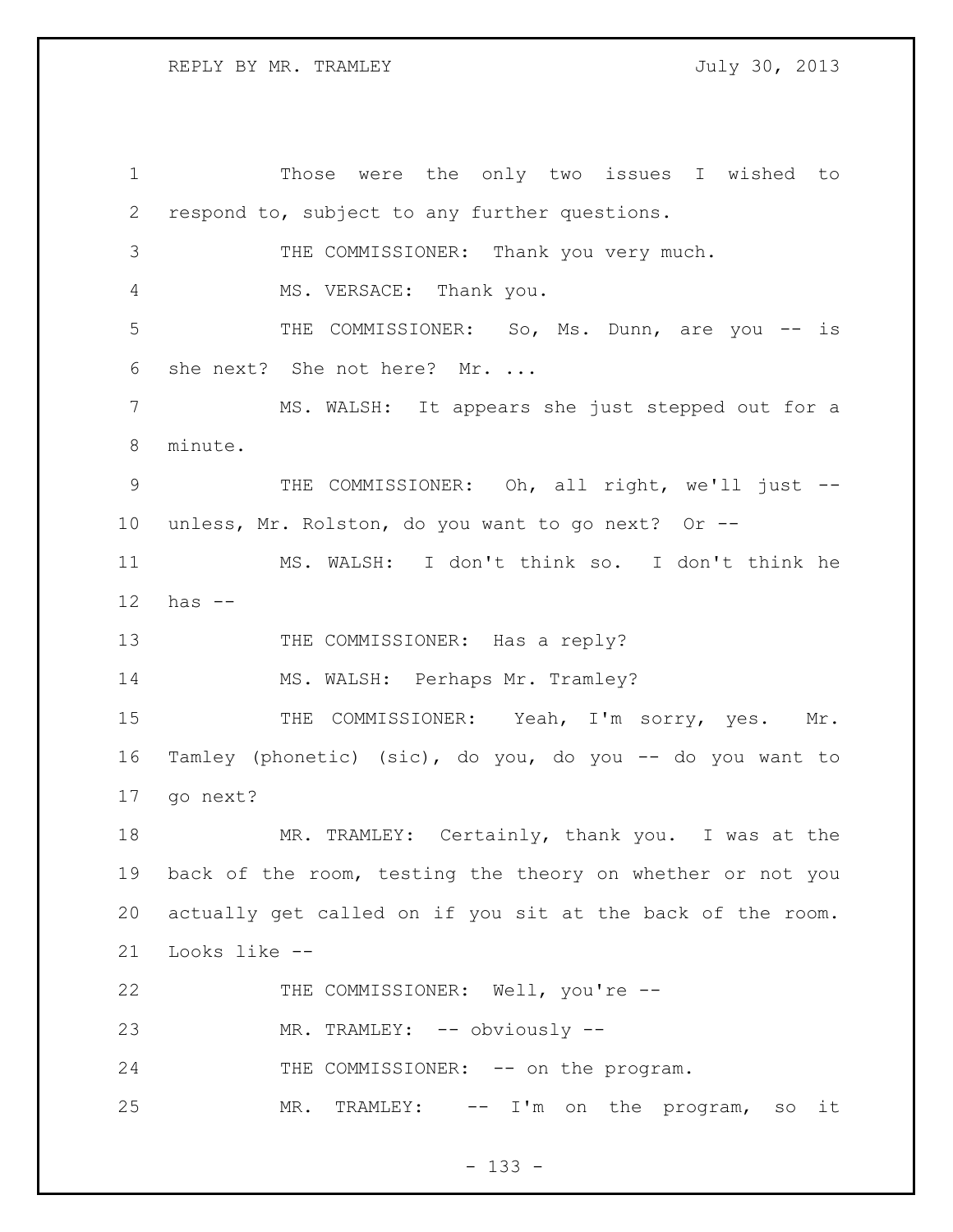Those were the only two issues I wished to respond to, subject to any further questions.

THE COMMISSIONER: Thank you very much.

MS. VERSACE: Thank you.

THE COMMISSIONER: So, Ms. Dunn, are you -- is she next? She not here? Mr. ...

MS. WALSH: It appears she just stepped out for a minute.

THE COMMISSIONER: Oh, all right, we'll just -- unless, Mr. Rolston, do you want to go next? Or --

MS. WALSH: I don't think so. I don't think he has --

THE COMMISSIONER: Has a reply?

MS. WALSH: Perhaps Mr. Tramley?

THE COMMISSIONER: Yeah, I'm sorry, yes. Mr. Tamley (phonetic) (sic), do you, do you -- do you want to go next?

MR. TRAMLEY: Certainly, thank you. I was at the back of the room, testing the theory on whether or not you actually get called on if you sit at the back of the room. Looks like --

THE COMMISSIONER: Well, you're --

MR. TRAMLEY: -- obviously --

THE COMMISSIONER: -- on the program.

MR. TRAMLEY: -- I'm on the program, so it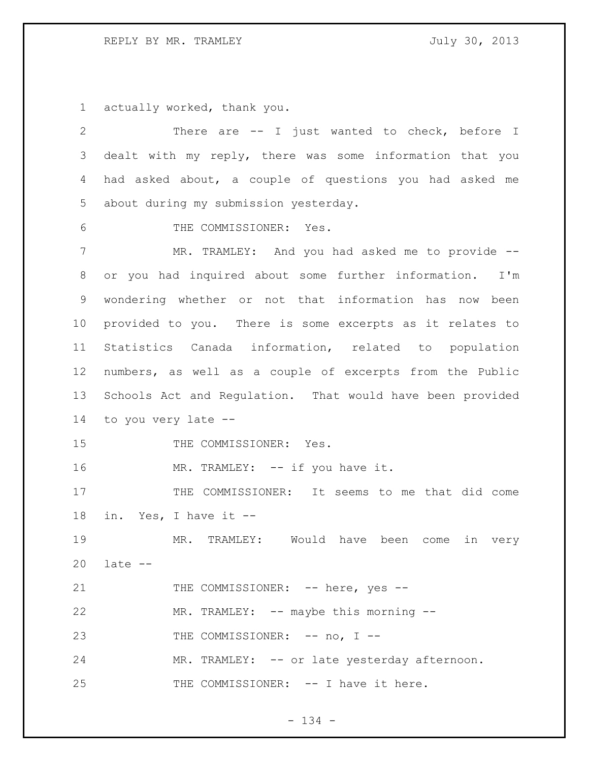actually worked, thank you.

There are -- I just wanted to check, before I dealt with my reply, there was some information that you had asked about, a couple of questions you had asked me about during my submission yesterday.

THE COMMISSIONER: Yes.

MR. TRAMLEY: And you had asked me to provide -- or you had inquired about some further information. I'm wondering whether or not that information has now been provided to you. There is some excerpts as it relates to Statistics Canada information, related to population numbers, as well as a couple of excerpts from the Public Schools Act and Regulation. That would have been provided to you very late --

THE COMMISSIONER: Yes.

MR. TRAMLEY: -- if you have it.

THE COMMISSIONER: It seems to me that did come in. Yes, I have it --

MR. TRAMLEY: Would have been come in very late --

THE COMMISSIONER: -- here, yes --

MR. TRAMLEY: -- maybe this morning --

THE COMMISSIONER: -- no, I --

MR. TRAMLEY: -- or late yesterday afternoon.

THE COMMISSIONER: -- I have it here.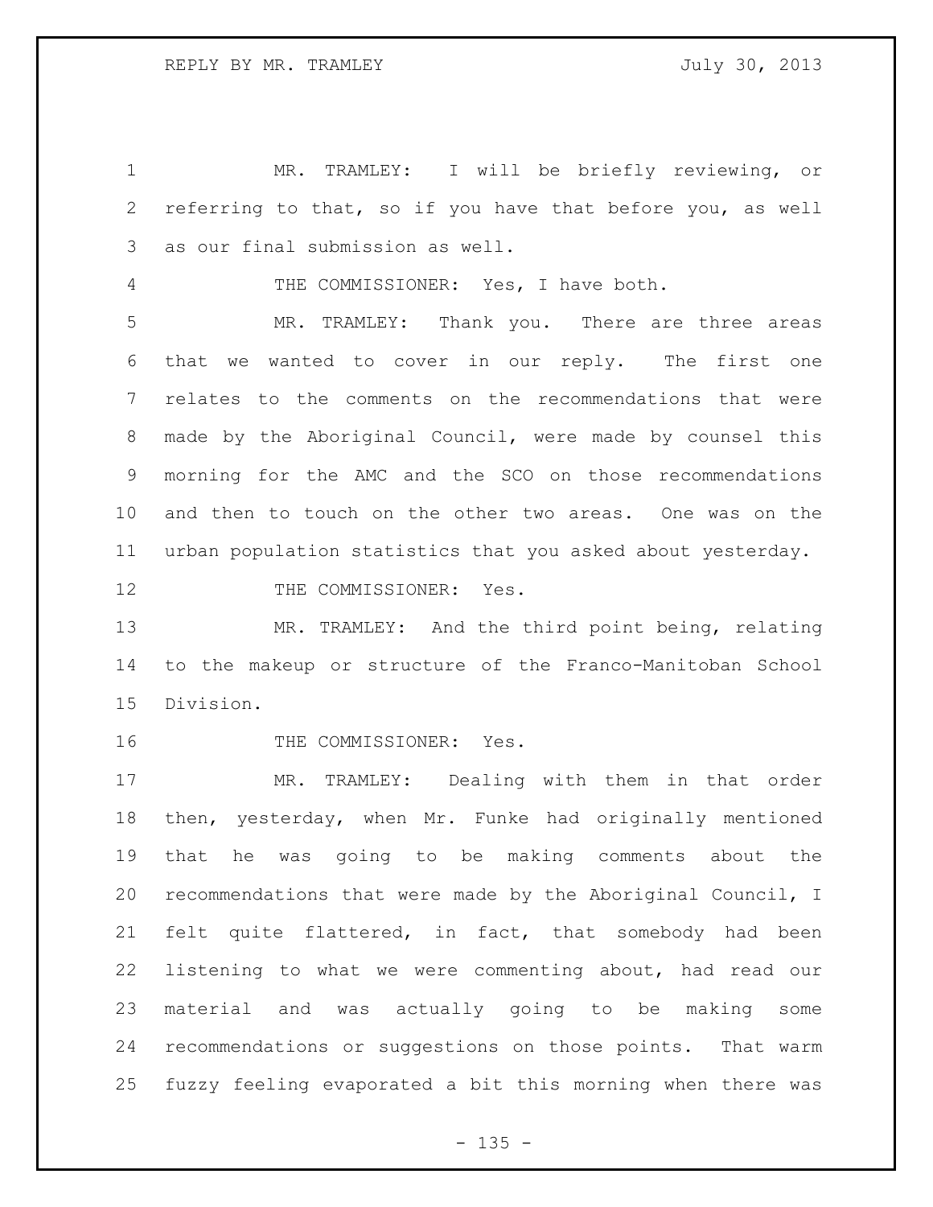MR. TRAMLEY: I will be briefly reviewing, or referring to that, so if you have that before you, as well as our final submission as well.

THE COMMISSIONER: Yes, I have both.

MR. TRAMLEY: Thank you. There are three areas that we wanted to cover in our reply. The first one relates to the comments on the recommendations that were made by the Aboriginal Council, were made by counsel this morning for the AMC and the SCO on those recommendations and then to touch on the other two areas. One was on the urban population statistics that you asked about yesterday.

THE COMMISSIONER: Yes.

MR. TRAMLEY: And the third point being, relating to the makeup or structure of the Franco-Manitoban School Division.

THE COMMISSIONER: Yes.

MR. TRAMLEY: Dealing with them in that order then, yesterday, when Mr. Funke had originally mentioned that he was going to be making comments about the recommendations that were made by the Aboriginal Council, I felt quite flattered, in fact, that somebody had been listening to what we were commenting about, had read our material and was actually going to be making some recommendations or suggestions on those points. That warm fuzzy feeling evaporated a bit this morning when there was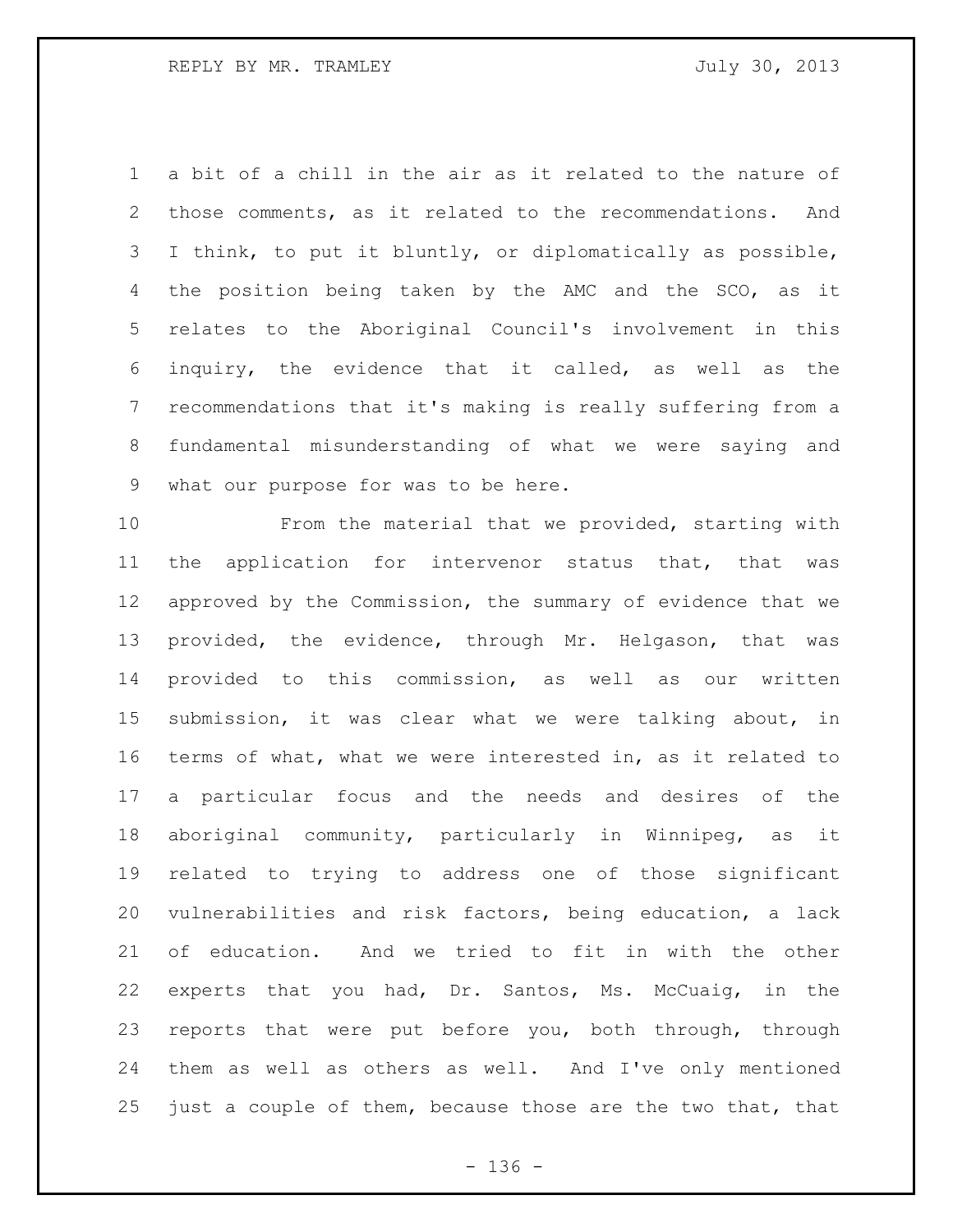a bit of a chill in the air as it related to the nature of those comments, as it related to the recommendations. And I think, to put it bluntly, or diplomatically as possible, the position being taken by the AMC and the SCO, as it relates to the Aboriginal Council's involvement in this inquiry, the evidence that it called, as well as the recommendations that it's making is really suffering from a fundamental misunderstanding of what we were saying and what our purpose for was to be here.

From the material that we provided, starting with the application for intervenor status that, that was approved by the Commission, the summary of evidence that we provided, the evidence, through Mr. Helgason, that was provided to this commission, as well as our written submission, it was clear what we were talking about, in terms of what, what we were interested in, as it related to a particular focus and the needs and desires of the aboriginal community, particularly in Winnipeg, as it related to trying to address one of those significant vulnerabilities and risk factors, being education, a lack of education. And we tried to fit in with the other experts that you had, Dr. Santos, Ms. McCuaig, in the reports that were put before you, both through, through them as well as others as well. And I've only mentioned just a couple of them, because those are the two that, that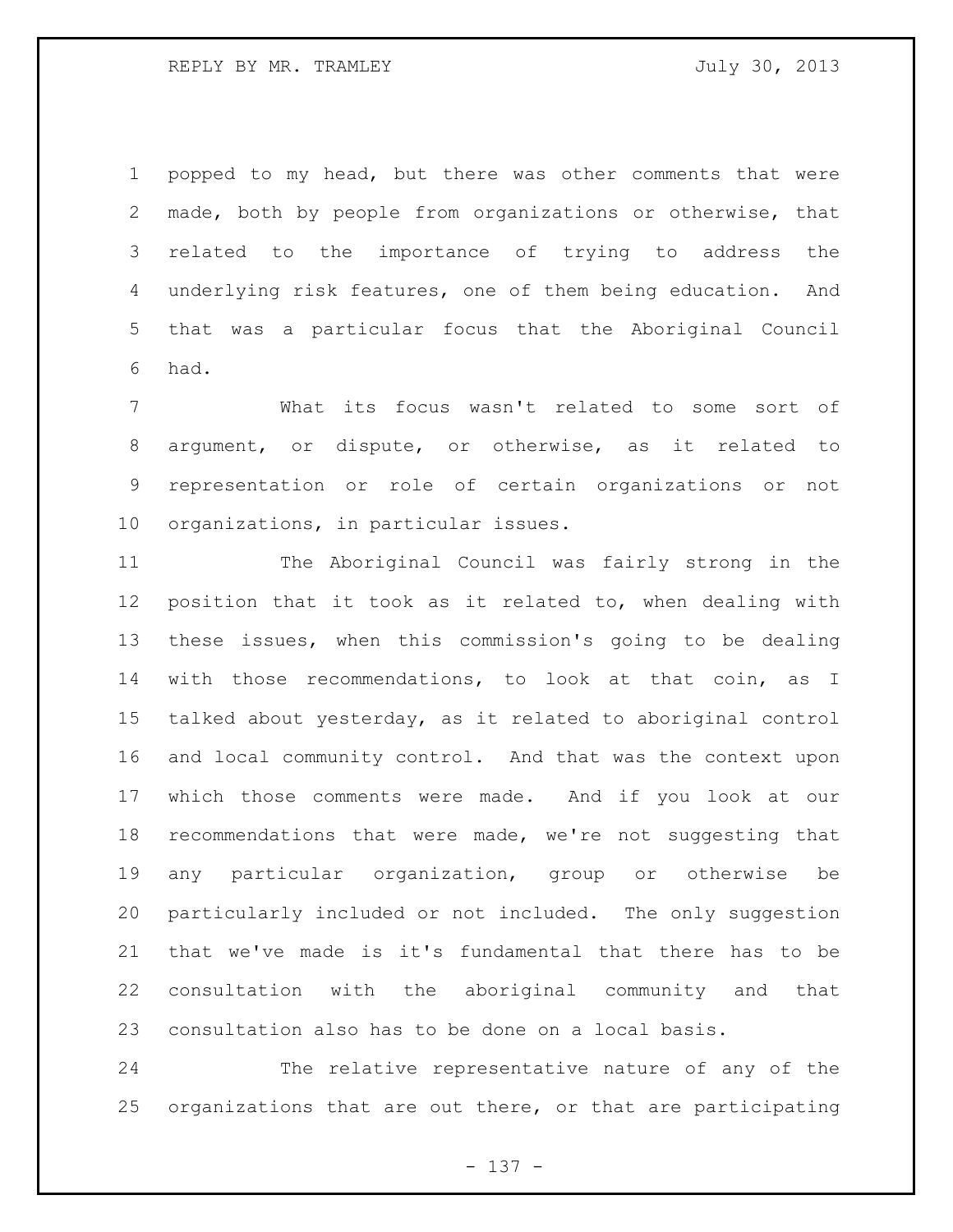popped to my head, but there was other comments that were made, both by people from organizations or otherwise, that related to the importance of trying to address the underlying risk features, one of them being education. And that was a particular focus that the Aboriginal Council had.

What its focus wasn't related to some sort of argument, or dispute, or otherwise, as it related to representation or role of certain organizations or not organizations, in particular issues.

The Aboriginal Council was fairly strong in the position that it took as it related to, when dealing with these issues, when this commission's going to be dealing with those recommendations, to look at that coin, as I talked about yesterday, as it related to aboriginal control and local community control. And that was the context upon which those comments were made. And if you look at our recommendations that were made, we're not suggesting that any particular organization, group or otherwise be particularly included or not included. The only suggestion that we've made is it's fundamental that there has to be consultation with the aboriginal community and that consultation also has to be done on a local basis.

The relative representative nature of any of the organizations that are out there, or that are participating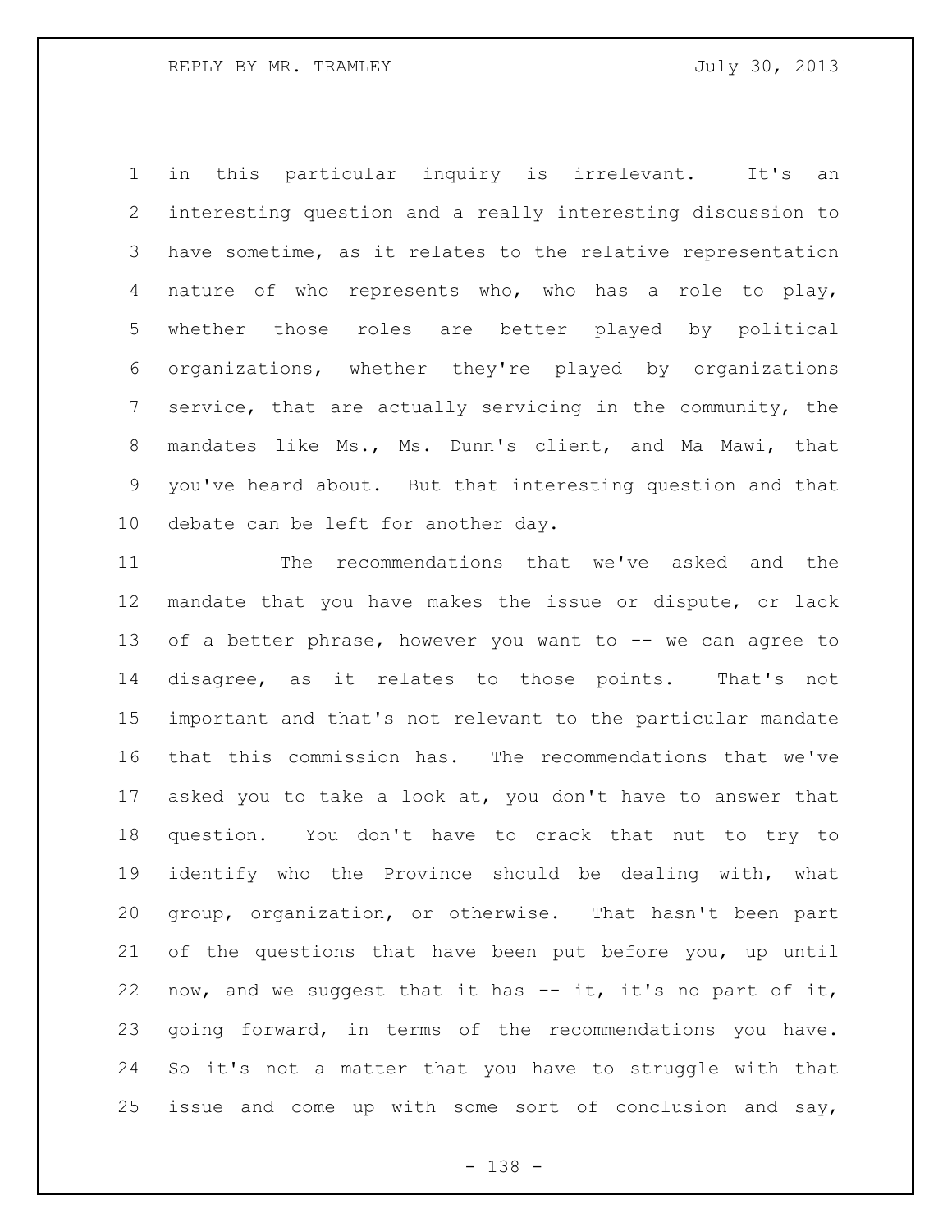in this particular inquiry is irrelevant. It's an interesting question and a really interesting discussion to have sometime, as it relates to the relative representation nature of who represents who, who has a role to play, whether those roles are better played by political organizations, whether they're played by organizations service, that are actually servicing in the community, the mandates like Ms., Ms. Dunn's client, and Ma Mawi, that you've heard about. But that interesting question and that debate can be left for another day.

The recommendations that we've asked and the mandate that you have makes the issue or dispute, or lack of a better phrase, however you want to -- we can agree to disagree, as it relates to those points. That's not important and that's not relevant to the particular mandate that this commission has. The recommendations that we've asked you to take a look at, you don't have to answer that question. You don't have to crack that nut to try to identify who the Province should be dealing with, what group, organization, or otherwise. That hasn't been part of the questions that have been put before you, up until now, and we suggest that it has -- it, it's no part of it, going forward, in terms of the recommendations you have. So it's not a matter that you have to struggle with that issue and come up with some sort of conclusion and say,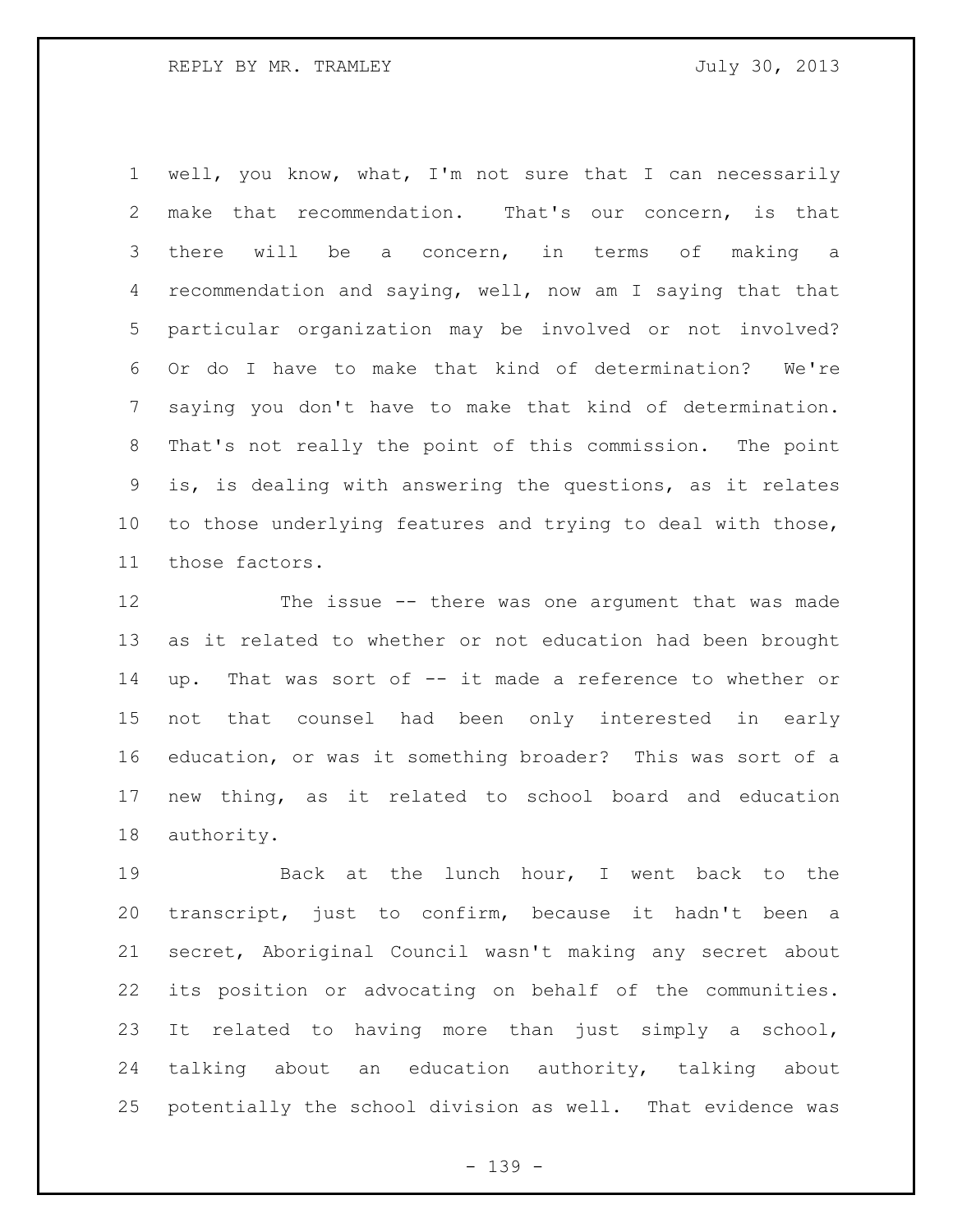well, you know, what, I'm not sure that I can necessarily make that recommendation. That's our concern, is that there will be a concern, in terms of making a recommendation and saying, well, now am I saying that that particular organization may be involved or not involved? Or do I have to make that kind of determination? We're saying you don't have to make that kind of determination. That's not really the point of this commission. The point is, is dealing with answering the questions, as it relates to those underlying features and trying to deal with those, those factors.

The issue -- there was one argument that was made as it related to whether or not education had been brought up. That was sort of -- it made a reference to whether or not that counsel had been only interested in early education, or was it something broader? This was sort of a new thing, as it related to school board and education authority.

Back at the lunch hour, I went back to the transcript, just to confirm, because it hadn't been a secret, Aboriginal Council wasn't making any secret about its position or advocating on behalf of the communities. It related to having more than just simply a school, talking about an education authority, talking about potentially the school division as well. That evidence was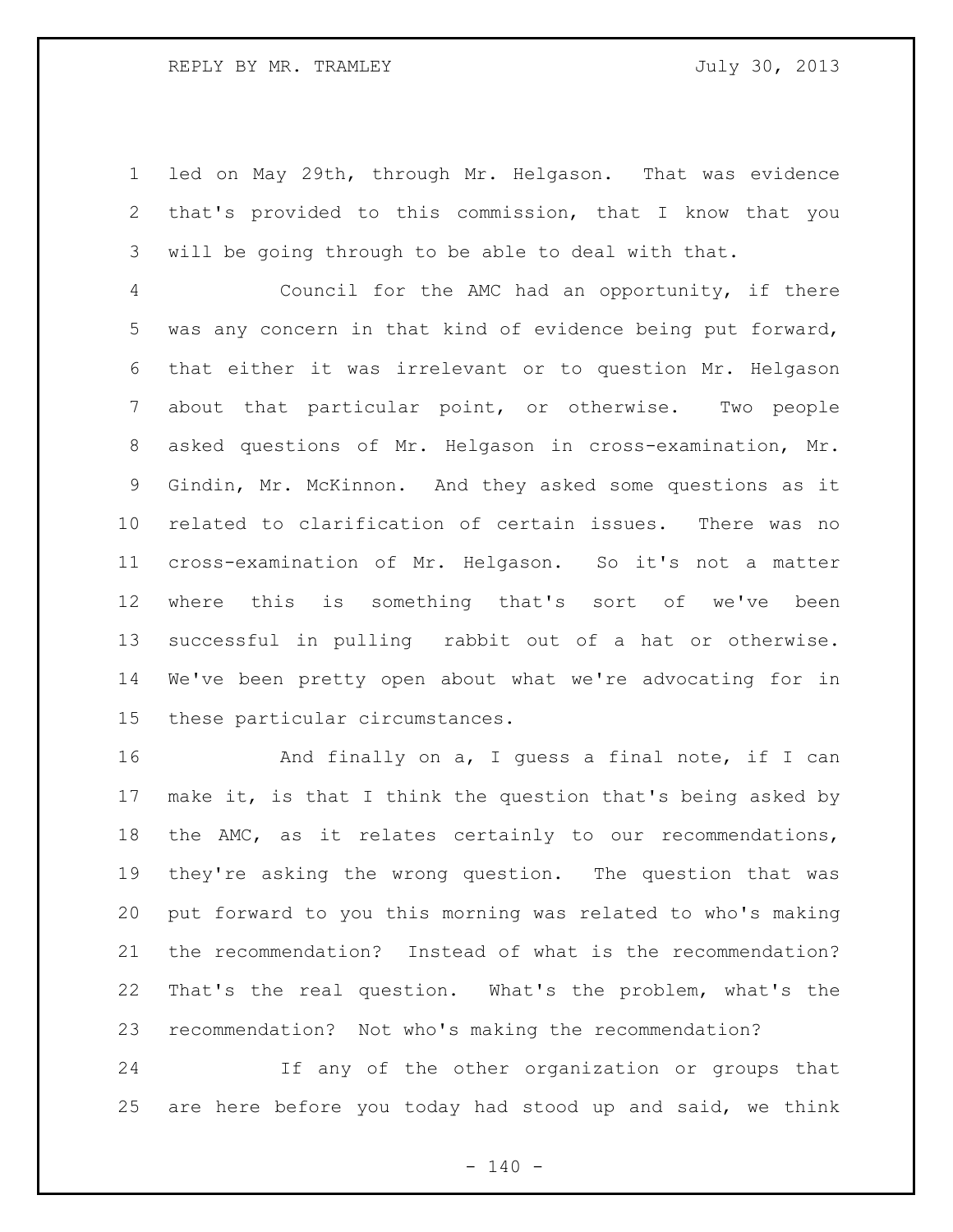led on May 29th, through Mr. Helgason. That was evidence that's provided to this commission, that I know that you will be going through to be able to deal with that.

Council for the AMC had an opportunity, if there was any concern in that kind of evidence being put forward, that either it was irrelevant or to question Mr. Helgason about that particular point, or otherwise. Two people asked questions of Mr. Helgason in cross-examination, Mr. Gindin, Mr. McKinnon. And they asked some questions as it related to clarification of certain issues. There was no cross-examination of Mr. Helgason. So it's not a matter where this is something that's sort of we've been successful in pulling rabbit out of a hat or otherwise. We've been pretty open about what we're advocating for in these particular circumstances.

And finally on a, I guess a final note, if I can make it, is that I think the question that's being asked by the AMC, as it relates certainly to our recommendations, they're asking the wrong question. The question that was put forward to you this morning was related to who's making the recommendation? Instead of what is the recommendation? That's the real question. What's the problem, what's the recommendation? Not who's making the recommendation?

If any of the other organization or groups that are here before you today had stood up and said, we think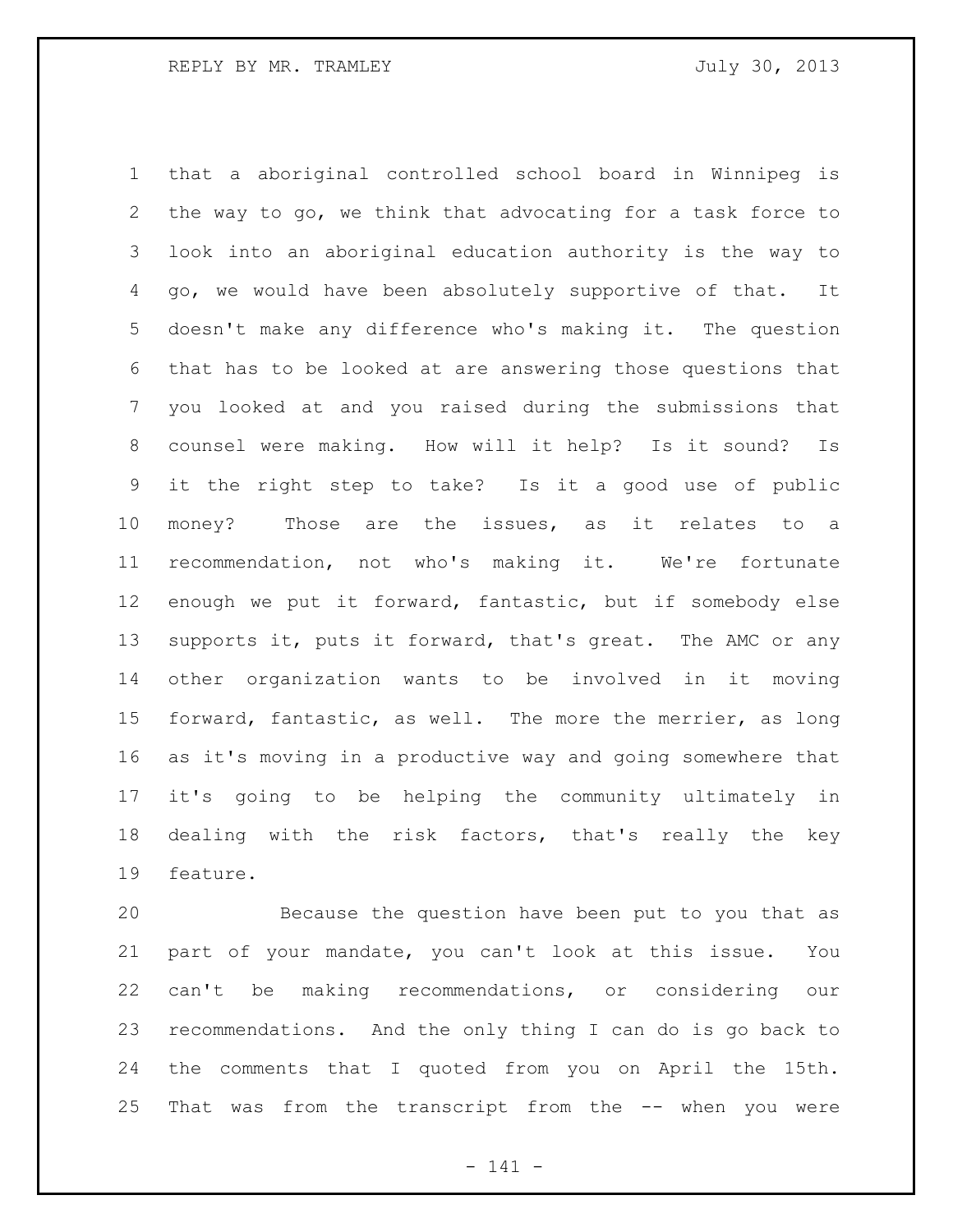that a aboriginal controlled school board in Winnipeg is the way to go, we think that advocating for a task force to look into an aboriginal education authority is the way to go, we would have been absolutely supportive of that. It doesn't make any difference who's making it. The question that has to be looked at are answering those questions that you looked at and you raised during the submissions that counsel were making. How will it help? Is it sound? Is it the right step to take? Is it a good use of public money? Those are the issues, as it relates to a recommendation, not who's making it. We're fortunate enough we put it forward, fantastic, but if somebody else supports it, puts it forward, that's great. The AMC or any other organization wants to be involved in it moving forward, fantastic, as well. The more the merrier, as long as it's moving in a productive way and going somewhere that it's going to be helping the community ultimately in dealing with the risk factors, that's really the key feature.

Because the question have been put to you that as part of your mandate, you can't look at this issue. You can't be making recommendations, or considering our recommendations. And the only thing I can do is go back to the comments that I quoted from you on April the 15th. That was from the transcript from the -- when you were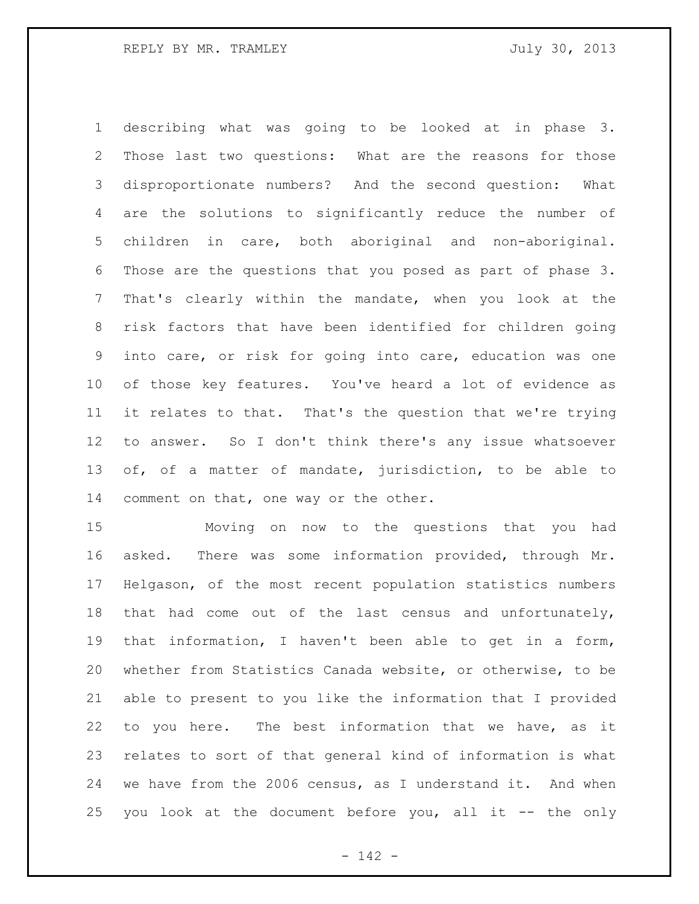describing what was going to be looked at in phase 3. Those last two questions: What are the reasons for those disproportionate numbers? And the second question: What are the solutions to significantly reduce the number of children in care, both aboriginal and non-aboriginal. Those are the questions that you posed as part of phase 3. That's clearly within the mandate, when you look at the risk factors that have been identified for children going into care, or risk for going into care, education was one of those key features. You've heard a lot of evidence as it relates to that. That's the question that we're trying to answer. So I don't think there's any issue whatsoever of, of a matter of mandate, jurisdiction, to be able to comment on that, one way or the other.

Moving on now to the questions that you had asked. There was some information provided, through Mr. Helgason, of the most recent population statistics numbers that had come out of the last census and unfortunately, that information, I haven't been able to get in a form, whether from Statistics Canada website, or otherwise, to be able to present to you like the information that I provided to you here. The best information that we have, as it relates to sort of that general kind of information is what we have from the 2006 census, as I understand it. And when you look at the document before you, all it -- the only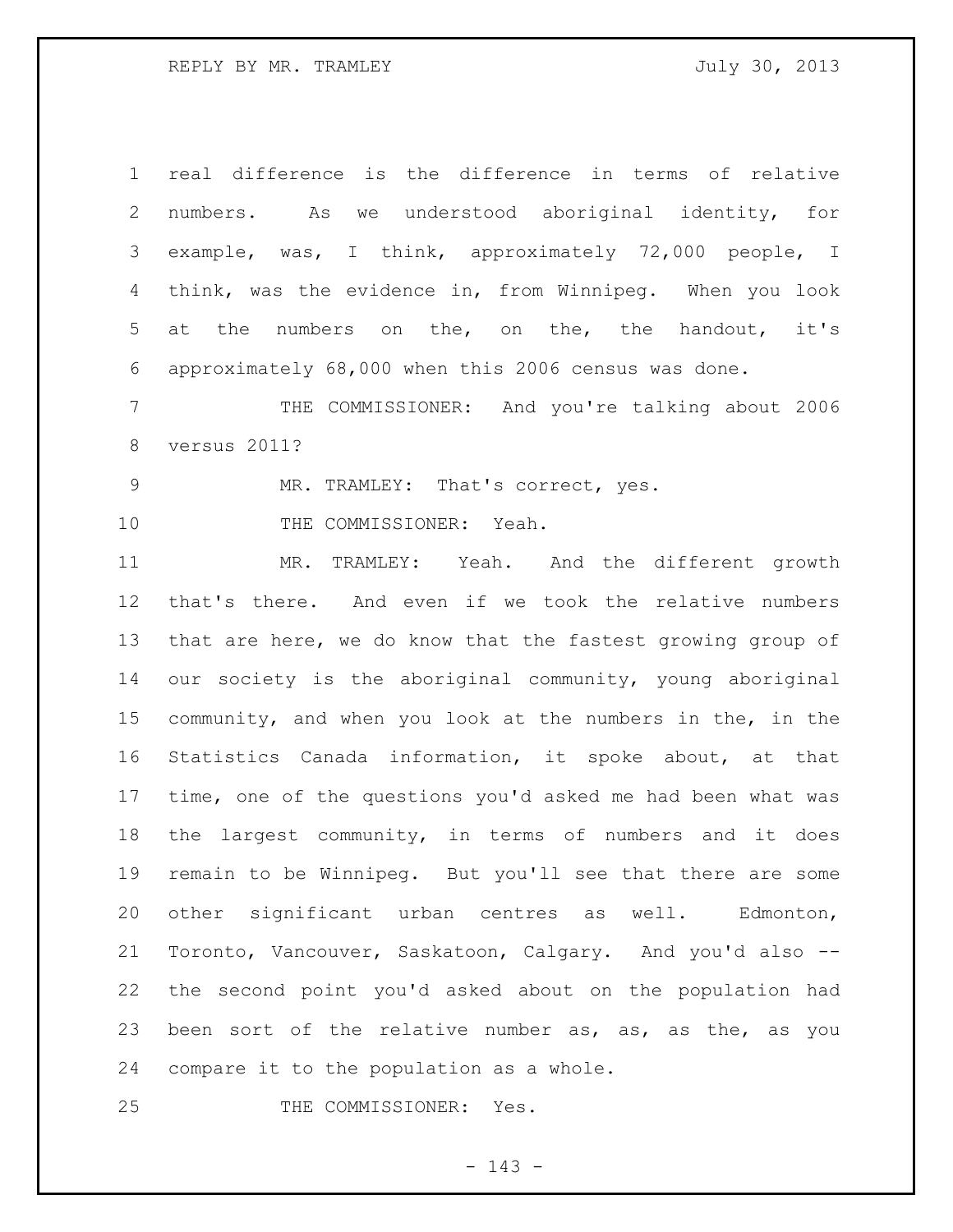real difference is the difference in terms of relative numbers. As we understood aboriginal identity, for example, was, I think, approximately 72,000 people, I think, was the evidence in, from Winnipeg. When you look at the numbers on the, on the, the handout, it's approximately 68,000 when this 2006 census was done.

THE COMMISSIONER: And you're talking about 2006 versus 2011?

MR. TRAMLEY: That's correct, yes.

THE COMMISSIONER: Yeah.

MR. TRAMLEY: Yeah. And the different growth that's there. And even if we took the relative numbers that are here, we do know that the fastest growing group of our society is the aboriginal community, young aboriginal community, and when you look at the numbers in the, in the Statistics Canada information, it spoke about, at that time, one of the questions you'd asked me had been what was the largest community, in terms of numbers and it does remain to be Winnipeg. But you'll see that there are some other significant urban centres as well. Edmonton, Toronto, Vancouver, Saskatoon, Calgary. And you'd also -- the second point you'd asked about on the population had been sort of the relative number as, as, as the, as you compare it to the population as a whole.

THE COMMISSIONER: Yes.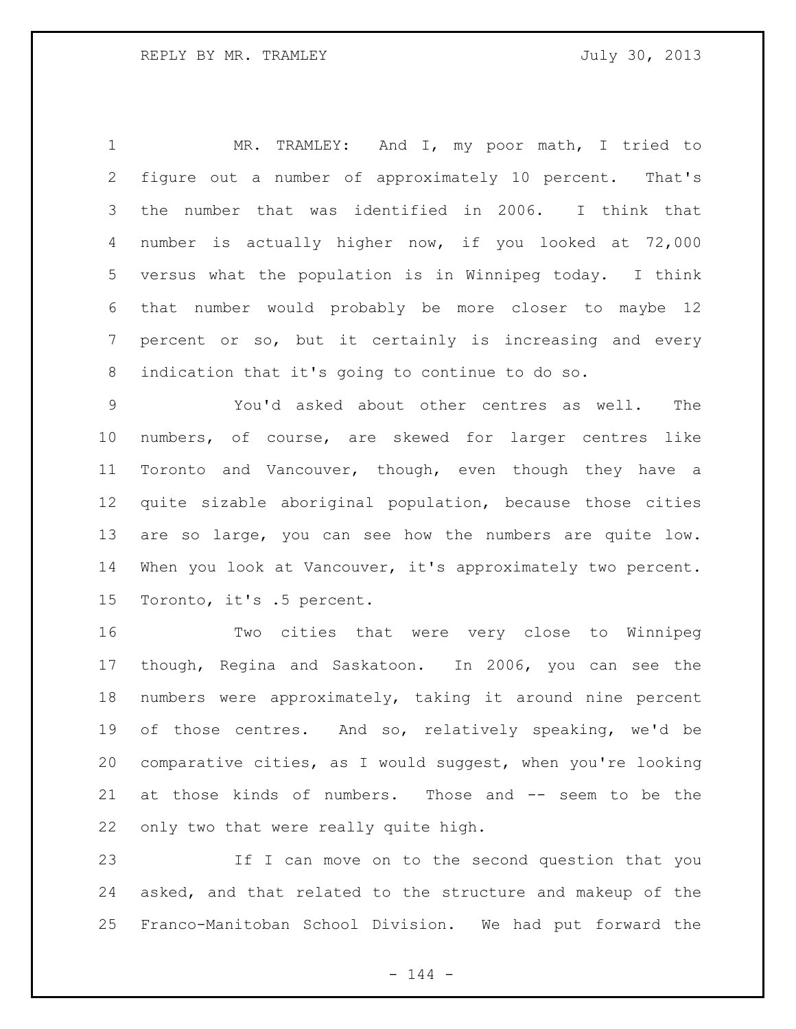MR. TRAMLEY: And I, my poor math, I tried to figure out a number of approximately 10 percent. That's the number that was identified in 2006. I think that number is actually higher now, if you looked at 72,000 versus what the population is in Winnipeg today. I think that number would probably be more closer to maybe 12 percent or so, but it certainly is increasing and every indication that it's going to continue to do so.

You'd asked about other centres as well. The numbers, of course, are skewed for larger centres like Toronto and Vancouver, though, even though they have a quite sizable aboriginal population, because those cities are so large, you can see how the numbers are quite low. When you look at Vancouver, it's approximately two percent. Toronto, it's .5 percent.

Two cities that were very close to Winnipeg though, Regina and Saskatoon. In 2006, you can see the numbers were approximately, taking it around nine percent of those centres. And so, relatively speaking, we'd be comparative cities, as I would suggest, when you're looking at those kinds of numbers. Those and -- seem to be the only two that were really quite high.

If I can move on to the second question that you asked, and that related to the structure and makeup of the Franco-Manitoban School Division. We had put forward the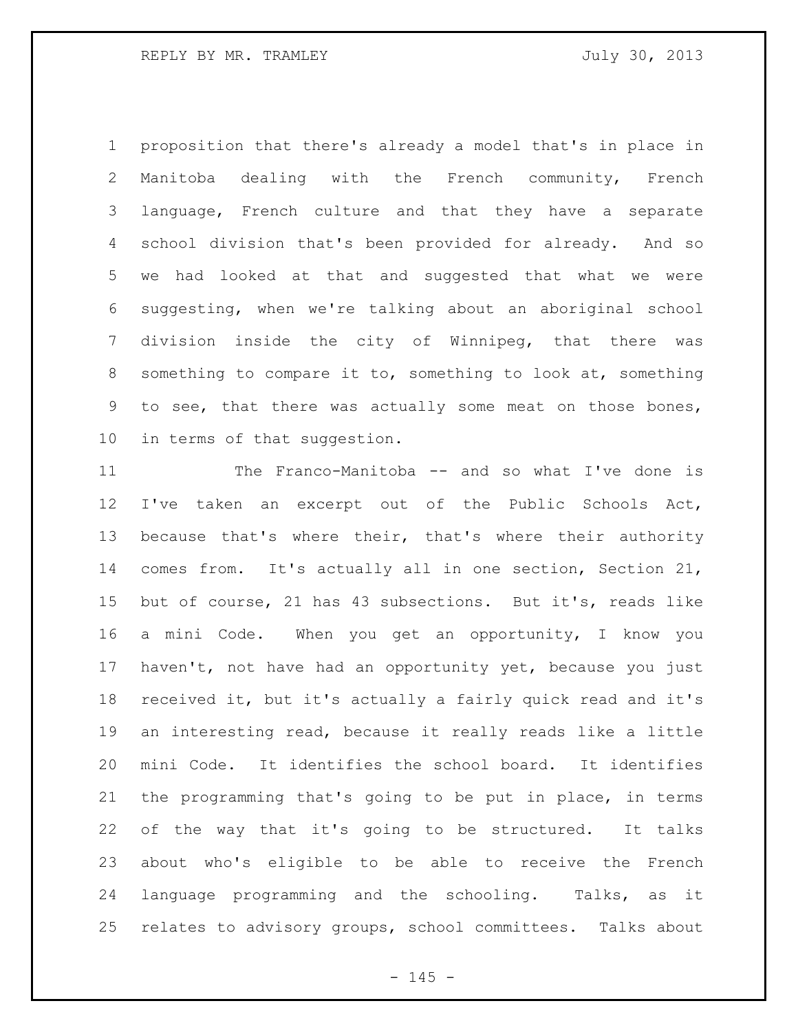proposition that there's already a model that's in place in Manitoba dealing with the French community, French language, French culture and that they have a separate school division that's been provided for already. And so we had looked at that and suggested that what we were suggesting, when we're talking about an aboriginal school division inside the city of Winnipeg, that there was something to compare it to, something to look at, something to see, that there was actually some meat on those bones, in terms of that suggestion.

The Franco-Manitoba -- and so what I've done is I've taken an excerpt out of the Public Schools Act, because that's where their, that's where their authority comes from. It's actually all in one section, Section 21, but of course, 21 has 43 subsections. But it's, reads like a mini Code. When you get an opportunity, I know you haven't, not have had an opportunity yet, because you just received it, but it's actually a fairly quick read and it's an interesting read, because it really reads like a little mini Code. It identifies the school board. It identifies the programming that's going to be put in place, in terms of the way that it's going to be structured. It talks about who's eligible to be able to receive the French language programming and the schooling. Talks, as it relates to advisory groups, school committees. Talks about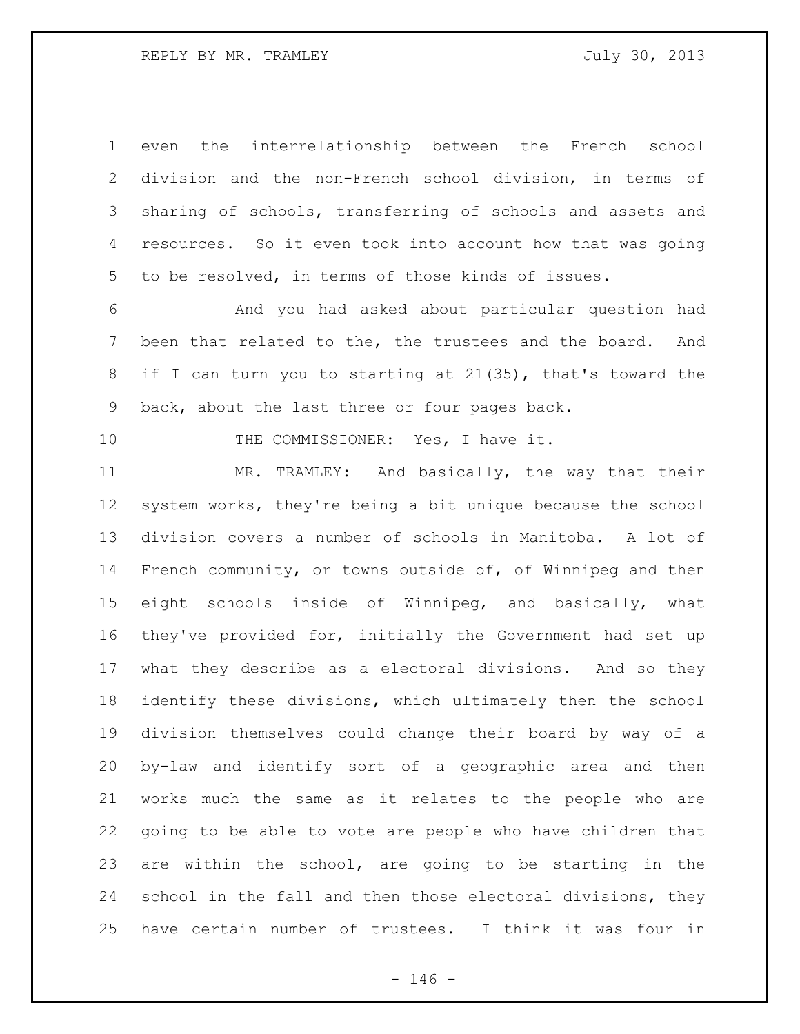even the interrelationship between the French school division and the non-French school division, in terms of sharing of schools, transferring of schools and assets and resources. So it even took into account how that was going to be resolved, in terms of those kinds of issues.

And you had asked about particular question had been that related to the, the trustees and the board. And if I can turn you to starting at 21(35), that's toward the back, about the last three or four pages back.

THE COMMISSIONER: Yes, I have it.

MR. TRAMLEY: And basically, the way that their system works, they're being a bit unique because the school division covers a number of schools in Manitoba. A lot of French community, or towns outside of, of Winnipeg and then eight schools inside of Winnipeg, and basically, what they've provided for, initially the Government had set up what they describe as a electoral divisions. And so they identify these divisions, which ultimately then the school division themselves could change their board by way of a by-law and identify sort of a geographic area and then works much the same as it relates to the people who are going to be able to vote are people who have children that are within the school, are going to be starting in the school in the fall and then those electoral divisions, they have certain number of trustees. I think it was four in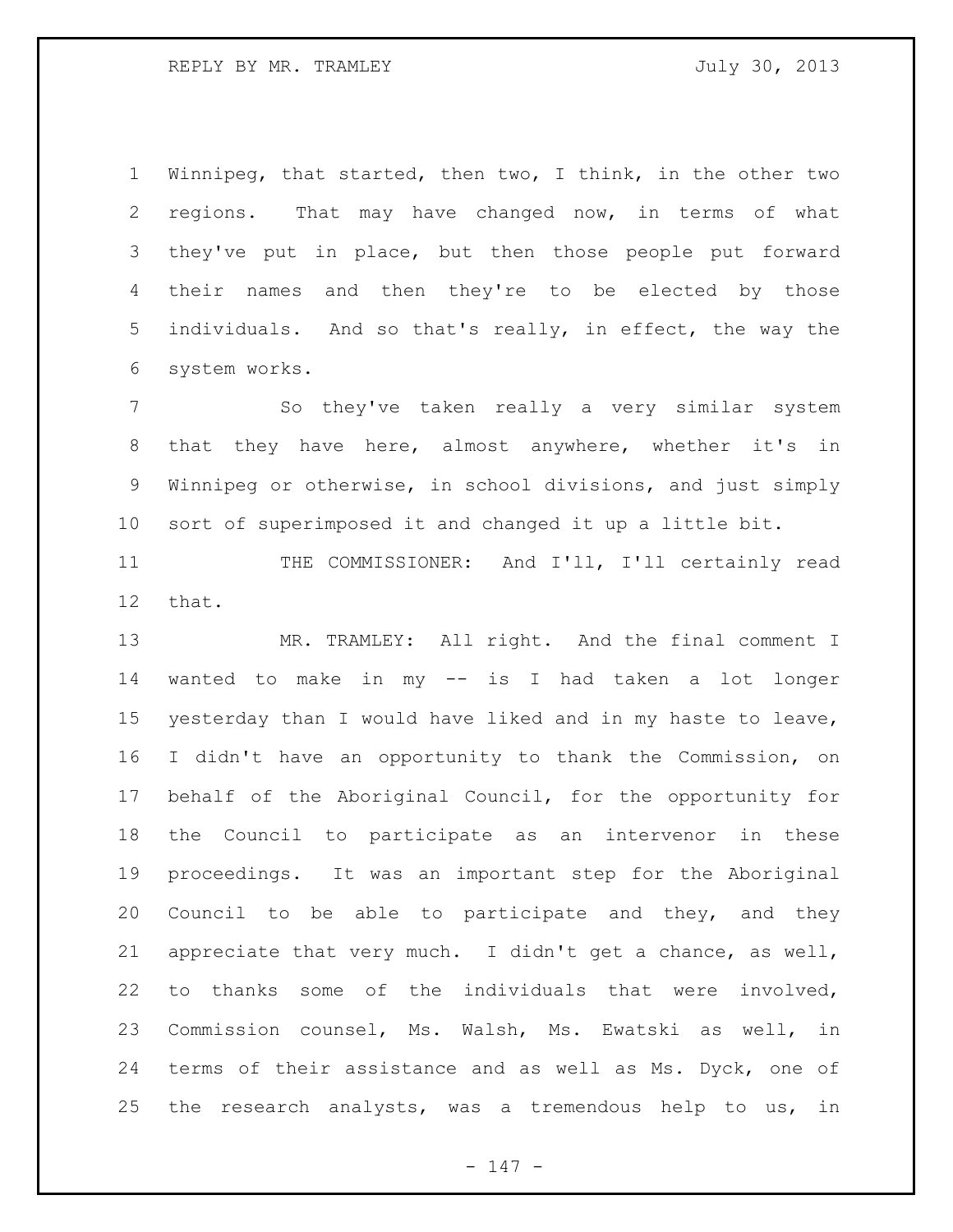Winnipeg, that started, then two, I think, in the other two regions. That may have changed now, in terms of what they've put in place, but then those people put forward their names and then they're to be elected by those individuals. And so that's really, in effect, the way the system works.

So they've taken really a very similar system that they have here, almost anywhere, whether it's in Winnipeg or otherwise, in school divisions, and just simply sort of superimposed it and changed it up a little bit.

THE COMMISSIONER: And I'll, I'll certainly read that.

MR. TRAMLEY: All right. And the final comment I wanted to make in my -- is I had taken a lot longer yesterday than I would have liked and in my haste to leave, I didn't have an opportunity to thank the Commission, on behalf of the Aboriginal Council, for the opportunity for the Council to participate as an intervenor in these proceedings. It was an important step for the Aboriginal Council to be able to participate and they, and they appreciate that very much. I didn't get a chance, as well, to thanks some of the individuals that were involved, Commission counsel, Ms. Walsh, Ms. Ewatski as well, in terms of their assistance and as well as Ms. Dyck, one of the research analysts, was a tremendous help to us, in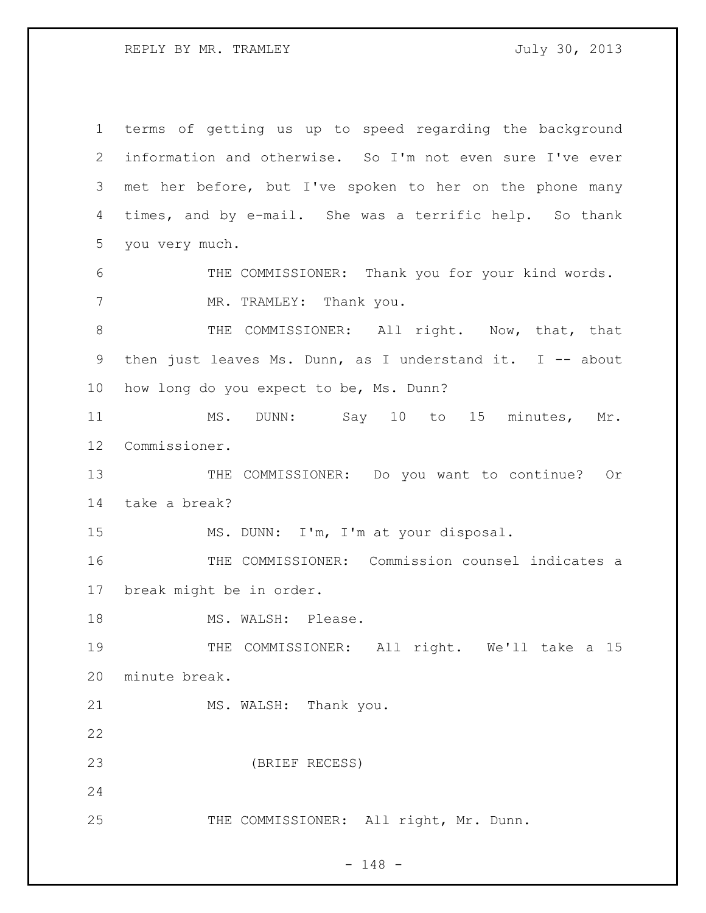terms of getting us up to speed regarding the background information and otherwise. So I'm not even sure I've ever met her before, but I've spoken to her on the phone many times, and by e-mail. She was a terrific help. So thank you very much.

THE COMMISSIONER: Thank you for your kind words.

MR. TRAMLEY: Thank you.

THE COMMISSIONER: All right. Now, that, that then just leaves Ms. Dunn, as I understand it. I -- about how long do you expect to be, Ms. Dunn?

MS. DUNN: Say 10 to 15 minutes, Mr. Commissioner.

THE COMMISSIONER: Do you want to continue? Or take a break?

MS. DUNN: I'm, I'm at your disposal.

THE COMMISSIONER: Commission counsel indicates a break might be in order.

MS. WALSH: Please.

THE COMMISSIONER: All right. We'll take a 15 minute break.

MS. WALSH: Thank you.

(BRIEF RECESS)

THE COMMISSIONER: All right, Mr. Dunn.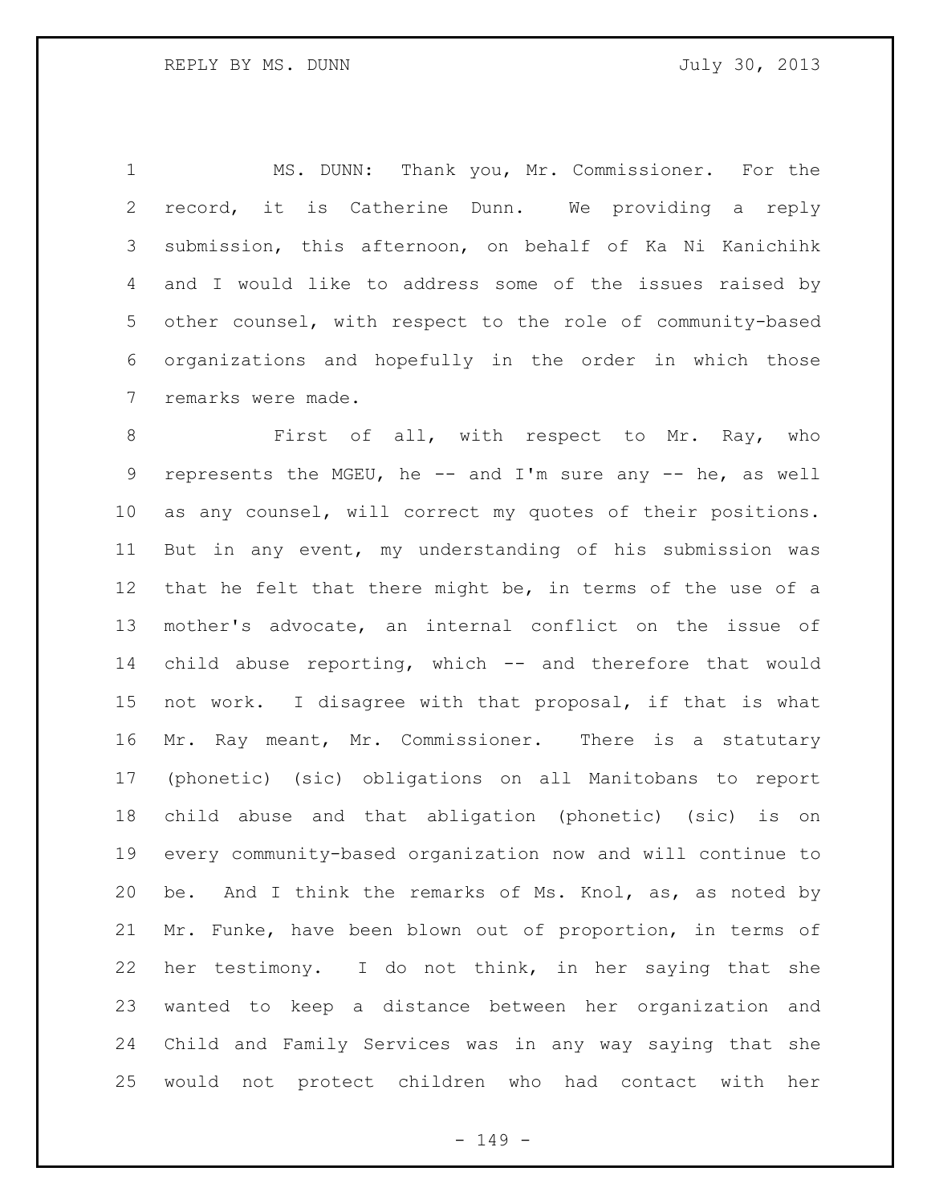MS. DUNN: Thank you, Mr. Commissioner. For the record, it is Catherine Dunn. We providing a reply submission, this afternoon, on behalf of Ka Ni Kanichihk and I would like to address some of the issues raised by other counsel, with respect to the role of community-based organizations and hopefully in the order in which those remarks were made.

First of all, with respect to Mr. Ray, who represents the MGEU, he -- and I'm sure any -- he, as well as any counsel, will correct my quotes of their positions. But in any event, my understanding of his submission was that he felt that there might be, in terms of the use of a mother's advocate, an internal conflict on the issue of child abuse reporting, which -- and therefore that would not work. I disagree with that proposal, if that is what Mr. Ray meant, Mr. Commissioner. There is a statutory (phonetic) (sic) obligations on all Manitobans to report child abuse and that abligation (phonetic) (sic) is on every community-based organization now and will continue to be. And I think the remarks of Ms. Knol, as, as noted by Mr. Funke, have been blown out of proportion, in terms of her testimony. I do not think, in her saying that she wanted to keep a distance between her organization and Child and Family Services was in any way saying that she would not protect children who had contact with her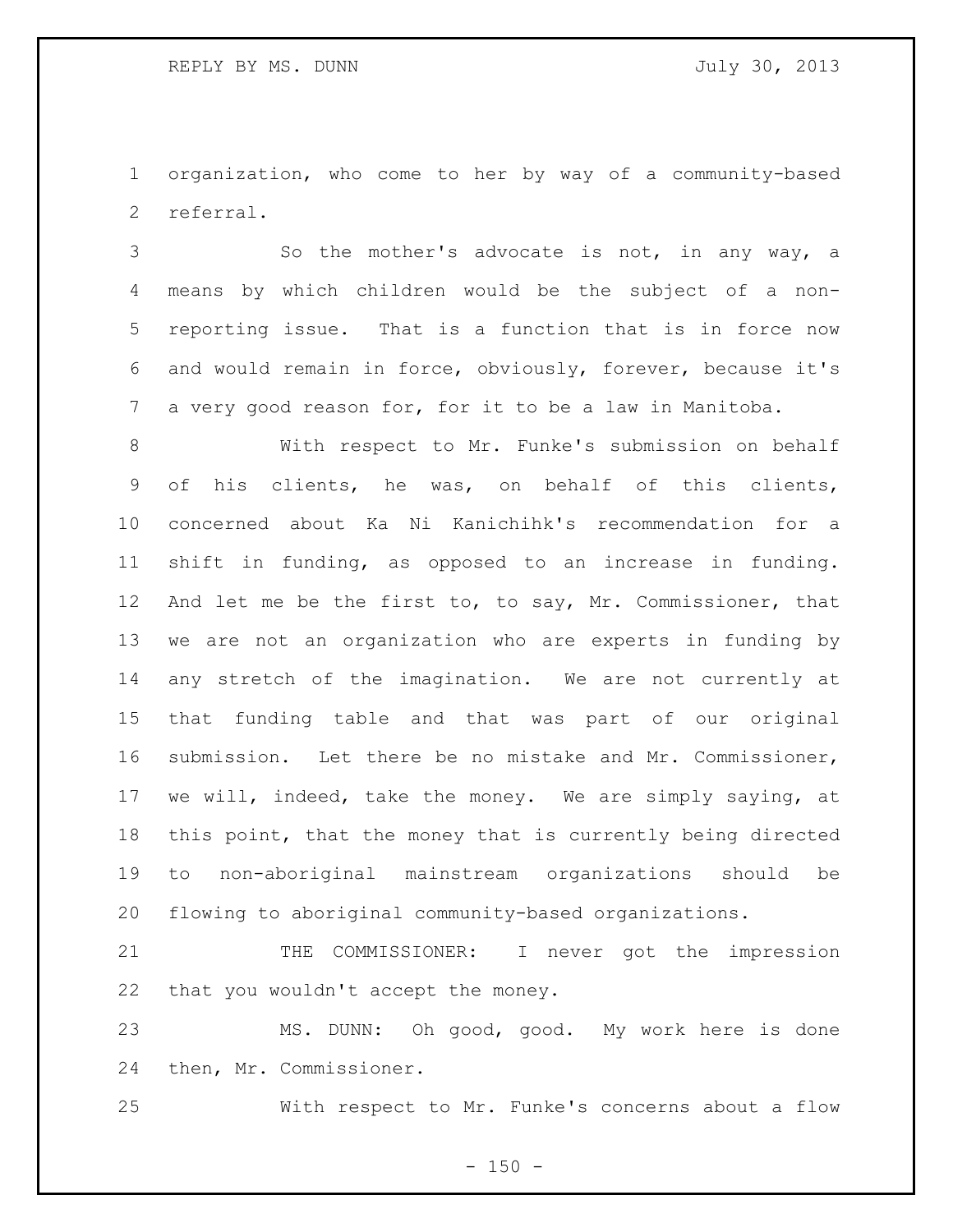organization, who come to her by way of a community-based referral.

So the mother's advocate is not, in any way, a means by which children would be the subject of a non-reporting issue. That is a function that is in force now and would remain in force, obviously, forever, because it's a very good reason for, for it to be a law in Manitoba.

With respect to Mr. Funke's submission on behalf of his clients, he was, on behalf of this clients, concerned about Ka Ni Kanichihk's recommendation for a shift in funding, as opposed to an increase in funding. And let me be the first to, to say, Mr. Commissioner, that we are not an organization who are experts in funding by any stretch of the imagination. We are not currently at that funding table and that was part of our original submission. Let there be no mistake and Mr. Commissioner, we will, indeed, take the money. We are simply saying, at this point, that the money that is currently being directed to non-aboriginal mainstream organizations should be flowing to aboriginal community-based organizations.

THE COMMISSIONER: I never got the impression that you wouldn't accept the money.

MS. DUNN: Oh good, good. My work here is done then, Mr. Commissioner.

With respect to Mr. Funke's concerns about a flow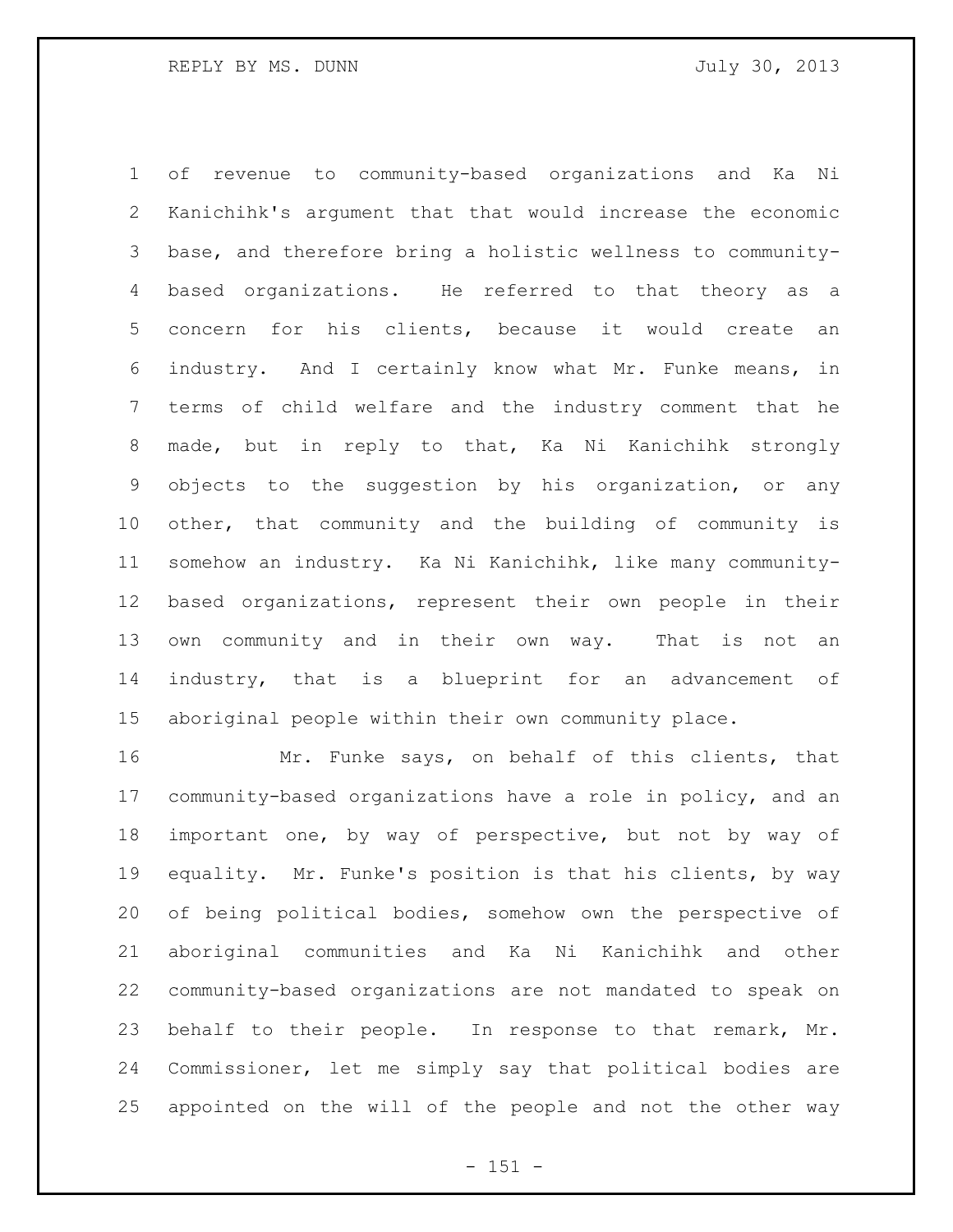of revenue to community-based organizations and Ka Ni Kanichihk's argument that that would increase the economic base, and therefore bring a holistic wellness to community-based organizations. He referred to that theory as a concern for his clients, because it would create an industry. And I certainly know what Mr. Funke means, in terms of child welfare and the industry comment that he made, but in reply to that, Ka Ni Kanichihk strongly objects to the suggestion by his organization, or any other, that community and the building of community is somehow an industry. Ka Ni Kanichihk, like many community-based organizations, represent their own people in their own community and in their own way. That is not an industry, that is a blueprint for an advancement of aboriginal people within their own community place.

Mr. Funke says, on behalf of this clients, that community-based organizations have a role in policy, and an important one, by way of perspective, but not by way of equality. Mr. Funke's position is that his clients, by way of being political bodies, somehow own the perspective of aboriginal communities and Ka Ni Kanichihk and other community-based organizations are not mandated to speak on behalf to their people. In response to that remark, Mr. Commissioner, let me simply say that political bodies are appointed on the will of the people and not the other way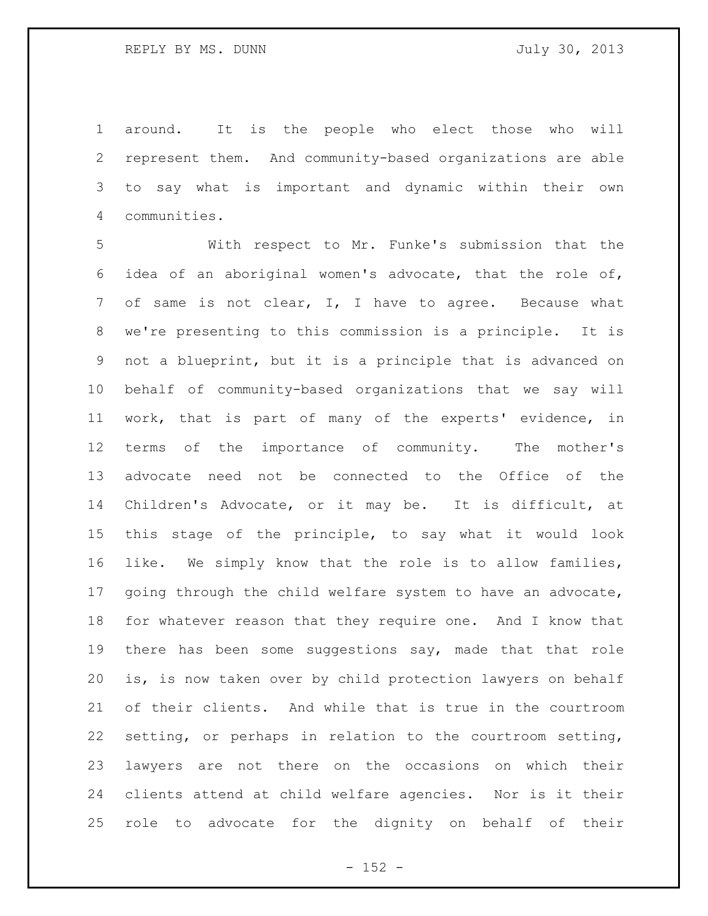around. It is the people who elect those who will represent them. And community-based organizations are able to say what is important and dynamic within their own communities.

With respect to Mr. Funke's submission that the idea of an aboriginal women's advocate, that the role of, of same is not clear, I, I have to agree. Because what we're presenting to this commission is a principle. It is not a blueprint, but it is a principle that is advanced on behalf of community-based organizations that we say will work, that is part of many of the experts' evidence, in terms of the importance of community. The mother's advocate need not be connected to the Office of the Children's Advocate, or it may be. It is difficult, at this stage of the principle, to say what it would look like. We simply know that the role is to allow families, going through the child welfare system to have an advocate, for whatever reason that they require one. And I know that there has been some suggestions say, made that that role is, is now taken over by child protection lawyers on behalf of their clients. And while that is true in the courtroom setting, or perhaps in relation to the courtroom setting, lawyers are not there on the occasions on which their clients attend at child welfare agencies. Nor is it their role to advocate for the dignity on behalf of their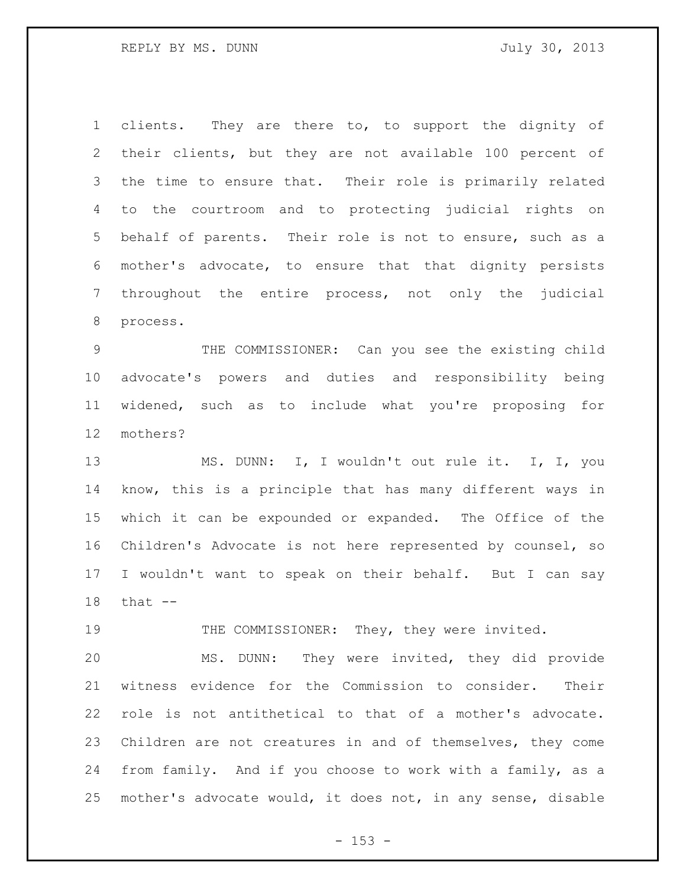clients. They are there to, to support the dignity of their clients, but they are not available 100 percent of the time to ensure that. Their role is primarily related to the courtroom and to protecting judicial rights on behalf of parents. Their role is not to ensure, such as a mother's advocate, to ensure that that dignity persists throughout the entire process, not only the judicial process.

THE COMMISSIONER: Can you see the existing child advocate's powers and duties and responsibility being widened, such as to include what you're proposing for mothers?

MS. DUNN: I, I wouldn't out rule it. I, I, you know, this is a principle that has many different ways in which it can be expounded or expanded. The Office of the Children's Advocate is not here represented by counsel, so I wouldn't want to speak on their behalf. But I can say that --

THE COMMISSIONER: They, they were invited.

MS. DUNN: They were invited, they did provide witness evidence for the Commission to consider. Their role is not antithetical to that of a mother's advocate. Children are not creatures in and of themselves, they come from family. And if you choose to work with a family, as a mother's advocate would, it does not, in any sense, disable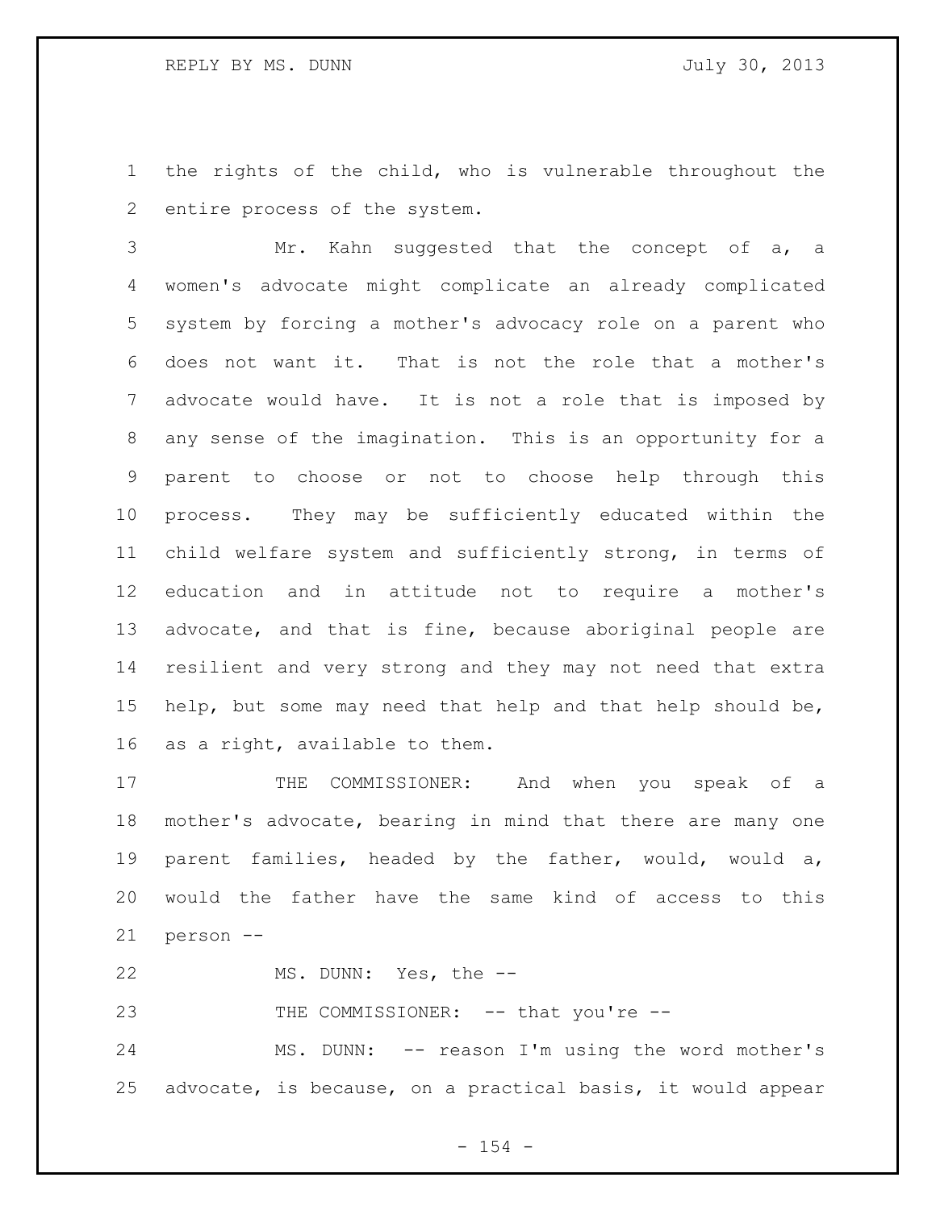the rights of the child, who is vulnerable throughout the entire process of the system.

Mr. Kahn suggested that the concept of a, a women's advocate might complicate an already complicated system by forcing a mother's advocacy role on a parent who does not want it. That is not the role that a mother's advocate would have. It is not a role that is imposed by any sense of the imagination. This is an opportunity for a parent to choose or not to choose help through this process. They may be sufficiently educated within the child welfare system and sufficiently strong, in terms of education and in attitude not to require a mother's advocate, and that is fine, because aboriginal people are resilient and very strong and they may not need that extra help, but some may need that help and that help should be, as a right, available to them.

THE COMMISSIONER: And when you speak of a mother's advocate, bearing in mind that there are many one parent families, headed by the father, would, would a, would the father have the same kind of access to this person --

MS. DUNN: Yes, the --

THE COMMISSIONER: -- that you're --

MS. DUNN: -- reason I'm using the word mother's advocate, is because, on a practical basis, it would appear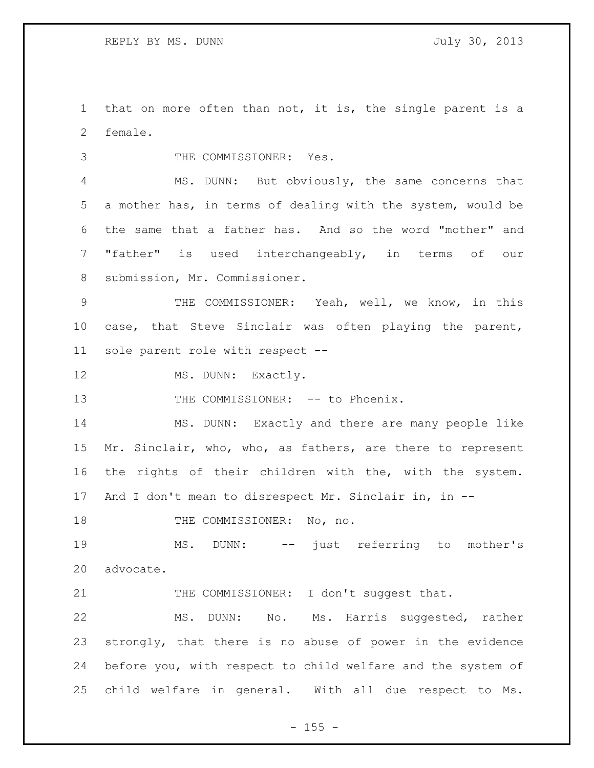that on more often than not, it is, the single parent is a female.

THE COMMISSIONER: Yes.

MS. DUNN: But obviously, the same concerns that a mother has, in terms of dealing with the system, would be the same that a father has. And so the word "mother" and "father" is used interchangeably, in terms of our submission, Mr. Commissioner.

THE COMMISSIONER: Yeah, well, we know, in this case, that Steve Sinclair was often playing the parent, sole parent role with respect --

MS. DUNN: Exactly.

THE COMMISSIONER: -- to Phoenix.

MS. DUNN: Exactly and there are many people like Mr. Sinclair, who, who, as fathers, are there to represent the rights of their children with the, with the system. And I don't mean to disrespect Mr. Sinclair in, in --

THE COMMISSIONER: No, no.

MS. DUNN: -- just referring to mother's advocate.

THE COMMISSIONER: I don't suggest that.

MS. DUNN: No. Ms. Harris suggested, rather strongly, that there is no abuse of power in the evidence before you, with respect to child welfare and the system of child welfare in general. With all due respect to Ms.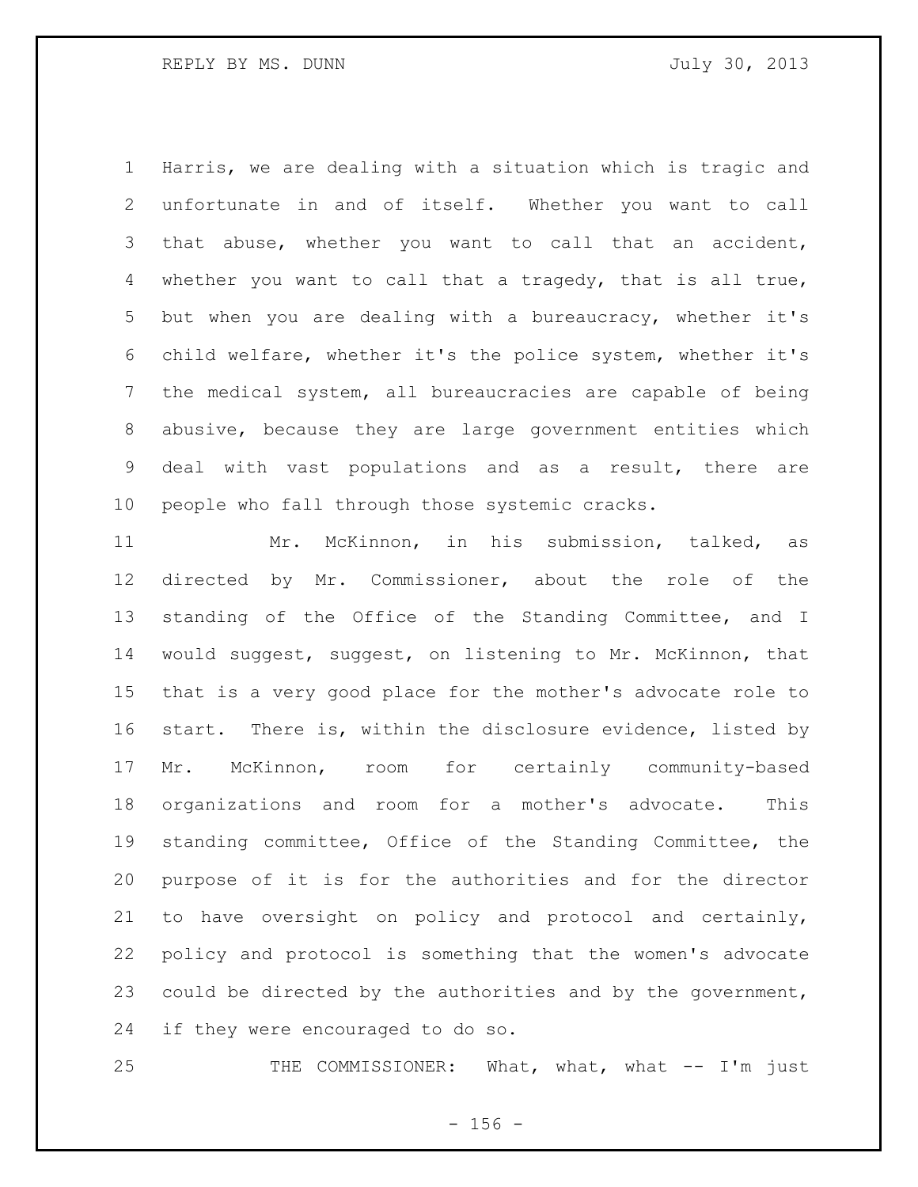Harris, we are dealing with a situation which is tragic and unfortunate in and of itself. Whether you want to call that abuse, whether you want to call that an accident, whether you want to call that a tragedy, that is all true, but when you are dealing with a bureaucracy, whether it's child welfare, whether it's the police system, whether it's the medical system, all bureaucracies are capable of being abusive, because they are large government entities which deal with vast populations and as a result, there are people who fall through those systemic cracks.

Mr. McKinnon, in his submission, talked, as directed by Mr. Commissioner, about the role of the standing of the Office of the Standing Committee, and I would suggest, suggest, on listening to Mr. McKinnon, that that is a very good place for the mother's advocate role to start. There is, within the disclosure evidence, listed by Mr. McKinnon, room for certainly community-based organizations and room for a mother's advocate. This standing committee, Office of the Standing Committee, the purpose of it is for the authorities and for the director to have oversight on policy and protocol and certainly, policy and protocol is something that the women's advocate could be directed by the authorities and by the government, if they were encouraged to do so.

THE COMMISSIONER: What, what, what -- I'm just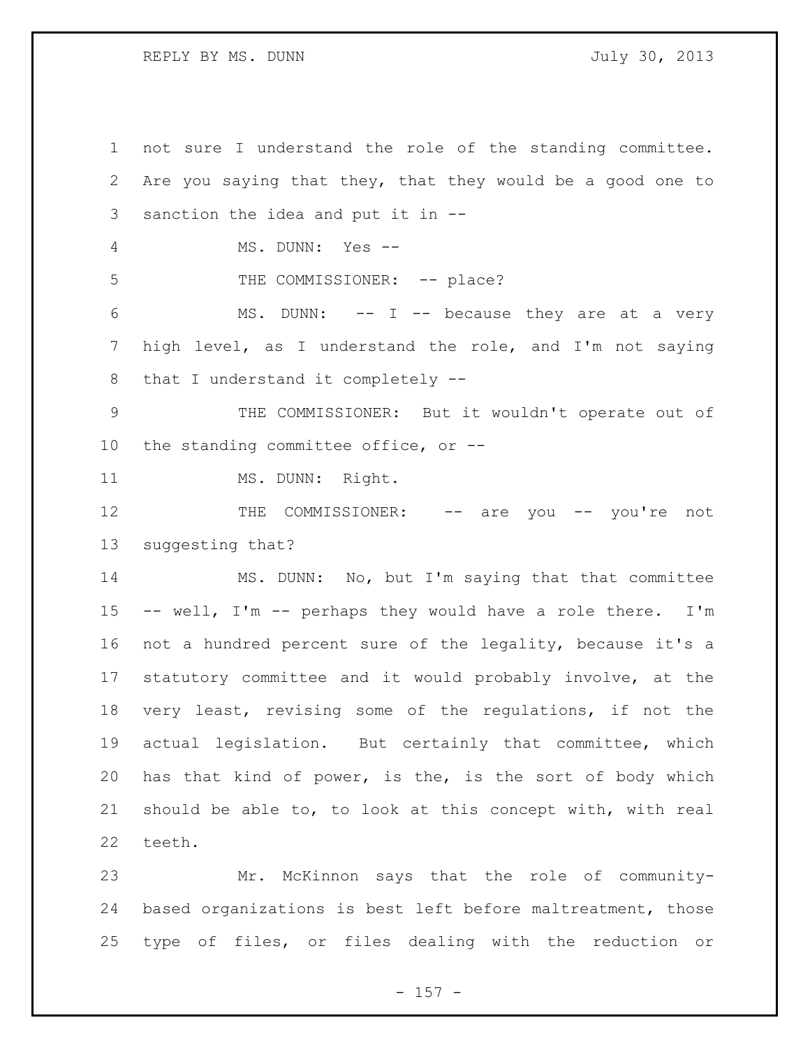not sure I understand the role of the standing committee. Are you saying that they, that they would be a good one to sanction the idea and put it in --

MS. DUNN: Yes --

THE COMMISSIONER: -- place?

MS. DUNN: -- I -- because they are at a very high level, as I understand the role, and I'm not saying that I understand it completely --

THE COMMISSIONER: But it wouldn't operate out of the standing committee office, or --

MS. DUNN: Right.

THE COMMISSIONER: -- are you -- you're not suggesting that?

MS. DUNN: No, but I'm saying that that committee -- well, I'm -- perhaps they would have a role there. I'm not a hundred percent sure of the legality, because it's a statutory committee and it would probably involve, at the very least, revising some of the regulations, if not the actual legislation. But certainly that committee, which has that kind of power, is the, is the sort of body which should be able to, to look at this concept with, with real teeth.

Mr. McKinnon says that the role of community-based organizations is best left before maltreatment, those type of files, or files dealing with the reduction or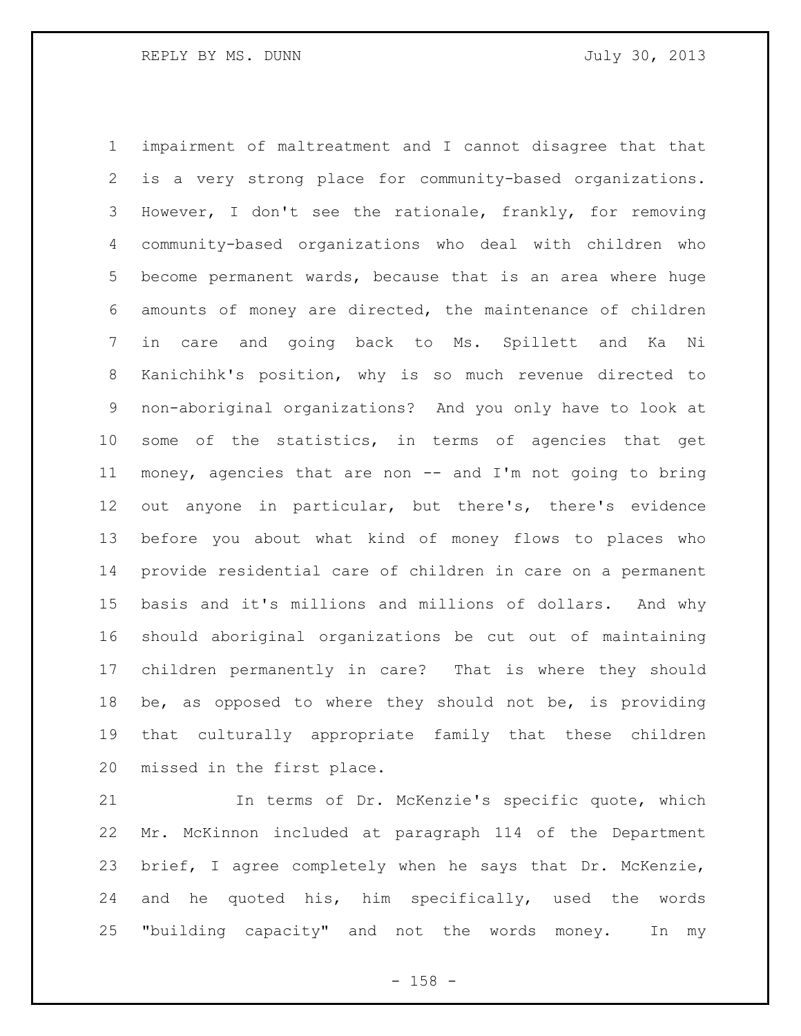impairment of maltreatment and I cannot disagree that that is a very strong place for community-based organizations. However, I don't see the rationale, frankly, for removing community-based organizations who deal with children who become permanent wards, because that is an area where huge amounts of money are directed, the maintenance of children in care and going back to Ms. Spillett and Ka Ni Kanichihk's position, why is so much revenue directed to non-aboriginal organizations? And you only have to look at some of the statistics, in terms of agencies that get money, agencies that are non -- and I'm not going to bring out anyone in particular, but there's, there's evidence before you about what kind of money flows to places who provide residential care of children in care on a permanent basis and it's millions and millions of dollars. And why should aboriginal organizations be cut out of maintaining children permanently in care? That is where they should be, as opposed to where they should not be, is providing that culturally appropriate family that these children missed in the first place.

In terms of Dr. McKenzie's specific quote, which Mr. McKinnon included at paragraph 114 of the Department brief, I agree completely when he says that Dr. McKenzie, and he quoted his, him specifically, used the words "building capacity" and not the words money. In my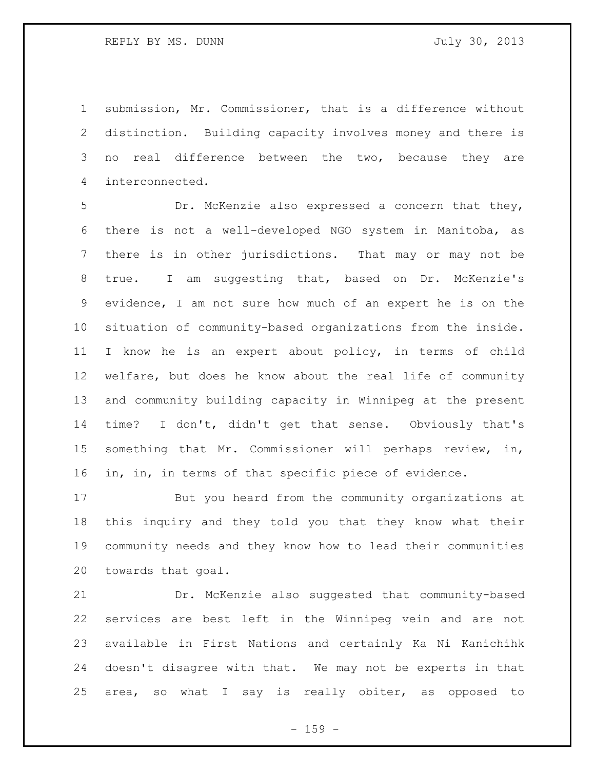submission, Mr. Commissioner, that is a difference without distinction. Building capacity involves money and there is no real difference between the two, because they are interconnected.

Dr. McKenzie also expressed a concern that they, there is not a well-developed NGO system in Manitoba, as there is in other jurisdictions. That may or may not be true. I am suggesting that, based on Dr. McKenzie's evidence, I am not sure how much of an expert he is on the situation of community-based organizations from the inside. I know he is an expert about policy, in terms of child welfare, but does he know about the real life of community and community building capacity in Winnipeg at the present time? I don't, didn't get that sense. Obviously that's something that Mr. Commissioner will perhaps review, in, in, in, in terms of that specific piece of evidence.

But you heard from the community organizations at this inquiry and they told you that they know what their community needs and they know how to lead their communities towards that goal.

Dr. McKenzie also suggested that community-based services are best left in the Winnipeg vein and are not available in First Nations and certainly Ka Ni Kanichihk doesn't disagree with that. We may not be experts in that area, so what I say is really obiter, as opposed to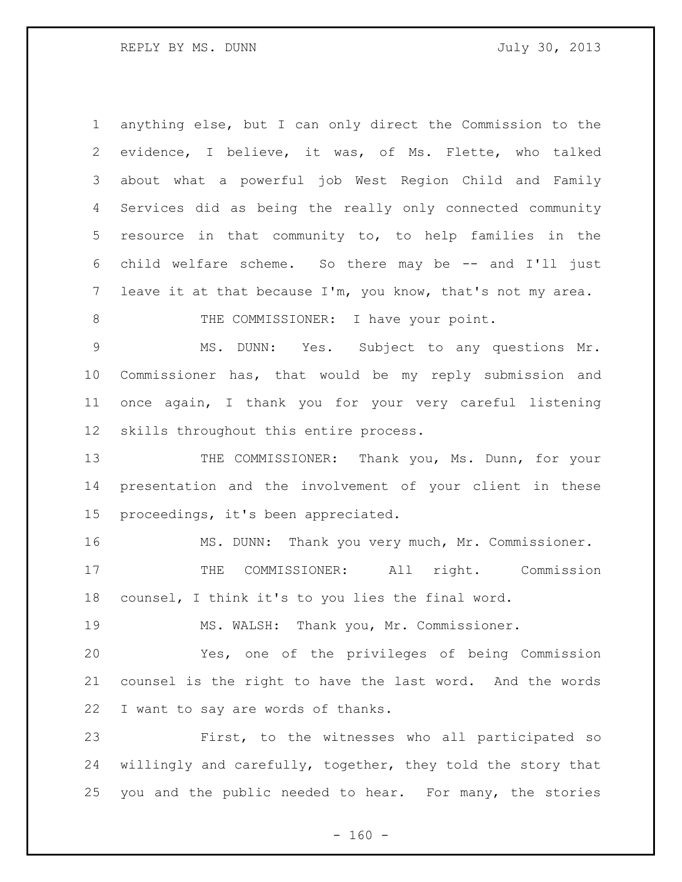anything else, but I can only direct the Commission to the evidence, I believe, it was, of Ms. Flette, who talked about what a powerful job West Region Child and Family Services did as being the really only connected community resource in that community to, to help families in the child welfare scheme. So there may be -- and I'll just leave it at that because I'm, you know, that's not my area.

THE COMMISSIONER: I have your point.

MS. DUNN: Yes. Subject to any questions Mr. Commissioner has, that would be my reply submission and once again, I thank you for your very careful listening skills throughout this entire process.

THE COMMISSIONER: Thank you, Ms. Dunn, for your presentation and the involvement of your client in these proceedings, it's been appreciated.

MS. DUNN: Thank you very much, Mr. Commissioner.

THE COMMISSIONER: All right. Commission counsel, I think it's to you lies the final word.

MS. WALSH: Thank you, Mr. Commissioner.

Yes, one of the privileges of being Commission counsel is the right to have the last word. And the words I want to say are words of thanks.

First, to the witnesses who all participated so willingly and carefully, together, they told the story that you and the public needed to hear. For many, the stories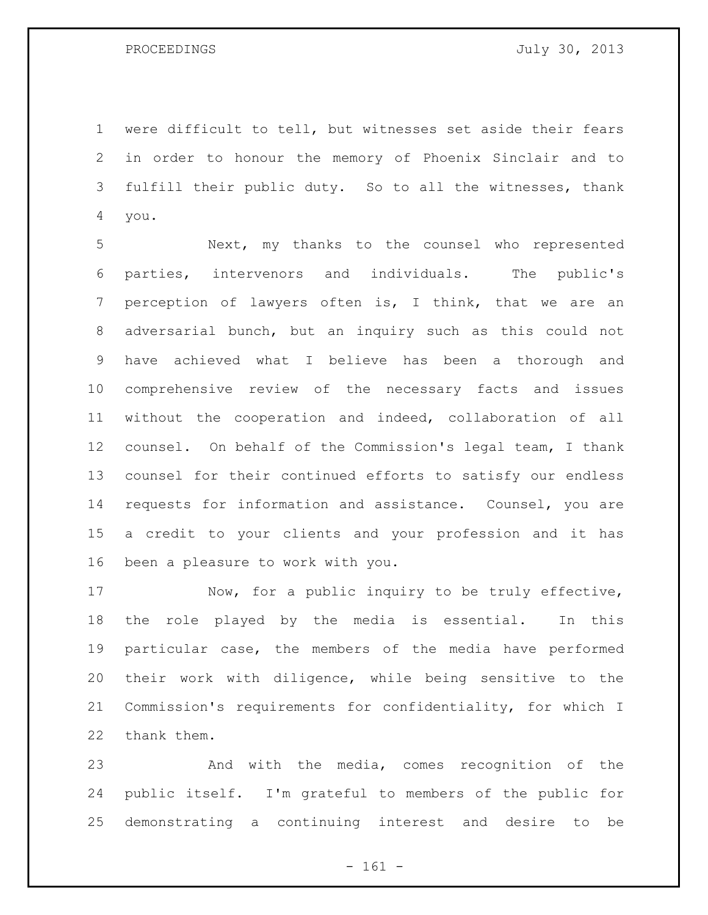were difficult to tell, but witnesses set aside their fears in order to honour the memory of Phoenix Sinclair and to fulfill their public duty. So to all the witnesses, thank you.

Next, my thanks to the counsel who represented parties, intervenors and individuals. The public's perception of lawyers often is, I think, that we are an adversarial bunch, but an inquiry such as this could not have achieved what I believe has been a thorough and comprehensive review of the necessary facts and issues without the cooperation and indeed, collaboration of all counsel. On behalf of the Commission's legal team, I thank counsel for their continued efforts to satisfy our endless requests for information and assistance. Counsel, you are a credit to your clients and your profession and it has been a pleasure to work with you.

Now, for a public inquiry to be truly effective, the role played by the media is essential. In this particular case, the members of the media have performed their work with diligence, while being sensitive to the Commission's requirements for confidentiality, for which I thank them.

And with the media, comes recognition of the public itself. I'm grateful to members of the public for demonstrating a continuing interest and desire to be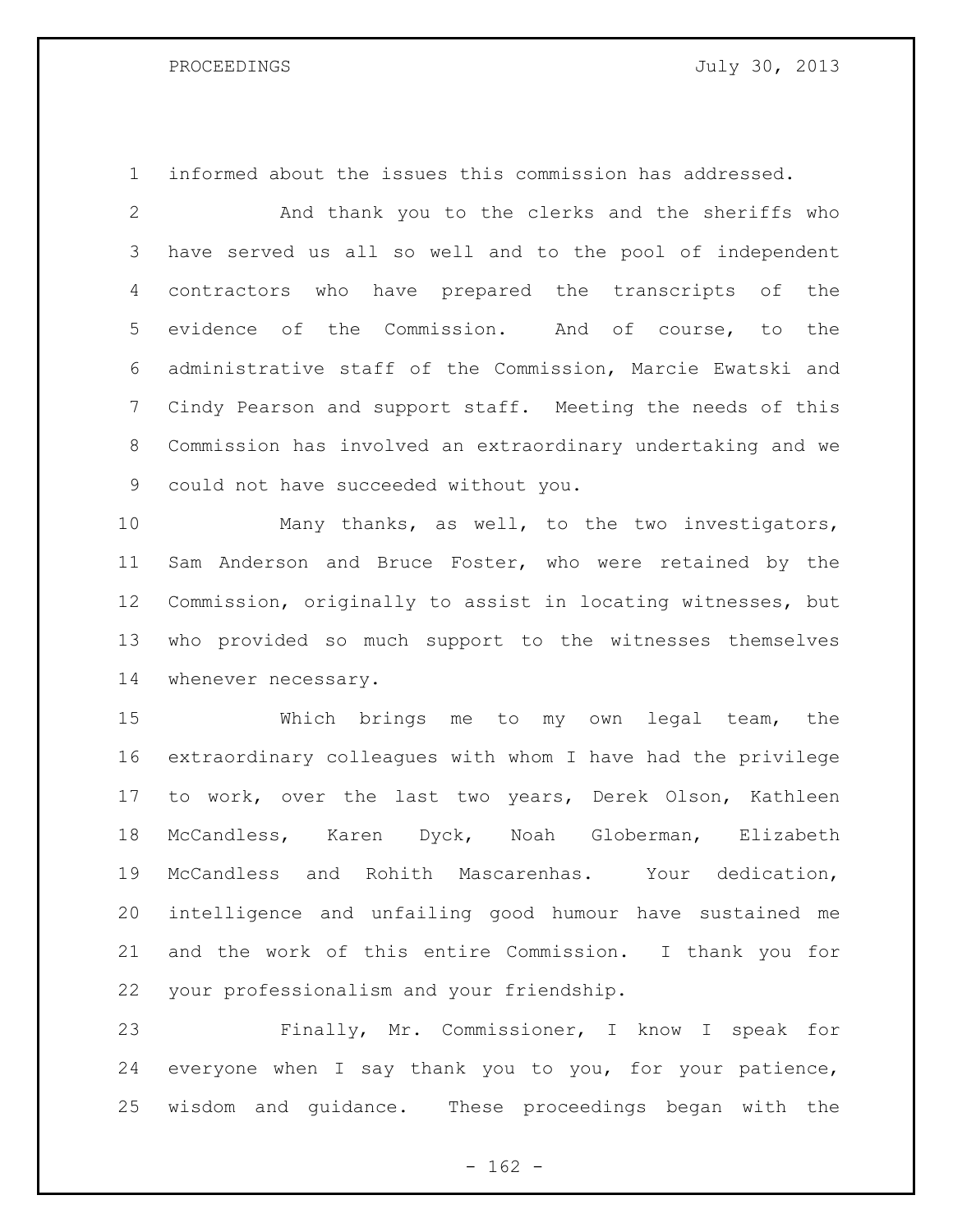informed about the issues this commission has addressed.

And thank you to the clerks and the sheriffs who have served us all so well and to the pool of independent contractors who have prepared the transcripts of the evidence of the Commission. And of course, to the administrative staff of the Commission, Marcie Ewatski and Cindy Pearson and support staff. Meeting the needs of this Commission has involved an extraordinary undertaking and we could not have succeeded without you.

Many thanks, as well, to the two investigators, Sam Anderson and Bruce Foster, who were retained by the Commission, originally to assist in locating witnesses, but who provided so much support to the witnesses themselves whenever necessary.

Which brings me to my own legal team, the extraordinary colleagues with whom I have had the privilege to work, over the last two years, Derek Olson, Kathleen McCandless, Karen Dyck, Noah Globerman, Elizabeth McCandless and Rohith Mascarenhas. Your dedication, intelligence and unfailing good humour have sustained me and the work of this entire Commission. I thank you for your professionalism and your friendship.

Finally, Mr. Commissioner, I know I speak for everyone when I say thank you to you, for your patience, wisdom and guidance. These proceedings began with the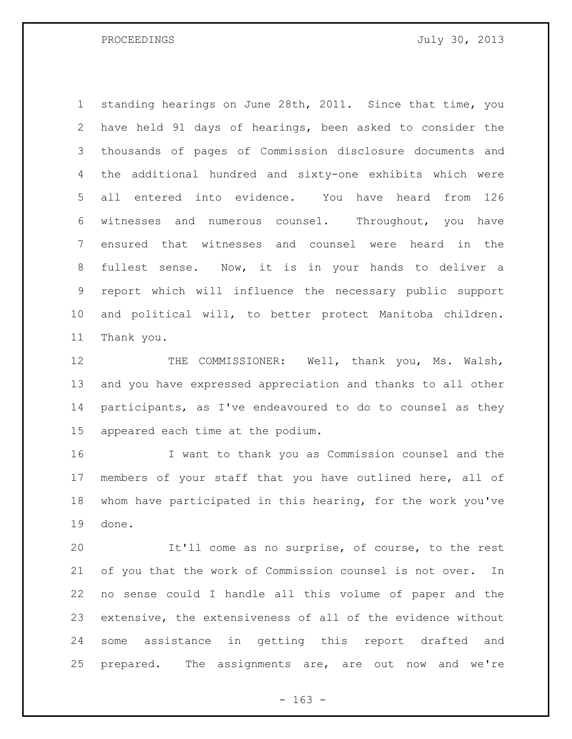standing hearings on June 28th, 2011. Since that time, you have held 91 days of hearings, been asked to consider the thousands of pages of Commission disclosure documents and the additional hundred and sixty-one exhibits which were all entered into evidence. You have heard from 126 witnesses and numerous counsel. Throughout, you have ensured that witnesses and counsel were heard in the fullest sense. Now, it is in your hands to deliver a report which will influence the necessary public support and political will, to better protect Manitoba children. Thank you.

THE COMMISSIONER: Well, thank you, Ms. Walsh, and you have expressed appreciation and thanks to all other participants, as I've endeavoured to do to counsel as they appeared each time at the podium.

I want to thank you as Commission counsel and the members of your staff that you have outlined here, all of whom have participated in this hearing, for the work you've done.

It'll come as no surprise, of course, to the rest of you that the work of Commission counsel is not over. In no sense could I handle all this volume of paper and the extensive, the extensiveness of all of the evidence without some assistance in getting this report drafted and prepared. The assignments are, are out now and we're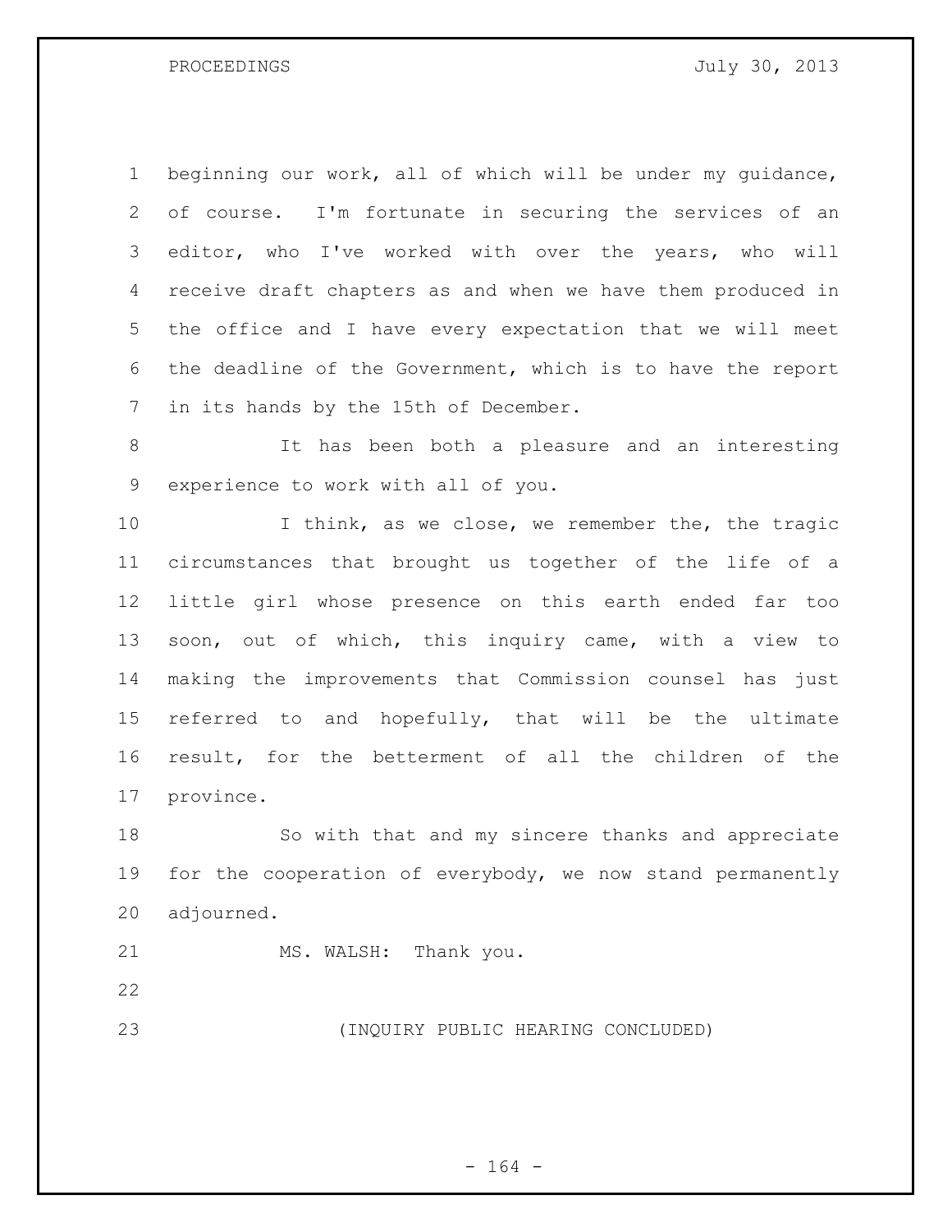beginning our work, all of which will be under my guidance, of course. I'm fortunate in securing the services of an editor, who I've worked with over the years, who will receive draft chapters as and when we have them produced in the office and I have every expectation that we will meet the deadline of the Government, which is to have the report in its hands by the 15th of December.

It has been both a pleasure and an interesting experience to work with all of you.

I think, as we close, we remember the, the tragic circumstances that brought us together of the life of a little girl whose presence on this earth ended far too soon, out of which, this inquiry came, with a view to making the improvements that Commission counsel has just referred to and hopefully, that will be the ultimate result, for the betterment of all the children of the province.

So with that and my sincere thanks and appreciate for the cooperation of everybody, we now stand permanently adjourned.

MS. WALSH: Thank you.

(INQUIRY PUBLIC HEARING CONCLUDED)